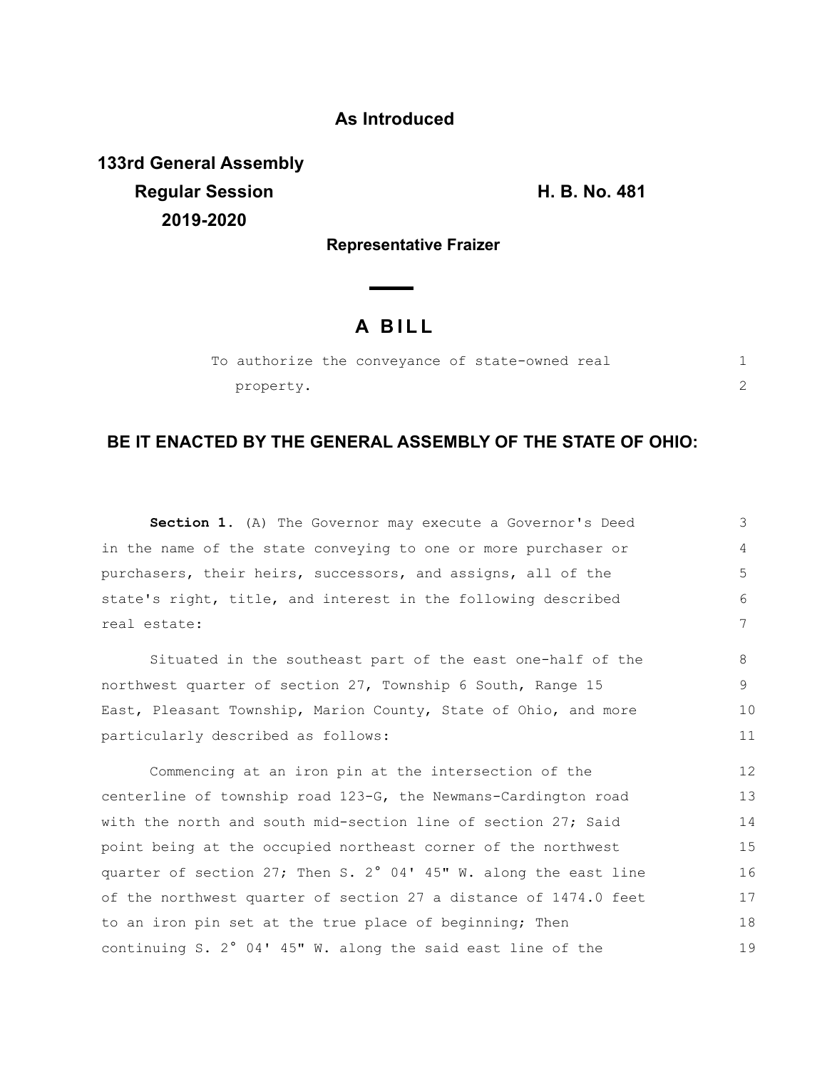**As Introduced**

**133rd General Assembly**
**Regular Session**
**2019-2020**

**H. B. No. 481**

**Representative Fraizer**

# A BILL

To authorize the conveyance of state-owned real property.

**BE IT ENACTED BY THE GENERAL ASSEMBLY OF THE STATE OF OHIO:**

**Section 1.** (A) The Governor may execute a Governor's Deed in the name of the state conveying to one or more purchaser or purchasers, their heirs, successors, and assigns, all of the state's right, title, and interest in the following described real estate:

Situated in the southeast part of the east one-half of the northwest quarter of section 27, Township 6 South, Range 15 East, Pleasant Township, Marion County, State of Ohio, and more particularly described as follows:

Commencing at an iron pin at the intersection of the centerline of township road 123-G, the Newmans-Cardington road with the north and south mid-section line of section 27; Said point being at the occupied northeast corner of the northwest quarter of section 27; Then S. 2° 04' 45" W. along the east line of the northwest quarter of section 27 a distance of 1474.0 feet to an iron pin set at the true place of beginning; Then continuing S. 2° 04' 45" W. along the said east line of the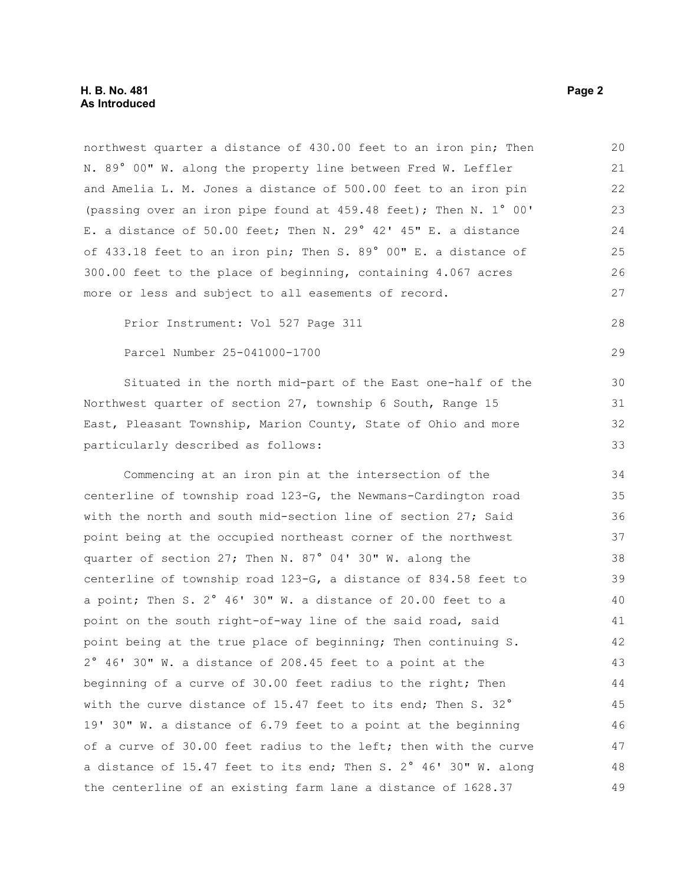northwest quarter a distance of 430.00 feet to an iron pin; Then N. 89° 00" W. along the property line between Fred W. Leffler and Amelia L. M. Jones a distance of 500.00 feet to an iron pin (passing over an iron pipe found at 459.48 feet); Then N. 1° 00' E. a distance of 50.00 feet; Then N. 29° 42' 45" E. a distance of 433.18 feet to an iron pin; Then S. 89° 00" E. a distance of 300.00 feet to the place of beginning, containing 4.067 acres more or less and subject to all easements of record.

Prior Instrument: Vol 527 Page 311

Parcel Number 25-041000-1700

Situated in the north mid-part of the East one-half of the Northwest quarter of section 27, township 6 South, Range 15 East, Pleasant Township, Marion County, State of Ohio and more particularly described as follows:

Commencing at an iron pin at the intersection of the centerline of township road 123-G, the Newmans-Cardington road with the north and south mid-section line of section 27; Said point being at the occupied northeast corner of the northwest quarter of section 27; Then N. 87° 04' 30" W. along the centerline of township road 123-G, a distance of 834.58 feet to a point; Then S. 2° 46' 30" W. a distance of 20.00 feet to a point on the south right-of-way line of the said road, said point being at the true place of beginning; Then continuing S. 2° 46' 30" W. a distance of 208.45 feet to a point at the beginning of a curve of 30.00 feet radius to the right; Then with the curve distance of 15.47 feet to its end; Then S. 32° 19' 30" W. a distance of 6.79 feet to a point at the beginning of a curve of 30.00 feet radius to the left; then with the curve a distance of 15.47 feet to its end; Then S. 2° 46' 30" W. along the centerline of an existing farm lane a distance of 1628.37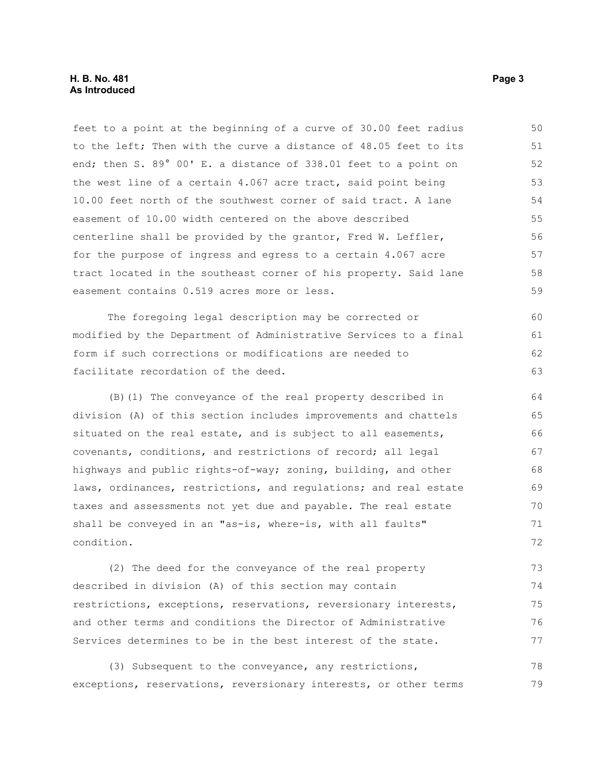feet to a point at the beginning of a curve of 30.00 feet radius to the left; Then with the curve a distance of 48.05 feet to its end; then S. 89° 00' E. a distance of 338.01 feet to a point on the west line of a certain 4.067 acre tract, said point being 10.00 feet north of the southwest corner of said tract. A lane easement of 10.00 width centered on the above described centerline shall be provided by the grantor, Fred W. Leffler, for the purpose of ingress and egress to a certain 4.067 acre tract located in the southeast corner of his property. Said lane easement contains 0.519 acres more or less.

The foregoing legal description may be corrected or modified by the Department of Administrative Services to a final form if such corrections or modifications are needed to facilitate recordation of the deed.

(B)(1) The conveyance of the real property described in division (A) of this section includes improvements and chattels situated on the real estate, and is subject to all easements, covenants, conditions, and restrictions of record; all legal highways and public rights-of-way; zoning, building, and other laws, ordinances, restrictions, and regulations; and real estate taxes and assessments not yet due and payable. The real estate shall be conveyed in an "as-is, where-is, with all faults" condition.

(2) The deed for the conveyance of the real property described in division (A) of this section may contain restrictions, exceptions, reservations, reversionary interests, and other terms and conditions the Director of Administrative Services determines to be in the best interest of the state.

(3) Subsequent to the conveyance, any restrictions, exceptions, reservations, reversionary interests, or other terms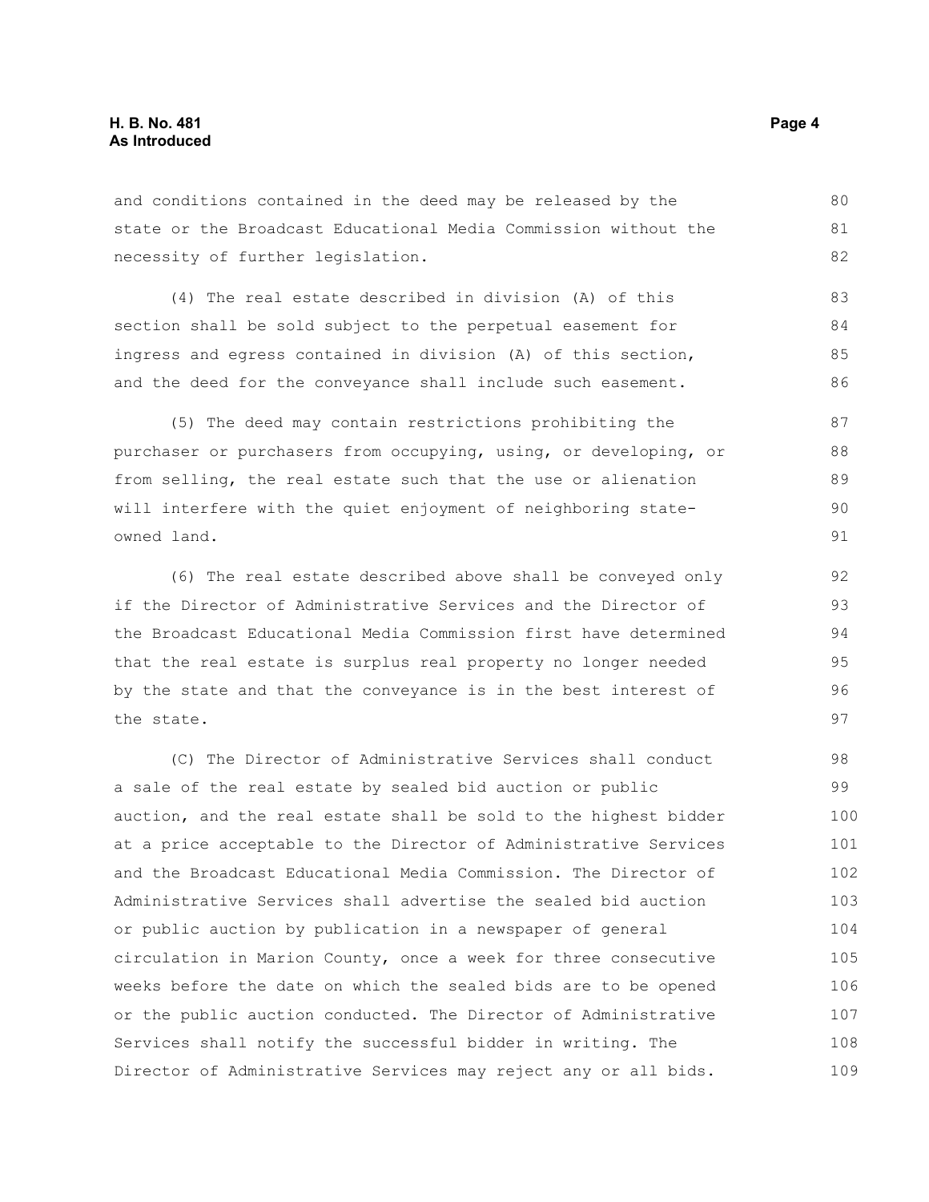and conditions contained in the deed may be released by the state or the Broadcast Educational Media Commission without the necessity of further legislation.

(4) The real estate described in division (A) of this section shall be sold subject to the perpetual easement for ingress and egress contained in division (A) of this section, and the deed for the conveyance shall include such easement.

(5) The deed may contain restrictions prohibiting the purchaser or purchasers from occupying, using, or developing, or from selling, the real estate such that the use or alienation will interfere with the quiet enjoyment of neighboring state-owned land.

(6) The real estate described above shall be conveyed only if the Director of Administrative Services and the Director of the Broadcast Educational Media Commission first have determined that the real estate is surplus real property no longer needed by the state and that the conveyance is in the best interest of the state.

(C) The Director of Administrative Services shall conduct a sale of the real estate by sealed bid auction or public auction, and the real estate shall be sold to the highest bidder at a price acceptable to the Director of Administrative Services and the Broadcast Educational Media Commission. The Director of Administrative Services shall advertise the sealed bid auction or public auction by publication in a newspaper of general circulation in Marion County, once a week for three consecutive weeks before the date on which the sealed bids are to be opened or the public auction conducted. The Director of Administrative Services shall notify the successful bidder in writing. The Director of Administrative Services may reject any or all bids.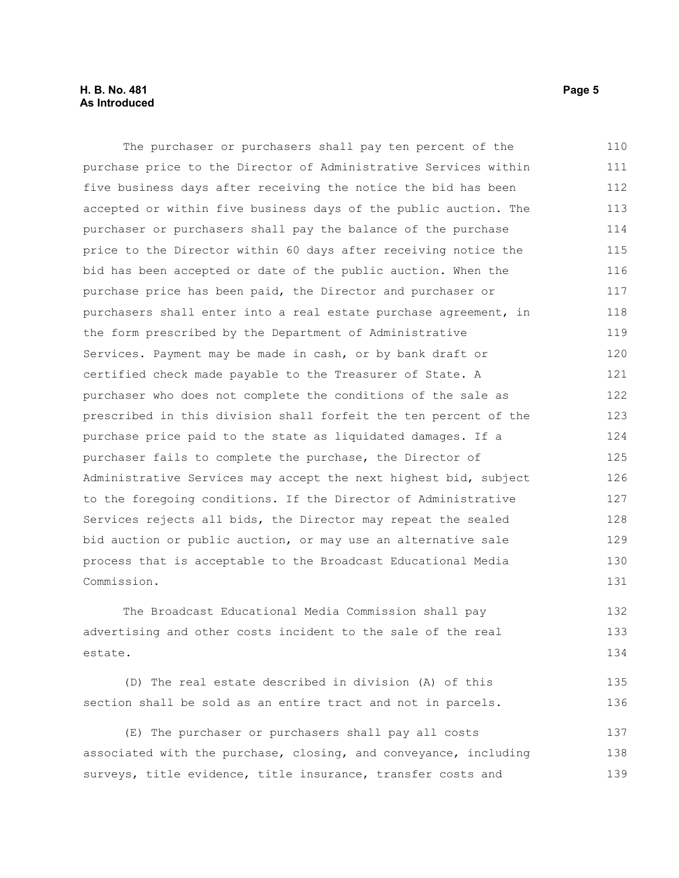The purchaser or purchasers shall pay ten percent of the purchase price to the Director of Administrative Services within five business days after receiving the notice the bid has been accepted or within five business days of the public auction. The purchaser or purchasers shall pay the balance of the purchase price to the Director within 60 days after receiving notice the bid has been accepted or date of the public auction. When the purchase price has been paid, the Director and purchaser or purchasers shall enter into a real estate purchase agreement, in the form prescribed by the Department of Administrative Services. Payment may be made in cash, or by bank draft or certified check made payable to the Treasurer of State. A purchaser who does not complete the conditions of the sale as prescribed in this division shall forfeit the ten percent of the purchase price paid to the state as liquidated damages. If a purchaser fails to complete the purchase, the Director of Administrative Services may accept the next highest bid, subject to the foregoing conditions. If the Director of Administrative Services rejects all bids, the Director may repeat the sealed bid auction or public auction, or may use an alternative sale process that is acceptable to the Broadcast Educational Media Commission.

The Broadcast Educational Media Commission shall pay advertising and other costs incident to the sale of the real estate.

(D) The real estate described in division (A) of this section shall be sold as an entire tract and not in parcels.

(E) The purchaser or purchasers shall pay all costs associated with the purchase, closing, and conveyance, including surveys, title evidence, title insurance, transfer costs and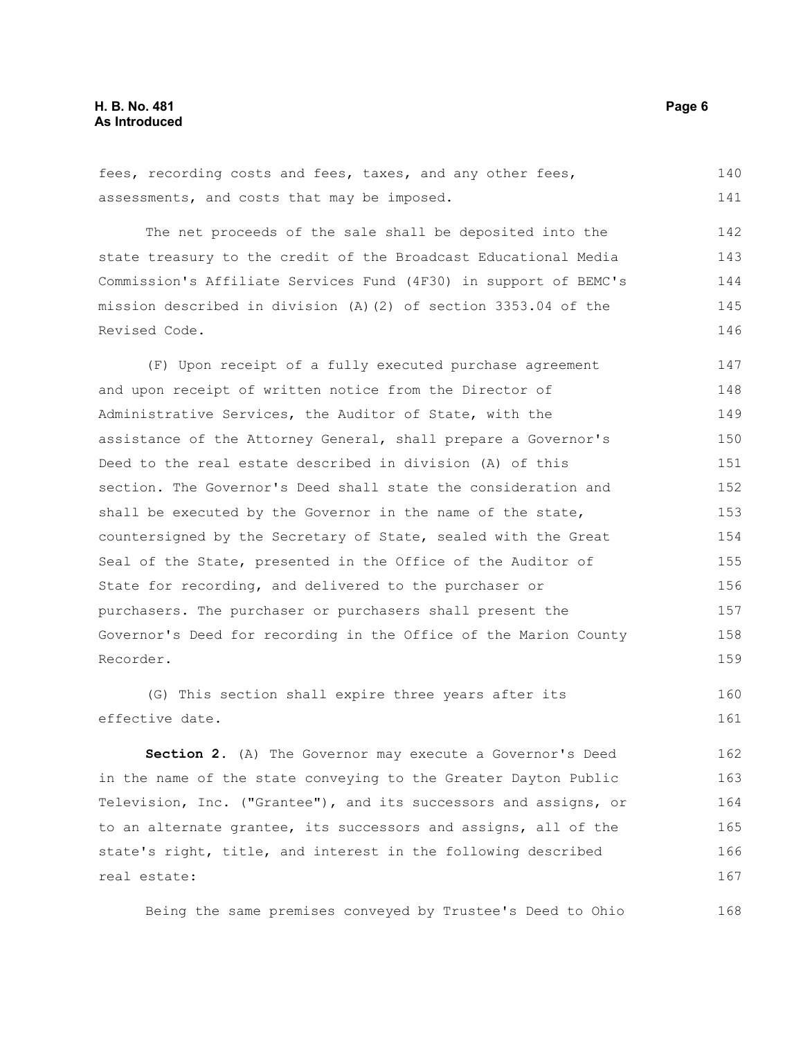fees, recording costs and fees, taxes, and any other fees, assessments, and costs that may be imposed.

The net proceeds of the sale shall be deposited into the state treasury to the credit of the Broadcast Educational Media Commission's Affiliate Services Fund (4F30) in support of BEMC's mission described in division (A)(2) of section 3353.04 of the Revised Code.

(F) Upon receipt of a fully executed purchase agreement and upon receipt of written notice from the Director of Administrative Services, the Auditor of State, with the assistance of the Attorney General, shall prepare a Governor's Deed to the real estate described in division (A) of this section. The Governor's Deed shall state the consideration and shall be executed by the Governor in the name of the state, countersigned by the Secretary of State, sealed with the Great Seal of the State, presented in the Office of the Auditor of State for recording, and delivered to the purchaser or purchasers. The purchaser or purchasers shall present the Governor's Deed for recording in the Office of the Marion County Recorder.

(G) This section shall expire three years after its effective date.

**Section 2.** (A) The Governor may execute a Governor's Deed in the name of the state conveying to the Greater Dayton Public Television, Inc. ("Grantee"), and its successors and assigns, or to an alternate grantee, its successors and assigns, all of the state's right, title, and interest in the following described real estate:

Being the same premises conveyed by Trustee's Deed to Ohio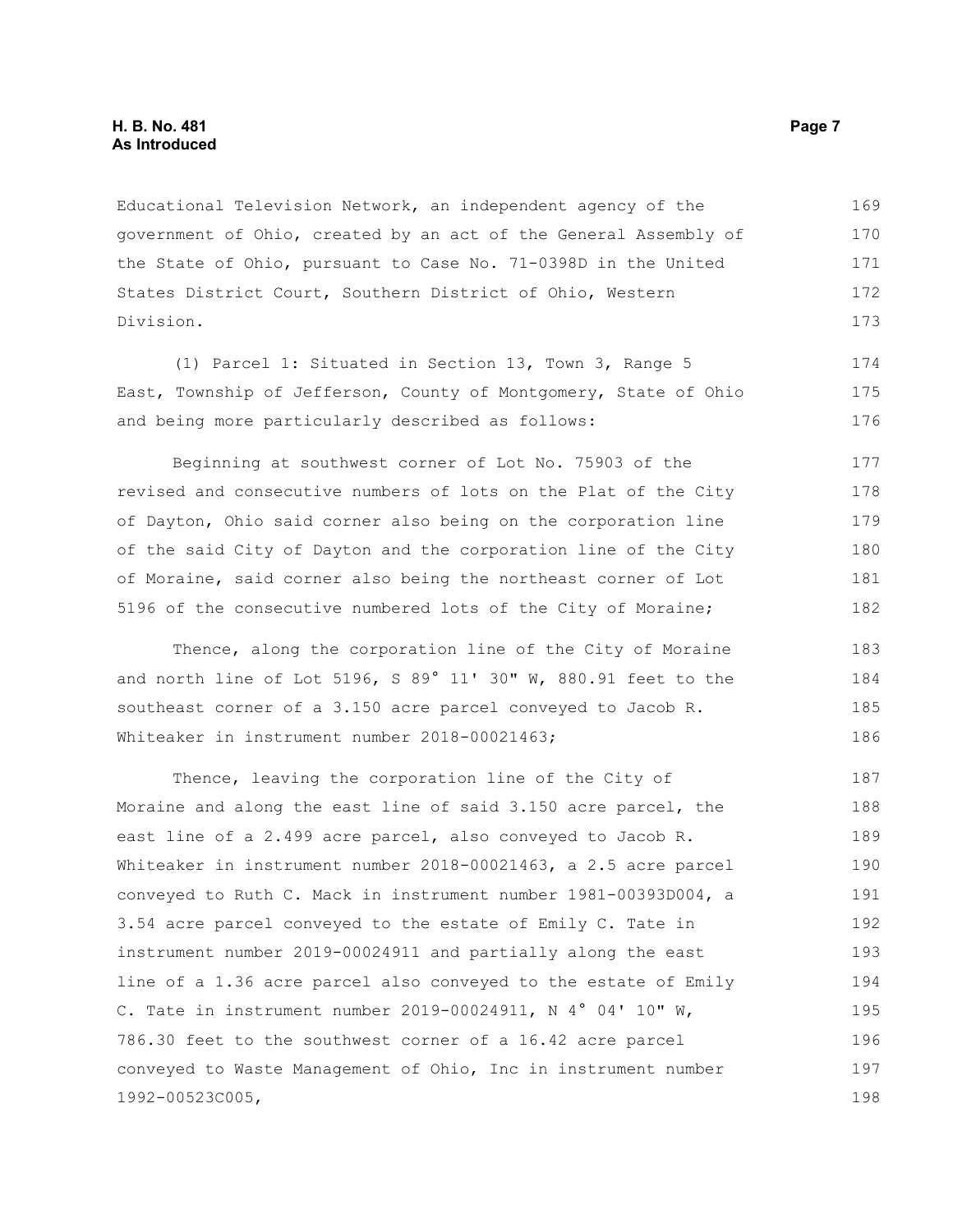Educational Television Network, an independent agency of the government of Ohio, created by an act of the General Assembly of the State of Ohio, pursuant to Case No. 71-0398D in the United States District Court, Southern District of Ohio, Western Division.

(1) Parcel 1: Situated in Section 13, Town 3, Range 5 East, Township of Jefferson, County of Montgomery, State of Ohio and being more particularly described as follows:

Beginning at southwest corner of Lot No. 75903 of the revised and consecutive numbers of lots on the Plat of the City of Dayton, Ohio said corner also being on the corporation line of the said City of Dayton and the corporation line of the City of Moraine, said corner also being the northeast corner of Lot 5196 of the consecutive numbered lots of the City of Moraine;

Thence, along the corporation line of the City of Moraine and north line of Lot 5196, S 89° 11' 30" W, 880.91 feet to the southeast corner of a 3.150 acre parcel conveyed to Jacob R. Whiteaker in instrument number 2018-00021463;

Thence, leaving the corporation line of the City of Moraine and along the east line of said 3.150 acre parcel, the east line of a 2.499 acre parcel, also conveyed to Jacob R. Whiteaker in instrument number 2018-00021463, a 2.5 acre parcel conveyed to Ruth C. Mack in instrument number 1981-00393D004, a 3.54 acre parcel conveyed to the estate of Emily C. Tate in instrument number 2019-00024911 and partially along the east line of a 1.36 acre parcel also conveyed to the estate of Emily C. Tate in instrument number 2019-00024911, N 4° 04' 10" W, 786.30 feet to the southwest corner of a 16.42 acre parcel conveyed to Waste Management of Ohio, Inc in instrument number 1992-00523C005,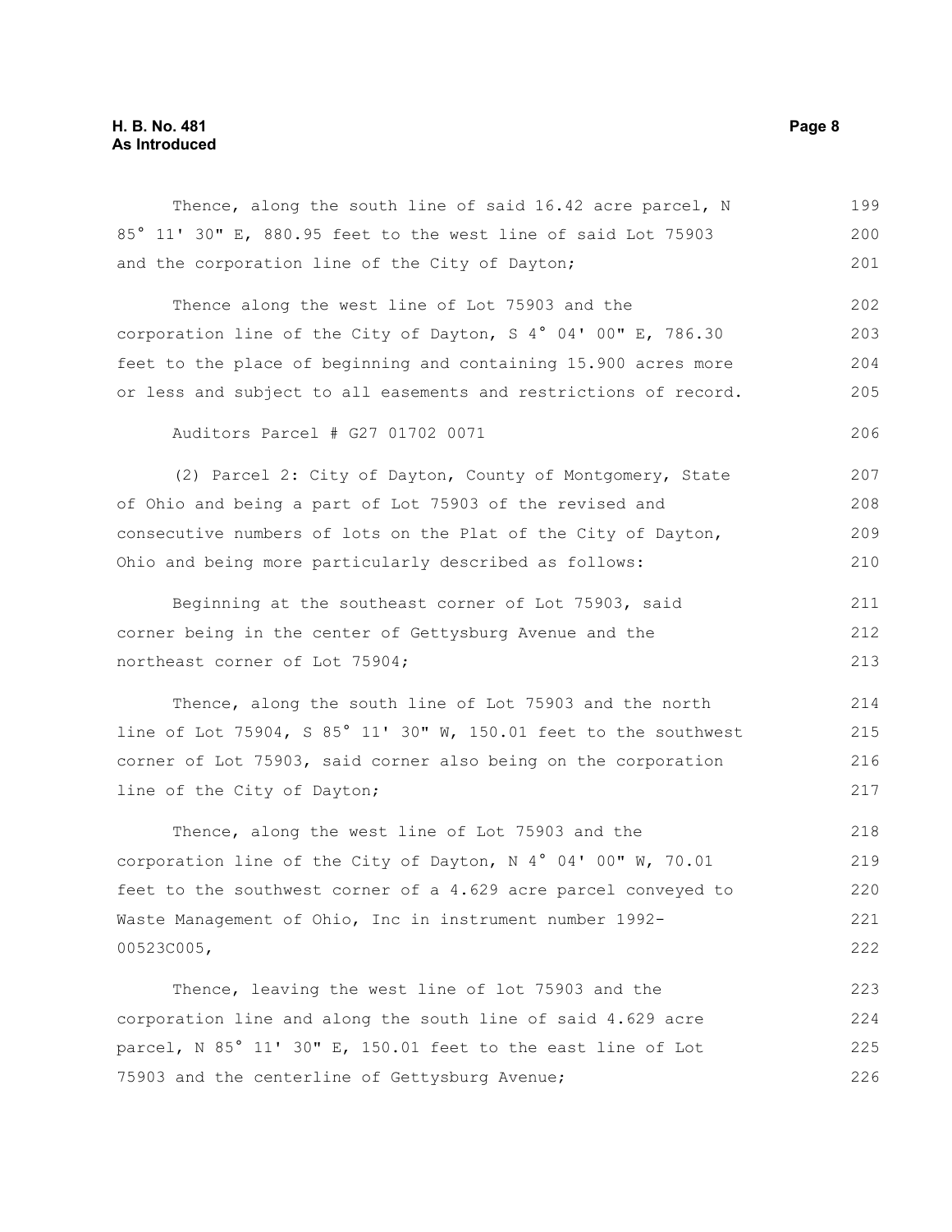Thence, along the south line of said 16.42 acre parcel, N 85° 11' 30" E, 880.95 feet to the west line of said Lot 75903 and the corporation line of the City of Dayton;

Thence along the west line of Lot 75903 and the corporation line of the City of Dayton, S 4° 04' 00" E, 786.30 feet to the place of beginning and containing 15.900 acres more or less and subject to all easements and restrictions of record.

Auditors Parcel # G27 01702 0071

(2) Parcel 2: City of Dayton, County of Montgomery, State of Ohio and being a part of Lot 75903 of the revised and consecutive numbers of lots on the Plat of the City of Dayton, Ohio and being more particularly described as follows:

Beginning at the southeast corner of Lot 75903, said corner being in the center of Gettysburg Avenue and the northeast corner of Lot 75904;

Thence, along the south line of Lot 75903 and the north line of Lot 75904, S 85° 11' 30" W, 150.01 feet to the southwest corner of Lot 75903, said corner also being on the corporation line of the City of Dayton;

Thence, along the west line of Lot 75903 and the corporation line of the City of Dayton, N 4° 04' 00" W, 70.01 feet to the southwest corner of a 4.629 acre parcel conveyed to Waste Management of Ohio, Inc in instrument number 1992-00523C005,

Thence, leaving the west line of lot 75903 and the corporation line and along the south line of said 4.629 acre parcel, N 85° 11' 30" E, 150.01 feet to the east line of Lot 75903 and the centerline of Gettysburg Avenue;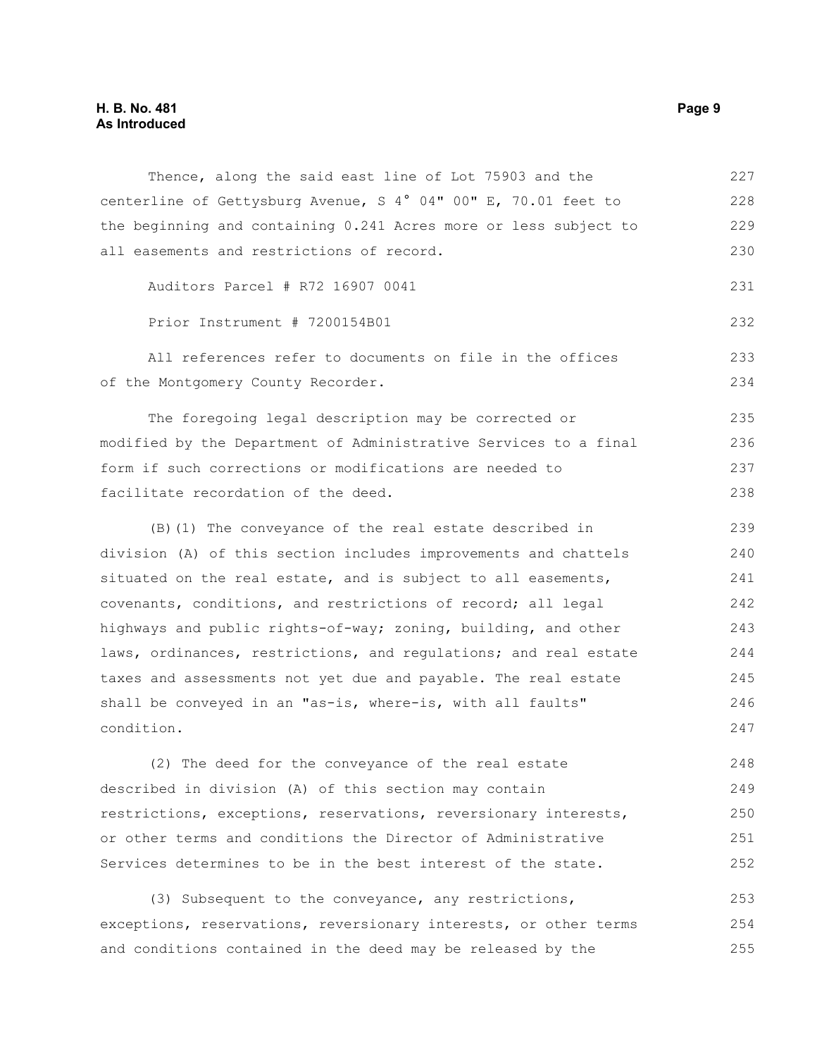Thence, along the said east line of Lot 75903 and the centerline of Gettysburg Avenue, S 4° 04" 00" E, 70.01 feet to the beginning and containing 0.241 Acres more or less subject to all easements and restrictions of record.

Auditors Parcel # R72 16907 0041

Prior Instrument # 7200154B01

All references refer to documents on file in the offices of the Montgomery County Recorder.

The foregoing legal description may be corrected or modified by the Department of Administrative Services to a final form if such corrections or modifications are needed to facilitate recordation of the deed.

(B)(1) The conveyance of the real estate described in division (A) of this section includes improvements and chattels situated on the real estate, and is subject to all easements, covenants, conditions, and restrictions of record; all legal highways and public rights-of-way; zoning, building, and other laws, ordinances, restrictions, and regulations; and real estate taxes and assessments not yet due and payable. The real estate shall be conveyed in an "as-is, where-is, with all faults" condition.

(2) The deed for the conveyance of the real estate described in division (A) of this section may contain restrictions, exceptions, reservations, reversionary interests, or other terms and conditions the Director of Administrative Services determines to be in the best interest of the state.

(3) Subsequent to the conveyance, any restrictions, exceptions, reservations, reversionary interests, or other terms and conditions contained in the deed may be released by the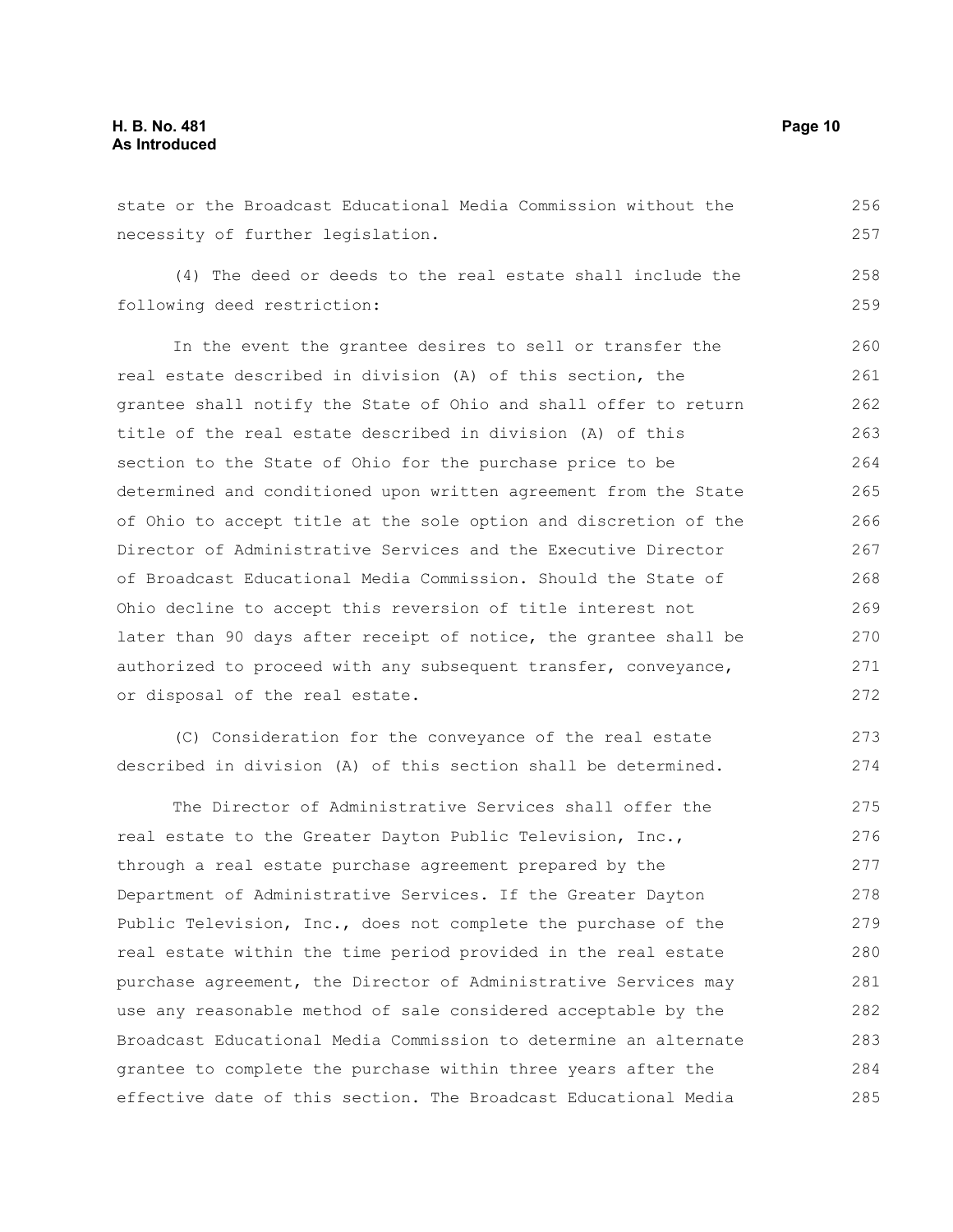state or the Broadcast Educational Media Commission without the necessity of further legislation.

(4) The deed or deeds to the real estate shall include the following deed restriction:

In the event the grantee desires to sell or transfer the real estate described in division (A) of this section, the grantee shall notify the State of Ohio and shall offer to return title of the real estate described in division (A) of this section to the State of Ohio for the purchase price to be determined and conditioned upon written agreement from the State of Ohio to accept title at the sole option and discretion of the Director of Administrative Services and the Executive Director of Broadcast Educational Media Commission. Should the State of Ohio decline to accept this reversion of title interest not later than 90 days after receipt of notice, the grantee shall be authorized to proceed with any subsequent transfer, conveyance, or disposal of the real estate.

(C) Consideration for the conveyance of the real estate described in division (A) of this section shall be determined.

The Director of Administrative Services shall offer the real estate to the Greater Dayton Public Television, Inc., through a real estate purchase agreement prepared by the Department of Administrative Services. If the Greater Dayton Public Television, Inc., does not complete the purchase of the real estate within the time period provided in the real estate purchase agreement, the Director of Administrative Services may use any reasonable method of sale considered acceptable by the Broadcast Educational Media Commission to determine an alternate grantee to complete the purchase within three years after the effective date of this section. The Broadcast Educational Media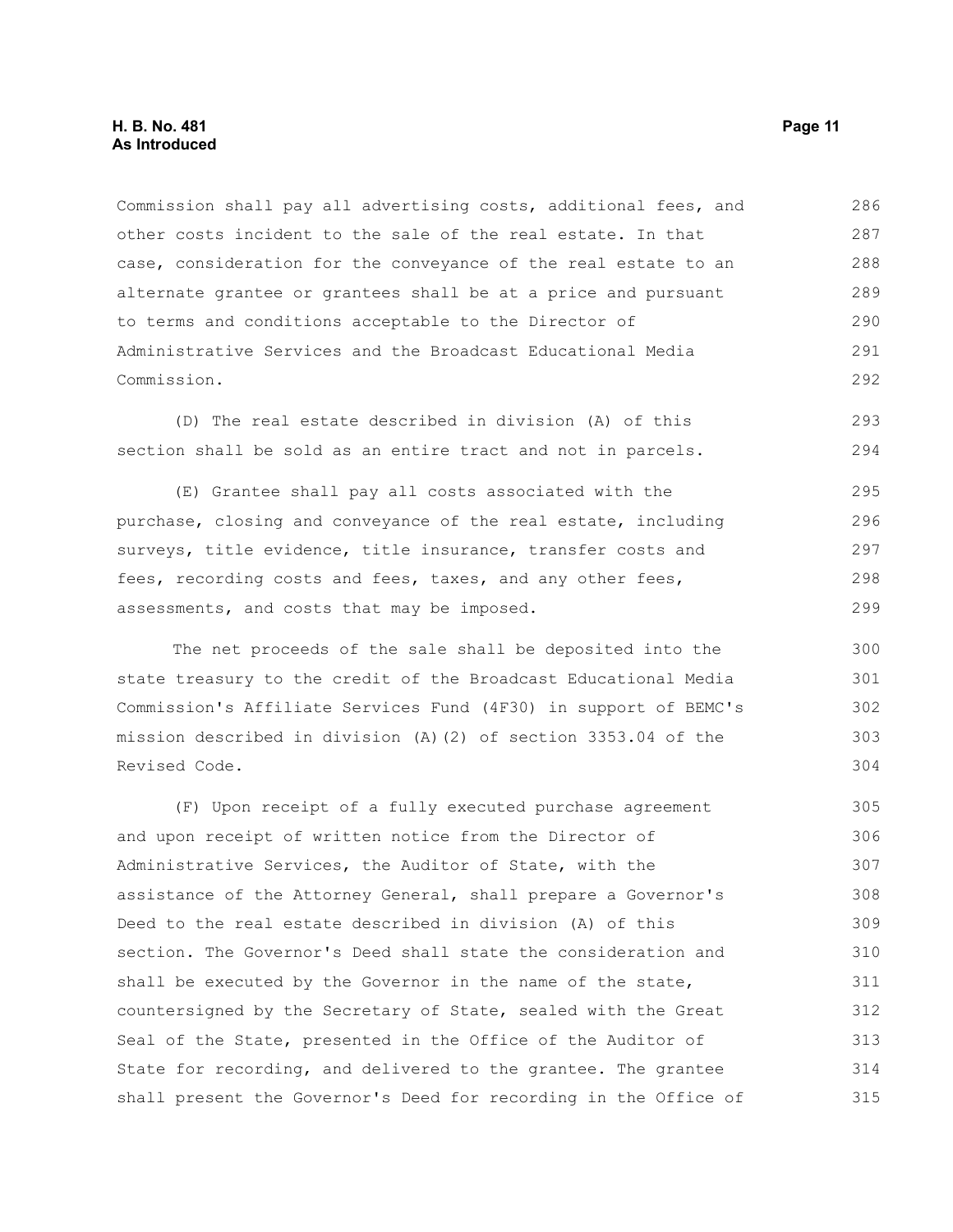Commission shall pay all advertising costs, additional fees, and other costs incident to the sale of the real estate. In that case, consideration for the conveyance of the real estate to an alternate grantee or grantees shall be at a price and pursuant to terms and conditions acceptable to the Director of Administrative Services and the Broadcast Educational Media Commission.

(D) The real estate described in division (A) of this section shall be sold as an entire tract and not in parcels.

(E) Grantee shall pay all costs associated with the purchase, closing and conveyance of the real estate, including surveys, title evidence, title insurance, transfer costs and fees, recording costs and fees, taxes, and any other fees, assessments, and costs that may be imposed.

The net proceeds of the sale shall be deposited into the state treasury to the credit of the Broadcast Educational Media Commission's Affiliate Services Fund (4F30) in support of BEMC's mission described in division (A)(2) of section 3353.04 of the Revised Code.

(F) Upon receipt of a fully executed purchase agreement and upon receipt of written notice from the Director of Administrative Services, the Auditor of State, with the assistance of the Attorney General, shall prepare a Governor's Deed to the real estate described in division (A) of this section. The Governor's Deed shall state the consideration and shall be executed by the Governor in the name of the state, countersigned by the Secretary of State, sealed with the Great Seal of the State, presented in the Office of the Auditor of State for recording, and delivered to the grantee. The grantee shall present the Governor's Deed for recording in the Office of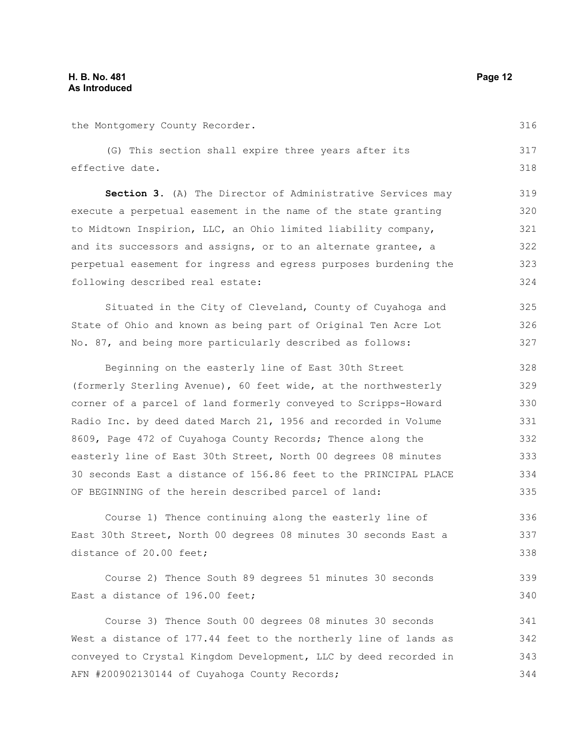the Montgomery County Recorder.

(G) This section shall expire three years after its effective date.

**Section 3.** (A) The Director of Administrative Services may execute a perpetual easement in the name of the state granting to Midtown Inspirion, LLC, an Ohio limited liability company, and its successors and assigns, or to an alternate grantee, a perpetual easement for ingress and egress purposes burdening the following described real estate:

Situated in the City of Cleveland, County of Cuyahoga and State of Ohio and known as being part of Original Ten Acre Lot No. 87, and being more particularly described as follows:

Beginning on the easterly line of East 30th Street (formerly Sterling Avenue), 60 feet wide, at the northwesterly corner of a parcel of land formerly conveyed to Scripps-Howard Radio Inc. by deed dated March 21, 1956 and recorded in Volume 8609, Page 472 of Cuyahoga County Records; Thence along the easterly line of East 30th Street, North 00 degrees 08 minutes 30 seconds East a distance of 156.86 feet to the PRINCIPAL PLACE OF BEGINNING of the herein described parcel of land:

Course 1) Thence continuing along the easterly line of East 30th Street, North 00 degrees 08 minutes 30 seconds East a distance of 20.00 feet;

Course 2) Thence South 89 degrees 51 minutes 30 seconds East a distance of 196.00 feet;

Course 3) Thence South 00 degrees 08 minutes 30 seconds West a distance of 177.44 feet to the northerly line of lands as conveyed to Crystal Kingdom Development, LLC by deed recorded in AFN #200902130144 of Cuyahoga County Records;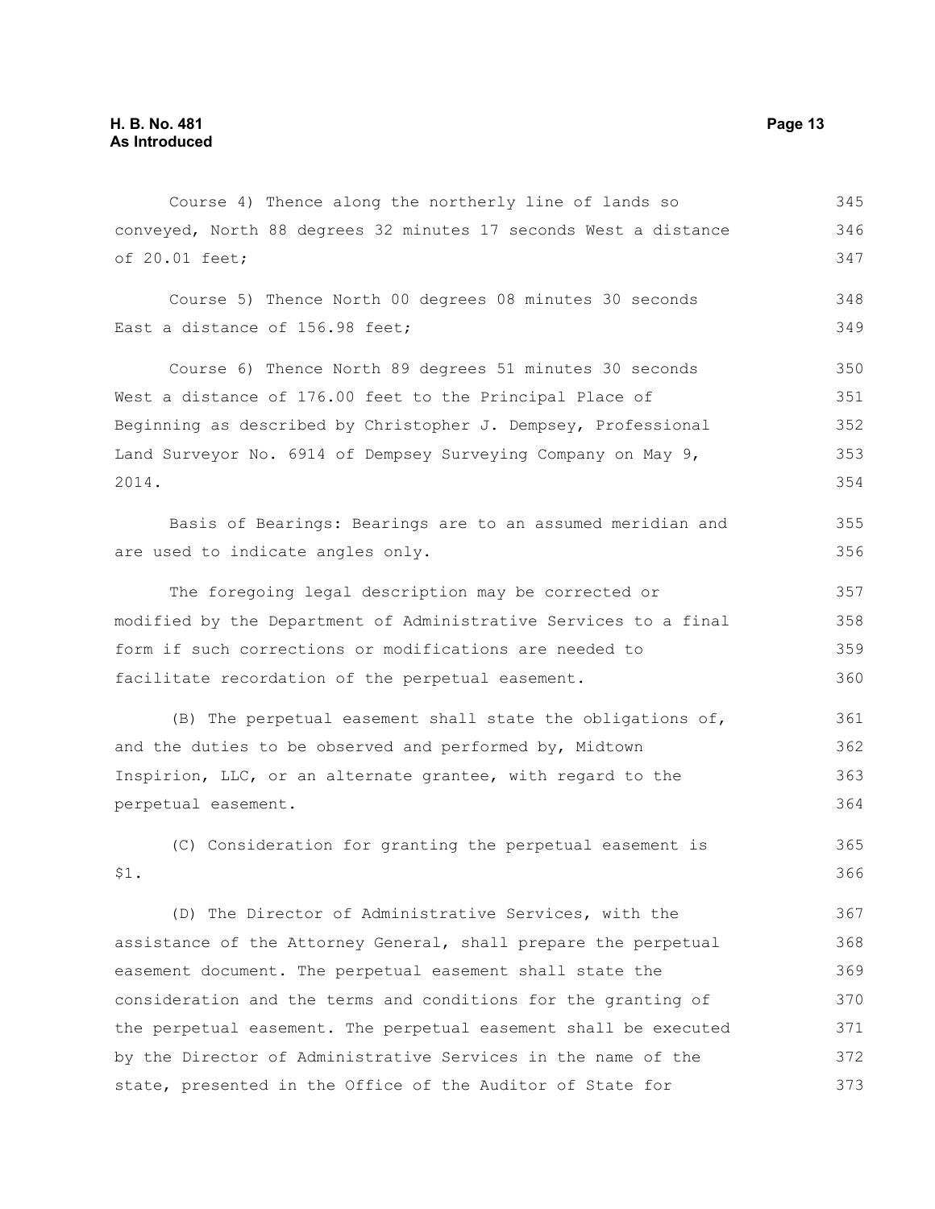Course 4) Thence along the northerly line of lands so conveyed, North 88 degrees 32 minutes 17 seconds West a distance of 20.01 feet;

Course 5) Thence North 00 degrees 08 minutes 30 seconds East a distance of 156.98 feet;

Course 6) Thence North 89 degrees 51 minutes 30 seconds West a distance of 176.00 feet to the Principal Place of Beginning as described by Christopher J. Dempsey, Professional Land Surveyor No. 6914 of Dempsey Surveying Company on May 9, 2014.

Basis of Bearings: Bearings are to an assumed meridian and are used to indicate angles only.

The foregoing legal description may be corrected or modified by the Department of Administrative Services to a final form if such corrections or modifications are needed to facilitate recordation of the perpetual easement.

(B) The perpetual easement shall state the obligations of, and the duties to be observed and performed by, Midtown Inspirion, LLC, or an alternate grantee, with regard to the perpetual easement.

(C) Consideration for granting the perpetual easement is $1.

(D) The Director of Administrative Services, with the assistance of the Attorney General, shall prepare the perpetual easement document. The perpetual easement shall state the consideration and the terms and conditions for the granting of the perpetual easement. The perpetual easement shall be executed by the Director of Administrative Services in the name of the state, presented in the Office of the Auditor of State for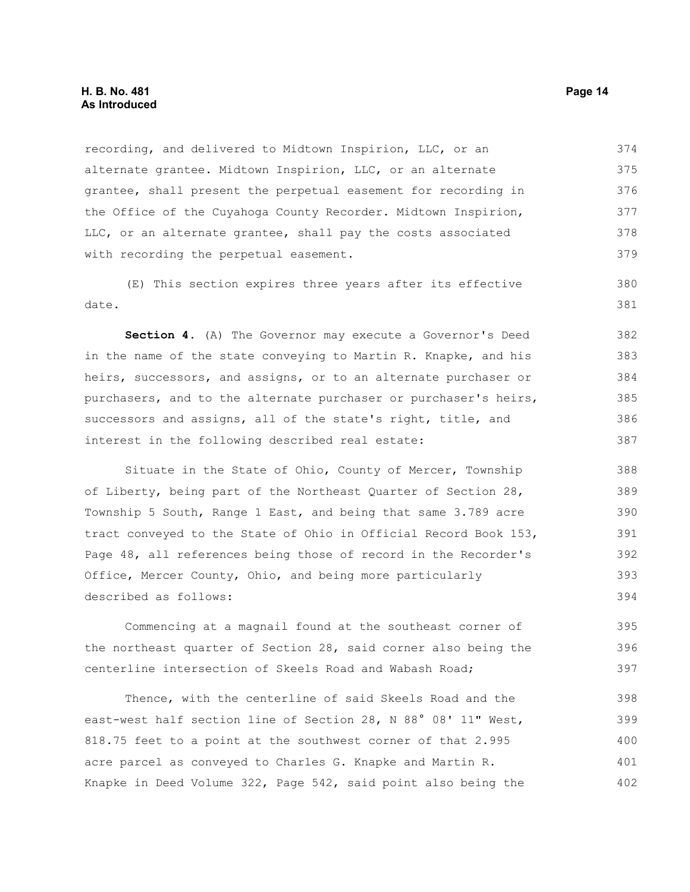recording, and delivered to Midtown Inspirion, LLC, or an alternate grantee. Midtown Inspirion, LLC, or an alternate grantee, shall present the perpetual easement for recording in the Office of the Cuyahoga County Recorder. Midtown Inspirion, LLC, or an alternate grantee, shall pay the costs associated with recording the perpetual easement.

(E) This section expires three years after its effective date.

**Section 4.** (A) The Governor may execute a Governor's Deed in the name of the state conveying to Martin R. Knapke, and his heirs, successors, and assigns, or to an alternate purchaser or purchasers, and to the alternate purchaser or purchaser's heirs, successors and assigns, all of the state's right, title, and interest in the following described real estate:

Situate in the State of Ohio, County of Mercer, Township of Liberty, being part of the Northeast Quarter of Section 28, Township 5 South, Range 1 East, and being that same 3.789 acre tract conveyed to the State of Ohio in Official Record Book 153, Page 48, all references being those of record in the Recorder's Office, Mercer County, Ohio, and being more particularly described as follows:

Commencing at a magnail found at the southeast corner of the northeast quarter of Section 28, said corner also being the centerline intersection of Skeels Road and Wabash Road;

Thence, with the centerline of said Skeels Road and the east-west half section line of Section 28, N 88° 08' 11" West, 818.75 feet to a point at the southwest corner of that 2.995 acre parcel as conveyed to Charles G. Knapke and Martin R. Knapke in Deed Volume 322, Page 542, said point also being the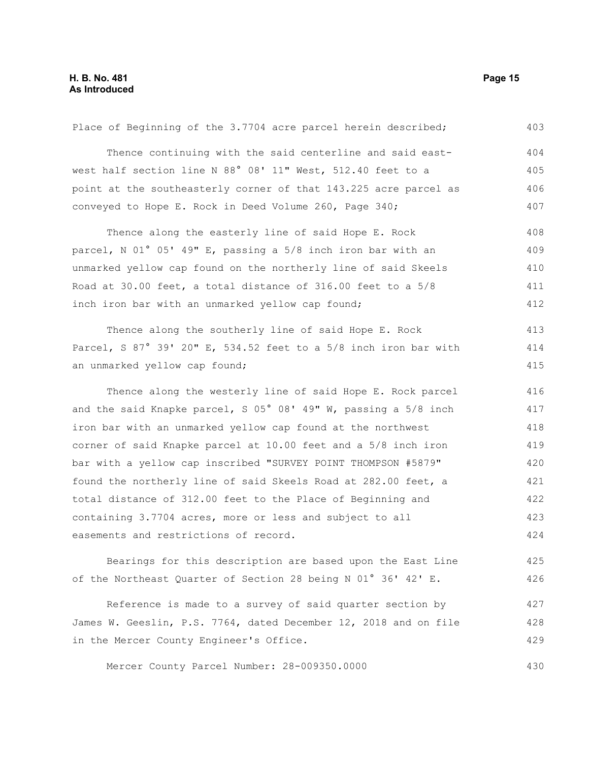Place of Beginning of the 3.7704 acre parcel herein described;

Thence continuing with the said centerline and said east-west half section line N 88° 08' 11" West, 512.40 feet to a point at the southeasterly corner of that 143.225 acre parcel as conveyed to Hope E. Rock in Deed Volume 260, Page 340;

Thence along the easterly line of said Hope E. Rock parcel, N 01° 05' 49" E, passing a 5/8 inch iron bar with an unmarked yellow cap found on the northerly line of said Skeels Road at 30.00 feet, a total distance of 316.00 feet to a 5/8 inch iron bar with an unmarked yellow cap found;

Thence along the southerly line of said Hope E. Rock Parcel, S 87° 39' 20" E, 534.52 feet to a 5/8 inch iron bar with an unmarked yellow cap found;

Thence along the westerly line of said Hope E. Rock parcel and the said Knapke parcel, S 05° 08' 49" W, passing a 5/8 inch iron bar with an unmarked yellow cap found at the northwest corner of said Knapke parcel at 10.00 feet and a 5/8 inch iron bar with a yellow cap inscribed "SURVEY POINT THOMPSON #5879" found the northerly line of said Skeels Road at 282.00 feet, a total distance of 312.00 feet to the Place of Beginning and containing 3.7704 acres, more or less and subject to all easements and restrictions of record.

Bearings for this description are based upon the East Line of the Northeast Quarter of Section 28 being N 01° 36' 42' E.

Reference is made to a survey of said quarter section by James W. Geeslin, P.S. 7764, dated December 12, 2018 and on file in the Mercer County Engineer's Office.

Mercer County Parcel Number: 28-009350.0000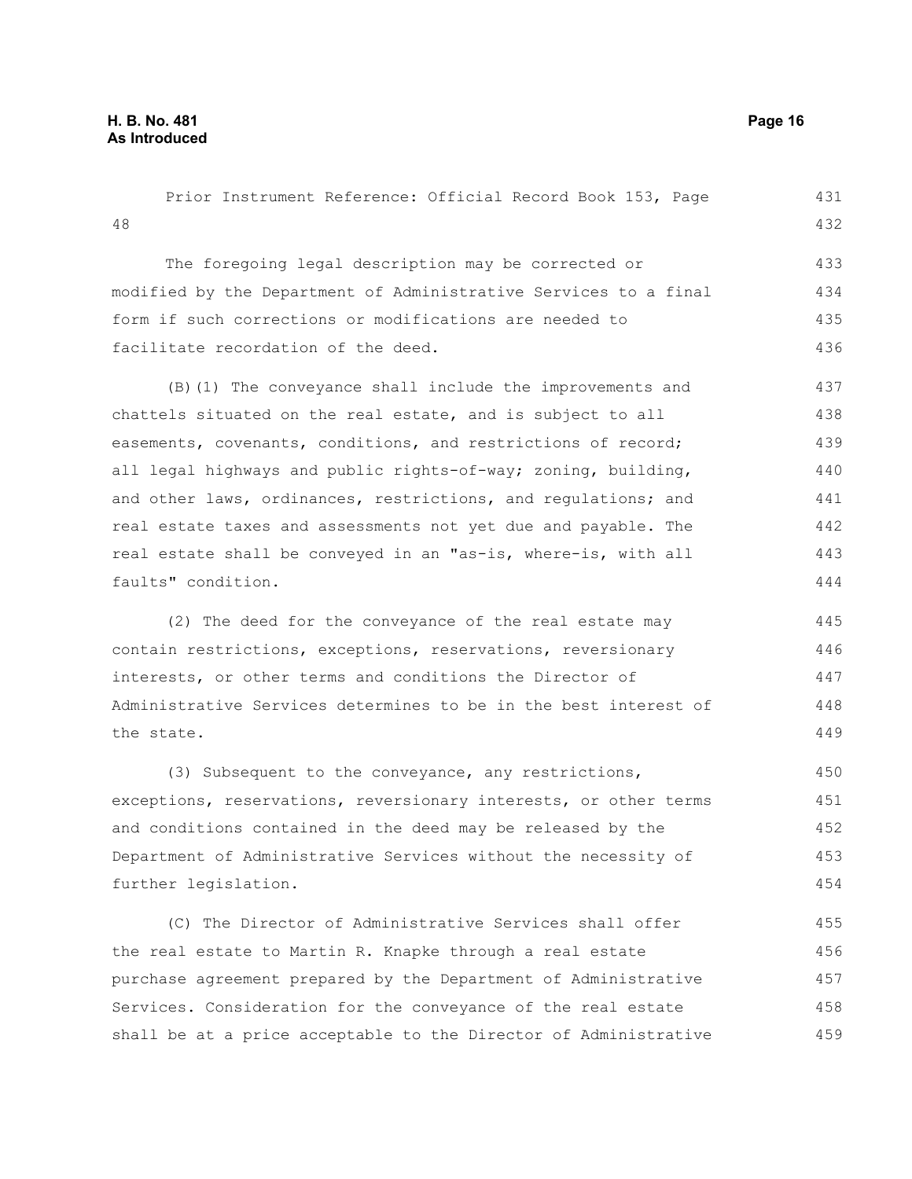Prior Instrument Reference: Official Record Book 153, Page 48

The foregoing legal description may be corrected or modified by the Department of Administrative Services to a final form if such corrections or modifications are needed to facilitate recordation of the deed.

(B)(1) The conveyance shall include the improvements and chattels situated on the real estate, and is subject to all easements, covenants, conditions, and restrictions of record; all legal highways and public rights-of-way; zoning, building, and other laws, ordinances, restrictions, and regulations; and real estate taxes and assessments not yet due and payable. The real estate shall be conveyed in an "as-is, where-is, with all faults" condition.

(2) The deed for the conveyance of the real estate may contain restrictions, exceptions, reservations, reversionary interests, or other terms and conditions the Director of Administrative Services determines to be in the best interest of the state.

(3) Subsequent to the conveyance, any restrictions, exceptions, reservations, reversionary interests, or other terms and conditions contained in the deed may be released by the Department of Administrative Services without the necessity of further legislation.

(C) The Director of Administrative Services shall offer the real estate to Martin R. Knapke through a real estate purchase agreement prepared by the Department of Administrative Services. Consideration for the conveyance of the real estate shall be at a price acceptable to the Director of Administrative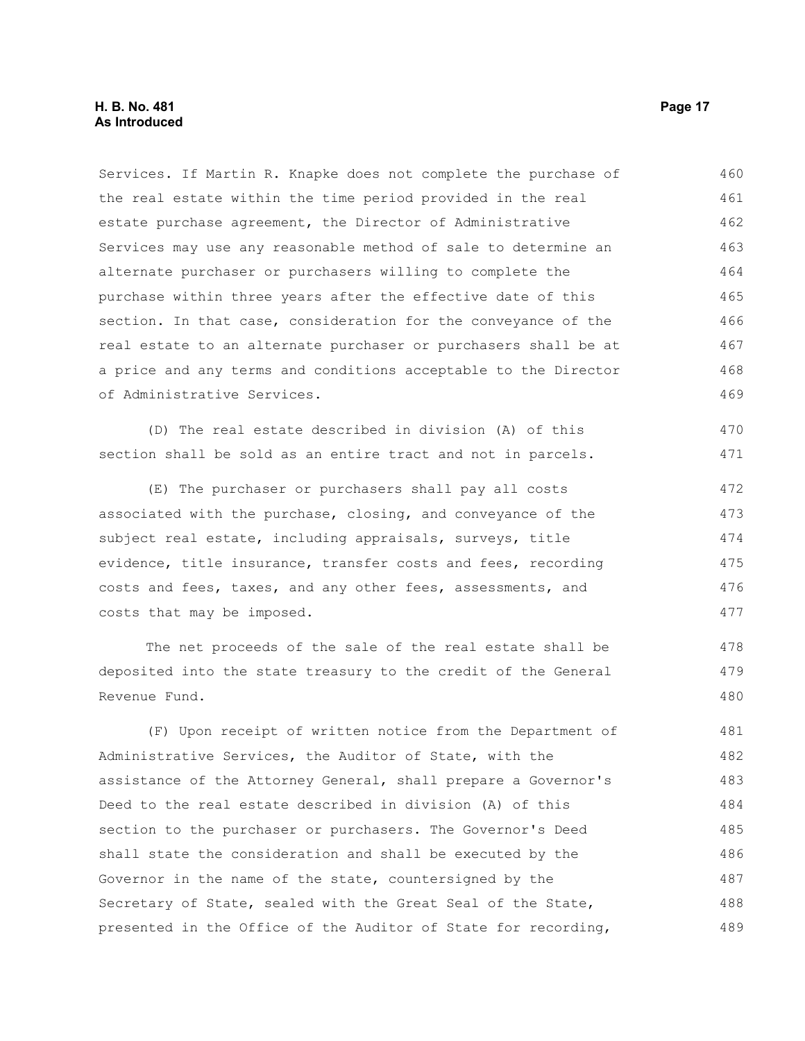Services. If Martin R. Knapke does not complete the purchase of the real estate within the time period provided in the real estate purchase agreement, the Director of Administrative Services may use any reasonable method of sale to determine an alternate purchaser or purchasers willing to complete the purchase within three years after the effective date of this section. In that case, consideration for the conveyance of the real estate to an alternate purchaser or purchasers shall be at a price and any terms and conditions acceptable to the Director of Administrative Services.

(D) The real estate described in division (A) of this section shall be sold as an entire tract and not in parcels.

(E) The purchaser or purchasers shall pay all costs associated with the purchase, closing, and conveyance of the subject real estate, including appraisals, surveys, title evidence, title insurance, transfer costs and fees, recording costs and fees, taxes, and any other fees, assessments, and costs that may be imposed.

The net proceeds of the sale of the real estate shall be deposited into the state treasury to the credit of the General Revenue Fund.

(F) Upon receipt of written notice from the Department of Administrative Services, the Auditor of State, with the assistance of the Attorney General, shall prepare a Governor's Deed to the real estate described in division (A) of this section to the purchaser or purchasers. The Governor's Deed shall state the consideration and shall be executed by the Governor in the name of the state, countersigned by the Secretary of State, sealed with the Great Seal of the State, presented in the Office of the Auditor of State for recording,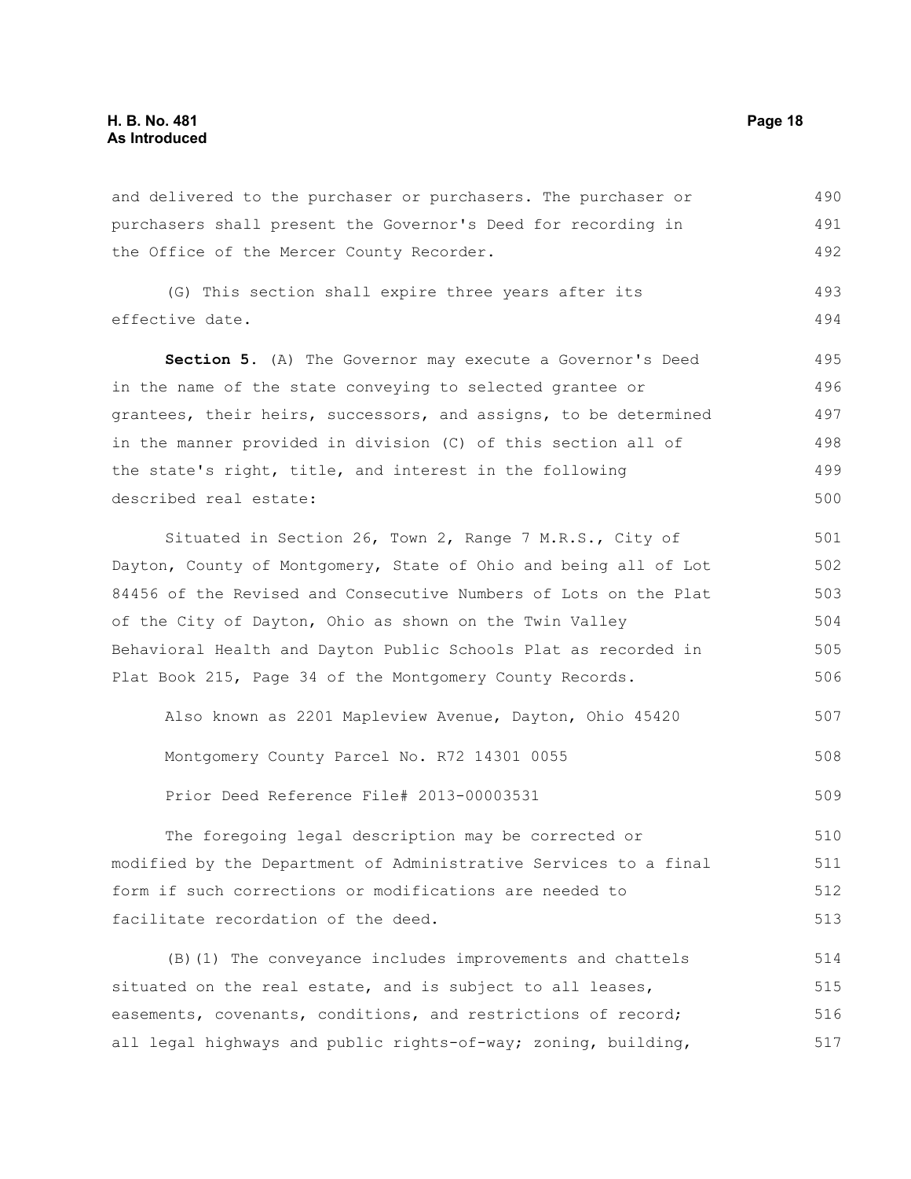and delivered to the purchaser or purchasers. The purchaser or purchasers shall present the Governor's Deed for recording in the Office of the Mercer County Recorder.

(G) This section shall expire three years after its effective date.

**Section 5.** (A) The Governor may execute a Governor's Deed in the name of the state conveying to selected grantee or grantees, their heirs, successors, and assigns, to be determined in the manner provided in division (C) of this section all of the state's right, title, and interest in the following described real estate:

Situated in Section 26, Town 2, Range 7 M.R.S., City of Dayton, County of Montgomery, State of Ohio and being all of Lot 84456 of the Revised and Consecutive Numbers of Lots on the Plat of the City of Dayton, Ohio as shown on the Twin Valley Behavioral Health and Dayton Public Schools Plat as recorded in Plat Book 215, Page 34 of the Montgomery County Records.

Also known as 2201 Mapleview Avenue, Dayton, Ohio 45420

Montgomery County Parcel No. R72 14301 0055

Prior Deed Reference File# 2013-00003531

The foregoing legal description may be corrected or modified by the Department of Administrative Services to a final form if such corrections or modifications are needed to facilitate recordation of the deed.

(B)(1) The conveyance includes improvements and chattels situated on the real estate, and is subject to all leases, easements, covenants, conditions, and restrictions of record; all legal highways and public rights-of-way; zoning, building,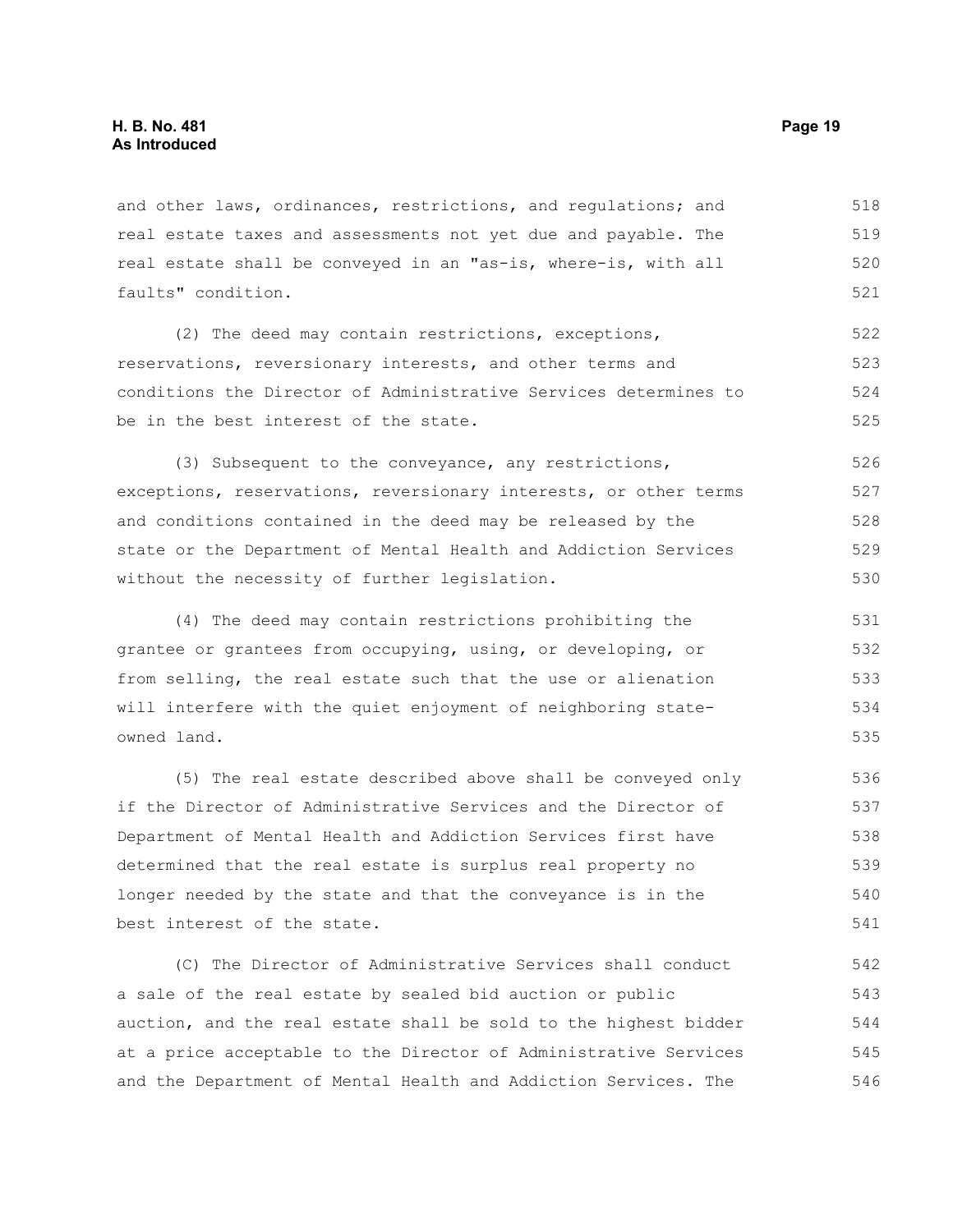and other laws, ordinances, restrictions, and regulations; and real estate taxes and assessments not yet due and payable. The real estate shall be conveyed in an "as-is, where-is, with all faults" condition.

(2) The deed may contain restrictions, exceptions, reservations, reversionary interests, and other terms and conditions the Director of Administrative Services determines to be in the best interest of the state.

(3) Subsequent to the conveyance, any restrictions, exceptions, reservations, reversionary interests, or other terms and conditions contained in the deed may be released by the state or the Department of Mental Health and Addiction Services without the necessity of further legislation.

(4) The deed may contain restrictions prohibiting the grantee or grantees from occupying, using, or developing, or from selling, the real estate such that the use or alienation will interfere with the quiet enjoyment of neighboring state-owned land.

(5) The real estate described above shall be conveyed only if the Director of Administrative Services and the Director of Department of Mental Health and Addiction Services first have determined that the real estate is surplus real property no longer needed by the state and that the conveyance is in the best interest of the state.

(C) The Director of Administrative Services shall conduct a sale of the real estate by sealed bid auction or public auction, and the real estate shall be sold to the highest bidder at a price acceptable to the Director of Administrative Services and the Department of Mental Health and Addiction Services. The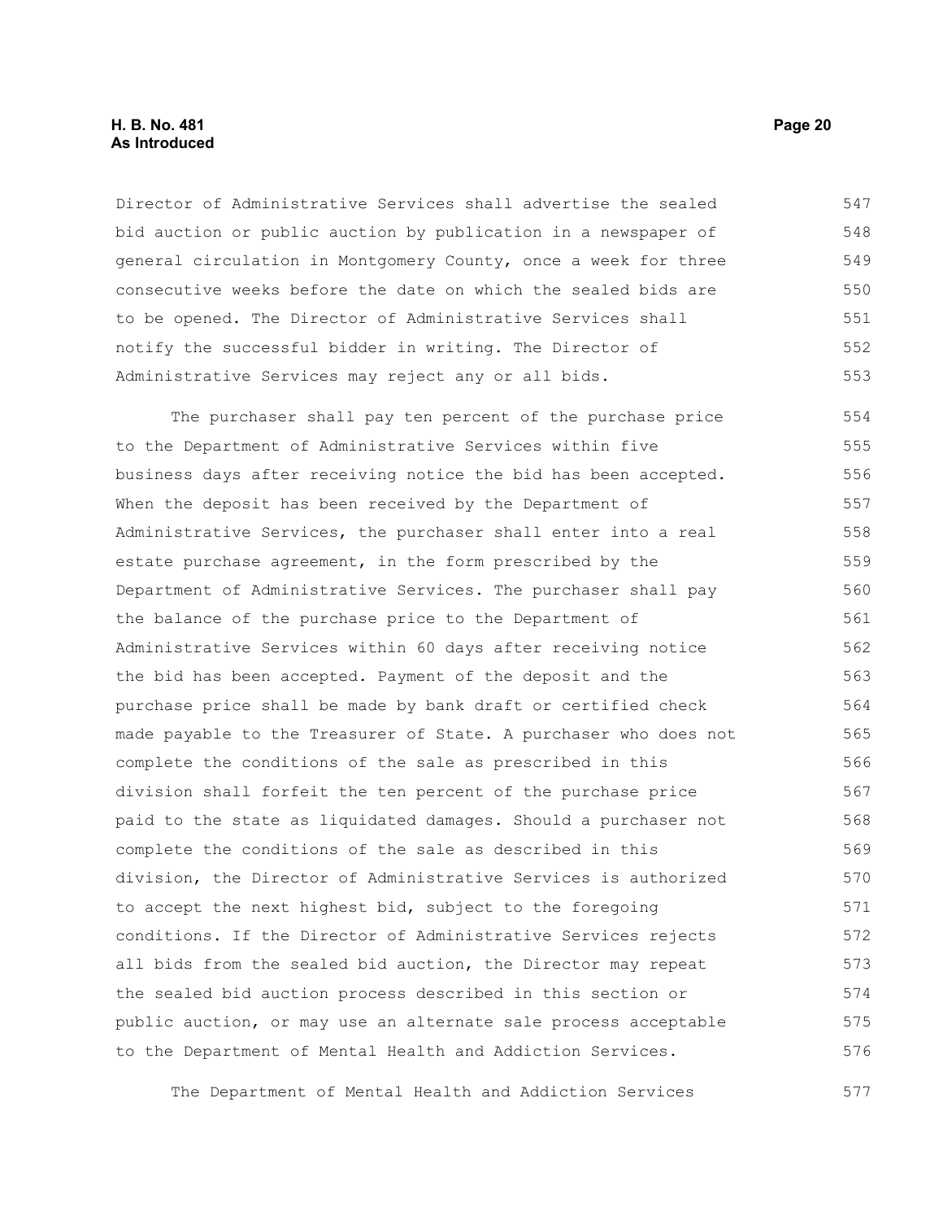Director of Administrative Services shall advertise the sealed bid auction or public auction by publication in a newspaper of general circulation in Montgomery County, once a week for three consecutive weeks before the date on which the sealed bids are to be opened. The Director of Administrative Services shall notify the successful bidder in writing. The Director of Administrative Services may reject any or all bids.

The purchaser shall pay ten percent of the purchase price to the Department of Administrative Services within five business days after receiving notice the bid has been accepted. When the deposit has been received by the Department of Administrative Services, the purchaser shall enter into a real estate purchase agreement, in the form prescribed by the Department of Administrative Services. The purchaser shall pay the balance of the purchase price to the Department of Administrative Services within 60 days after receiving notice the bid has been accepted. Payment of the deposit and the purchase price shall be made by bank draft or certified check made payable to the Treasurer of State. A purchaser who does not complete the conditions of the sale as prescribed in this division shall forfeit the ten percent of the purchase price paid to the state as liquidated damages. Should a purchaser not complete the conditions of the sale as described in this division, the Director of Administrative Services is authorized to accept the next highest bid, subject to the foregoing conditions. If the Director of Administrative Services rejects all bids from the sealed bid auction, the Director may repeat the sealed bid auction process described in this section or public auction, or may use an alternate sale process acceptable to the Department of Mental Health and Addiction Services.

The Department of Mental Health and Addiction Services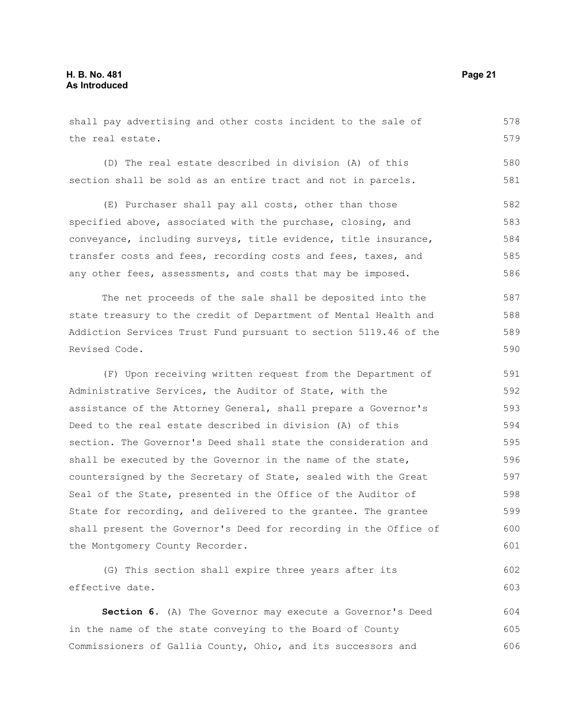shall pay advertising and other costs incident to the sale of the real estate.

(D) The real estate described in division (A) of this section shall be sold as an entire tract and not in parcels.

(E) Purchaser shall pay all costs, other than those specified above, associated with the purchase, closing, and conveyance, including surveys, title evidence, title insurance, transfer costs and fees, recording costs and fees, taxes, and any other fees, assessments, and costs that may be imposed.

The net proceeds of the sale shall be deposited into the state treasury to the credit of Department of Mental Health and Addiction Services Trust Fund pursuant to section 5119.46 of the Revised Code.

(F) Upon receiving written request from the Department of Administrative Services, the Auditor of State, with the assistance of the Attorney General, shall prepare a Governor's Deed to the real estate described in division (A) of this section. The Governor's Deed shall state the consideration and shall be executed by the Governor in the name of the state, countersigned by the Secretary of State, sealed with the Great Seal of the State, presented in the Office of the Auditor of State for recording, and delivered to the grantee. The grantee shall present the Governor's Deed for recording in the Office of the Montgomery County Recorder.

(G) This section shall expire three years after its effective date.

**Section 6.** (A) The Governor may execute a Governor's Deed in the name of the state conveying to the Board of County Commissioners of Gallia County, Ohio, and its successors and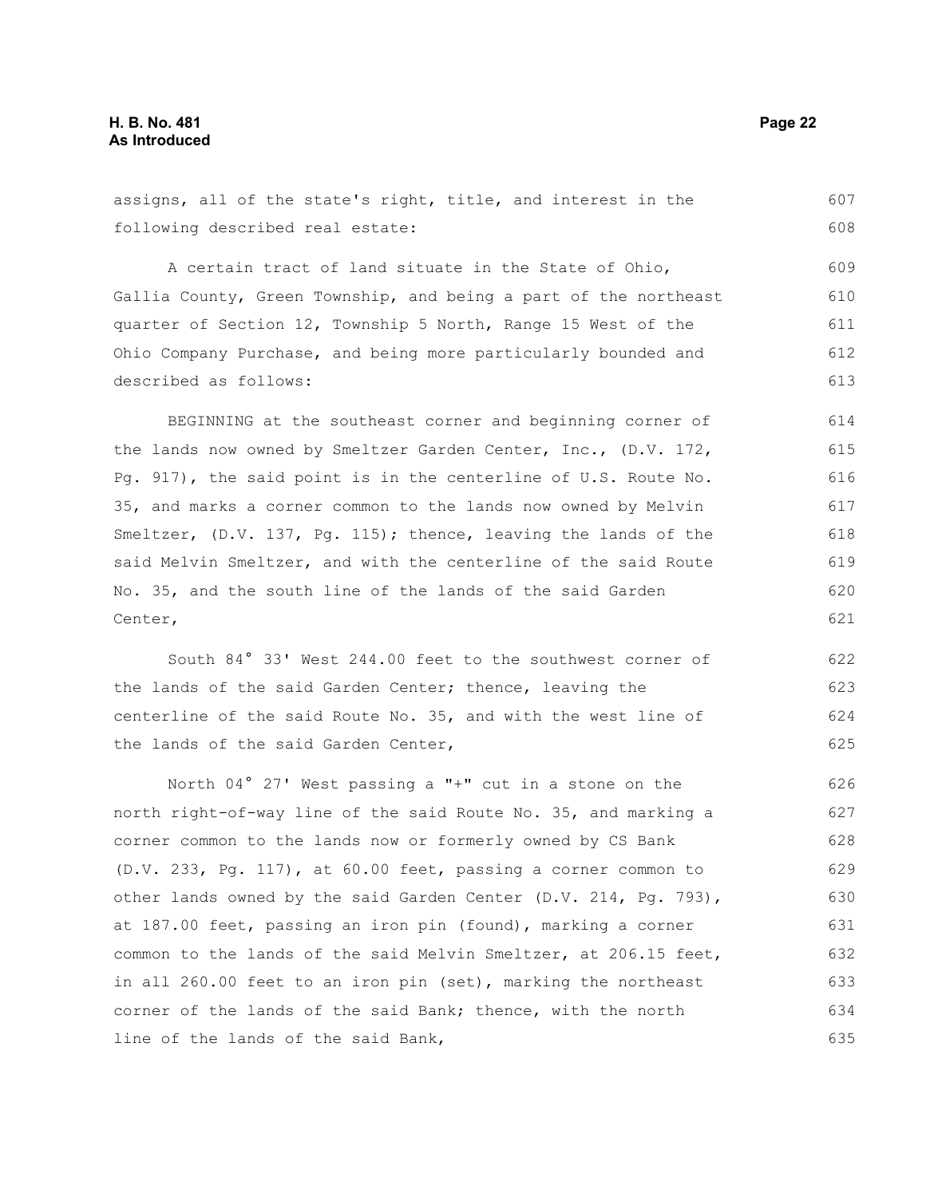assigns, all of the state's right, title, and interest in the following described real estate:

A certain tract of land situate in the State of Ohio, Gallia County, Green Township, and being a part of the northeast quarter of Section 12, Township 5 North, Range 15 West of the Ohio Company Purchase, and being more particularly bounded and described as follows:

BEGINNING at the southeast corner and beginning corner of the lands now owned by Smeltzer Garden Center, Inc., (D.V. 172, Pg. 917), the said point is in the centerline of U.S. Route No. 35, and marks a corner common to the lands now owned by Melvin Smeltzer, (D.V. 137, Pg. 115); thence, leaving the lands of the said Melvin Smeltzer, and with the centerline of the said Route No. 35, and the south line of the lands of the said Garden Center,

South 84° 33' West 244.00 feet to the southwest corner of the lands of the said Garden Center; thence, leaving the centerline of the said Route No. 35, and with the west line of the lands of the said Garden Center,

North 04° 27' West passing a "+" cut in a stone on the north right-of-way line of the said Route No. 35, and marking a corner common to the lands now or formerly owned by CS Bank (D.V. 233, Pg. 117), at 60.00 feet, passing a corner common to other lands owned by the said Garden Center (D.V. 214, Pg. 793), at 187.00 feet, passing an iron pin (found), marking a corner common to the lands of the said Melvin Smeltzer, at 206.15 feet, in all 260.00 feet to an iron pin (set), marking the northeast corner of the lands of the said Bank; thence, with the north line of the lands of the said Bank,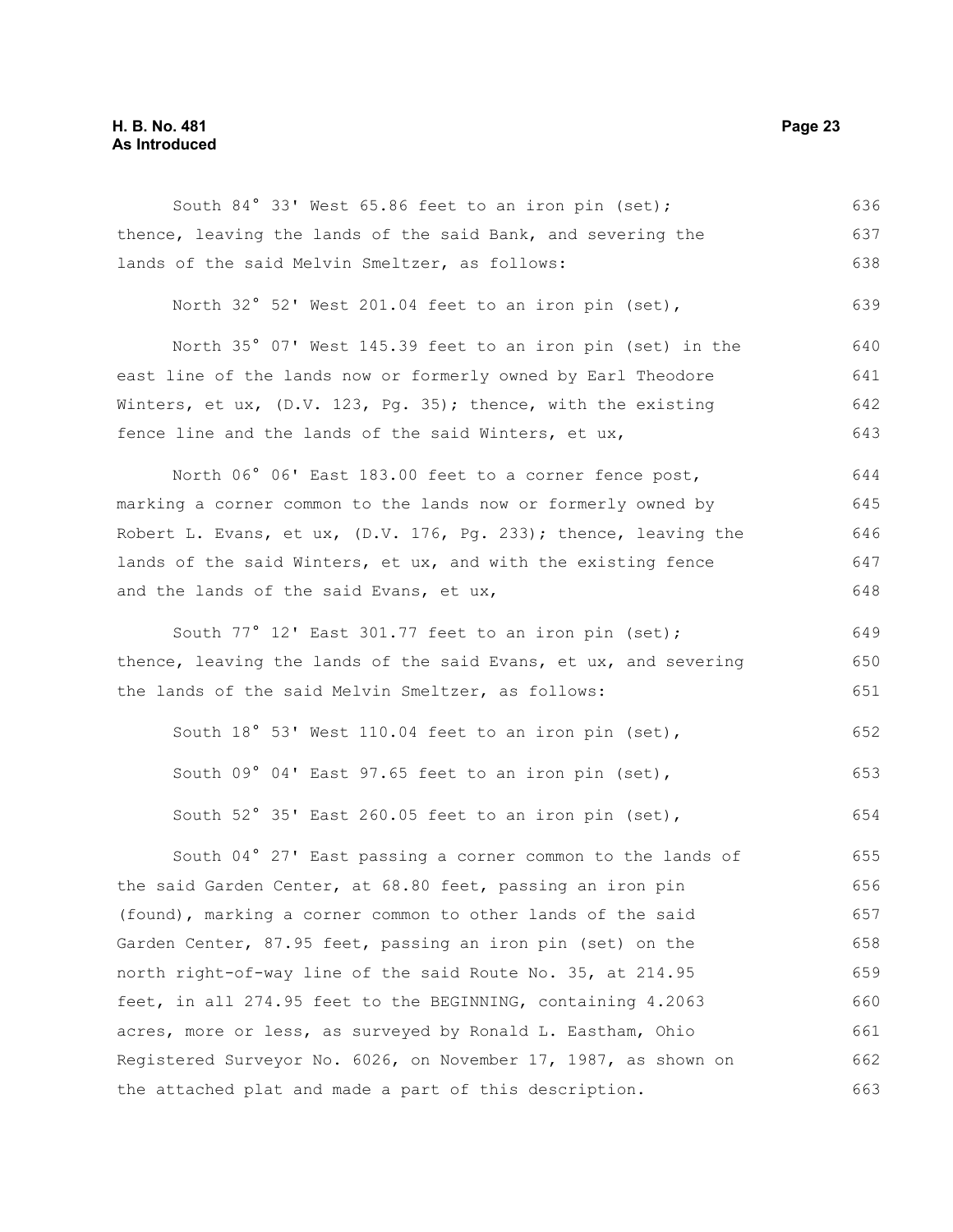South 84° 33' West 65.86 feet to an iron pin (set); thence, leaving the lands of the said Bank, and severing the lands of the said Melvin Smeltzer, as follows:

North 32° 52' West 201.04 feet to an iron pin (set),

North 35° 07' West 145.39 feet to an iron pin (set) in the east line of the lands now or formerly owned by Earl Theodore Winters, et ux, (D.V. 123, Pg. 35); thence, with the existing fence line and the lands of the said Winters, et ux,

North 06° 06' East 183.00 feet to a corner fence post, marking a corner common to the lands now or formerly owned by Robert L. Evans, et ux, (D.V. 176, Pg. 233); thence, leaving the lands of the said Winters, et ux, and with the existing fence and the lands of the said Evans, et ux,

South 77° 12' East 301.77 feet to an iron pin (set); thence, leaving the lands of the said Evans, et ux, and severing the lands of the said Melvin Smeltzer, as follows:

South 18° 53' West 110.04 feet to an iron pin (set),

South 09° 04' East 97.65 feet to an iron pin (set),

South 52° 35' East 260.05 feet to an iron pin (set),

South 04° 27' East passing a corner common to the lands of the said Garden Center, at 68.80 feet, passing an iron pin (found), marking a corner common to other lands of the said Garden Center, 87.95 feet, passing an iron pin (set) on the north right-of-way line of the said Route No. 35, at 214.95 feet, in all 274.95 feet to the BEGINNING, containing 4.2063 acres, more or less, as surveyed by Ronald L. Eastham, Ohio Registered Surveyor No. 6026, on November 17, 1987, as shown on the attached plat and made a part of this description.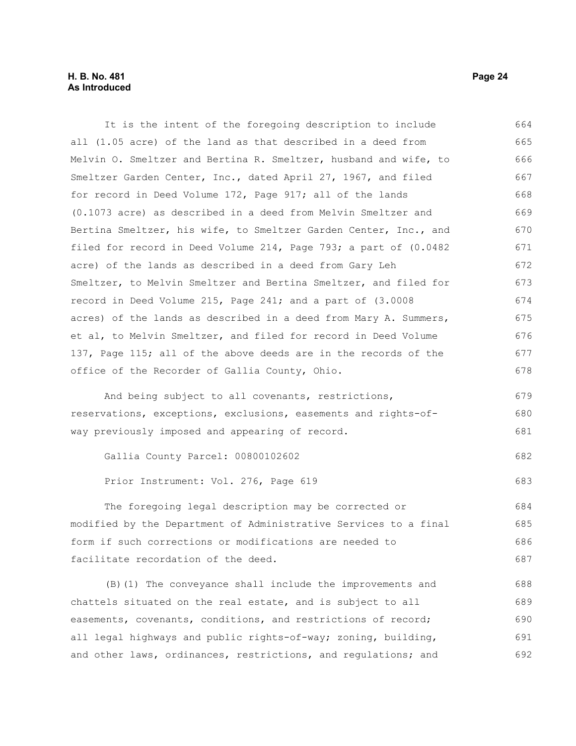It is the intent of the foregoing description to include all (1.05 acre) of the land as that described in a deed from Melvin O. Smeltzer and Bertina R. Smeltzer, husband and wife, to Smeltzer Garden Center, Inc., dated April 27, 1967, and filed for record in Deed Volume 172, Page 917; all of the lands (0.1073 acre) as described in a deed from Melvin Smeltzer and Bertina Smeltzer, his wife, to Smeltzer Garden Center, Inc., and filed for record in Deed Volume 214, Page 793; a part of (0.0482 acre) of the lands as described in a deed from Gary Leh Smeltzer, to Melvin Smeltzer and Bertina Smeltzer, and filed for record in Deed Volume 215, Page 241; and a part of (3.0008 acres) of the lands as described in a deed from Mary A. Summers, et al, to Melvin Smeltzer, and filed for record in Deed Volume 137, Page 115; all of the above deeds are in the records of the office of the Recorder of Gallia County, Ohio.

And being subject to all covenants, restrictions, reservations, exceptions, exclusions, easements and rights-of-way previously imposed and appearing of record.

Gallia County Parcel: 00800102602

Prior Instrument: Vol. 276, Page 619

The foregoing legal description may be corrected or modified by the Department of Administrative Services to a final form if such corrections or modifications are needed to facilitate recordation of the deed.

(B)(1) The conveyance shall include the improvements and chattels situated on the real estate, and is subject to all easements, covenants, conditions, and restrictions of record; all legal highways and public rights-of-way; zoning, building, and other laws, ordinances, restrictions, and regulations; and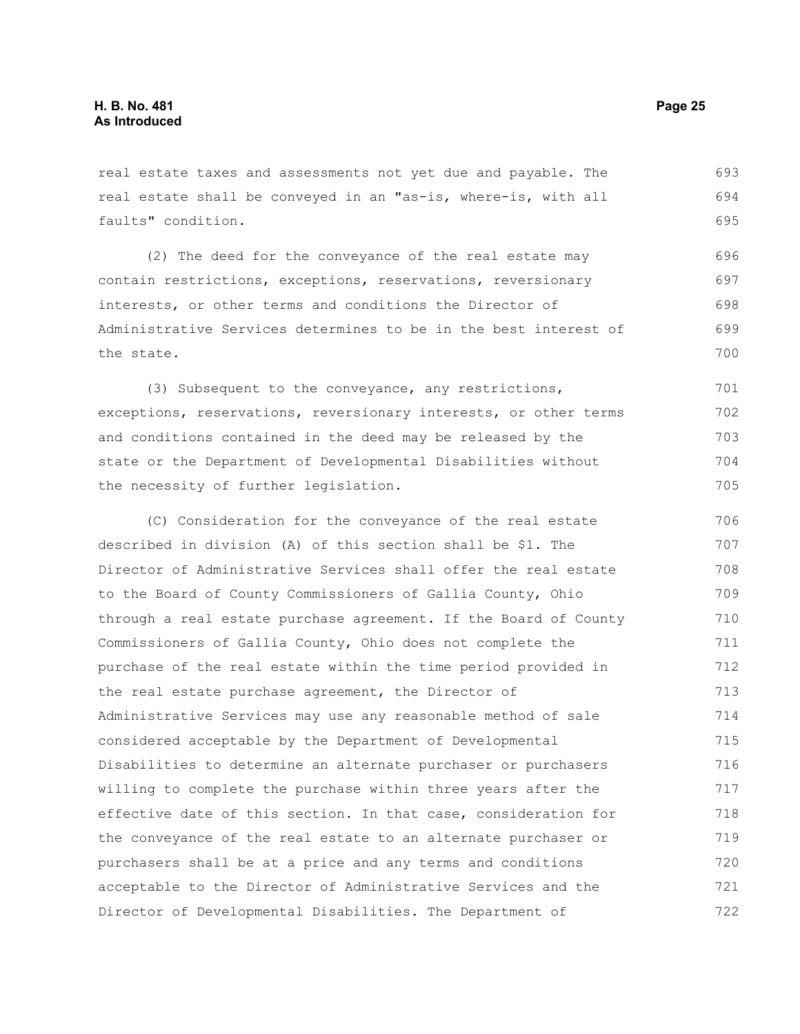real estate taxes and assessments not yet due and payable. The real estate shall be conveyed in an "as-is, where-is, with all faults" condition.

(2) The deed for the conveyance of the real estate may contain restrictions, exceptions, reservations, reversionary interests, or other terms and conditions the Director of Administrative Services determines to be in the best interest of the state.

(3) Subsequent to the conveyance, any restrictions, exceptions, reservations, reversionary interests, or other terms and conditions contained in the deed may be released by the state or the Department of Developmental Disabilities without the necessity of further legislation.

(C) Consideration for the conveyance of the real estate described in division (A) of this section shall be $1. The Director of Administrative Services shall offer the real estate to the Board of County Commissioners of Gallia County, Ohio through a real estate purchase agreement. If the Board of County Commissioners of Gallia County, Ohio does not complete the purchase of the real estate within the time period provided in the real estate purchase agreement, the Director of Administrative Services may use any reasonable method of sale considered acceptable by the Department of Developmental Disabilities to determine an alternate purchaser or purchasers willing to complete the purchase within three years after the effective date of this section. In that case, consideration for the conveyance of the real estate to an alternate purchaser or purchasers shall be at a price and any terms and conditions acceptable to the Director of Administrative Services and the Director of Developmental Disabilities. The Department of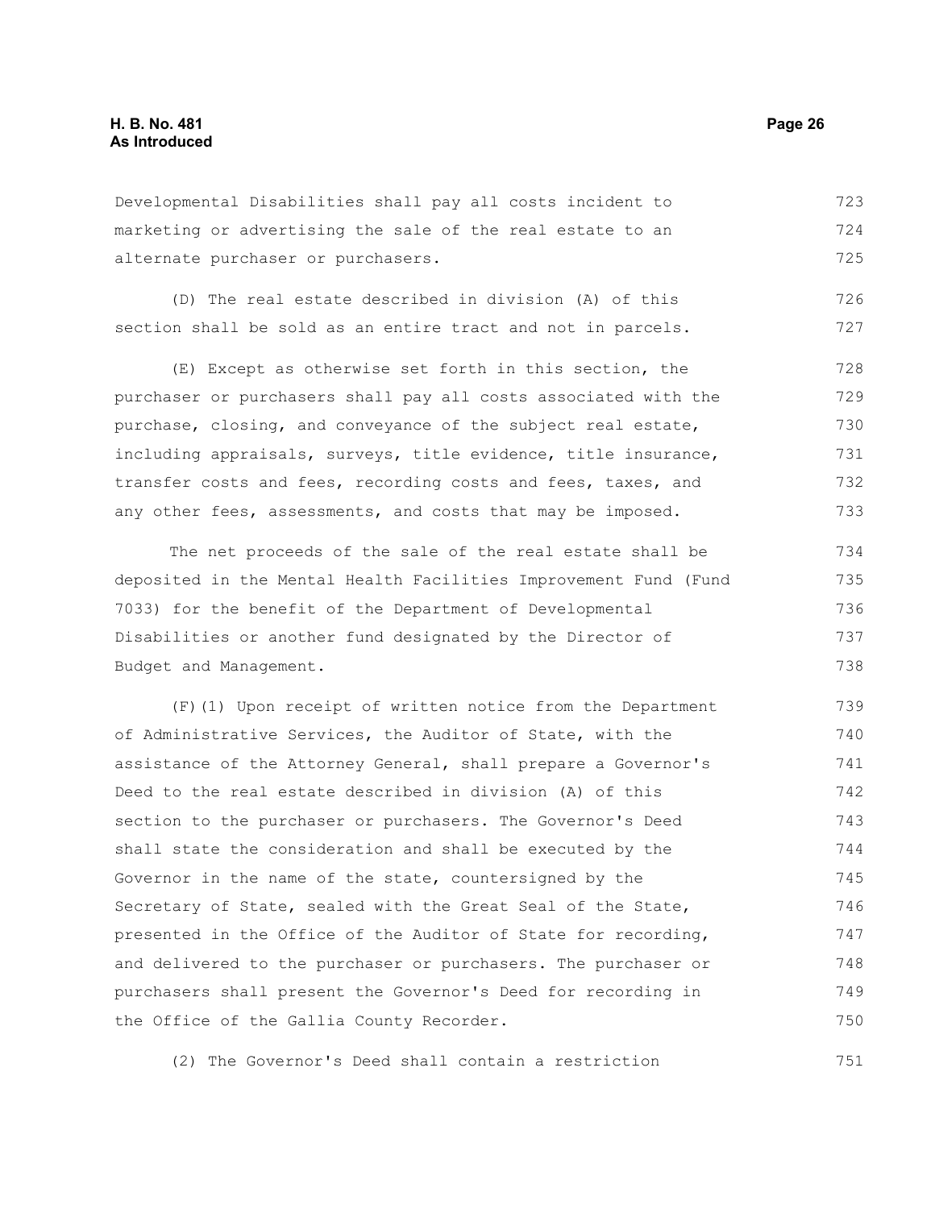Developmental Disabilities shall pay all costs incident to marketing or advertising the sale of the real estate to an alternate purchaser or purchasers.

(D) The real estate described in division (A) of this section shall be sold as an entire tract and not in parcels.

(E) Except as otherwise set forth in this section, the purchaser or purchasers shall pay all costs associated with the purchase, closing, and conveyance of the subject real estate, including appraisals, surveys, title evidence, title insurance, transfer costs and fees, recording costs and fees, taxes, and any other fees, assessments, and costs that may be imposed.

The net proceeds of the sale of the real estate shall be deposited in the Mental Health Facilities Improvement Fund (Fund 7033) for the benefit of the Department of Developmental Disabilities or another fund designated by the Director of Budget and Management.

(F)(1) Upon receipt of written notice from the Department of Administrative Services, the Auditor of State, with the assistance of the Attorney General, shall prepare a Governor's Deed to the real estate described in division (A) of this section to the purchaser or purchasers. The Governor's Deed shall state the consideration and shall be executed by the Governor in the name of the state, countersigned by the Secretary of State, sealed with the Great Seal of the State, presented in the Office of the Auditor of State for recording, and delivered to the purchaser or purchasers. The purchaser or purchasers shall present the Governor's Deed for recording in the Office of the Gallia County Recorder.

(2) The Governor's Deed shall contain a restriction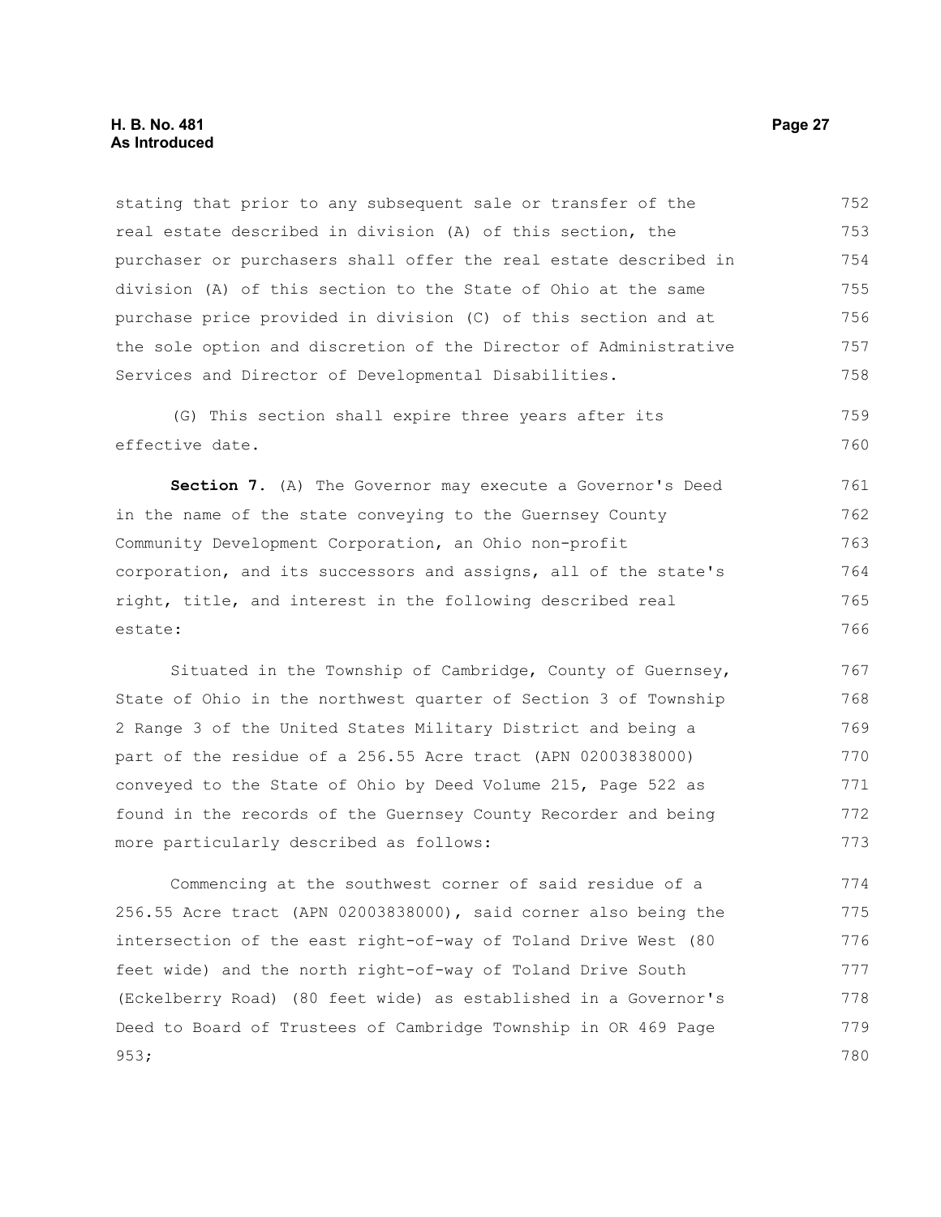stating that prior to any subsequent sale or transfer of the real estate described in division (A) of this section, the purchaser or purchasers shall offer the real estate described in division (A) of this section to the State of Ohio at the same purchase price provided in division (C) of this section and at the sole option and discretion of the Director of Administrative Services and Director of Developmental Disabilities.

(G) This section shall expire three years after its effective date.

**Section 7.** (A) The Governor may execute a Governor's Deed in the name of the state conveying to the Guernsey County Community Development Corporation, an Ohio non-profit corporation, and its successors and assigns, all of the state's right, title, and interest in the following described real estate:

Situated in the Township of Cambridge, County of Guernsey, State of Ohio in the northwest quarter of Section 3 of Township 2 Range 3 of the United States Military District and being a part of the residue of a 256.55 Acre tract (APN 02003838000) conveyed to the State of Ohio by Deed Volume 215, Page 522 as found in the records of the Guernsey County Recorder and being more particularly described as follows:

Commencing at the southwest corner of said residue of a 256.55 Acre tract (APN 02003838000), said corner also being the intersection of the east right-of-way of Toland Drive West (80 feet wide) and the north right-of-way of Toland Drive South (Eckelberry Road) (80 feet wide) as established in a Governor's Deed to Board of Trustees of Cambridge Township in OR 469 Page 953;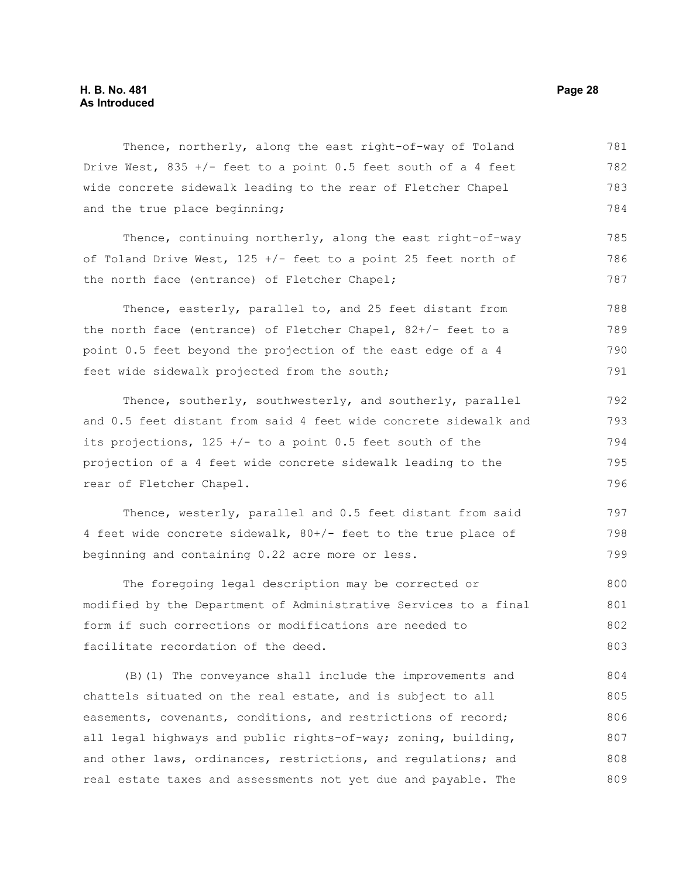Thence, northerly, along the east right-of-way of Toland Drive West, 835 +/- feet to a point 0.5 feet south of a 4 feet wide concrete sidewalk leading to the rear of Fletcher Chapel and the true place beginning;

Thence, continuing northerly, along the east right-of-way of Toland Drive West, 125 +/- feet to a point 25 feet north of the north face (entrance) of Fletcher Chapel;

Thence, easterly, parallel to, and 25 feet distant from the north face (entrance) of Fletcher Chapel, 82+/- feet to a point 0.5 feet beyond the projection of the east edge of a 4 feet wide sidewalk projected from the south;

Thence, southerly, southwesterly, and southerly, parallel and 0.5 feet distant from said 4 feet wide concrete sidewalk and its projections, 125 +/- to a point 0.5 feet south of the projection of a 4 feet wide concrete sidewalk leading to the rear of Fletcher Chapel.

Thence, westerly, parallel and 0.5 feet distant from said 4 feet wide concrete sidewalk, 80+/- feet to the true place of beginning and containing 0.22 acre more or less.

The foregoing legal description may be corrected or modified by the Department of Administrative Services to a final form if such corrections or modifications are needed to facilitate recordation of the deed.

(B)(1) The conveyance shall include the improvements and chattels situated on the real estate, and is subject to all easements, covenants, conditions, and restrictions of record; all legal highways and public rights-of-way; zoning, building, and other laws, ordinances, restrictions, and regulations; and real estate taxes and assessments not yet due and payable. The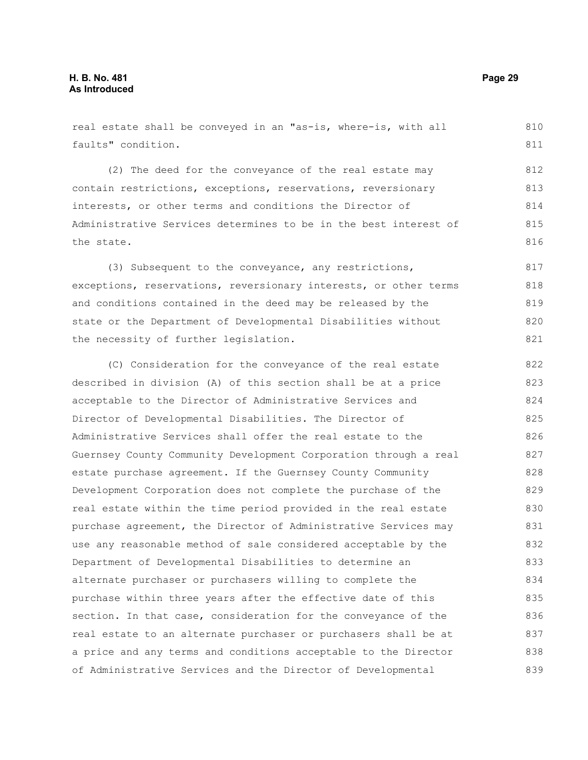real estate shall be conveyed in an "as-is, where-is, with all faults" condition.

(2) The deed for the conveyance of the real estate may contain restrictions, exceptions, reservations, reversionary interests, or other terms and conditions the Director of Administrative Services determines to be in the best interest of the state.

(3) Subsequent to the conveyance, any restrictions, exceptions, reservations, reversionary interests, or other terms and conditions contained in the deed may be released by the state or the Department of Developmental Disabilities without the necessity of further legislation.

(C) Consideration for the conveyance of the real estate described in division (A) of this section shall be at a price acceptable to the Director of Administrative Services and Director of Developmental Disabilities. The Director of Administrative Services shall offer the real estate to the Guernsey County Community Development Corporation through a real estate purchase agreement. If the Guernsey County Community Development Corporation does not complete the purchase of the real estate within the time period provided in the real estate purchase agreement, the Director of Administrative Services may use any reasonable method of sale considered acceptable by the Department of Developmental Disabilities to determine an alternate purchaser or purchasers willing to complete the purchase within three years after the effective date of this section. In that case, consideration for the conveyance of the real estate to an alternate purchaser or purchasers shall be at a price and any terms and conditions acceptable to the Director of Administrative Services and the Director of Developmental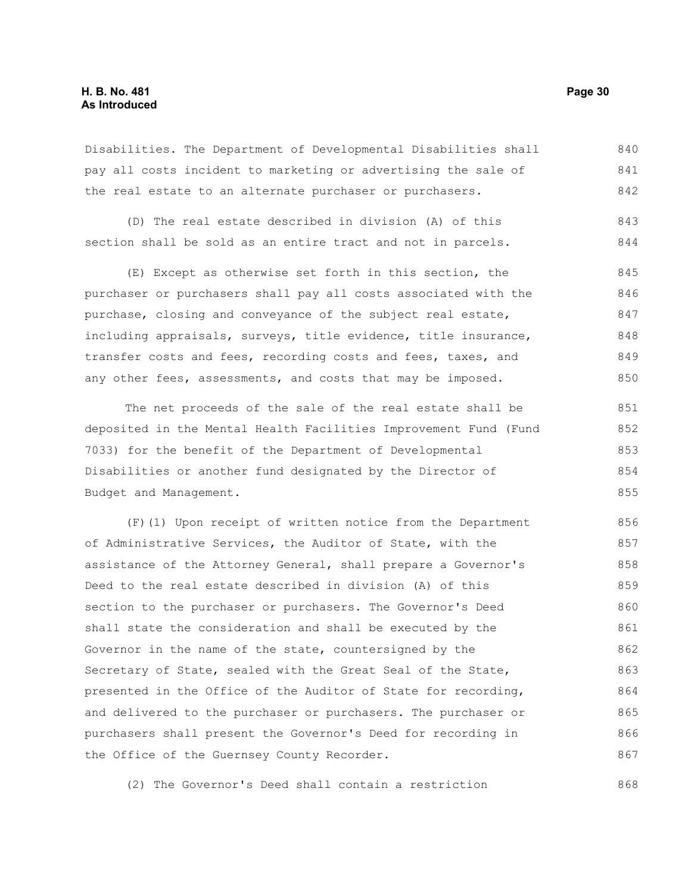Disabilities. The Department of Developmental Disabilities shall pay all costs incident to marketing or advertising the sale of the real estate to an alternate purchaser or purchasers.

(D) The real estate described in division (A) of this section shall be sold as an entire tract and not in parcels.

(E) Except as otherwise set forth in this section, the purchaser or purchasers shall pay all costs associated with the purchase, closing and conveyance of the subject real estate, including appraisals, surveys, title evidence, title insurance, transfer costs and fees, recording costs and fees, taxes, and any other fees, assessments, and costs that may be imposed.

The net proceeds of the sale of the real estate shall be deposited in the Mental Health Facilities Improvement Fund (Fund 7033) for the benefit of the Department of Developmental Disabilities or another fund designated by the Director of Budget and Management.

(F)(1) Upon receipt of written notice from the Department of Administrative Services, the Auditor of State, with the assistance of the Attorney General, shall prepare a Governor's Deed to the real estate described in division (A) of this section to the purchaser or purchasers. The Governor's Deed shall state the consideration and shall be executed by the Governor in the name of the state, countersigned by the Secretary of State, sealed with the Great Seal of the State, presented in the Office of the Auditor of State for recording, and delivered to the purchaser or purchasers. The purchaser or purchasers shall present the Governor's Deed for recording in the Office of the Guernsey County Recorder.

(2) The Governor's Deed shall contain a restriction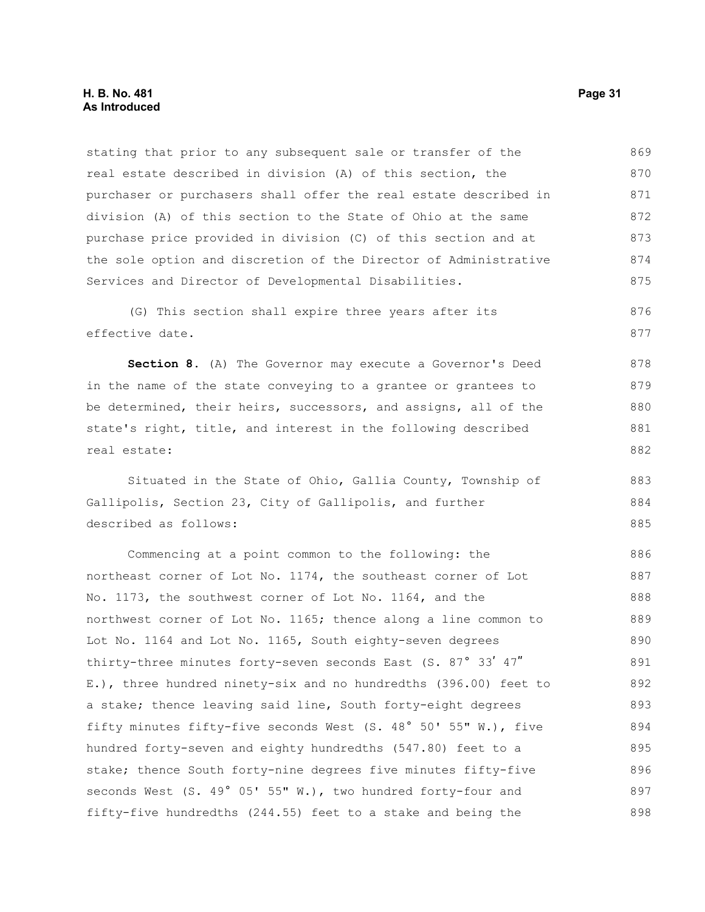stating that prior to any subsequent sale or transfer of the real estate described in division (A) of this section, the purchaser or purchasers shall offer the real estate described in division (A) of this section to the State of Ohio at the same purchase price provided in division (C) of this section and at the sole option and discretion of the Director of Administrative Services and Director of Developmental Disabilities.

(G) This section shall expire three years after its effective date.

**Section 8.** (A) The Governor may execute a Governor's Deed in the name of the state conveying to a grantee or grantees to be determined, their heirs, successors, and assigns, all of the state's right, title, and interest in the following described real estate:

Situated in the State of Ohio, Gallia County, Township of Gallipolis, Section 23, City of Gallipolis, and further described as follows:

Commencing at a point common to the following: the northeast corner of Lot No. 1174, the southeast corner of Lot No. 1173, the southwest corner of Lot No. 1164, and the northwest corner of Lot No. 1165; thence along a line common to Lot No. 1164 and Lot No. 1165, South eighty-seven degrees thirty-three minutes forty-seven seconds East (S. 87° 33ʹ 47ʺ E.), three hundred ninety-six and no hundredths (396.00) feet to a stake; thence leaving said line, South forty-eight degrees fifty minutes fifty-five seconds West (S. 48° 50' 55" W.), five hundred forty-seven and eighty hundredths (547.80) feet to a stake; thence South forty-nine degrees five minutes fifty-five seconds West (S. 49° 05' 55" W.), two hundred forty-four and fifty-five hundredths (244.55) feet to a stake and being the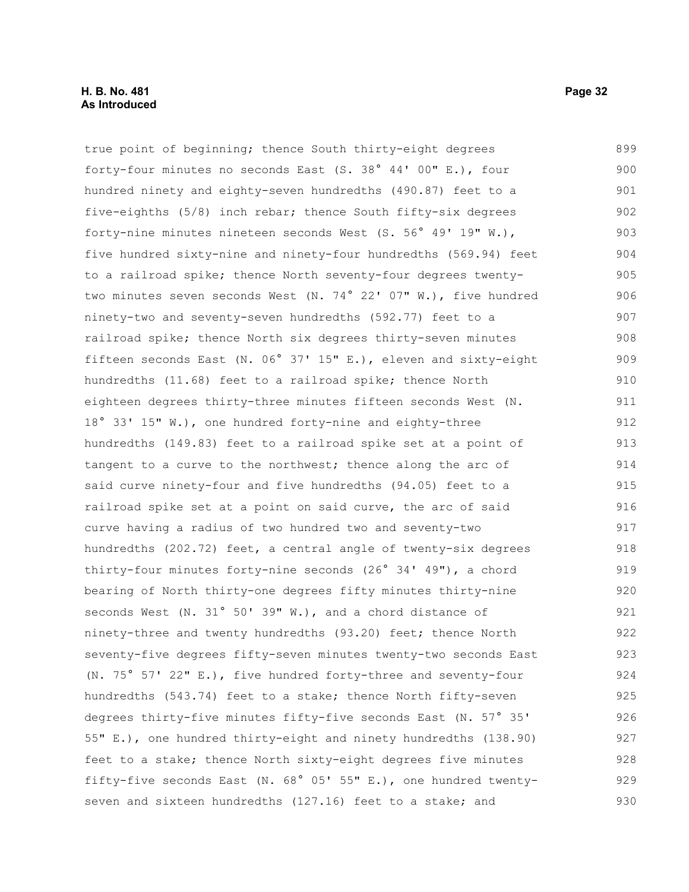true point of beginning; thence South thirty-eight degrees forty-four minutes no seconds East (S. 38° 44' 00" E.), four hundred ninety and eighty-seven hundredths (490.87) feet to a five-eighths (5/8) inch rebar; thence South fifty-six degrees forty-nine minutes nineteen seconds West (S. 56° 49' 19" W.), five hundred sixty-nine and ninety-four hundredths (569.94) feet to a railroad spike; thence North seventy-four degrees twenty-two minutes seven seconds West (N. 74° 22' 07" W.), five hundred ninety-two and seventy-seven hundredths (592.77) feet to a railroad spike; thence North six degrees thirty-seven minutes fifteen seconds East (N. 06° 37' 15" E.), eleven and sixty-eight hundredths (11.68) feet to a railroad spike; thence North eighteen degrees thirty-three minutes fifteen seconds West (N. 18° 33' 15" W.), one hundred forty-nine and eighty-three hundredths (149.83) feet to a railroad spike set at a point of tangent to a curve to the northwest; thence along the arc of said curve ninety-four and five hundredths (94.05) feet to a railroad spike set at a point on said curve, the arc of said curve having a radius of two hundred two and seventy-two hundredths (202.72) feet, a central angle of twenty-six degrees thirty-four minutes forty-nine seconds (26° 34' 49"), a chord bearing of North thirty-one degrees fifty minutes thirty-nine seconds West (N. 31° 50' 39" W.), and a chord distance of ninety-three and twenty hundredths (93.20) feet; thence North seventy-five degrees fifty-seven minutes twenty-two seconds East (N. 75° 57' 22" E.), five hundred forty-three and seventy-four hundredths (543.74) feet to a stake; thence North fifty-seven degrees thirty-five minutes fifty-five seconds East (N. 57° 35' 55" E.), one hundred thirty-eight and ninety hundredths (138.90) feet to a stake; thence North sixty-eight degrees five minutes fifty-five seconds East (N. 68° 05' 55" E.), one hundred twenty-seven and sixteen hundredths (127.16) feet to a stake; and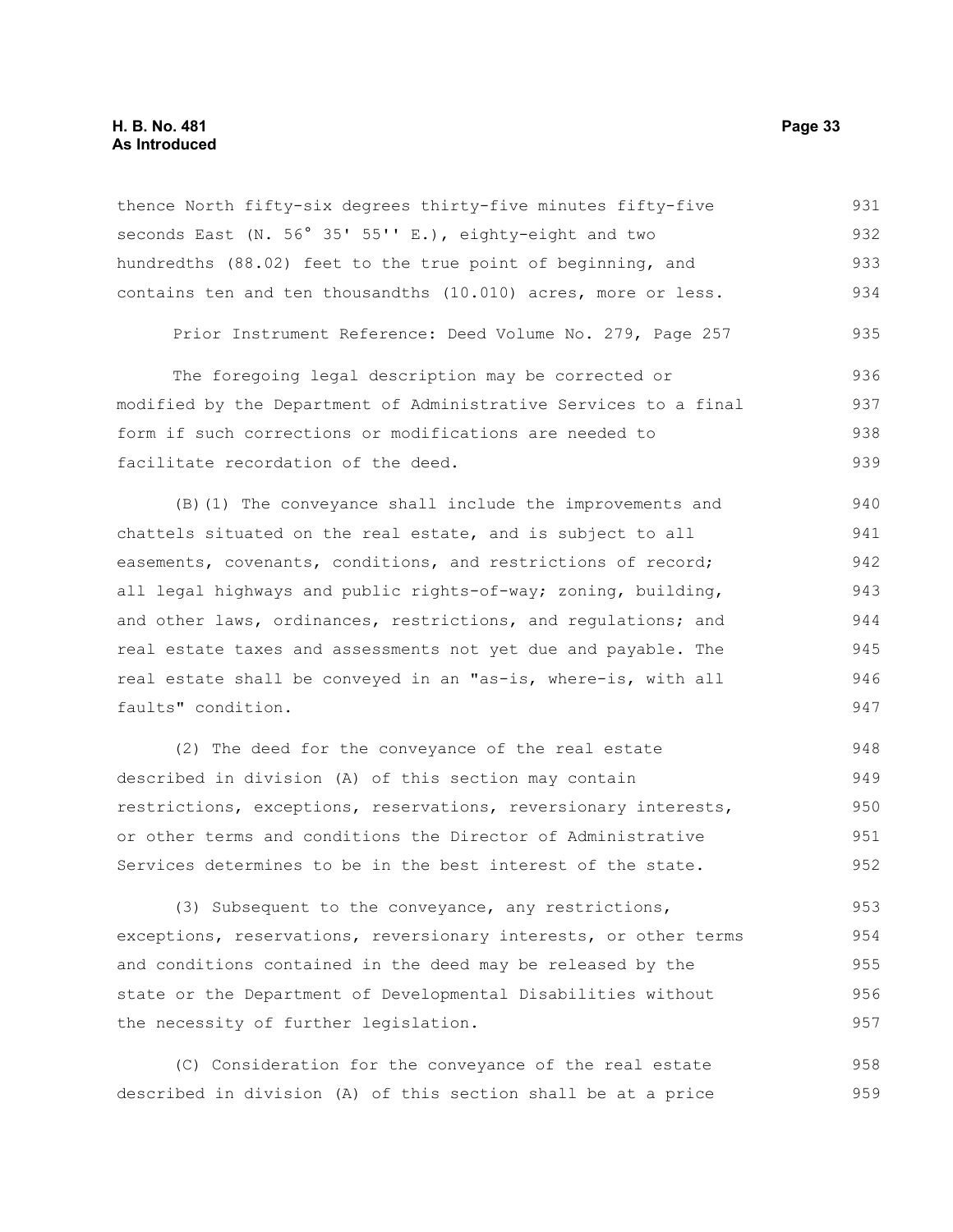thence North fifty-six degrees thirty-five minutes fifty-five seconds East (N. 56° 35' 55'' E.), eighty-eight and two hundredths (88.02) feet to the true point of beginning, and contains ten and ten thousandths (10.010) acres, more or less.

Prior Instrument Reference: Deed Volume No. 279, Page 257

The foregoing legal description may be corrected or modified by the Department of Administrative Services to a final form if such corrections or modifications are needed to facilitate recordation of the deed.

(B)(1) The conveyance shall include the improvements and chattels situated on the real estate, and is subject to all easements, covenants, conditions, and restrictions of record; all legal highways and public rights-of-way; zoning, building, and other laws, ordinances, restrictions, and regulations; and real estate taxes and assessments not yet due and payable. The real estate shall be conveyed in an "as-is, where-is, with all faults" condition.

(2) The deed for the conveyance of the real estate described in division (A) of this section may contain restrictions, exceptions, reservations, reversionary interests, or other terms and conditions the Director of Administrative Services determines to be in the best interest of the state.

(3) Subsequent to the conveyance, any restrictions, exceptions, reservations, reversionary interests, or other terms and conditions contained in the deed may be released by the state or the Department of Developmental Disabilities without the necessity of further legislation.

(C) Consideration for the conveyance of the real estate described in division (A) of this section shall be at a price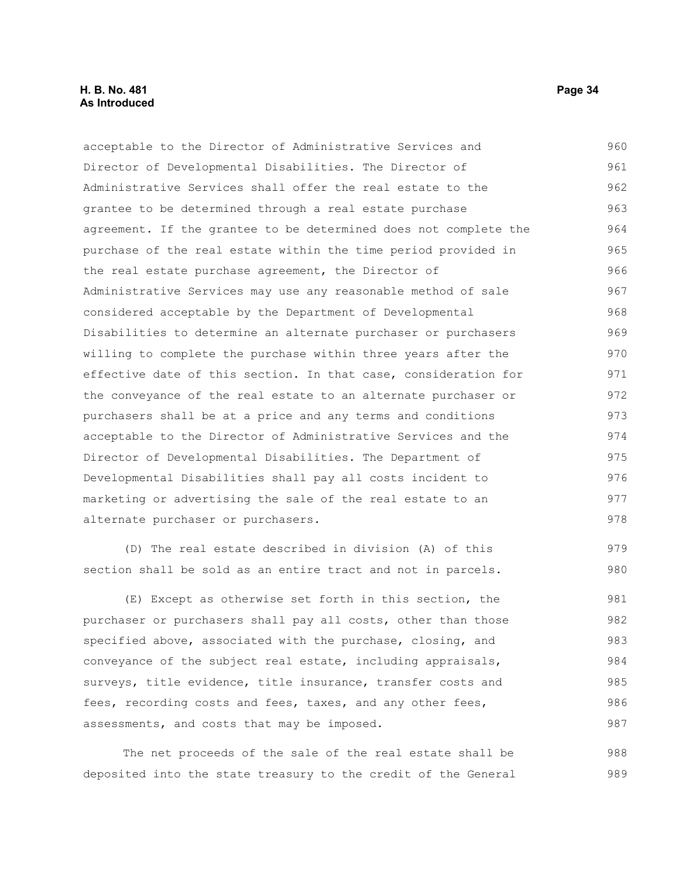acceptable to the Director of Administrative Services and Director of Developmental Disabilities. The Director of Administrative Services shall offer the real estate to the grantee to be determined through a real estate purchase agreement. If the grantee to be determined does not complete the purchase of the real estate within the time period provided in the real estate purchase agreement, the Director of Administrative Services may use any reasonable method of sale considered acceptable by the Department of Developmental Disabilities to determine an alternate purchaser or purchasers willing to complete the purchase within three years after the effective date of this section. In that case, consideration for the conveyance of the real estate to an alternate purchaser or purchasers shall be at a price and any terms and conditions acceptable to the Director of Administrative Services and the Director of Developmental Disabilities. The Department of Developmental Disabilities shall pay all costs incident to marketing or advertising the sale of the real estate to an alternate purchaser or purchasers.

(D) The real estate described in division (A) of this section shall be sold as an entire tract and not in parcels.

(E) Except as otherwise set forth in this section, the purchaser or purchasers shall pay all costs, other than those specified above, associated with the purchase, closing, and conveyance of the subject real estate, including appraisals, surveys, title evidence, title insurance, transfer costs and fees, recording costs and fees, taxes, and any other fees, assessments, and costs that may be imposed.

The net proceeds of the sale of the real estate shall be deposited into the state treasury to the credit of the General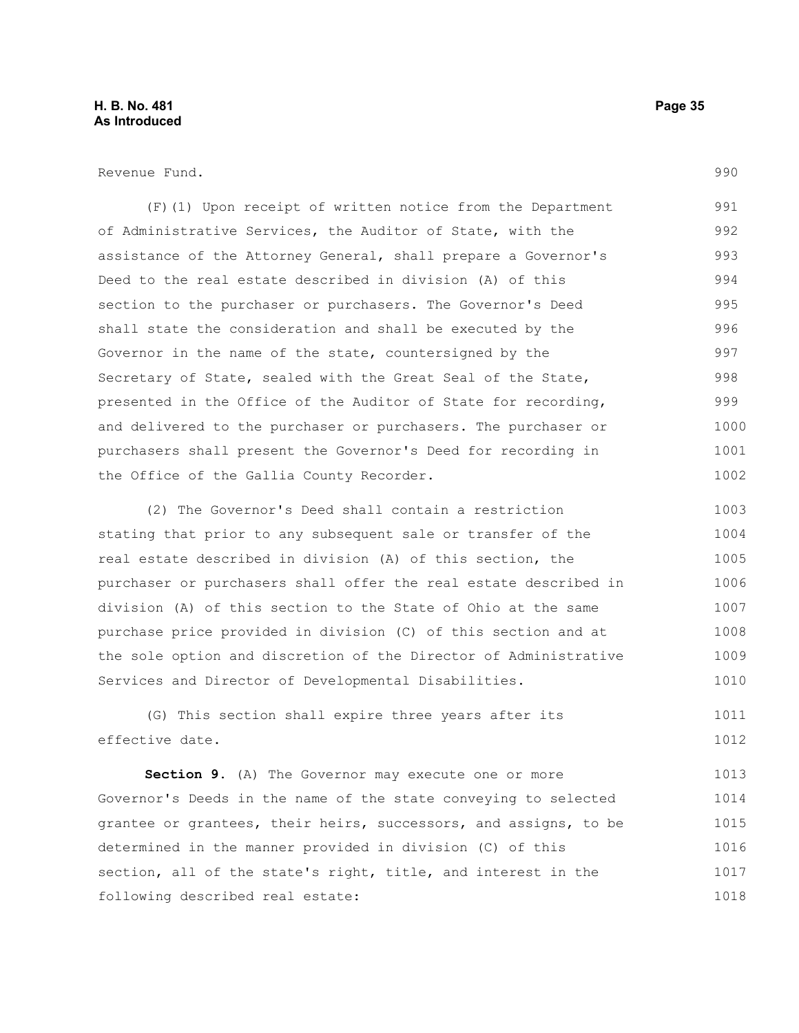Revenue Fund.

(F)(1) Upon receipt of written notice from the Department of Administrative Services, the Auditor of State, with the assistance of the Attorney General, shall prepare a Governor's Deed to the real estate described in division (A) of this section to the purchaser or purchasers. The Governor's Deed shall state the consideration and shall be executed by the Governor in the name of the state, countersigned by the Secretary of State, sealed with the Great Seal of the State, presented in the Office of the Auditor of State for recording, and delivered to the purchaser or purchasers. The purchaser or purchasers shall present the Governor's Deed for recording in the Office of the Gallia County Recorder.

(2) The Governor's Deed shall contain a restriction stating that prior to any subsequent sale or transfer of the real estate described in division (A) of this section, the purchaser or purchasers shall offer the real estate described in division (A) of this section to the State of Ohio at the same purchase price provided in division (C) of this section and at the sole option and discretion of the Director of Administrative Services and Director of Developmental Disabilities.

(G) This section shall expire three years after its effective date.

**Section 9.** (A) The Governor may execute one or more Governor's Deeds in the name of the state conveying to selected grantee or grantees, their heirs, successors, and assigns, to be determined in the manner provided in division (C) of this section, all of the state's right, title, and interest in the following described real estate: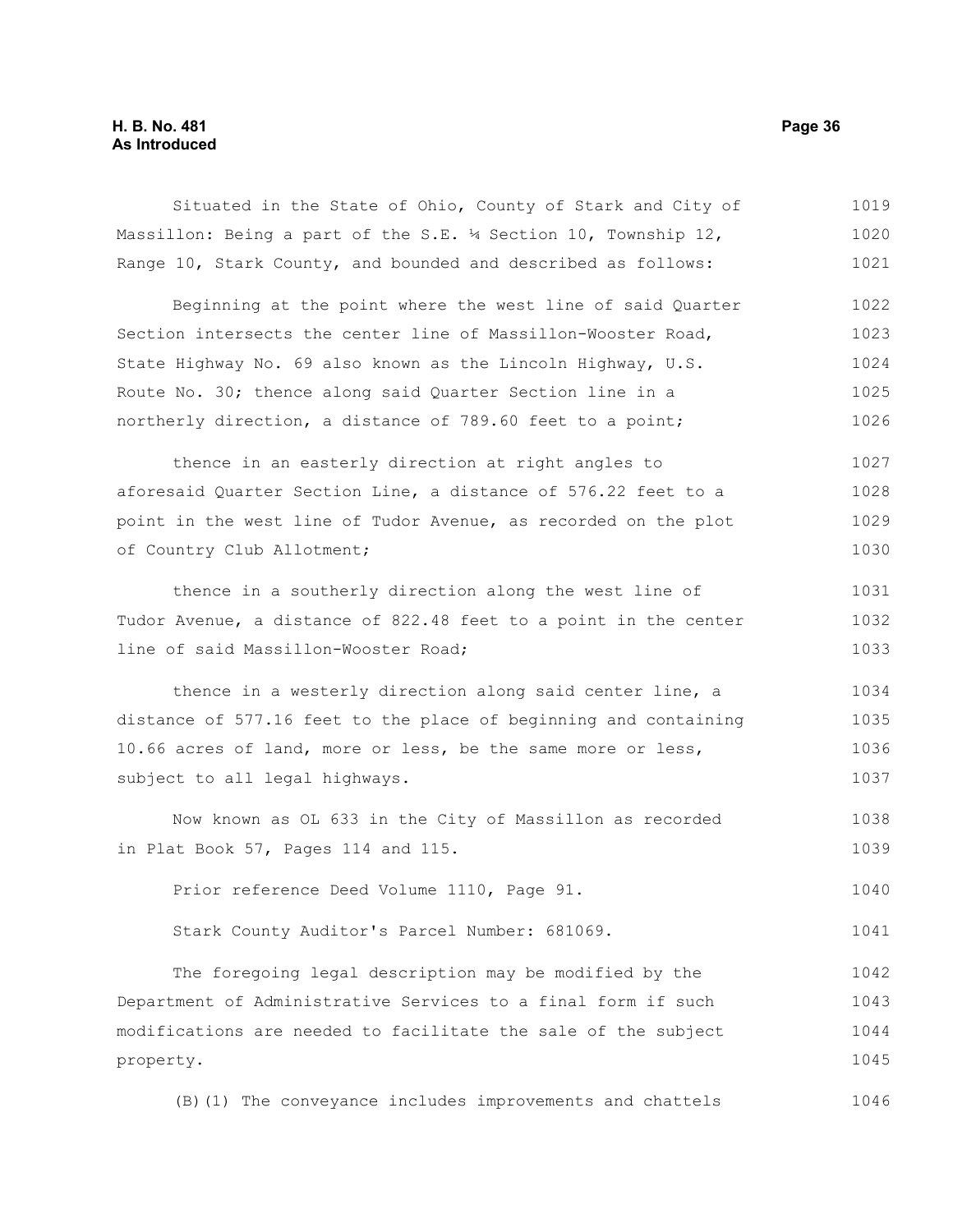Situated in the State of Ohio, County of Stark and City of Massillon: Being a part of the S.E. ¼ Section 10, Township 12, Range 10, Stark County, and bounded and described as follows:

Beginning at the point where the west line of said Quarter Section intersects the center line of Massillon-Wooster Road, State Highway No. 69 also known as the Lincoln Highway, U.S. Route No. 30; thence along said Quarter Section line in a northerly direction, a distance of 789.60 feet to a point;

thence in an easterly direction at right angles to aforesaid Quarter Section Line, a distance of 576.22 feet to a point in the west line of Tudor Avenue, as recorded on the plot of Country Club Allotment;

thence in a southerly direction along the west line of Tudor Avenue, a distance of 822.48 feet to a point in the center line of said Massillon-Wooster Road;

thence in a westerly direction along said center line, a distance of 577.16 feet to the place of beginning and containing 10.66 acres of land, more or less, be the same more or less, subject to all legal highways.

Now known as OL 633 in the City of Massillon as recorded in Plat Book 57, Pages 114 and 115.

Prior reference Deed Volume 1110, Page 91.

Stark County Auditor's Parcel Number: 681069.

The foregoing legal description may be modified by the Department of Administrative Services to a final form if such modifications are needed to facilitate the sale of the subject property.

(B)(1) The conveyance includes improvements and chattels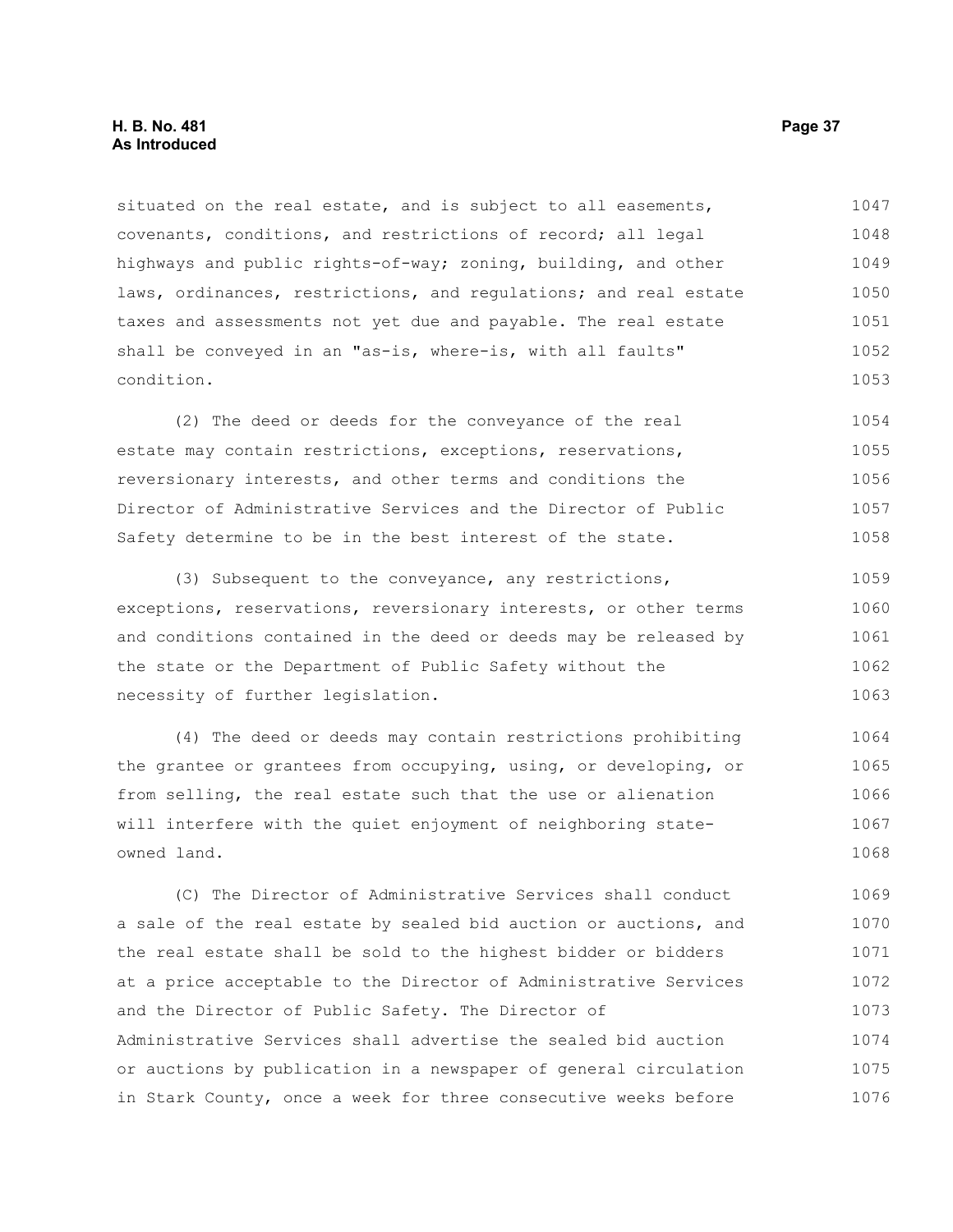situated on the real estate, and is subject to all easements, covenants, conditions, and restrictions of record; all legal highways and public rights-of-way; zoning, building, and other laws, ordinances, restrictions, and regulations; and real estate taxes and assessments not yet due and payable. The real estate shall be conveyed in an "as-is, where-is, with all faults" condition.

(2) The deed or deeds for the conveyance of the real estate may contain restrictions, exceptions, reservations, reversionary interests, and other terms and conditions the Director of Administrative Services and the Director of Public Safety determine to be in the best interest of the state.

(3) Subsequent to the conveyance, any restrictions, exceptions, reservations, reversionary interests, or other terms and conditions contained in the deed or deeds may be released by the state or the Department of Public Safety without the necessity of further legislation.

(4) The deed or deeds may contain restrictions prohibiting the grantee or grantees from occupying, using, or developing, or from selling, the real estate such that the use or alienation will interfere with the quiet enjoyment of neighboring state-owned land.

(C) The Director of Administrative Services shall conduct a sale of the real estate by sealed bid auction or auctions, and the real estate shall be sold to the highest bidder or bidders at a price acceptable to the Director of Administrative Services and the Director of Public Safety. The Director of Administrative Services shall advertise the sealed bid auction or auctions by publication in a newspaper of general circulation in Stark County, once a week for three consecutive weeks before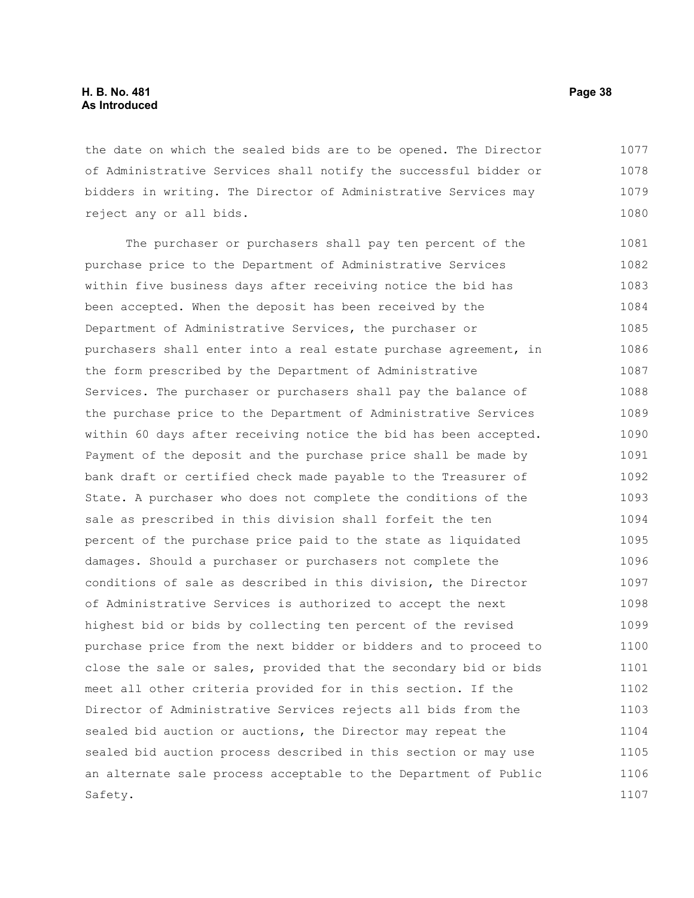the date on which the sealed bids are to be opened. The Director of Administrative Services shall notify the successful bidder or bidders in writing. The Director of Administrative Services may reject any or all bids.

The purchaser or purchasers shall pay ten percent of the purchase price to the Department of Administrative Services within five business days after receiving notice the bid has been accepted. When the deposit has been received by the Department of Administrative Services, the purchaser or purchasers shall enter into a real estate purchase agreement, in the form prescribed by the Department of Administrative Services. The purchaser or purchasers shall pay the balance of the purchase price to the Department of Administrative Services within 60 days after receiving notice the bid has been accepted. Payment of the deposit and the purchase price shall be made by bank draft or certified check made payable to the Treasurer of State. A purchaser who does not complete the conditions of the sale as prescribed in this division shall forfeit the ten percent of the purchase price paid to the state as liquidated damages. Should a purchaser or purchasers not complete the conditions of sale as described in this division, the Director of Administrative Services is authorized to accept the next highest bid or bids by collecting ten percent of the revised purchase price from the next bidder or bidders and to proceed to close the sale or sales, provided that the secondary bid or bids meet all other criteria provided for in this section. If the Director of Administrative Services rejects all bids from the sealed bid auction or auctions, the Director may repeat the sealed bid auction process described in this section or may use an alternate sale process acceptable to the Department of Public Safety.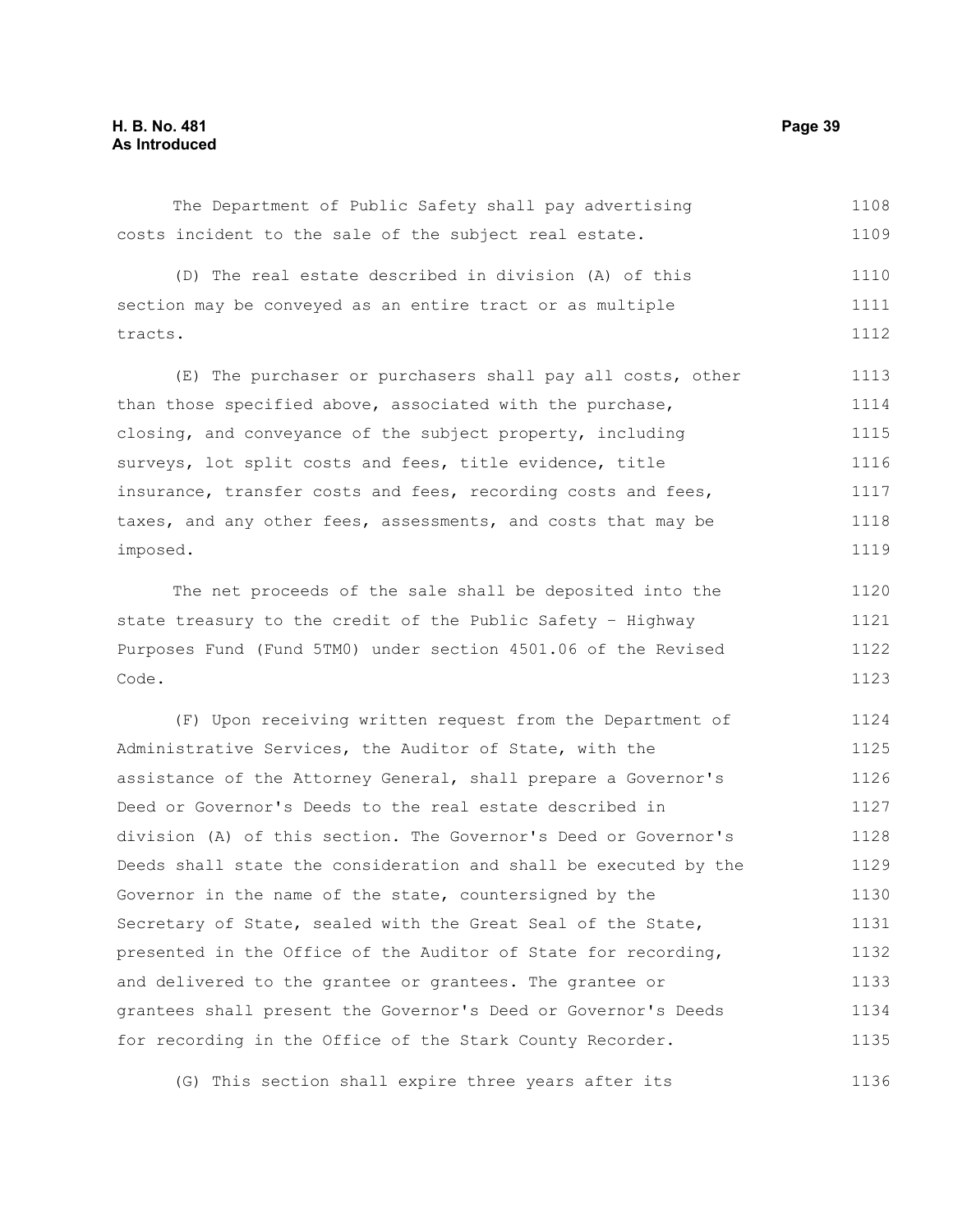The Department of Public Safety shall pay advertising costs incident to the sale of the subject real estate.

(D) The real estate described in division (A) of this section may be conveyed as an entire tract or as multiple tracts.

(E) The purchaser or purchasers shall pay all costs, other than those specified above, associated with the purchase, closing, and conveyance of the subject property, including surveys, lot split costs and fees, title evidence, title insurance, transfer costs and fees, recording costs and fees, taxes, and any other fees, assessments, and costs that may be imposed.

The net proceeds of the sale shall be deposited into the state treasury to the credit of the Public Safety - Highway Purposes Fund (Fund 5TM0) under section 4501.06 of the Revised Code.

(F) Upon receiving written request from the Department of Administrative Services, the Auditor of State, with the assistance of the Attorney General, shall prepare a Governor's Deed or Governor's Deeds to the real estate described in division (A) of this section. The Governor's Deed or Governor's Deeds shall state the consideration and shall be executed by the Governor in the name of the state, countersigned by the Secretary of State, sealed with the Great Seal of the State, presented in the Office of the Auditor of State for recording, and delivered to the grantee or grantees. The grantee or grantees shall present the Governor's Deed or Governor's Deeds for recording in the Office of the Stark County Recorder.

(G) This section shall expire three years after its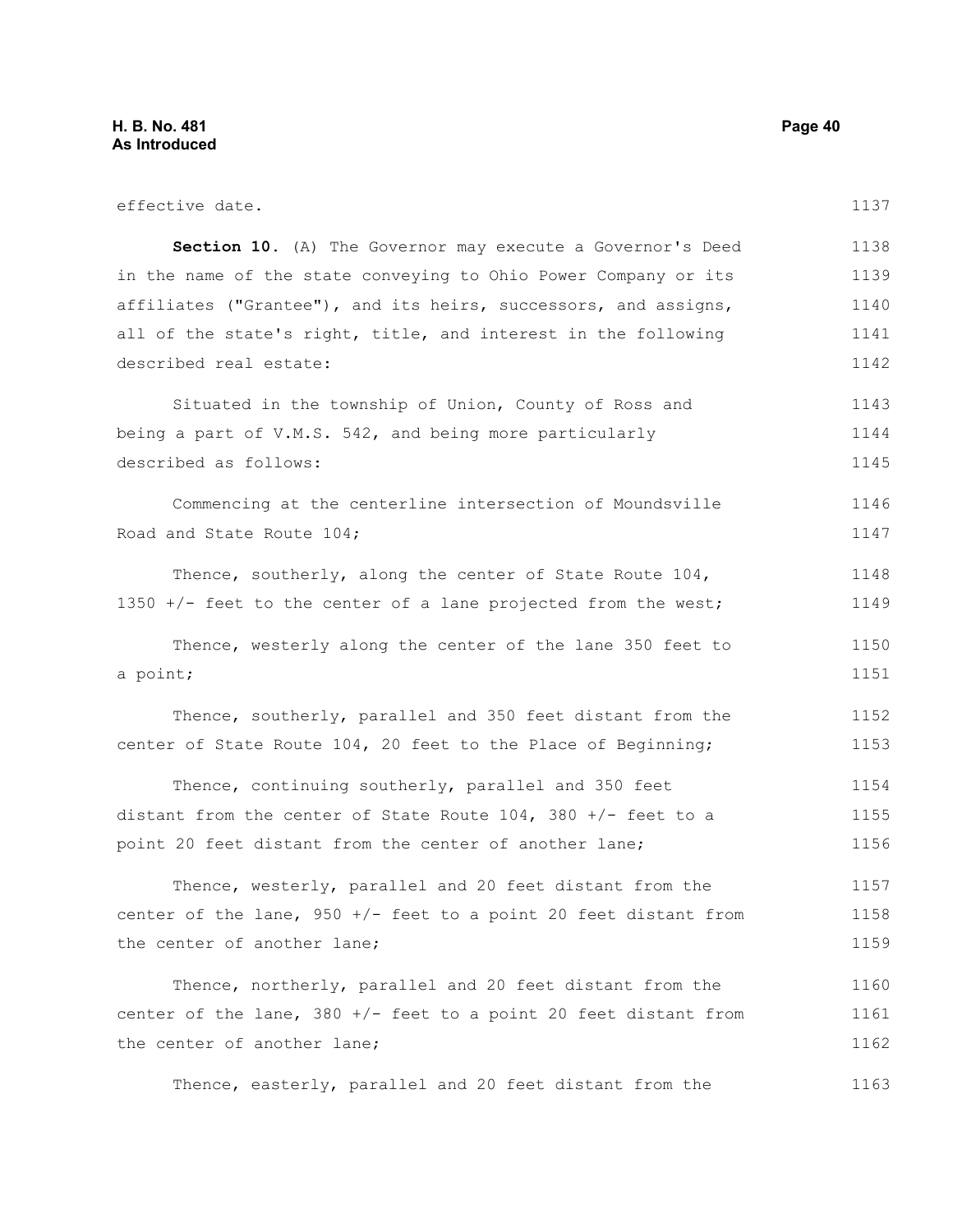effective date.

**Section 10.** (A) The Governor may execute a Governor's Deed in the name of the state conveying to Ohio Power Company or its affiliates ("Grantee"), and its heirs, successors, and assigns, all of the state's right, title, and interest in the following described real estate:

Situated in the township of Union, County of Ross and being a part of V.M.S. 542, and being more particularly described as follows:

Commencing at the centerline intersection of Moundsville Road and State Route 104;

Thence, southerly, along the center of State Route 104, 1350 +/- feet to the center of a lane projected from the west;

Thence, westerly along the center of the lane 350 feet to a point;

Thence, southerly, parallel and 350 feet distant from the center of State Route 104, 20 feet to the Place of Beginning;

Thence, continuing southerly, parallel and 350 feet distant from the center of State Route 104, 380 +/- feet to a point 20 feet distant from the center of another lane;

Thence, westerly, parallel and 20 feet distant from the center of the lane, 950 +/- feet to a point 20 feet distant from the center of another lane;

Thence, northerly, parallel and 20 feet distant from the center of the lane, 380 +/- feet to a point 20 feet distant from the center of another lane;

Thence, easterly, parallel and 20 feet distant from the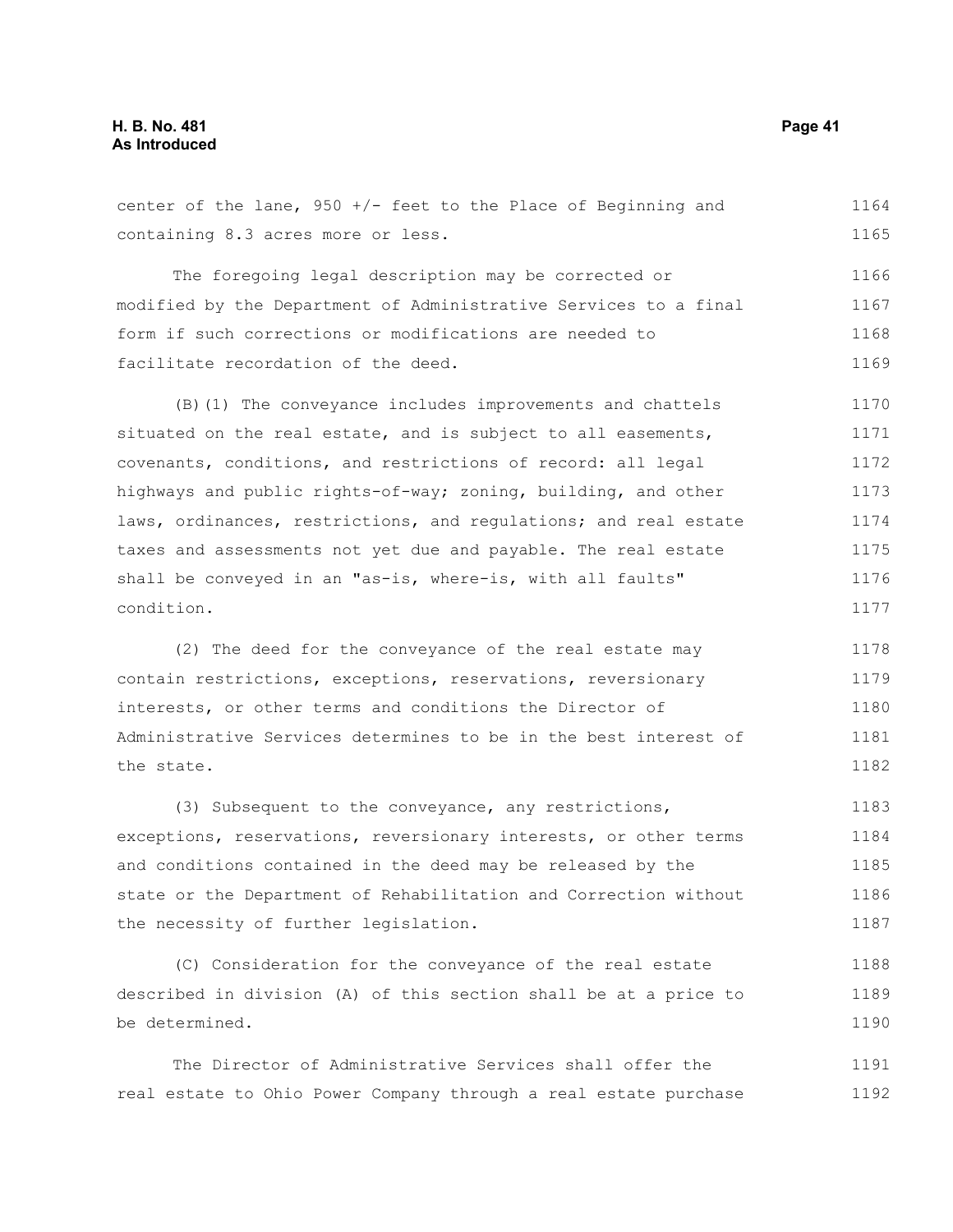center of the lane, 950 +/- feet to the Place of Beginning and containing 8.3 acres more or less.

The foregoing legal description may be corrected or modified by the Department of Administrative Services to a final form if such corrections or modifications are needed to facilitate recordation of the deed.

(B)(1) The conveyance includes improvements and chattels situated on the real estate, and is subject to all easements, covenants, conditions, and restrictions of record: all legal highways and public rights-of-way; zoning, building, and other laws, ordinances, restrictions, and regulations; and real estate taxes and assessments not yet due and payable. The real estate shall be conveyed in an "as-is, where-is, with all faults" condition.

(2) The deed for the conveyance of the real estate may contain restrictions, exceptions, reservations, reversionary interests, or other terms and conditions the Director of Administrative Services determines to be in the best interest of the state.

(3) Subsequent to the conveyance, any restrictions, exceptions, reservations, reversionary interests, or other terms and conditions contained in the deed may be released by the state or the Department of Rehabilitation and Correction without the necessity of further legislation.

(C) Consideration for the conveyance of the real estate described in division (A) of this section shall be at a price to be determined.

The Director of Administrative Services shall offer the real estate to Ohio Power Company through a real estate purchase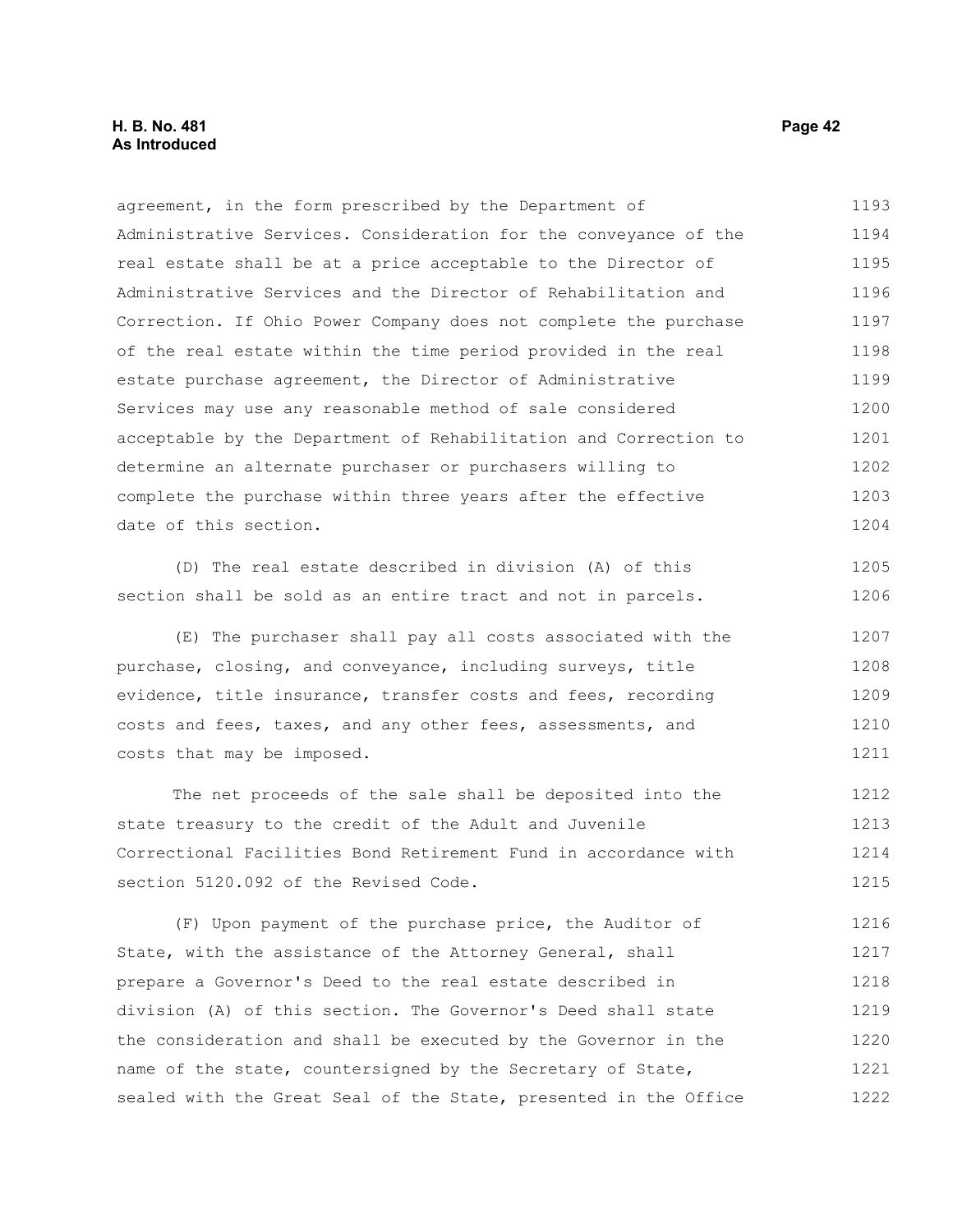agreement, in the form prescribed by the Department of Administrative Services. Consideration for the conveyance of the real estate shall be at a price acceptable to the Director of Administrative Services and the Director of Rehabilitation and Correction. If Ohio Power Company does not complete the purchase of the real estate within the time period provided in the real estate purchase agreement, the Director of Administrative Services may use any reasonable method of sale considered acceptable by the Department of Rehabilitation and Correction to determine an alternate purchaser or purchasers willing to complete the purchase within three years after the effective date of this section.

(D) The real estate described in division (A) of this section shall be sold as an entire tract and not in parcels.

(E) The purchaser shall pay all costs associated with the purchase, closing, and conveyance, including surveys, title evidence, title insurance, transfer costs and fees, recording costs and fees, taxes, and any other fees, assessments, and costs that may be imposed.

The net proceeds of the sale shall be deposited into the state treasury to the credit of the Adult and Juvenile Correctional Facilities Bond Retirement Fund in accordance with section 5120.092 of the Revised Code.

(F) Upon payment of the purchase price, the Auditor of State, with the assistance of the Attorney General, shall prepare a Governor's Deed to the real estate described in division (A) of this section. The Governor's Deed shall state the consideration and shall be executed by the Governor in the name of the state, countersigned by the Secretary of State, sealed with the Great Seal of the State, presented in the Office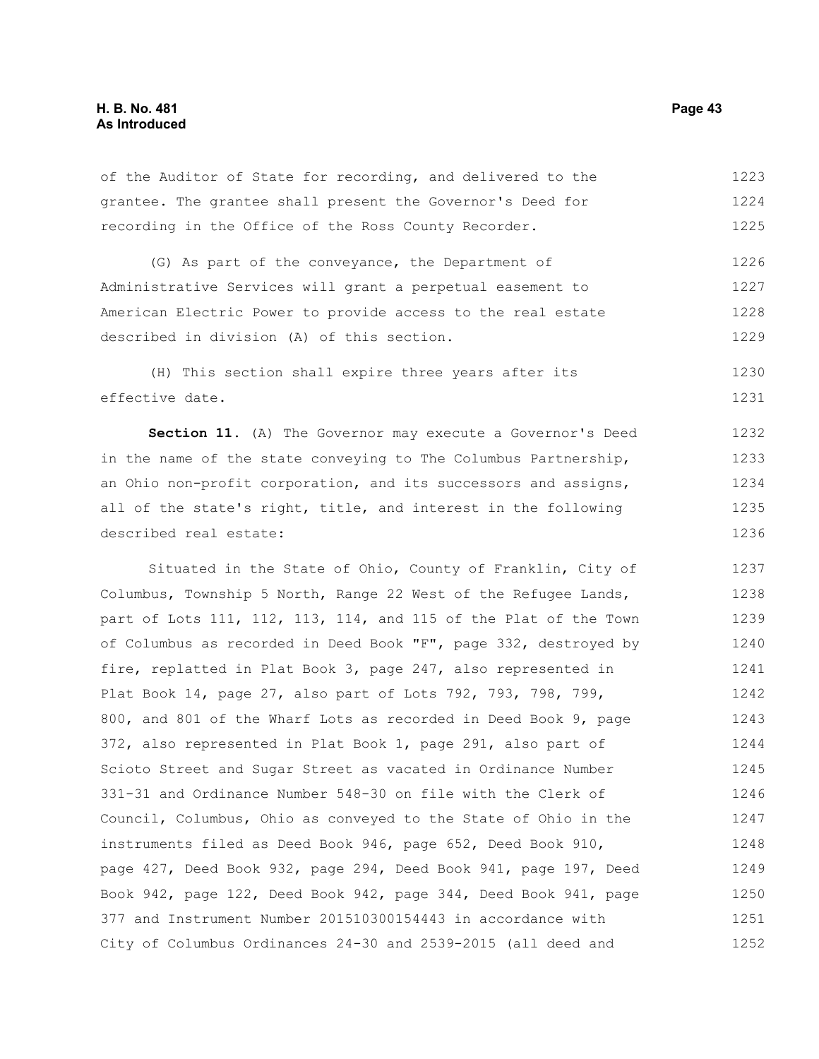of the Auditor of State for recording, and delivered to the grantee. The grantee shall present the Governor's Deed for recording in the Office of the Ross County Recorder.

(G) As part of the conveyance, the Department of Administrative Services will grant a perpetual easement to American Electric Power to provide access to the real estate described in division (A) of this section.

(H) This section shall expire three years after its effective date.

**Section 11.** (A) The Governor may execute a Governor's Deed in the name of the state conveying to The Columbus Partnership, an Ohio non-profit corporation, and its successors and assigns, all of the state's right, title, and interest in the following described real estate:

Situated in the State of Ohio, County of Franklin, City of Columbus, Township 5 North, Range 22 West of the Refugee Lands, part of Lots 111, 112, 113, 114, and 115 of the Plat of the Town of Columbus as recorded in Deed Book "F", page 332, destroyed by fire, replatted in Plat Book 3, page 247, also represented in Plat Book 14, page 27, also part of Lots 792, 793, 798, 799, 800, and 801 of the Wharf Lots as recorded in Deed Book 9, page 372, also represented in Plat Book 1, page 291, also part of Scioto Street and Sugar Street as vacated in Ordinance Number 331-31 and Ordinance Number 548-30 on file with the Clerk of Council, Columbus, Ohio as conveyed to the State of Ohio in the instruments filed as Deed Book 946, page 652, Deed Book 910, page 427, Deed Book 932, page 294, Deed Book 941, page 197, Deed Book 942, page 122, Deed Book 942, page 344, Deed Book 941, page 377 and Instrument Number 201510300154443 in accordance with City of Columbus Ordinances 24-30 and 2539-2015 (all deed and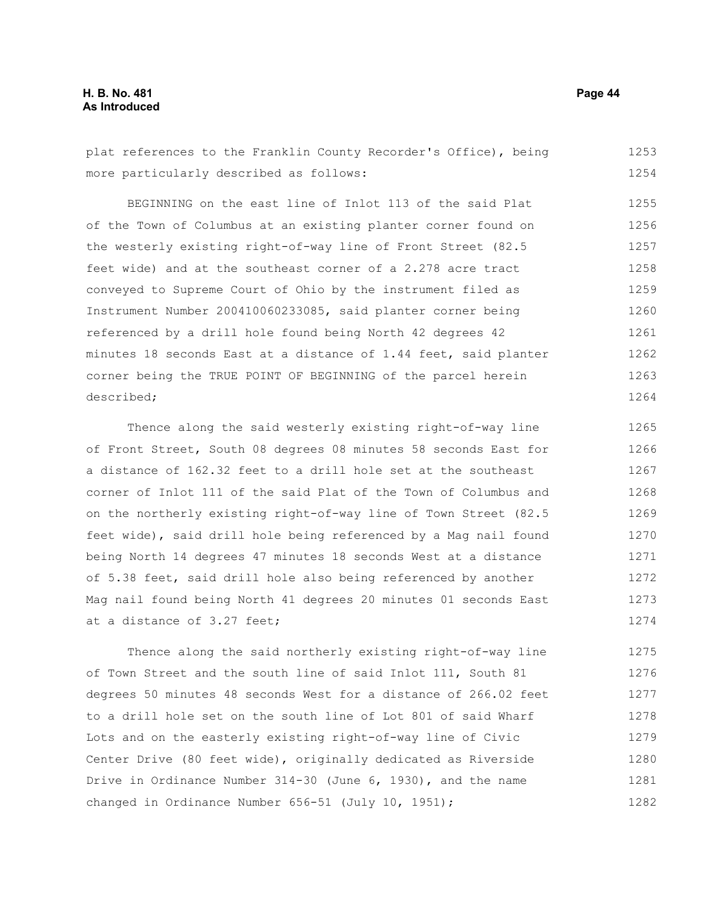plat references to the Franklin County Recorder's Office), being more particularly described as follows:

BEGINNING on the east line of Inlot 113 of the said Plat of the Town of Columbus at an existing planter corner found on the westerly existing right-of-way line of Front Street (82.5 feet wide) and at the southeast corner of a 2.278 acre tract conveyed to Supreme Court of Ohio by the instrument filed as Instrument Number 200410060233085, said planter corner being referenced by a drill hole found being North 42 degrees 42 minutes 18 seconds East at a distance of 1.44 feet, said planter corner being the TRUE POINT OF BEGINNING of the parcel herein described;

Thence along the said westerly existing right-of-way line of Front Street, South 08 degrees 08 minutes 58 seconds East for a distance of 162.32 feet to a drill hole set at the southeast corner of Inlot 111 of the said Plat of the Town of Columbus and on the northerly existing right-of-way line of Town Street (82.5 feet wide), said drill hole being referenced by a Mag nail found being North 14 degrees 47 minutes 18 seconds West at a distance of 5.38 feet, said drill hole also being referenced by another Mag nail found being North 41 degrees 20 minutes 01 seconds East at a distance of 3.27 feet;

Thence along the said northerly existing right-of-way line of Town Street and the south line of said Inlot 111, South 81 degrees 50 minutes 48 seconds West for a distance of 266.02 feet to a drill hole set on the south line of Lot 801 of said Wharf Lots and on the easterly existing right-of-way line of Civic Center Drive (80 feet wide), originally dedicated as Riverside Drive in Ordinance Number 314-30 (June 6, 1930), and the name changed in Ordinance Number 656-51 (July 10, 1951);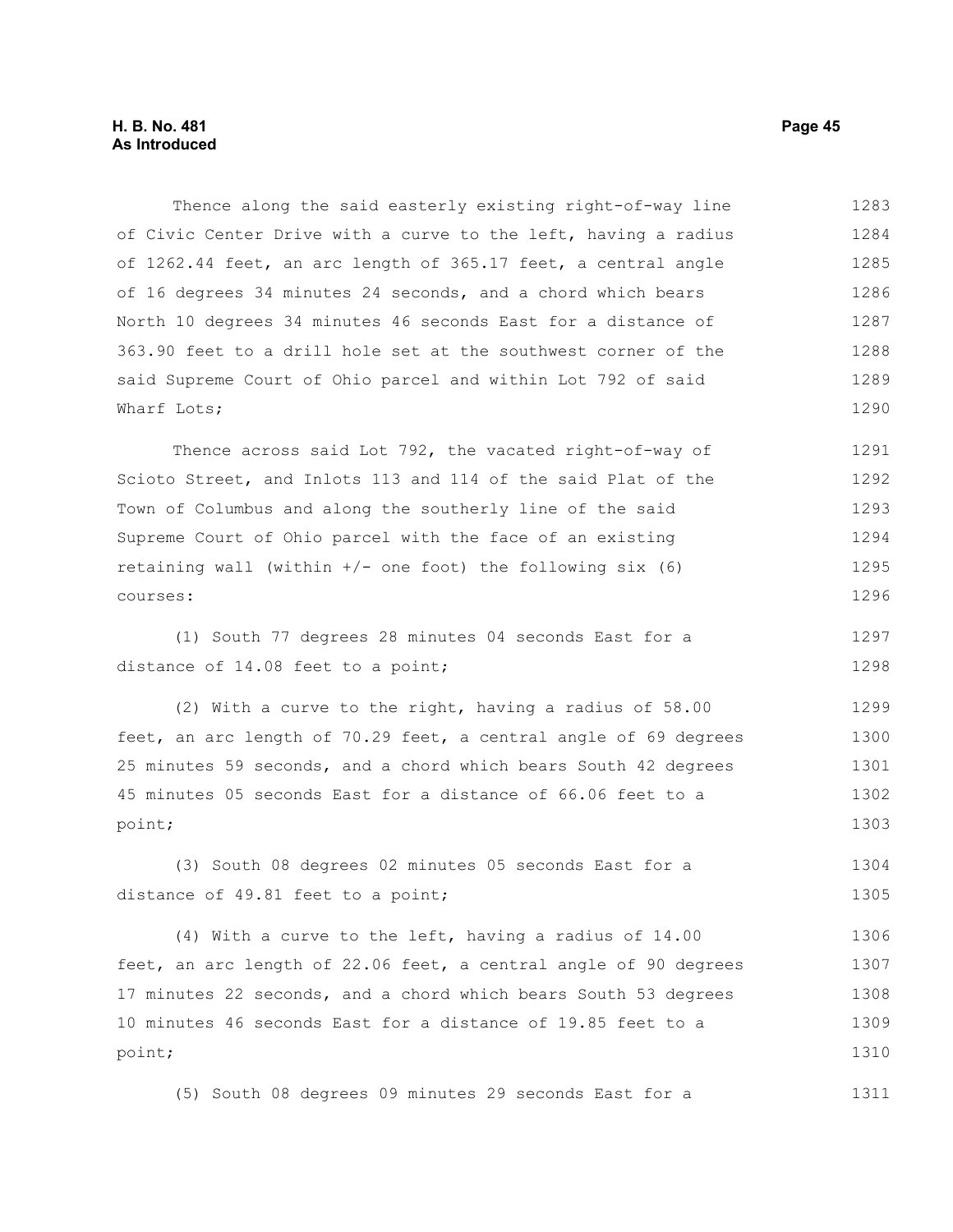Thence along the said easterly existing right-of-way line of Civic Center Drive with a curve to the left, having a radius of 1262.44 feet, an arc length of 365.17 feet, a central angle of 16 degrees 34 minutes 24 seconds, and a chord which bears North 10 degrees 34 minutes 46 seconds East for a distance of 363.90 feet to a drill hole set at the southwest corner of the said Supreme Court of Ohio parcel and within Lot 792 of said Wharf Lots;

Thence across said Lot 792, the vacated right-of-way of Scioto Street, and Inlots 113 and 114 of the said Plat of the Town of Columbus and along the southerly line of the said Supreme Court of Ohio parcel with the face of an existing retaining wall (within +/- one foot) the following six (6) courses:

(1) South 77 degrees 28 minutes 04 seconds East for a distance of 14.08 feet to a point;

(2) With a curve to the right, having a radius of 58.00 feet, an arc length of 70.29 feet, a central angle of 69 degrees 25 minutes 59 seconds, and a chord which bears South 42 degrees 45 minutes 05 seconds East for a distance of 66.06 feet to a point;

(3) South 08 degrees 02 minutes 05 seconds East for a distance of 49.81 feet to a point;

(4) With a curve to the left, having a radius of 14.00 feet, an arc length of 22.06 feet, a central angle of 90 degrees 17 minutes 22 seconds, and a chord which bears South 53 degrees 10 minutes 46 seconds East for a distance of 19.85 feet to a point;

(5) South 08 degrees 09 minutes 29 seconds East for a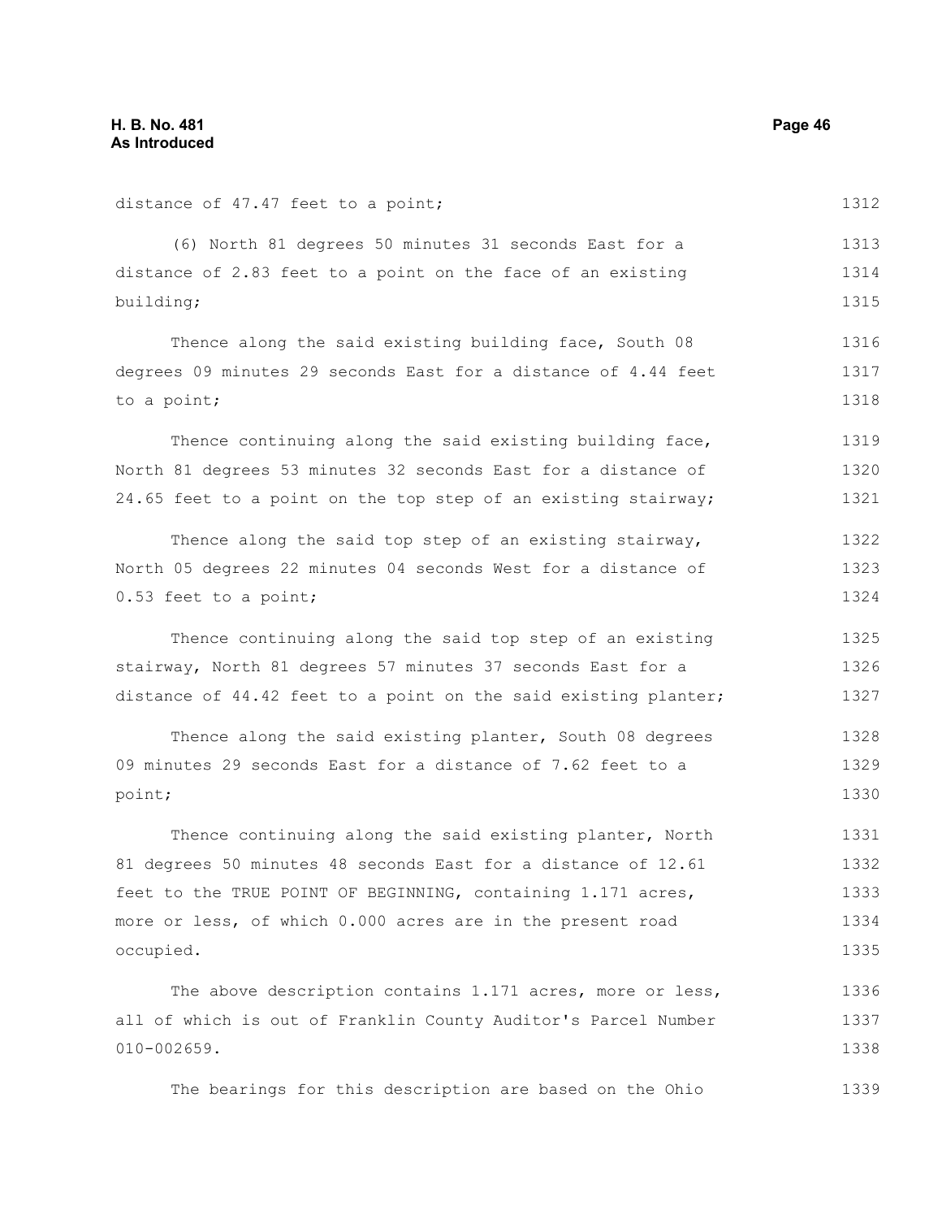distance of 47.47 feet to a point;

(6) North 81 degrees 50 minutes 31 seconds East for a distance of 2.83 feet to a point on the face of an existing building;

Thence along the said existing building face, South 08 degrees 09 minutes 29 seconds East for a distance of 4.44 feet to a point;

Thence continuing along the said existing building face, North 81 degrees 53 minutes 32 seconds East for a distance of 24.65 feet to a point on the top step of an existing stairway;

Thence along the said top step of an existing stairway, North 05 degrees 22 minutes 04 seconds West for a distance of 0.53 feet to a point;

Thence continuing along the said top step of an existing stairway, North 81 degrees 57 minutes 37 seconds East for a distance of 44.42 feet to a point on the said existing planter;

Thence along the said existing planter, South 08 degrees 09 minutes 29 seconds East for a distance of 7.62 feet to a point;

Thence continuing along the said existing planter, North 81 degrees 50 minutes 48 seconds East for a distance of 12.61 feet to the TRUE POINT OF BEGINNING, containing 1.171 acres, more or less, of which 0.000 acres are in the present road occupied.

The above description contains 1.171 acres, more or less, all of which is out of Franklin County Auditor's Parcel Number 010-002659.

The bearings for this description are based on the Ohio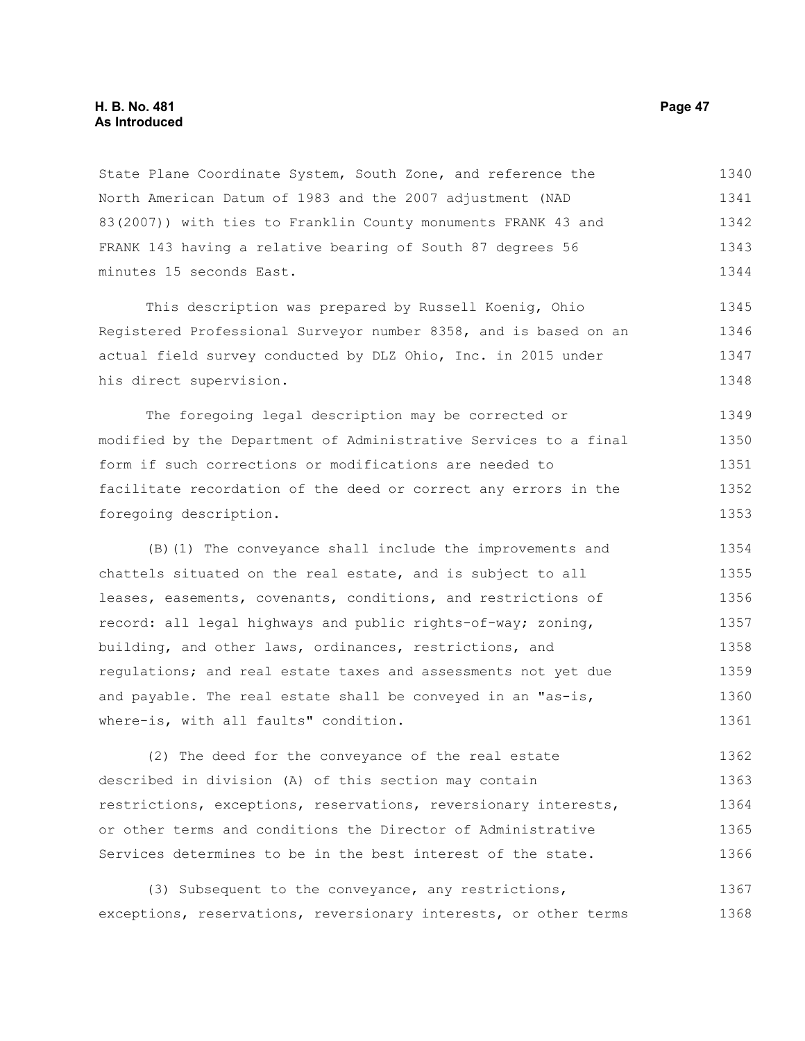State Plane Coordinate System, South Zone, and reference the North American Datum of 1983 and the 2007 adjustment (NAD 83(2007)) with ties to Franklin County monuments FRANK 43 and FRANK 143 having a relative bearing of South 87 degrees 56 minutes 15 seconds East.

This description was prepared by Russell Koenig, Ohio Registered Professional Surveyor number 8358, and is based on an actual field survey conducted by DLZ Ohio, Inc. in 2015 under his direct supervision.

The foregoing legal description may be corrected or modified by the Department of Administrative Services to a final form if such corrections or modifications are needed to facilitate recordation of the deed or correct any errors in the foregoing description.

(B)(1) The conveyance shall include the improvements and chattels situated on the real estate, and is subject to all leases, easements, covenants, conditions, and restrictions of record: all legal highways and public rights-of-way; zoning, building, and other laws, ordinances, restrictions, and regulations; and real estate taxes and assessments not yet due and payable. The real estate shall be conveyed in an "as-is, where-is, with all faults" condition.

(2) The deed for the conveyance of the real estate described in division (A) of this section may contain restrictions, exceptions, reservations, reversionary interests, or other terms and conditions the Director of Administrative Services determines to be in the best interest of the state.

(3) Subsequent to the conveyance, any restrictions, exceptions, reservations, reversionary interests, or other terms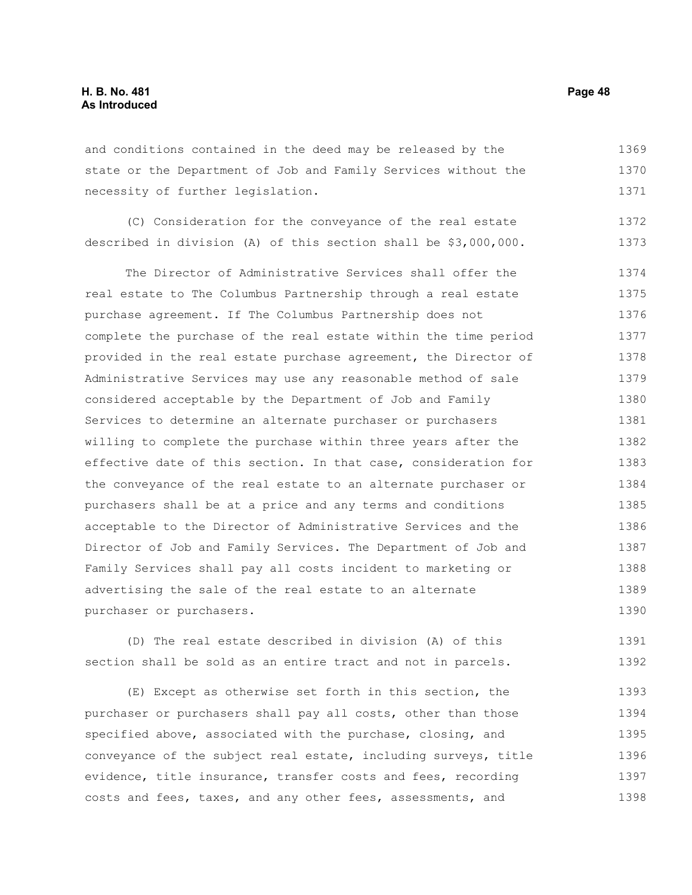and conditions contained in the deed may be released by the state or the Department of Job and Family Services without the necessity of further legislation.

(C) Consideration for the conveyance of the real estate described in division (A) of this section shall be $3,000,000.

The Director of Administrative Services shall offer the real estate to The Columbus Partnership through a real estate purchase agreement. If The Columbus Partnership does not complete the purchase of the real estate within the time period provided in the real estate purchase agreement, the Director of Administrative Services may use any reasonable method of sale considered acceptable by the Department of Job and Family Services to determine an alternate purchaser or purchasers willing to complete the purchase within three years after the effective date of this section. In that case, consideration for the conveyance of the real estate to an alternate purchaser or purchasers shall be at a price and any terms and conditions acceptable to the Director of Administrative Services and the Director of Job and Family Services. The Department of Job and Family Services shall pay all costs incident to marketing or advertising the sale of the real estate to an alternate purchaser or purchasers.

(D) The real estate described in division (A) of this section shall be sold as an entire tract and not in parcels.

(E) Except as otherwise set forth in this section, the purchaser or purchasers shall pay all costs, other than those specified above, associated with the purchase, closing, and conveyance of the subject real estate, including surveys, title evidence, title insurance, transfer costs and fees, recording costs and fees, taxes, and any other fees, assessments, and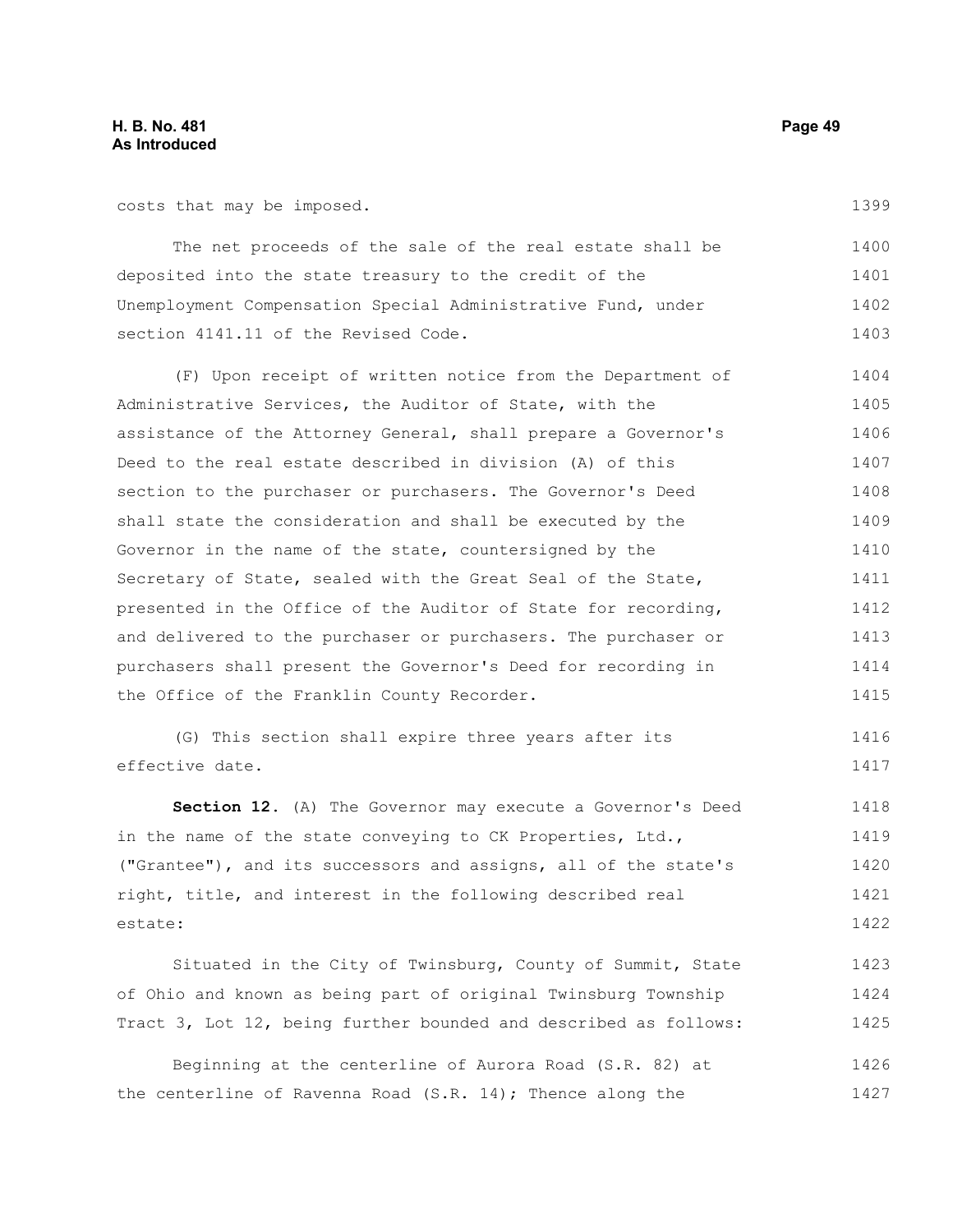costs that may be imposed.

The net proceeds of the sale of the real estate shall be deposited into the state treasury to the credit of the Unemployment Compensation Special Administrative Fund, under section 4141.11 of the Revised Code.

(F) Upon receipt of written notice from the Department of Administrative Services, the Auditor of State, with the assistance of the Attorney General, shall prepare a Governor's Deed to the real estate described in division (A) of this section to the purchaser or purchasers. The Governor's Deed shall state the consideration and shall be executed by the Governor in the name of the state, countersigned by the Secretary of State, sealed with the Great Seal of the State, presented in the Office of the Auditor of State for recording, and delivered to the purchaser or purchasers. The purchaser or purchasers shall present the Governor's Deed for recording in the Office of the Franklin County Recorder.

(G) This section shall expire three years after its effective date.

**Section 12.** (A) The Governor may execute a Governor's Deed in the name of the state conveying to CK Properties, Ltd., ("Grantee"), and its successors and assigns, all of the state's right, title, and interest in the following described real estate:

Situated in the City of Twinsburg, County of Summit, State of Ohio and known as being part of original Twinsburg Township Tract 3, Lot 12, being further bounded and described as follows:

Beginning at the centerline of Aurora Road (S.R. 82) at the centerline of Ravenna Road (S.R. 14); Thence along the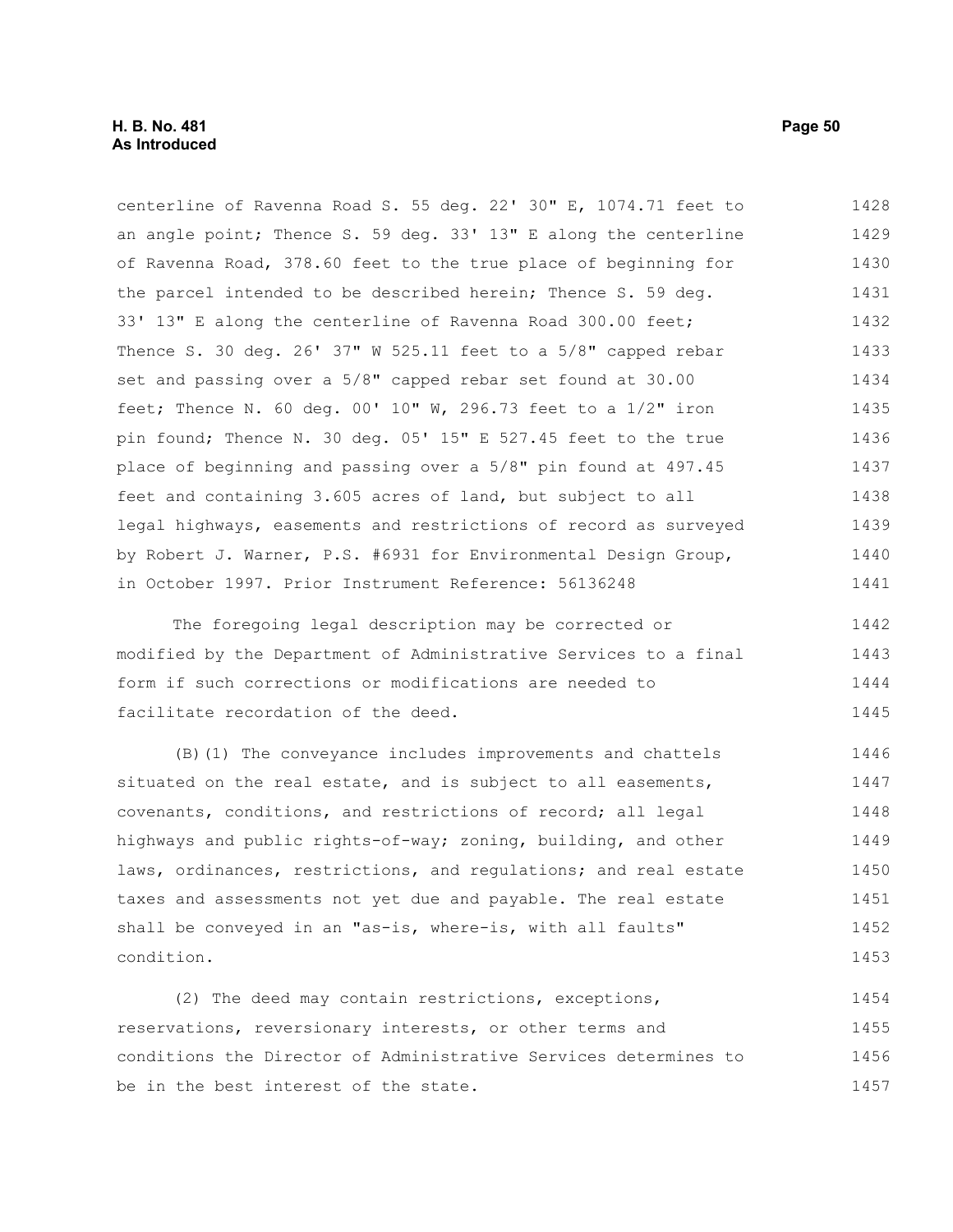centerline of Ravenna Road S. 55 deg. 22' 30" E, 1074.71 feet to an angle point; Thence S. 59 deg. 33' 13" E along the centerline of Ravenna Road, 378.60 feet to the true place of beginning for the parcel intended to be described herein; Thence S. 59 deg. 33' 13" E along the centerline of Ravenna Road 300.00 feet; Thence S. 30 deg. 26' 37" W 525.11 feet to a 5/8" capped rebar set and passing over a 5/8" capped rebar set found at 30.00 feet; Thence N. 60 deg. 00' 10" W, 296.73 feet to a 1/2" iron pin found; Thence N. 30 deg. 05' 15" E 527.45 feet to the true place of beginning and passing over a 5/8" pin found at 497.45 feet and containing 3.605 acres of land, but subject to all legal highways, easements and restrictions of record as surveyed by Robert J. Warner, P.S. #6931 for Environmental Design Group, in October 1997. Prior Instrument Reference: 56136248

The foregoing legal description may be corrected or modified by the Department of Administrative Services to a final form if such corrections or modifications are needed to facilitate recordation of the deed.

(B)(1) The conveyance includes improvements and chattels situated on the real estate, and is subject to all easements, covenants, conditions, and restrictions of record; all legal highways and public rights-of-way; zoning, building, and other laws, ordinances, restrictions, and regulations; and real estate taxes and assessments not yet due and payable. The real estate shall be conveyed in an "as-is, where-is, with all faults" condition.

(2) The deed may contain restrictions, exceptions, reservations, reversionary interests, or other terms and conditions the Director of Administrative Services determines to be in the best interest of the state.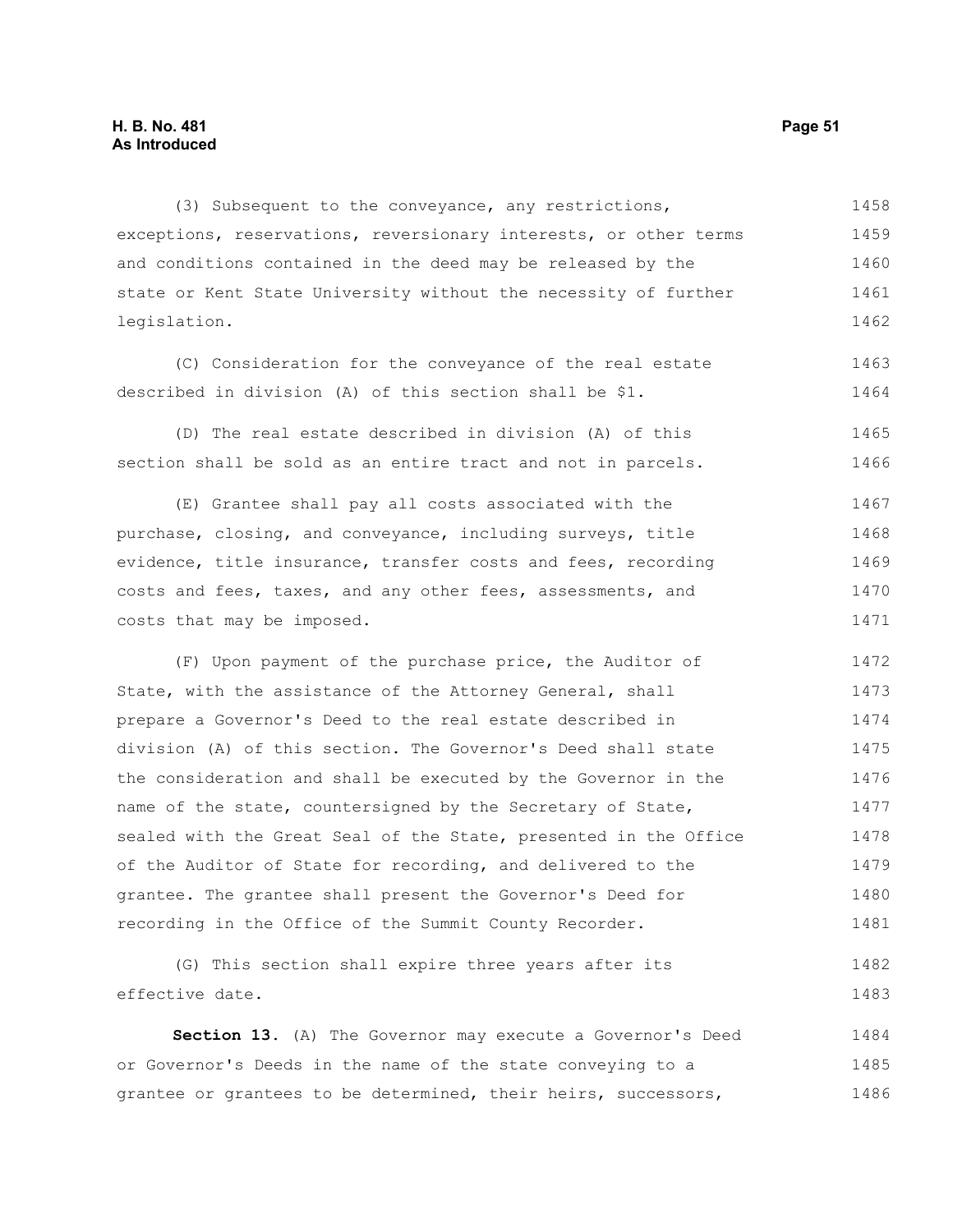(3) Subsequent to the conveyance, any restrictions, exceptions, reservations, reversionary interests, or other terms and conditions contained in the deed may be released by the state or Kent State University without the necessity of further legislation.

(C) Consideration for the conveyance of the real estate described in division (A) of this section shall be $1.

(D) The real estate described in division (A) of this section shall be sold as an entire tract and not in parcels.

(E) Grantee shall pay all costs associated with the purchase, closing, and conveyance, including surveys, title evidence, title insurance, transfer costs and fees, recording costs and fees, taxes, and any other fees, assessments, and costs that may be imposed.

(F) Upon payment of the purchase price, the Auditor of State, with the assistance of the Attorney General, shall prepare a Governor's Deed to the real estate described in division (A) of this section. The Governor's Deed shall state the consideration and shall be executed by the Governor in the name of the state, countersigned by the Secretary of State, sealed with the Great Seal of the State, presented in the Office of the Auditor of State for recording, and delivered to the grantee. The grantee shall present the Governor's Deed for recording in the Office of the Summit County Recorder.

(G) This section shall expire three years after its effective date.

**Section 13.** (A) The Governor may execute a Governor's Deed or Governor's Deeds in the name of the state conveying to a grantee or grantees to be determined, their heirs, successors,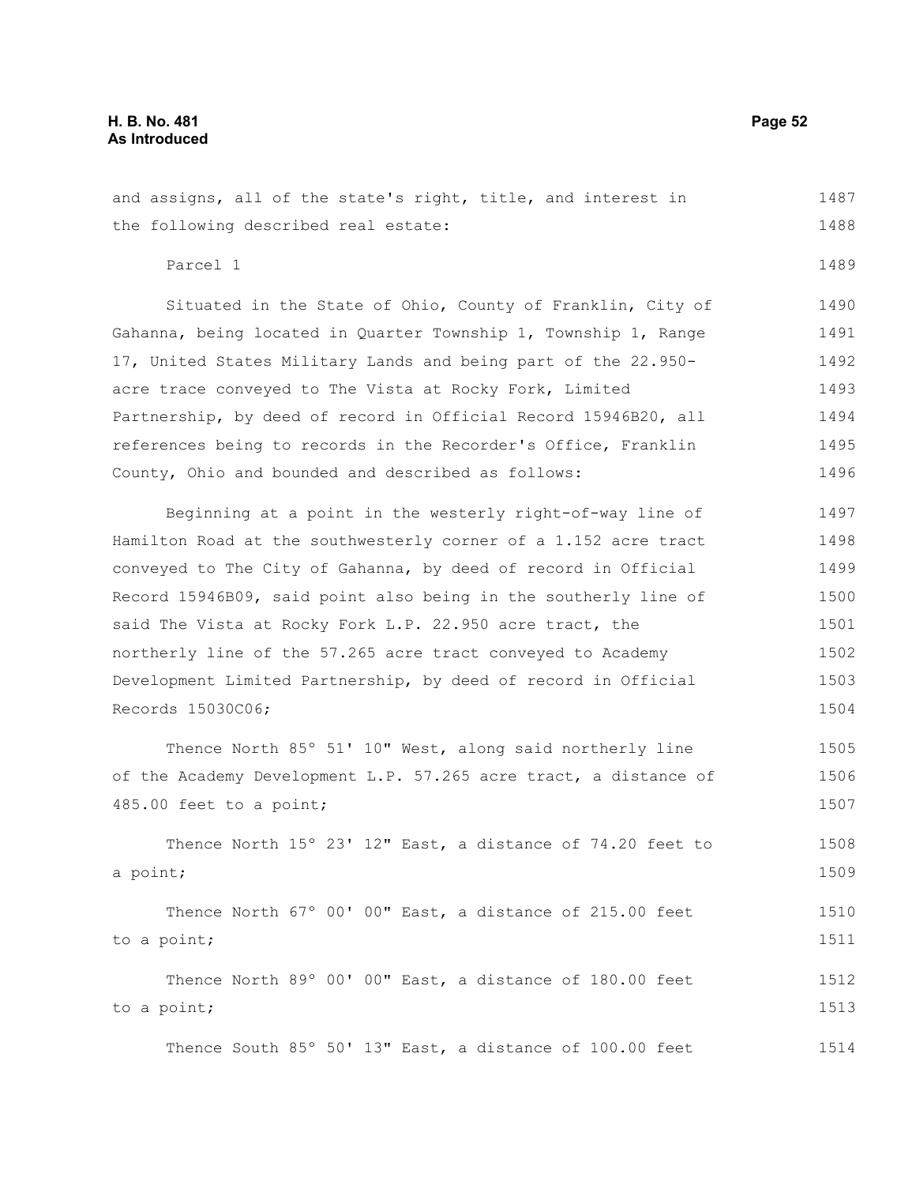and assigns, all of the state's right, title, and interest in the following described real estate:

Parcel 1

Situated in the State of Ohio, County of Franklin, City of Gahanna, being located in Quarter Township 1, Township 1, Range 17, United States Military Lands and being part of the 22.950-acre trace conveyed to The Vista at Rocky Fork, Limited Partnership, by deed of record in Official Record 15946B20, all references being to records in the Recorder's Office, Franklin County, Ohio and bounded and described as follows:

Beginning at a point in the westerly right-of-way line of Hamilton Road at the southwesterly corner of a 1.152 acre tract conveyed to The City of Gahanna, by deed of record in Official Record 15946B09, said point also being in the southerly line of said The Vista at Rocky Fork L.P. 22.950 acre tract, the northerly line of the 57.265 acre tract conveyed to Academy Development Limited Partnership, by deed of record in Official Records 15030C06;

Thence North 85° 51' 10" West, along said northerly line of the Academy Development L.P. 57.265 acre tract, a distance of 485.00 feet to a point;

Thence North 15° 23' 12" East, a distance of 74.20 feet to a point;

Thence North 67° 00' 00" East, a distance of 215.00 feet to a point;

Thence North 89° 00' 00" East, a distance of 180.00 feet to a point;

Thence South 85° 50' 13" East, a distance of 100.00 feet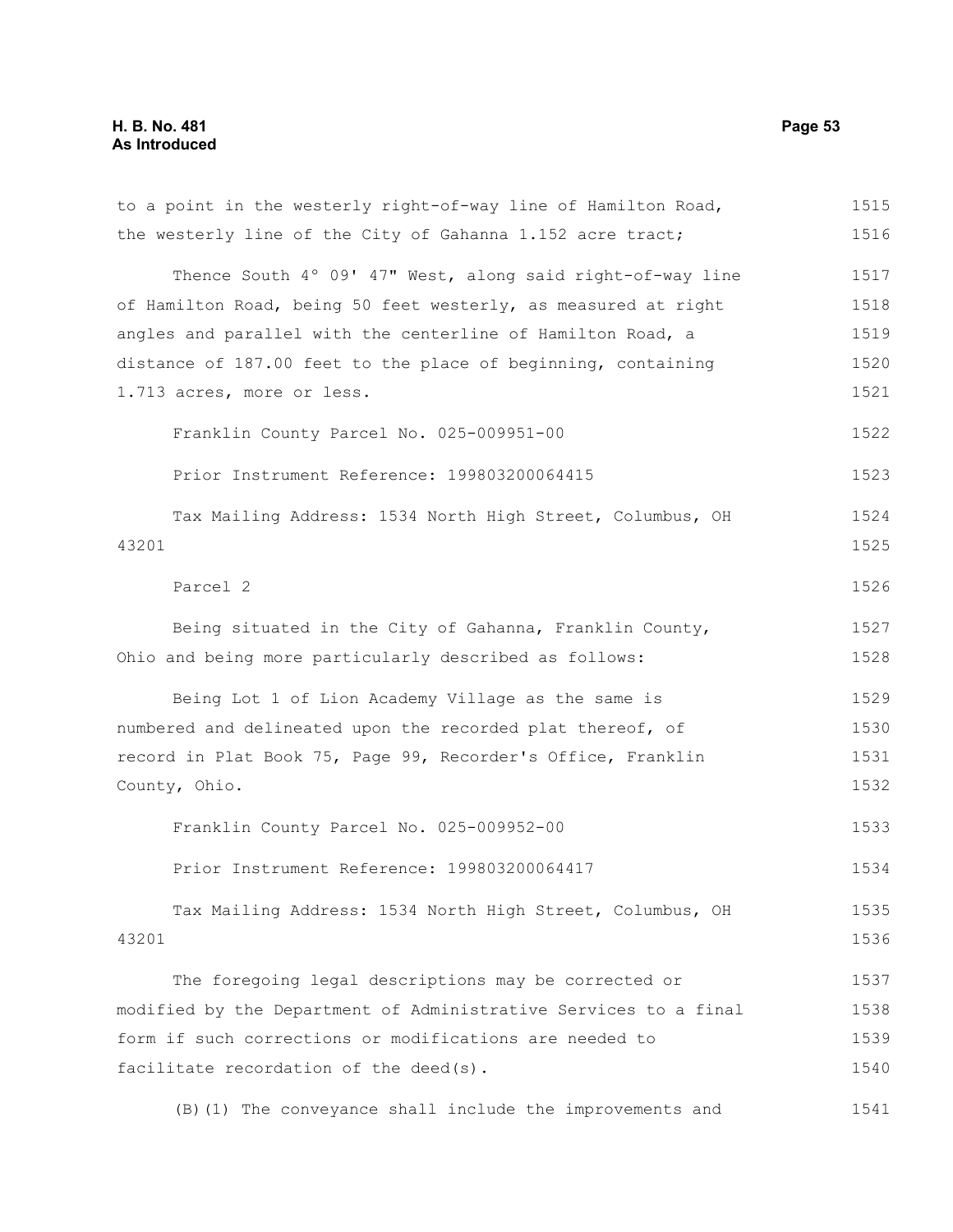to a point in the westerly right-of-way line of Hamilton Road, the westerly line of the City of Gahanna 1.152 acre tract;

Thence South 4° 09' 47" West, along said right-of-way line of Hamilton Road, being 50 feet westerly, as measured at right angles and parallel with the centerline of Hamilton Road, a distance of 187.00 feet to the place of beginning, containing 1.713 acres, more or less.

Franklin County Parcel No. 025-009951-00

Prior Instrument Reference: 199803200064415

Tax Mailing Address: 1534 North High Street, Columbus, OH 43201

Parcel 2

Being situated in the City of Gahanna, Franklin County, Ohio and being more particularly described as follows:

Being Lot 1 of Lion Academy Village as the same is numbered and delineated upon the recorded plat thereof, of record in Plat Book 75, Page 99, Recorder's Office, Franklin County, Ohio.

Franklin County Parcel No. 025-009952-00

Prior Instrument Reference: 199803200064417

Tax Mailing Address: 1534 North High Street, Columbus, OH 43201

The foregoing legal descriptions may be corrected or modified by the Department of Administrative Services to a final form if such corrections or modifications are needed to facilitate recordation of the deed(s).

(B)(1) The conveyance shall include the improvements and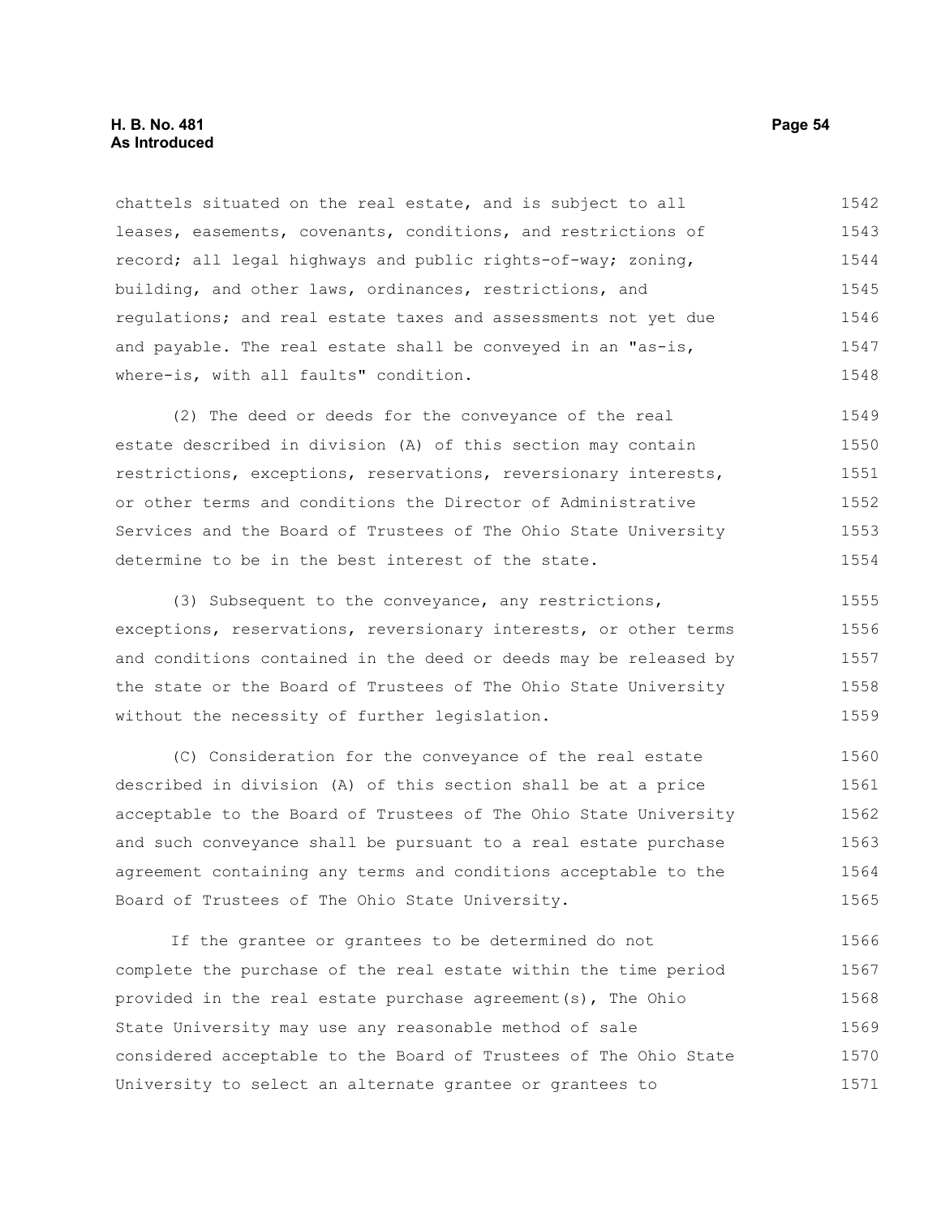chattels situated on the real estate, and is subject to all leases, easements, covenants, conditions, and restrictions of record; all legal highways and public rights-of-way; zoning, building, and other laws, ordinances, restrictions, and regulations; and real estate taxes and assessments not yet due and payable. The real estate shall be conveyed in an "as-is, where-is, with all faults" condition.

(2) The deed or deeds for the conveyance of the real estate described in division (A) of this section may contain restrictions, exceptions, reservations, reversionary interests, or other terms and conditions the Director of Administrative Services and the Board of Trustees of The Ohio State University determine to be in the best interest of the state.

(3) Subsequent to the conveyance, any restrictions, exceptions, reservations, reversionary interests, or other terms and conditions contained in the deed or deeds may be released by the state or the Board of Trustees of The Ohio State University without the necessity of further legislation.

(C) Consideration for the conveyance of the real estate described in division (A) of this section shall be at a price acceptable to the Board of Trustees of The Ohio State University and such conveyance shall be pursuant to a real estate purchase agreement containing any terms and conditions acceptable to the Board of Trustees of The Ohio State University.

If the grantee or grantees to be determined do not complete the purchase of the real estate within the time period provided in the real estate purchase agreement(s), The Ohio State University may use any reasonable method of sale considered acceptable to the Board of Trustees of The Ohio State University to select an alternate grantee or grantees to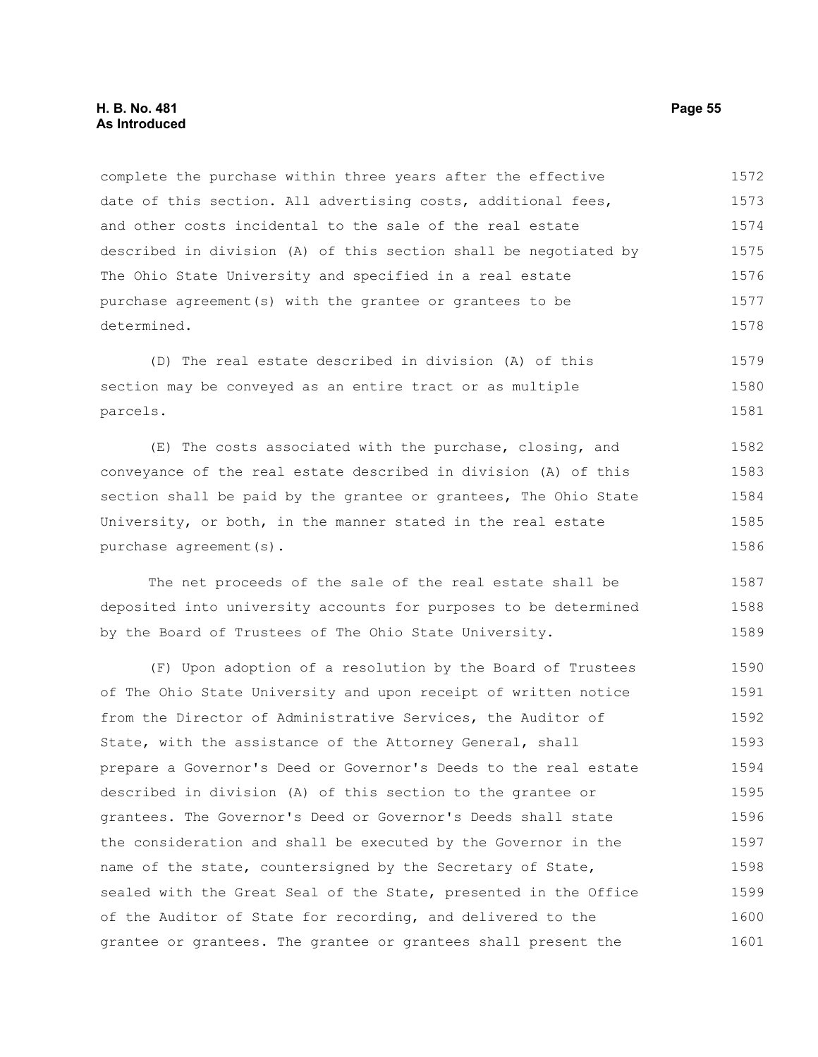complete the purchase within three years after the effective date of this section. All advertising costs, additional fees, and other costs incidental to the sale of the real estate described in division (A) of this section shall be negotiated by The Ohio State University and specified in a real estate purchase agreement(s) with the grantee or grantees to be determined.

(D) The real estate described in division (A) of this section may be conveyed as an entire tract or as multiple parcels.

(E) The costs associated with the purchase, closing, and conveyance of the real estate described in division (A) of this section shall be paid by the grantee or grantees, The Ohio State University, or both, in the manner stated in the real estate purchase agreement(s).

The net proceeds of the sale of the real estate shall be deposited into university accounts for purposes to be determined by the Board of Trustees of The Ohio State University.

(F) Upon adoption of a resolution by the Board of Trustees of The Ohio State University and upon receipt of written notice from the Director of Administrative Services, the Auditor of State, with the assistance of the Attorney General, shall prepare a Governor's Deed or Governor's Deeds to the real estate described in division (A) of this section to the grantee or grantees. The Governor's Deed or Governor's Deeds shall state the consideration and shall be executed by the Governor in the name of the state, countersigned by the Secretary of State, sealed with the Great Seal of the State, presented in the Office of the Auditor of State for recording, and delivered to the grantee or grantees. The grantee or grantees shall present the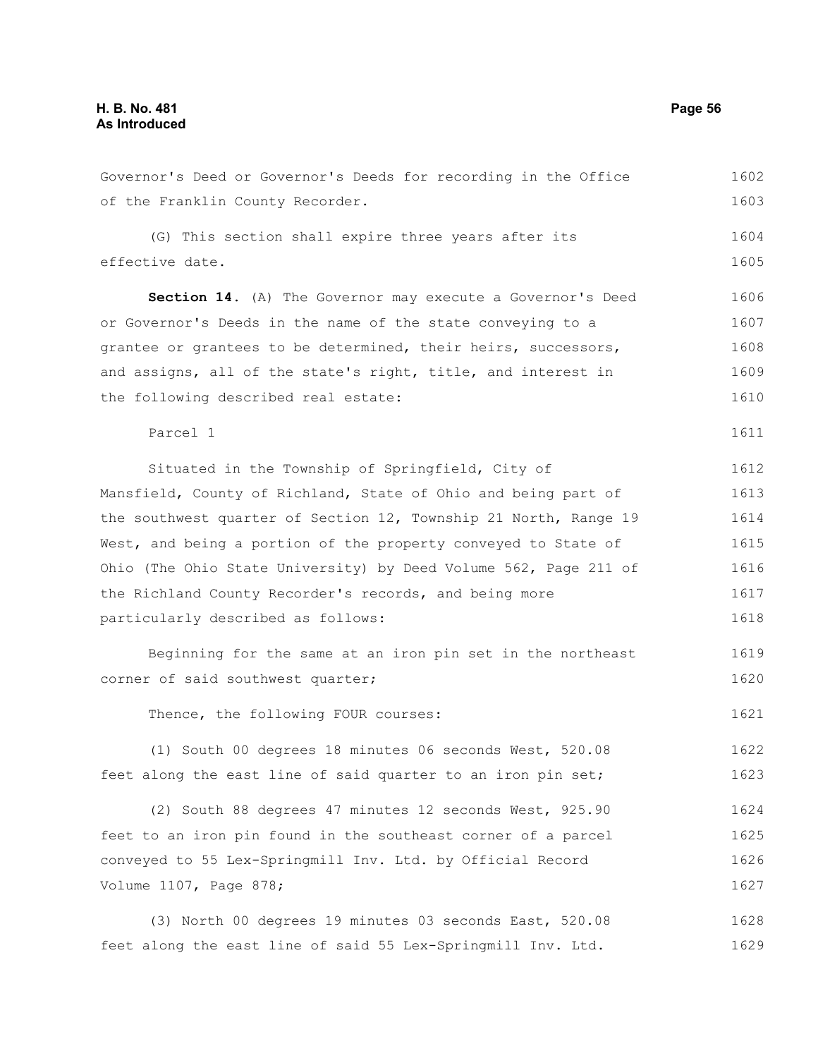Governor's Deed or Governor's Deeds for recording in the Office of the Franklin County Recorder.

(G) This section shall expire three years after its effective date.

**Section 14.** (A) The Governor may execute a Governor's Deed or Governor's Deeds in the name of the state conveying to a grantee or grantees to be determined, their heirs, successors, and assigns, all of the state's right, title, and interest in the following described real estate:

Parcel 1

Situated in the Township of Springfield, City of Mansfield, County of Richland, State of Ohio and being part of the southwest quarter of Section 12, Township 21 North, Range 19 West, and being a portion of the property conveyed to State of Ohio (The Ohio State University) by Deed Volume 562, Page 211 of the Richland County Recorder's records, and being more particularly described as follows:

Beginning for the same at an iron pin set in the northeast corner of said southwest quarter;

Thence, the following FOUR courses:

(1) South 00 degrees 18 minutes 06 seconds West, 520.08 feet along the east line of said quarter to an iron pin set;

(2) South 88 degrees 47 minutes 12 seconds West, 925.90 feet to an iron pin found in the southeast corner of a parcel conveyed to 55 Lex-Springmill Inv. Ltd. by Official Record Volume 1107, Page 878;

(3) North 00 degrees 19 minutes 03 seconds East, 520.08 feet along the east line of said 55 Lex-Springmill Inv. Ltd.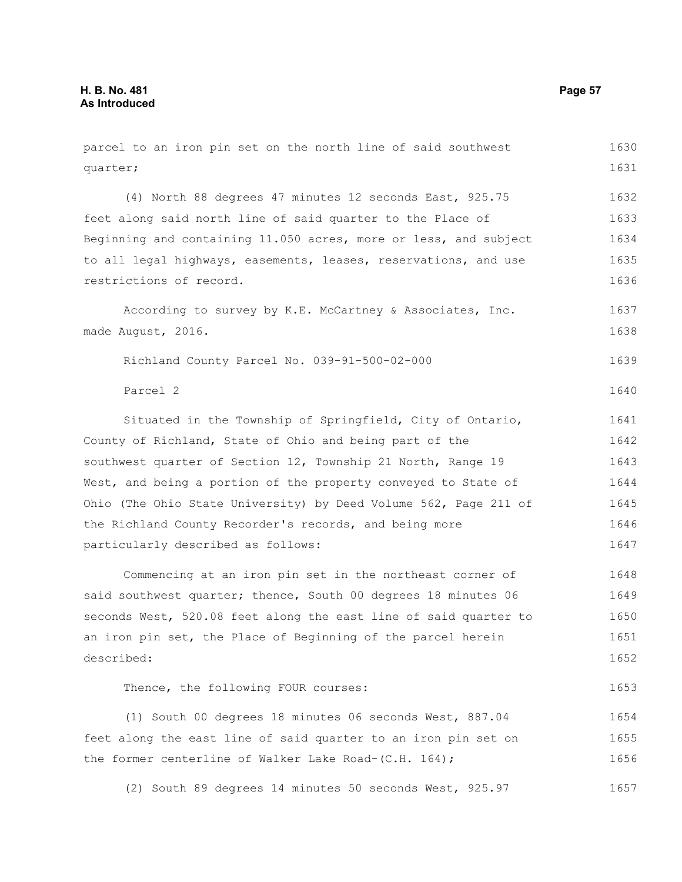parcel to an iron pin set on the north line of said southwest quarter;

(4) North 88 degrees 47 minutes 12 seconds East, 925.75 feet along said north line of said quarter to the Place of Beginning and containing 11.050 acres, more or less, and subject to all legal highways, easements, leases, reservations, and use restrictions of record.

According to survey by K.E. McCartney & Associates, Inc. made August, 2016.

Richland County Parcel No. 039-91-500-02-000

Parcel 2

Situated in the Township of Springfield, City of Ontario, County of Richland, State of Ohio and being part of the southwest quarter of Section 12, Township 21 North, Range 19 West, and being a portion of the property conveyed to State of Ohio (The Ohio State University) by Deed Volume 562, Page 211 of the Richland County Recorder's records, and being more particularly described as follows:

Commencing at an iron pin set in the northeast corner of said southwest quarter; thence, South 00 degrees 18 minutes 06 seconds West, 520.08 feet along the east line of said quarter to an iron pin set, the Place of Beginning of the parcel herein described:

Thence, the following FOUR courses:

(1) South 00 degrees 18 minutes 06 seconds West, 887.04 feet along the east line of said quarter to an iron pin set on the former centerline of Walker Lake Road-(C.H. 164);

(2) South 89 degrees 14 minutes 50 seconds West, 925.97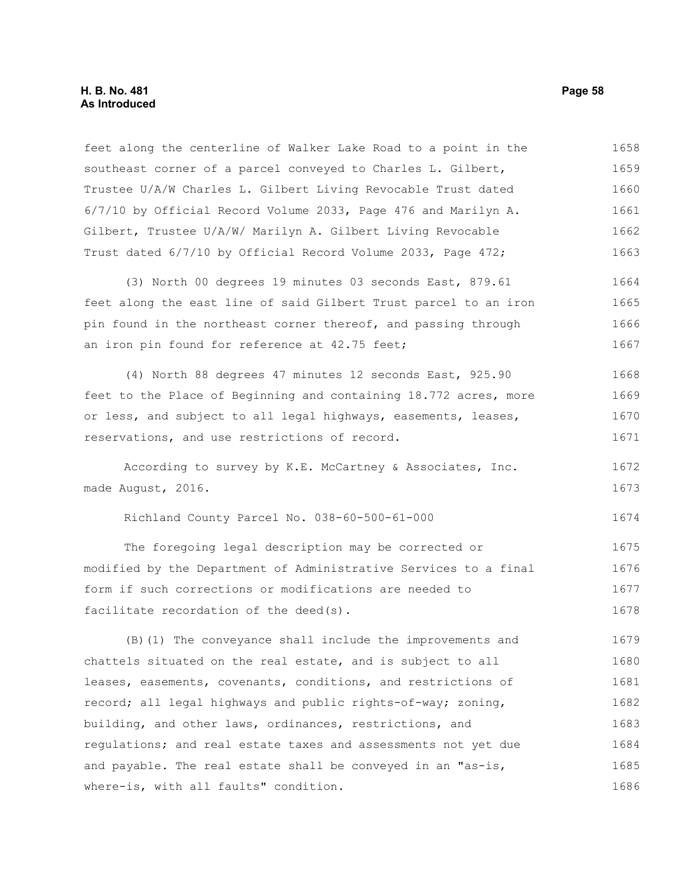feet along the centerline of Walker Lake Road to a point in the southeast corner of a parcel conveyed to Charles L. Gilbert, Trustee U/A/W Charles L. Gilbert Living Revocable Trust dated 6/7/10 by Official Record Volume 2033, Page 476 and Marilyn A. Gilbert, Trustee U/A/W/ Marilyn A. Gilbert Living Revocable Trust dated 6/7/10 by Official Record Volume 2033, Page 472;

(3) North 00 degrees 19 minutes 03 seconds East, 879.61 feet along the east line of said Gilbert Trust parcel to an iron pin found in the northeast corner thereof, and passing through an iron pin found for reference at 42.75 feet;

(4) North 88 degrees 47 minutes 12 seconds East, 925.90 feet to the Place of Beginning and containing 18.772 acres, more or less, and subject to all legal highways, easements, leases, reservations, and use restrictions of record.

According to survey by K.E. McCartney & Associates, Inc. made August, 2016.

Richland County Parcel No. 038-60-500-61-000

The foregoing legal description may be corrected or modified by the Department of Administrative Services to a final form if such corrections or modifications are needed to facilitate recordation of the deed(s).

(B)(1) The conveyance shall include the improvements and chattels situated on the real estate, and is subject to all leases, easements, covenants, conditions, and restrictions of record; all legal highways and public rights-of-way; zoning, building, and other laws, ordinances, restrictions, and regulations; and real estate taxes and assessments not yet due and payable. The real estate shall be conveyed in an "as-is, where-is, with all faults" condition.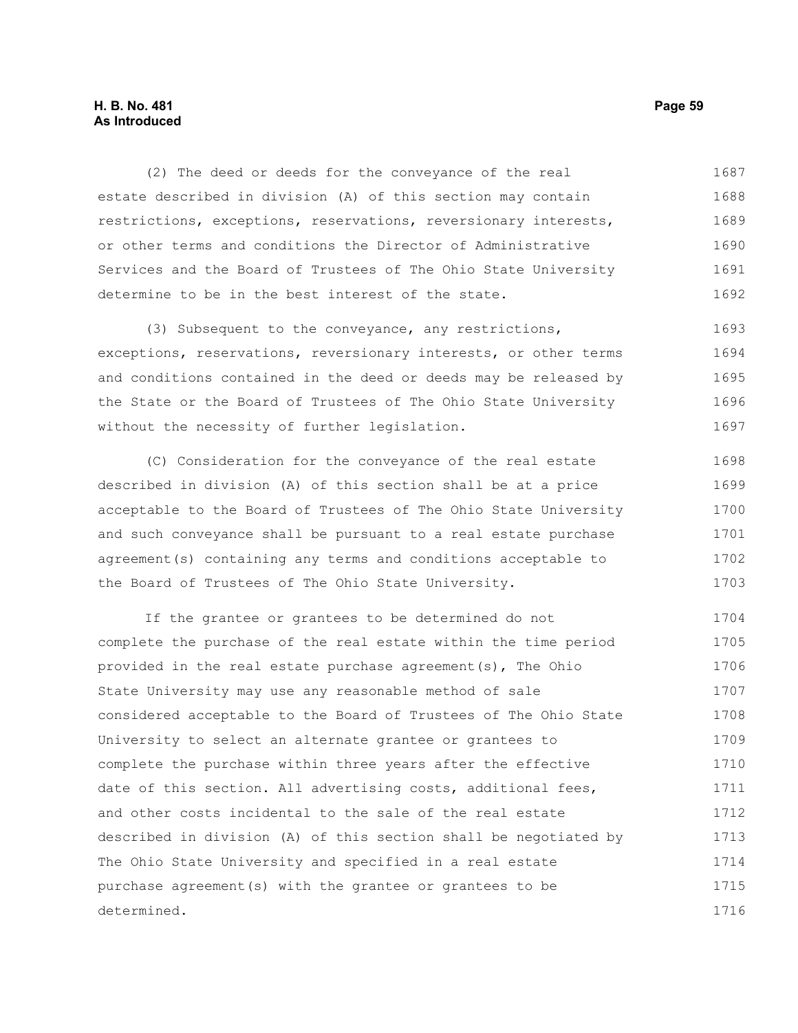(2) The deed or deeds for the conveyance of the real estate described in division (A) of this section may contain restrictions, exceptions, reservations, reversionary interests, or other terms and conditions the Director of Administrative Services and the Board of Trustees of The Ohio State University determine to be in the best interest of the state.

(3) Subsequent to the conveyance, any restrictions, exceptions, reservations, reversionary interests, or other terms and conditions contained in the deed or deeds may be released by the State or the Board of Trustees of The Ohio State University without the necessity of further legislation.

(C) Consideration for the conveyance of the real estate described in division (A) of this section shall be at a price acceptable to the Board of Trustees of The Ohio State University and such conveyance shall be pursuant to a real estate purchase agreement(s) containing any terms and conditions acceptable to the Board of Trustees of The Ohio State University.

If the grantee or grantees to be determined do not complete the purchase of the real estate within the time period provided in the real estate purchase agreement(s), The Ohio State University may use any reasonable method of sale considered acceptable to the Board of Trustees of The Ohio State University to select an alternate grantee or grantees to complete the purchase within three years after the effective date of this section. All advertising costs, additional fees, and other costs incidental to the sale of the real estate described in division (A) of this section shall be negotiated by The Ohio State University and specified in a real estate purchase agreement(s) with the grantee or grantees to be determined.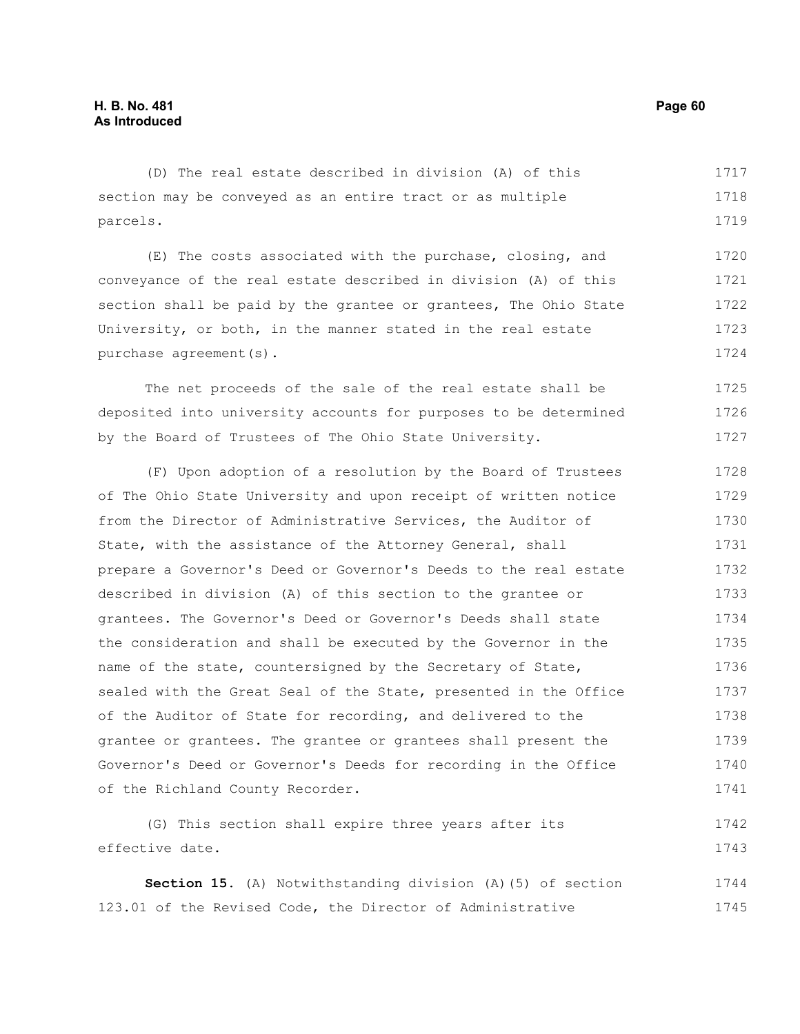(D) The real estate described in division (A) of this section may be conveyed as an entire tract or as multiple parcels.

(E) The costs associated with the purchase, closing, and conveyance of the real estate described in division (A) of this section shall be paid by the grantee or grantees, The Ohio State University, or both, in the manner stated in the real estate purchase agreement(s).

The net proceeds of the sale of the real estate shall be deposited into university accounts for purposes to be determined by the Board of Trustees of The Ohio State University.

(F) Upon adoption of a resolution by the Board of Trustees of The Ohio State University and upon receipt of written notice from the Director of Administrative Services, the Auditor of State, with the assistance of the Attorney General, shall prepare a Governor's Deed or Governor's Deeds to the real estate described in division (A) of this section to the grantee or grantees. The Governor's Deed or Governor's Deeds shall state the consideration and shall be executed by the Governor in the name of the state, countersigned by the Secretary of State, sealed with the Great Seal of the State, presented in the Office of the Auditor of State for recording, and delivered to the grantee or grantees. The grantee or grantees shall present the Governor's Deed or Governor's Deeds for recording in the Office of the Richland County Recorder.

(G) This section shall expire three years after its effective date.

**Section 15.** (A) Notwithstanding division (A)(5) of section 123.01 of the Revised Code, the Director of Administrative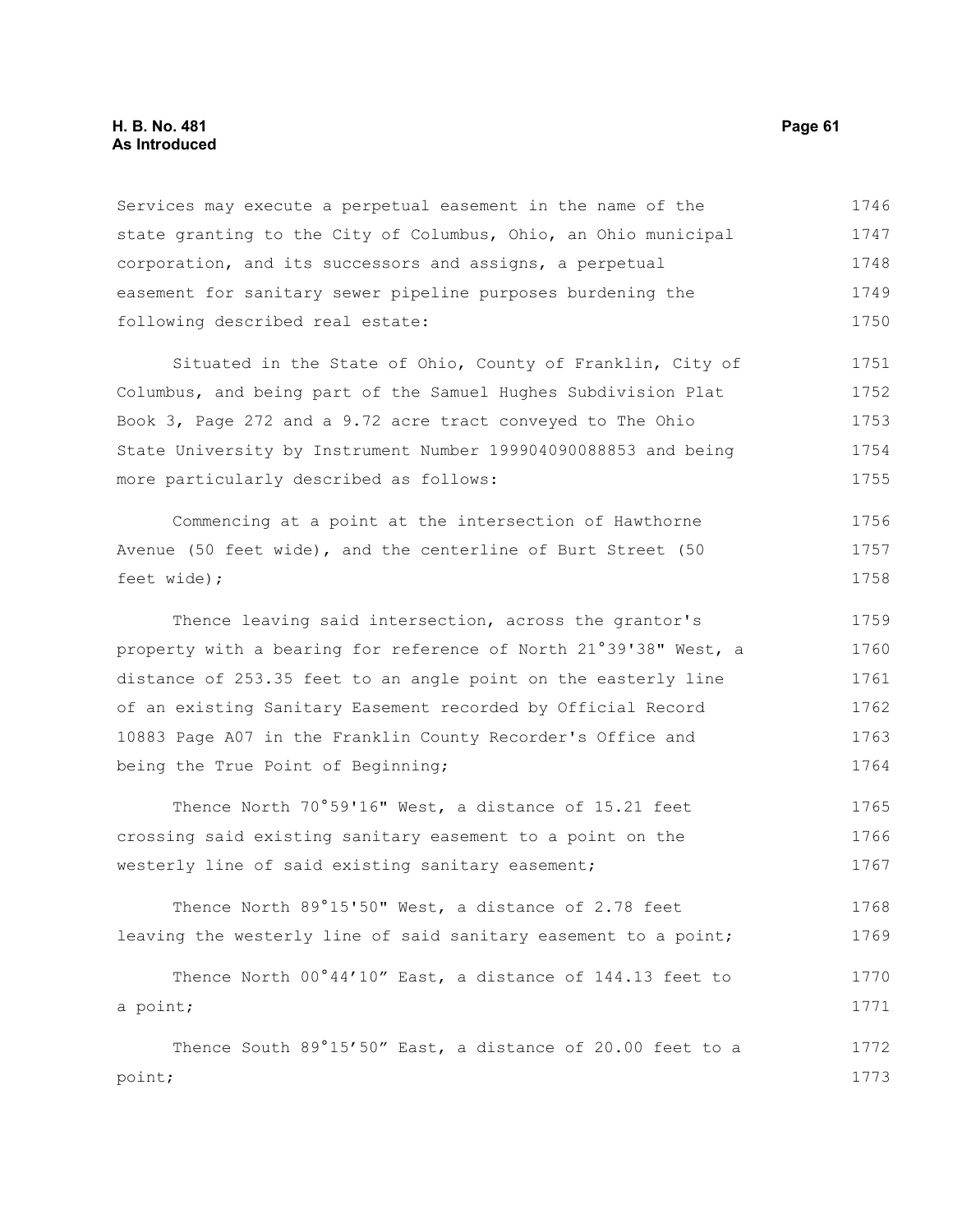Services may execute a perpetual easement in the name of the state granting to the City of Columbus, Ohio, an Ohio municipal corporation, and its successors and assigns, a perpetual easement for sanitary sewer pipeline purposes burdening the following described real estate:

Situated in the State of Ohio, County of Franklin, City of Columbus, and being part of the Samuel Hughes Subdivision Plat Book 3, Page 272 and a 9.72 acre tract conveyed to The Ohio State University by Instrument Number 199904090088853 and being more particularly described as follows:

Commencing at a point at the intersection of Hawthorne Avenue (50 feet wide), and the centerline of Burt Street (50 feet wide);

Thence leaving said intersection, across the grantor's property with a bearing for reference of North 21°39'38" West, a distance of 253.35 feet to an angle point on the easterly line of an existing Sanitary Easement recorded by Official Record 10883 Page A07 in the Franklin County Recorder's Office and being the True Point of Beginning;

Thence North 70°59'16" West, a distance of 15.21 feet crossing said existing sanitary easement to a point on the westerly line of said existing sanitary easement;

Thence North 89°15'50" West, a distance of 2.78 feet leaving the westerly line of said sanitary easement to a point;

Thence North 00°44’10” East, a distance of 144.13 feet to a point;

Thence South 89°15’50” East, a distance of 20.00 feet to a point;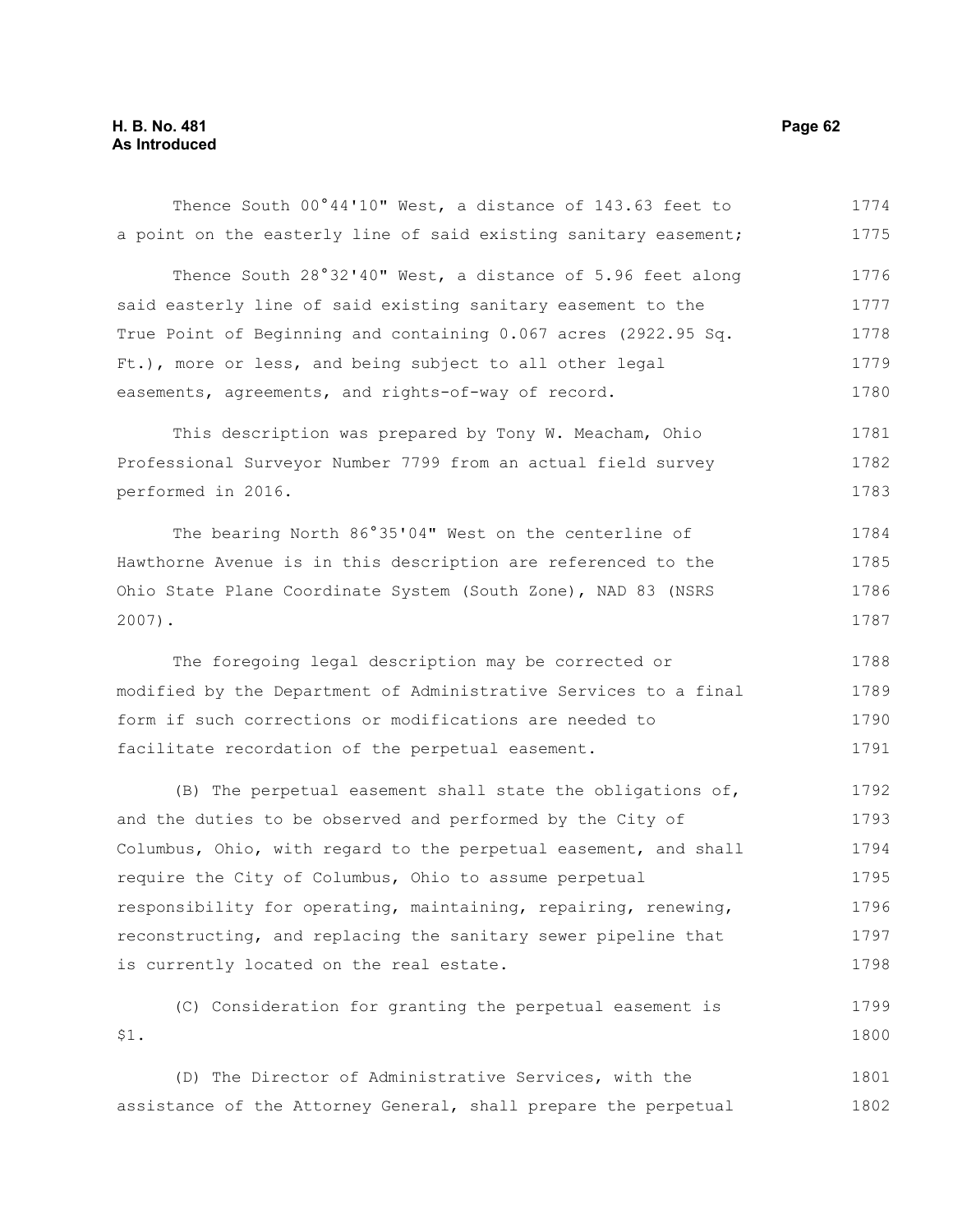Thence South 00°44'10" West, a distance of 143.63 feet to a point on the easterly line of said existing sanitary easement;

Thence South 28°32'40" West, a distance of 5.96 feet along said easterly line of said existing sanitary easement to the True Point of Beginning and containing 0.067 acres (2922.95 Sq. Ft.), more or less, and being subject to all other legal easements, agreements, and rights-of-way of record.

This description was prepared by Tony W. Meacham, Ohio Professional Surveyor Number 7799 from an actual field survey performed in 2016.

The bearing North 86°35'04" West on the centerline of Hawthorne Avenue is in this description are referenced to the Ohio State Plane Coordinate System (South Zone), NAD 83 (NSRS 2007).

The foregoing legal description may be corrected or modified by the Department of Administrative Services to a final form if such corrections or modifications are needed to facilitate recordation of the perpetual easement.

(B) The perpetual easement shall state the obligations of, and the duties to be observed and performed by the City of Columbus, Ohio, with regard to the perpetual easement, and shall require the City of Columbus, Ohio to assume perpetual responsibility for operating, maintaining, repairing, renewing, reconstructing, and replacing the sanitary sewer pipeline that is currently located on the real estate.

(C) Consideration for granting the perpetual easement is $1.

(D) The Director of Administrative Services, with the assistance of the Attorney General, shall prepare the perpetual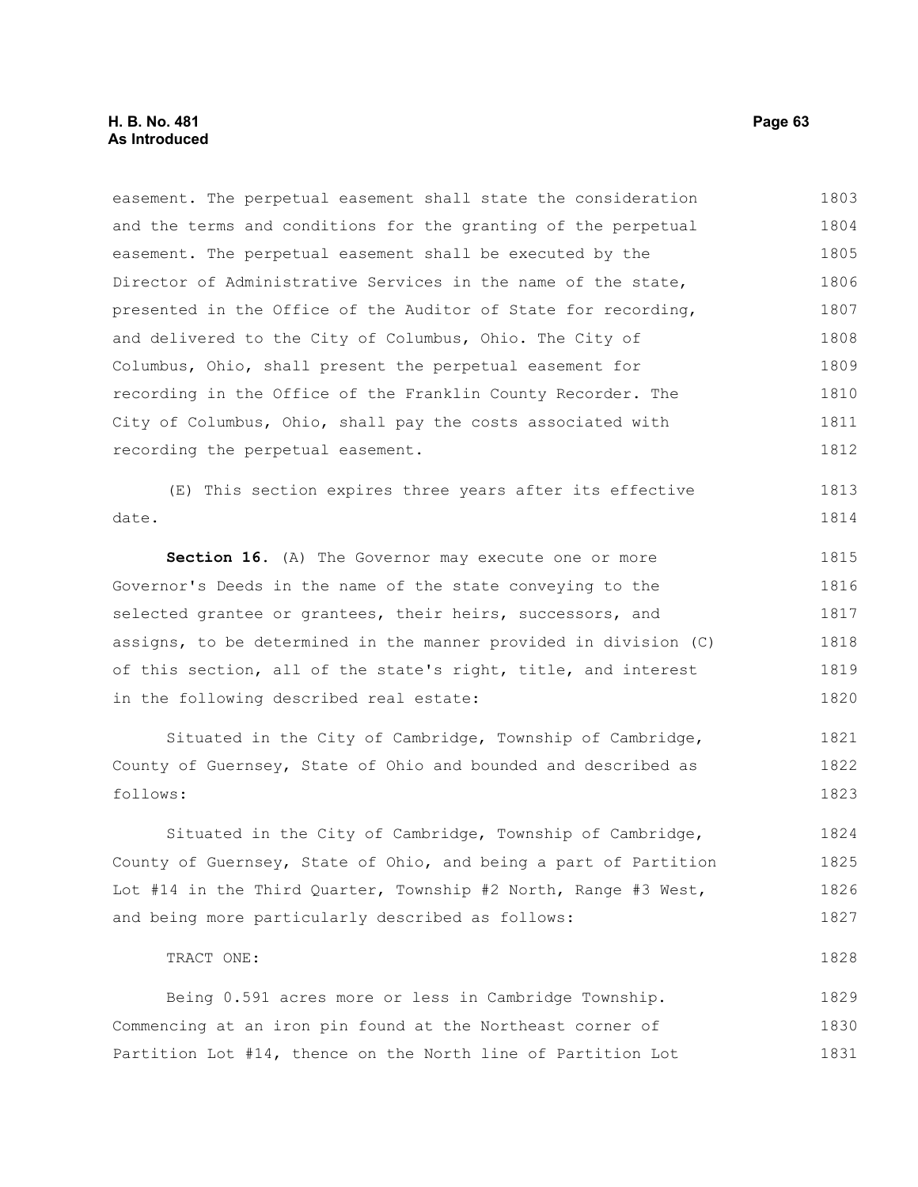easement. The perpetual easement shall state the consideration and the terms and conditions for the granting of the perpetual easement. The perpetual easement shall be executed by the Director of Administrative Services in the name of the state, presented in the Office of the Auditor of State for recording, and delivered to the City of Columbus, Ohio. The City of Columbus, Ohio, shall present the perpetual easement for recording in the Office of the Franklin County Recorder. The City of Columbus, Ohio, shall pay the costs associated with recording the perpetual easement.

(E) This section expires three years after its effective date.

**Section 16.** (A) The Governor may execute one or more Governor's Deeds in the name of the state conveying to the selected grantee or grantees, their heirs, successors, and assigns, to be determined in the manner provided in division (C) of this section, all of the state's right, title, and interest in the following described real estate:

Situated in the City of Cambridge, Township of Cambridge, County of Guernsey, State of Ohio and bounded and described as follows:

Situated in the City of Cambridge, Township of Cambridge, County of Guernsey, State of Ohio, and being a part of Partition Lot #14 in the Third Quarter, Township #2 North, Range #3 West, and being more particularly described as follows:

TRACT ONE:

Being 0.591 acres more or less in Cambridge Township. Commencing at an iron pin found at the Northeast corner of Partition Lot #14, thence on the North line of Partition Lot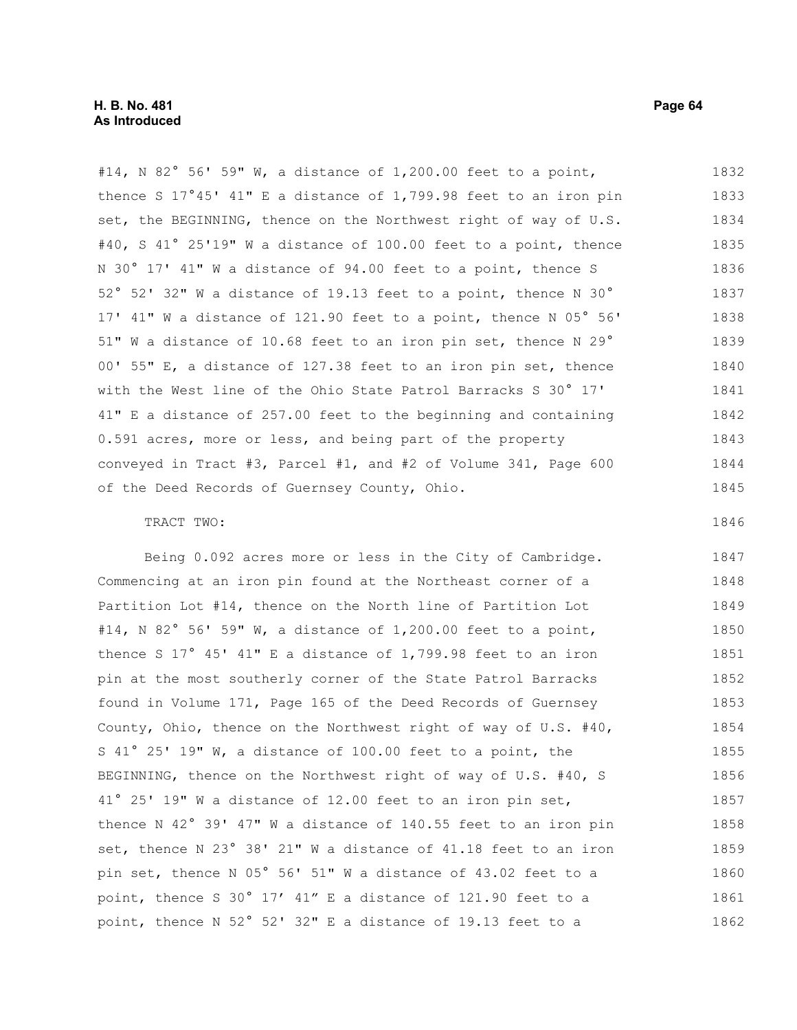#14, N 82° 56' 59" W, a distance of 1,200.00 feet to a point, thence S 17°45' 41" E a distance of 1,799.98 feet to an iron pin set, the BEGINNING, thence on the Northwest right of way of U.S. #40, S 41° 25'19" W a distance of 100.00 feet to a point, thence N 30° 17' 41" W a distance of 94.00 feet to a point, thence S 52° 52' 32" W a distance of 19.13 feet to a point, thence N 30° 17' 41" W a distance of 121.90 feet to a point, thence N 05° 56' 51" W a distance of 10.68 feet to an iron pin set, thence N 29° 00' 55" E, a distance of 127.38 feet to an iron pin set, thence with the West line of the Ohio State Patrol Barracks S 30° 17' 41" E a distance of 257.00 feet to the beginning and containing 0.591 acres, more or less, and being part of the property conveyed in Tract #3, Parcel #1, and #2 of Volume 341, Page 600 of the Deed Records of Guernsey County, Ohio.

TRACT TWO:

Being 0.092 acres more or less in the City of Cambridge. Commencing at an iron pin found at the Northeast corner of a Partition Lot #14, thence on the North line of Partition Lot #14, N 82° 56' 59" W, a distance of 1,200.00 feet to a point, thence S 17° 45' 41" E a distance of 1,799.98 feet to an iron pin at the most southerly corner of the State Patrol Barracks found in Volume 171, Page 165 of the Deed Records of Guernsey County, Ohio, thence on the Northwest right of way of U.S. #40, S 41° 25' 19" W, a distance of 100.00 feet to a point, the BEGINNING, thence on the Northwest right of way of U.S. #40, S 41° 25' 19" W a distance of 12.00 feet to an iron pin set, thence N 42° 39' 47" W a distance of 140.55 feet to an iron pin set, thence N 23° 38' 21" W a distance of 41.18 feet to an iron pin set, thence N 05° 56' 51" W a distance of 43.02 feet to a point, thence S 30° 17' 41" E a distance of 121.90 feet to a point, thence N 52° 52' 32" E a distance of 19.13 feet to a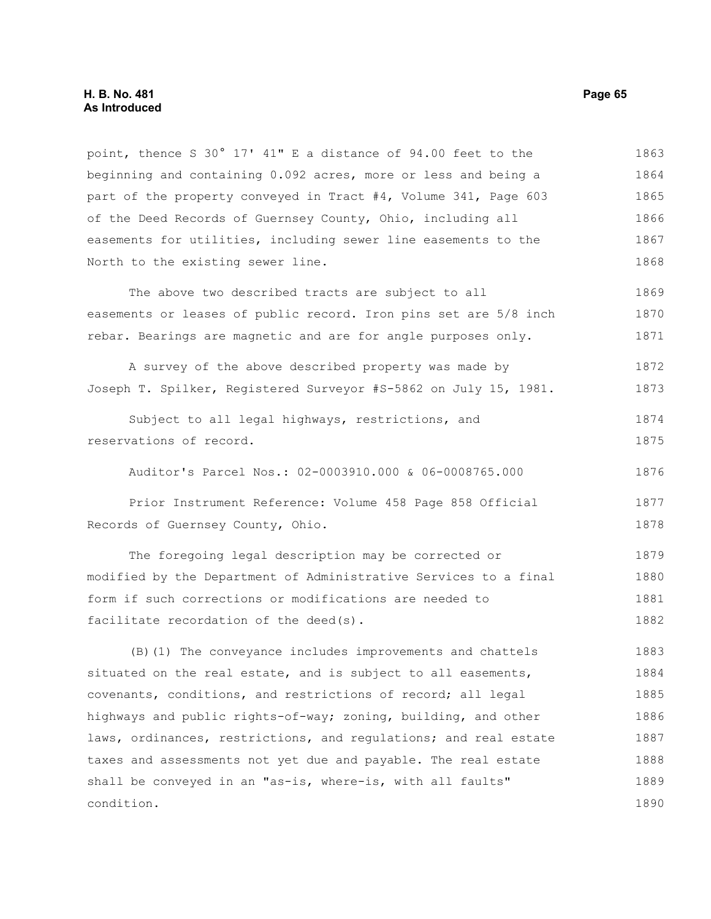point, thence S 30° 17' 41" E a distance of 94.00 feet to the beginning and containing 0.092 acres, more or less and being a part of the property conveyed in Tract #4, Volume 341, Page 603 of the Deed Records of Guernsey County, Ohio, including all easements for utilities, including sewer line easements to the North to the existing sewer line.

The above two described tracts are subject to all easements or leases of public record. Iron pins set are 5/8 inch rebar. Bearings are magnetic and are for angle purposes only.

A survey of the above described property was made by Joseph T. Spilker, Registered Surveyor #S-5862 on July 15, 1981.

Subject to all legal highways, restrictions, and reservations of record.

Auditor's Parcel Nos.: 02-0003910.000 & 06-0008765.000

Prior Instrument Reference: Volume 458 Page 858 Official Records of Guernsey County, Ohio.

The foregoing legal description may be corrected or modified by the Department of Administrative Services to a final form if such corrections or modifications are needed to facilitate recordation of the deed(s).

(B)(1) The conveyance includes improvements and chattels situated on the real estate, and is subject to all easements, covenants, conditions, and restrictions of record; all legal highways and public rights-of-way; zoning, building, and other laws, ordinances, restrictions, and regulations; and real estate taxes and assessments not yet due and payable. The real estate shall be conveyed in an "as-is, where-is, with all faults" condition.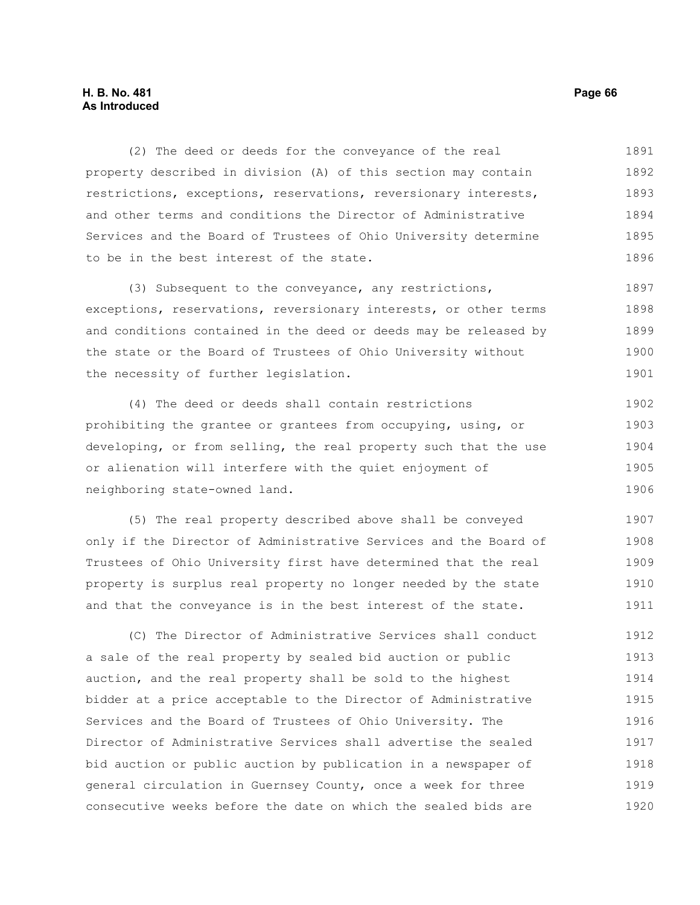(2) The deed or deeds for the conveyance of the real property described in division (A) of this section may contain restrictions, exceptions, reservations, reversionary interests, and other terms and conditions the Director of Administrative Services and the Board of Trustees of Ohio University determine to be in the best interest of the state.

(3) Subsequent to the conveyance, any restrictions, exceptions, reservations, reversionary interests, or other terms and conditions contained in the deed or deeds may be released by the state or the Board of Trustees of Ohio University without the necessity of further legislation.

(4) The deed or deeds shall contain restrictions prohibiting the grantee or grantees from occupying, using, or developing, or from selling, the real property such that the use or alienation will interfere with the quiet enjoyment of neighboring state-owned land.

(5) The real property described above shall be conveyed only if the Director of Administrative Services and the Board of Trustees of Ohio University first have determined that the real property is surplus real property no longer needed by the state and that the conveyance is in the best interest of the state.

(C) The Director of Administrative Services shall conduct a sale of the real property by sealed bid auction or public auction, and the real property shall be sold to the highest bidder at a price acceptable to the Director of Administrative Services and the Board of Trustees of Ohio University. The Director of Administrative Services shall advertise the sealed bid auction or public auction by publication in a newspaper of general circulation in Guernsey County, once a week for three consecutive weeks before the date on which the sealed bids are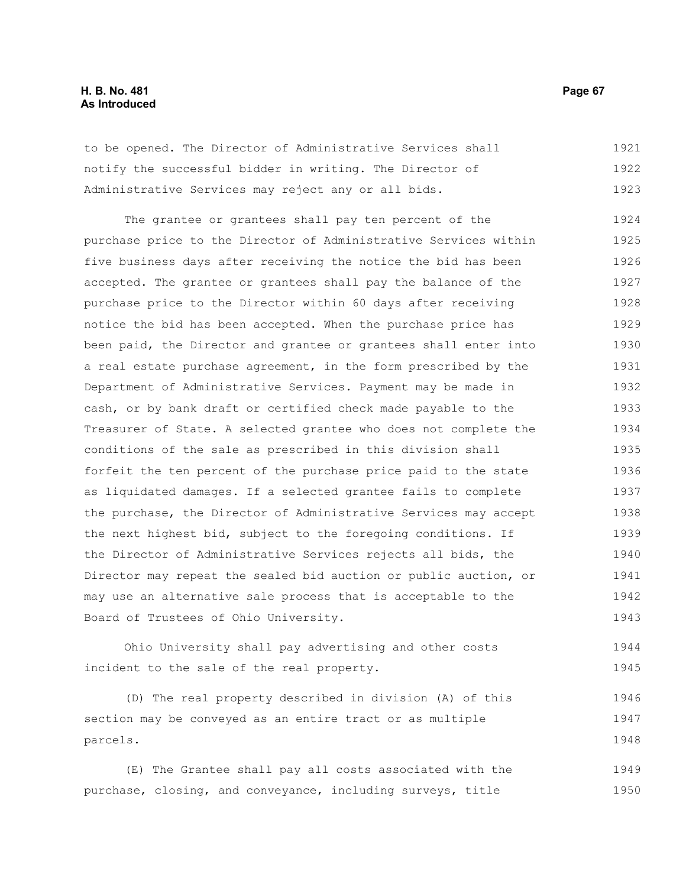to be opened. The Director of Administrative Services shall notify the successful bidder in writing. The Director of Administrative Services may reject any or all bids.

The grantee or grantees shall pay ten percent of the purchase price to the Director of Administrative Services within five business days after receiving the notice the bid has been accepted. The grantee or grantees shall pay the balance of the purchase price to the Director within 60 days after receiving notice the bid has been accepted. When the purchase price has been paid, the Director and grantee or grantees shall enter into a real estate purchase agreement, in the form prescribed by the Department of Administrative Services. Payment may be made in cash, or by bank draft or certified check made payable to the Treasurer of State. A selected grantee who does not complete the conditions of the sale as prescribed in this division shall forfeit the ten percent of the purchase price paid to the state as liquidated damages. If a selected grantee fails to complete the purchase, the Director of Administrative Services may accept the next highest bid, subject to the foregoing conditions. If the Director of Administrative Services rejects all bids, the Director may repeat the sealed bid auction or public auction, or may use an alternative sale process that is acceptable to the Board of Trustees of Ohio University.

Ohio University shall pay advertising and other costs incident to the sale of the real property.

(D) The real property described in division (A) of this section may be conveyed as an entire tract or as multiple parcels.

(E) The Grantee shall pay all costs associated with the purchase, closing, and conveyance, including surveys, title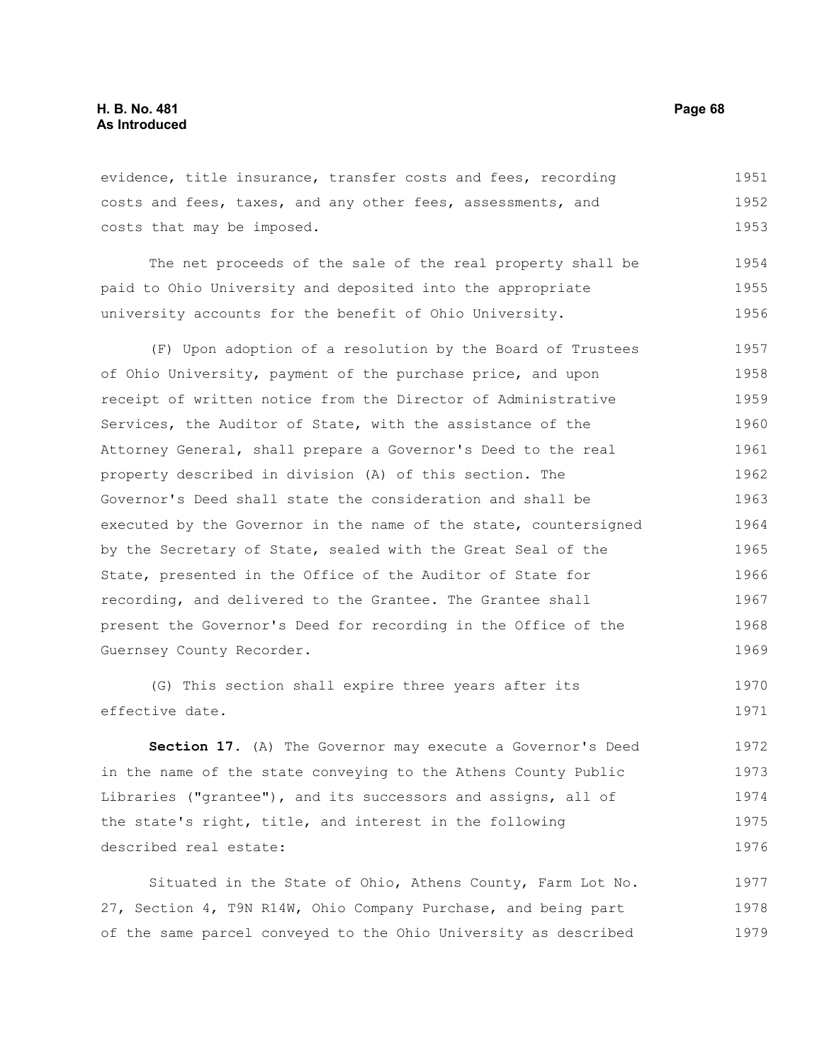evidence, title insurance, transfer costs and fees, recording costs and fees, taxes, and any other fees, assessments, and costs that may be imposed.

The net proceeds of the sale of the real property shall be paid to Ohio University and deposited into the appropriate university accounts for the benefit of Ohio University.

(F) Upon adoption of a resolution by the Board of Trustees of Ohio University, payment of the purchase price, and upon receipt of written notice from the Director of Administrative Services, the Auditor of State, with the assistance of the Attorney General, shall prepare a Governor's Deed to the real property described in division (A) of this section. The Governor's Deed shall state the consideration and shall be executed by the Governor in the name of the state, countersigned by the Secretary of State, sealed with the Great Seal of the State, presented in the Office of the Auditor of State for recording, and delivered to the Grantee. The Grantee shall present the Governor's Deed for recording in the Office of the Guernsey County Recorder.

(G) This section shall expire three years after its effective date.

**Section 17.** (A) The Governor may execute a Governor's Deed in the name of the state conveying to the Athens County Public Libraries ("grantee"), and its successors and assigns, all of the state's right, title, and interest in the following described real estate:

Situated in the State of Ohio, Athens County, Farm Lot No. 27, Section 4, T9N R14W, Ohio Company Purchase, and being part of the same parcel conveyed to the Ohio University as described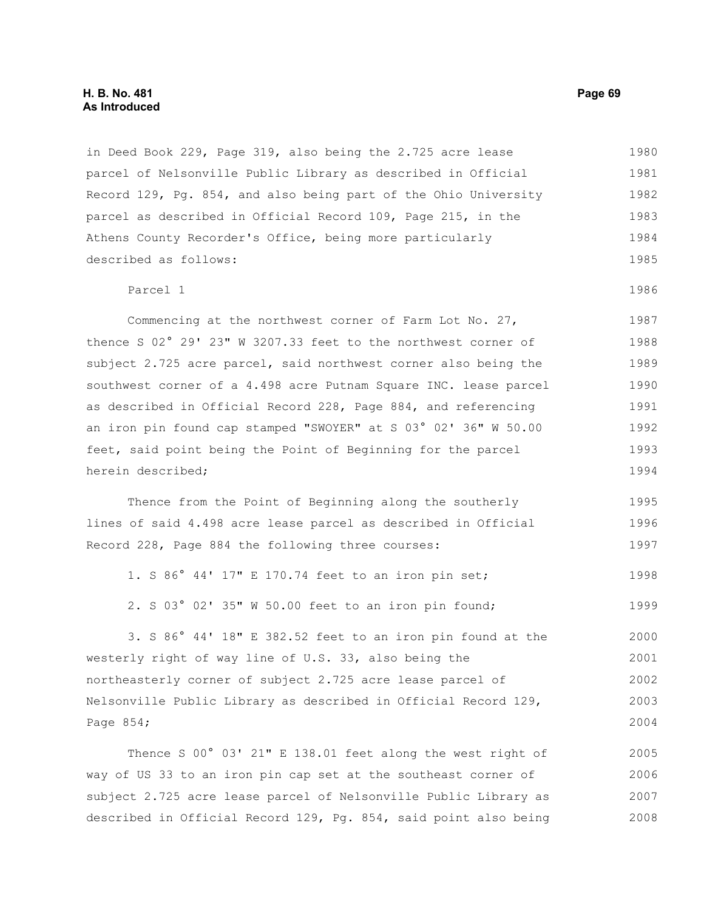in Deed Book 229, Page 319, also being the 2.725 acre lease parcel of Nelsonville Public Library as described in Official Record 129, Pg. 854, and also being part of the Ohio University parcel as described in Official Record 109, Page 215, in the Athens County Recorder's Office, being more particularly described as follows:

Parcel 1

Commencing at the northwest corner of Farm Lot No. 27, thence S 02° 29' 23" W 3207.33 feet to the northwest corner of subject 2.725 acre parcel, said northwest corner also being the southwest corner of a 4.498 acre Putnam Square INC. lease parcel as described in Official Record 228, Page 884, and referencing an iron pin found cap stamped "SWOYER" at S 03° 02' 36" W 50.00 feet, said point being the Point of Beginning for the parcel herein described;

Thence from the Point of Beginning along the southerly lines of said 4.498 acre lease parcel as described in Official Record 228, Page 884 the following three courses:

1. S 86° 44' 17" E 170.74 feet to an iron pin set;

2. S 03° 02' 35" W 50.00 feet to an iron pin found;

3. S 86° 44' 18" E 382.52 feet to an iron pin found at the westerly right of way line of U.S. 33, also being the northeasterly corner of subject 2.725 acre lease parcel of Nelsonville Public Library as described in Official Record 129, Page 854;

Thence S 00° 03' 21" E 138.01 feet along the west right of way of US 33 to an iron pin cap set at the southeast corner of subject 2.725 acre lease parcel of Nelsonville Public Library as described in Official Record 129, Pg. 854, said point also being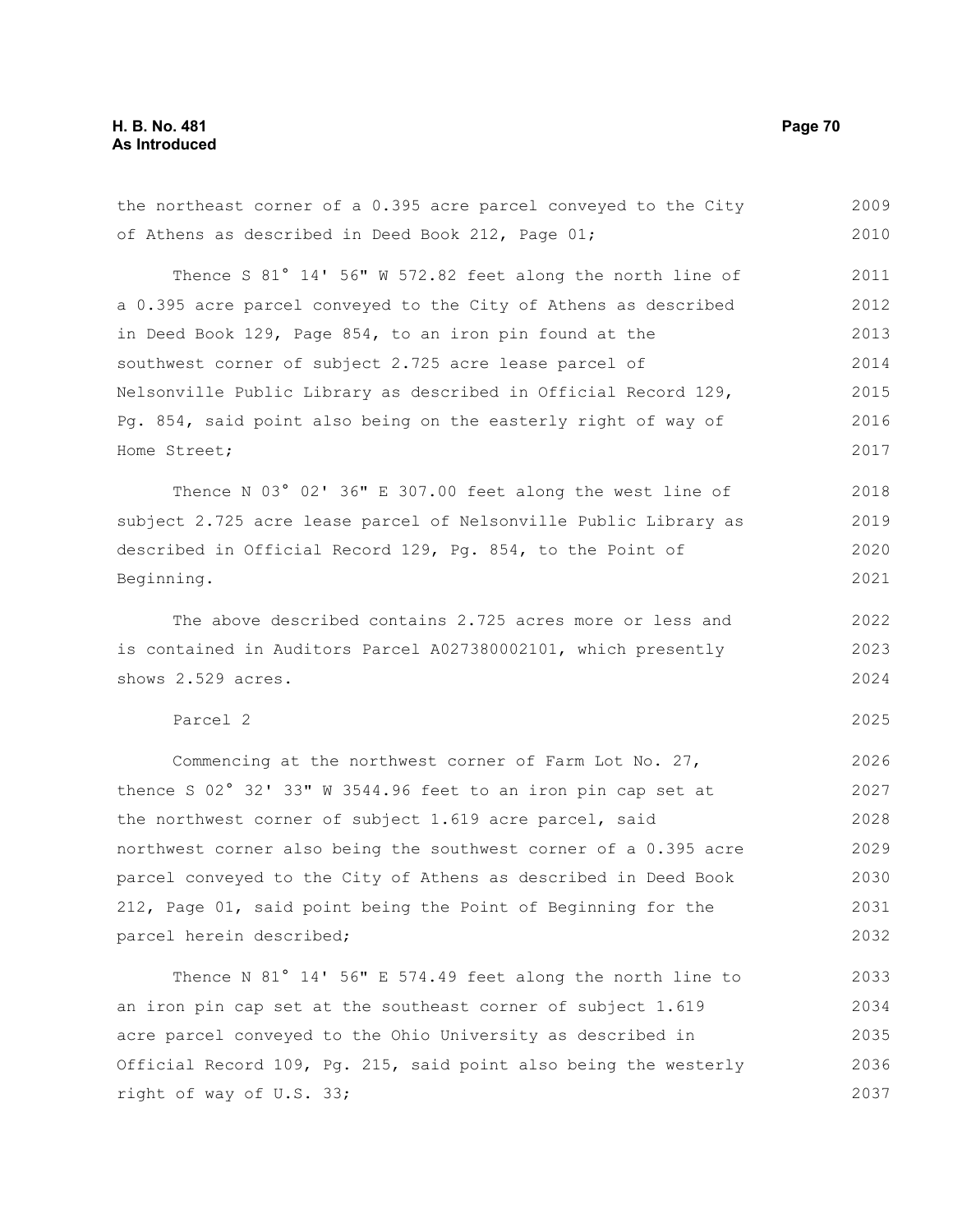the northeast corner of a 0.395 acre parcel conveyed to the City of Athens as described in Deed Book 212, Page 01;

Thence S 81° 14' 56" W 572.82 feet along the north line of a 0.395 acre parcel conveyed to the City of Athens as described in Deed Book 129, Page 854, to an iron pin found at the southwest corner of subject 2.725 acre lease parcel of Nelsonville Public Library as described in Official Record 129, Pg. 854, said point also being on the easterly right of way of Home Street;

Thence N 03° 02' 36" E 307.00 feet along the west line of subject 2.725 acre lease parcel of Nelsonville Public Library as described in Official Record 129, Pg. 854, to the Point of Beginning.

The above described contains 2.725 acres more or less and is contained in Auditors Parcel A027380002101, which presently shows 2.529 acres.

Parcel 2

Commencing at the northwest corner of Farm Lot No. 27, thence S 02° 32' 33" W 3544.96 feet to an iron pin cap set at the northwest corner of subject 1.619 acre parcel, said northwest corner also being the southwest corner of a 0.395 acre parcel conveyed to the City of Athens as described in Deed Book 212, Page 01, said point being the Point of Beginning for the parcel herein described;

Thence N 81° 14' 56" E 574.49 feet along the north line to an iron pin cap set at the southeast corner of subject 1.619 acre parcel conveyed to the Ohio University as described in Official Record 109, Pg. 215, said point also being the westerly right of way of U.S. 33;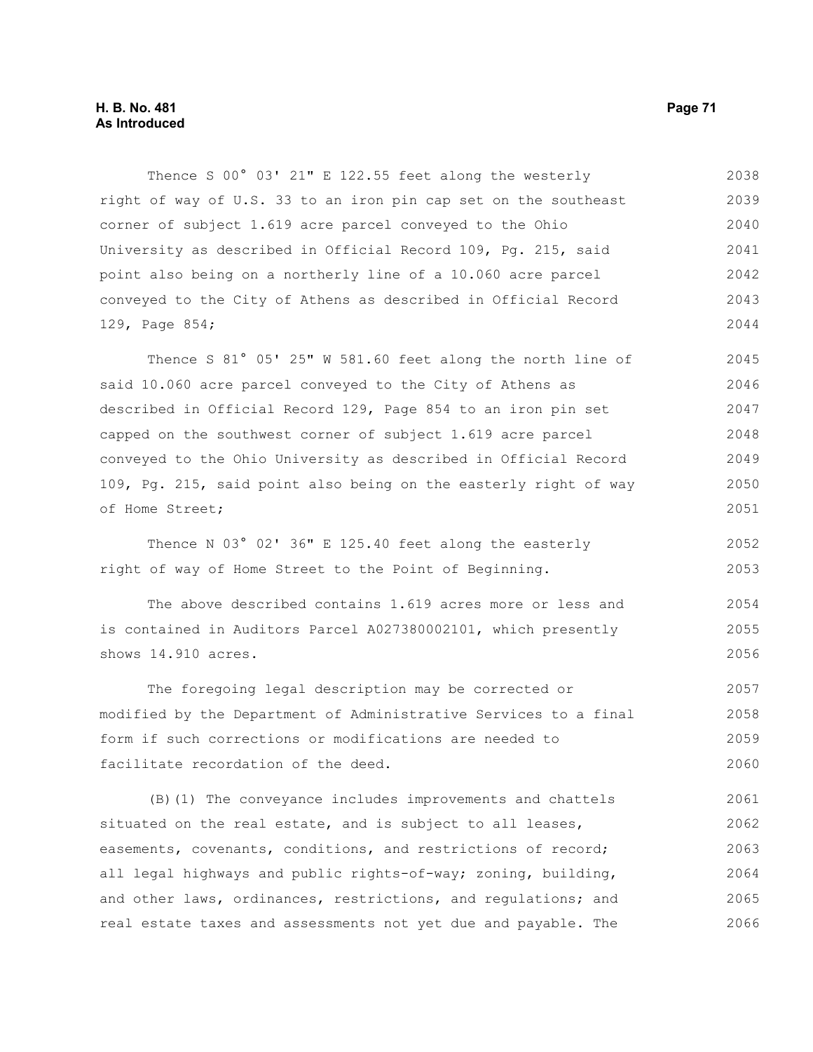Thence S 00° 03' 21" E 122.55 feet along the westerly right of way of U.S. 33 to an iron pin cap set on the southeast corner of subject 1.619 acre parcel conveyed to the Ohio University as described in Official Record 109, Pg. 215, said point also being on a northerly line of a 10.060 acre parcel conveyed to the City of Athens as described in Official Record 129, Page 854;

Thence S 81° 05' 25" W 581.60 feet along the north line of said 10.060 acre parcel conveyed to the City of Athens as described in Official Record 129, Page 854 to an iron pin set capped on the southwest corner of subject 1.619 acre parcel conveyed to the Ohio University as described in Official Record 109, Pg. 215, said point also being on the easterly right of way of Home Street;

Thence N 03° 02' 36" E 125.40 feet along the easterly right of way of Home Street to the Point of Beginning.

The above described contains 1.619 acres more or less and is contained in Auditors Parcel A027380002101, which presently shows 14.910 acres.

The foregoing legal description may be corrected or modified by the Department of Administrative Services to a final form if such corrections or modifications are needed to facilitate recordation of the deed.

(B)(1) The conveyance includes improvements and chattels situated on the real estate, and is subject to all leases, easements, covenants, conditions, and restrictions of record; all legal highways and public rights-of-way; zoning, building, and other laws, ordinances, restrictions, and regulations; and real estate taxes and assessments not yet due and payable. The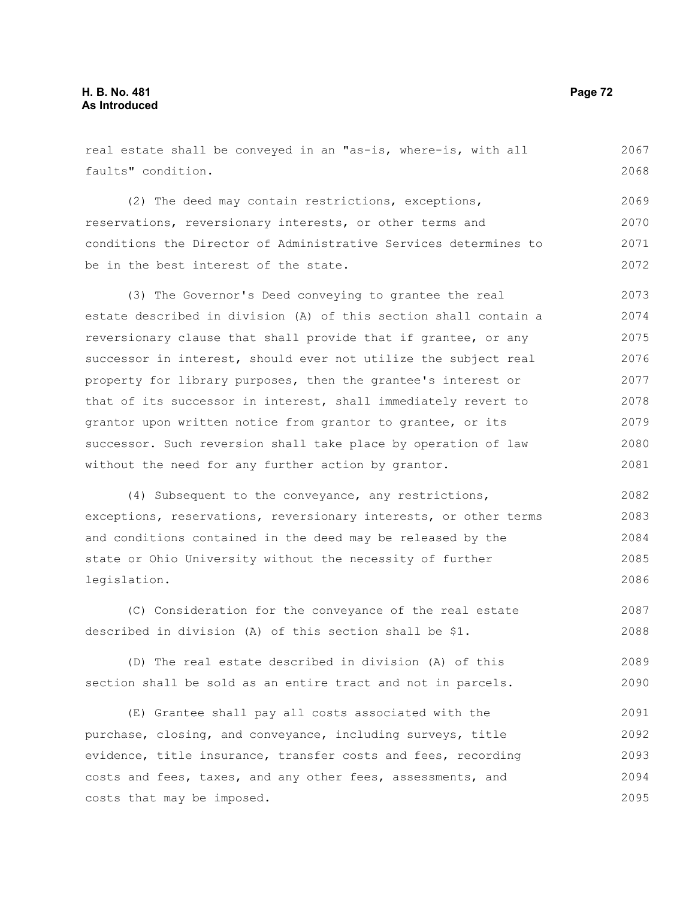real estate shall be conveyed in an "as-is, where-is, with all faults" condition.

(2) The deed may contain restrictions, exceptions, reservations, reversionary interests, or other terms and conditions the Director of Administrative Services determines to be in the best interest of the state.

(3) The Governor's Deed conveying to grantee the real estate described in division (A) of this section shall contain a reversionary clause that shall provide that if grantee, or any successor in interest, should ever not utilize the subject real property for library purposes, then the grantee's interest or that of its successor in interest, shall immediately revert to grantor upon written notice from grantor to grantee, or its successor. Such reversion shall take place by operation of law without the need for any further action by grantor.

(4) Subsequent to the conveyance, any restrictions, exceptions, reservations, reversionary interests, or other terms and conditions contained in the deed may be released by the state or Ohio University without the necessity of further legislation.

(C) Consideration for the conveyance of the real estate described in division (A) of this section shall be $1.

(D) The real estate described in division (A) of this section shall be sold as an entire tract and not in parcels.

(E) Grantee shall pay all costs associated with the purchase, closing, and conveyance, including surveys, title evidence, title insurance, transfer costs and fees, recording costs and fees, taxes, and any other fees, assessments, and costs that may be imposed.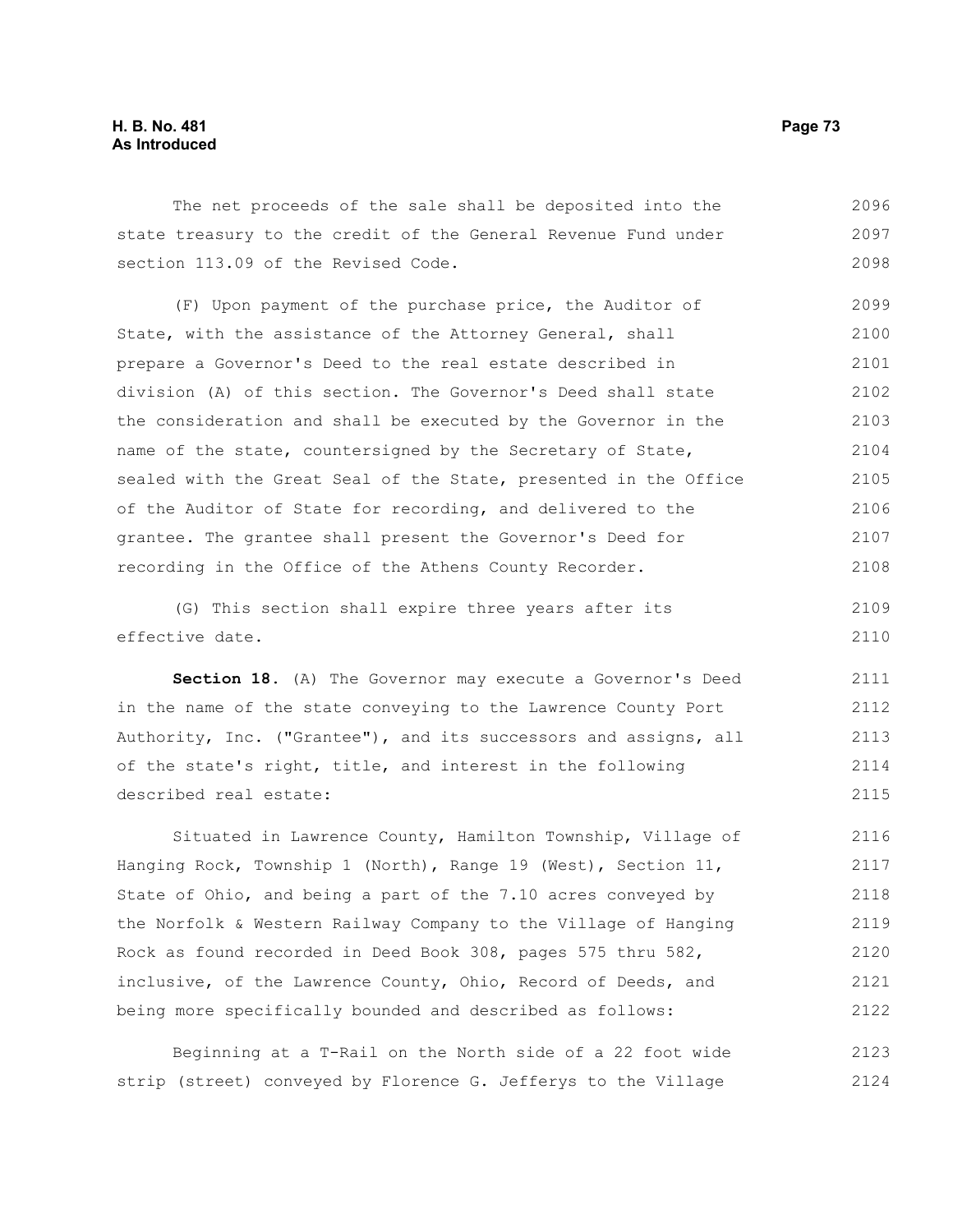The net proceeds of the sale shall be deposited into the state treasury to the credit of the General Revenue Fund under section 113.09 of the Revised Code.

(F) Upon payment of the purchase price, the Auditor of State, with the assistance of the Attorney General, shall prepare a Governor's Deed to the real estate described in division (A) of this section. The Governor's Deed shall state the consideration and shall be executed by the Governor in the name of the state, countersigned by the Secretary of State, sealed with the Great Seal of the State, presented in the Office of the Auditor of State for recording, and delivered to the grantee. The grantee shall present the Governor's Deed for recording in the Office of the Athens County Recorder.

(G) This section shall expire three years after its effective date.

**Section 18.** (A) The Governor may execute a Governor's Deed in the name of the state conveying to the Lawrence County Port Authority, Inc. ("Grantee"), and its successors and assigns, all of the state's right, title, and interest in the following described real estate:

Situated in Lawrence County, Hamilton Township, Village of Hanging Rock, Township 1 (North), Range 19 (West), Section 11, State of Ohio, and being a part of the 7.10 acres conveyed by the Norfolk & Western Railway Company to the Village of Hanging Rock as found recorded in Deed Book 308, pages 575 thru 582, inclusive, of the Lawrence County, Ohio, Record of Deeds, and being more specifically bounded and described as follows:

Beginning at a T-Rail on the North side of a 22 foot wide strip (street) conveyed by Florence G. Jefferys to the Village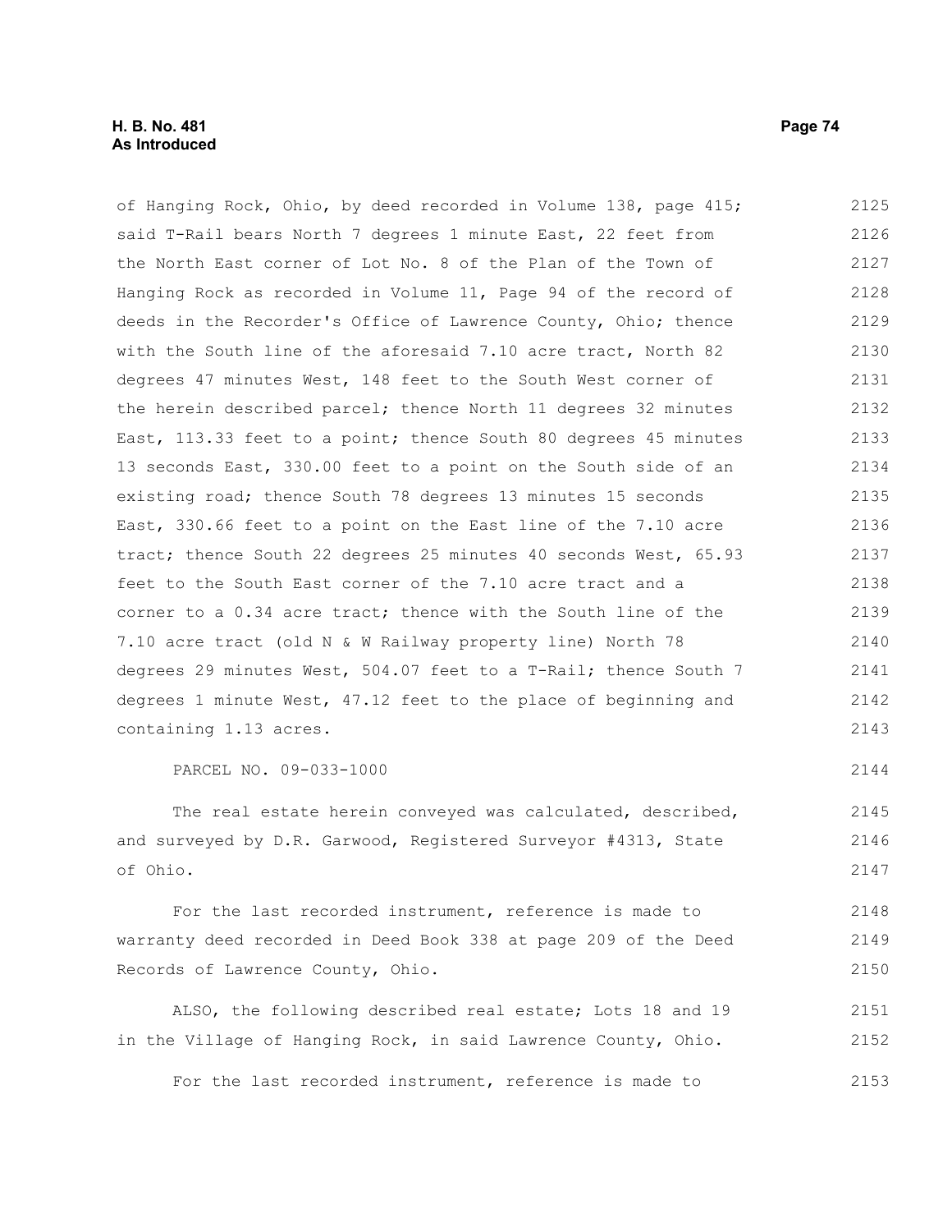of Hanging Rock, Ohio, by deed recorded in Volume 138, page 415; said T-Rail bears North 7 degrees 1 minute East, 22 feet from the North East corner of Lot No. 8 of the Plan of the Town of Hanging Rock as recorded in Volume 11, Page 94 of the record of deeds in the Recorder's Office of Lawrence County, Ohio; thence with the South line of the aforesaid 7.10 acre tract, North 82 degrees 47 minutes West, 148 feet to the South West corner of the herein described parcel; thence North 11 degrees 32 minutes East, 113.33 feet to a point; thence South 80 degrees 45 minutes 13 seconds East, 330.00 feet to a point on the South side of an existing road; thence South 78 degrees 13 minutes 15 seconds East, 330.66 feet to a point on the East line of the 7.10 acre tract; thence South 22 degrees 25 minutes 40 seconds West, 65.93 feet to the South East corner of the 7.10 acre tract and a corner to a 0.34 acre tract; thence with the South line of the 7.10 acre tract (old N & W Railway property line) North 78 degrees 29 minutes West, 504.07 feet to a T-Rail; thence South 7 degrees 1 minute West, 47.12 feet to the place of beginning and containing 1.13 acres.

PARCEL NO. 09-033-1000

The real estate herein conveyed was calculated, described, and surveyed by D.R. Garwood, Registered Surveyor #4313, State of Ohio.

For the last recorded instrument, reference is made to warranty deed recorded in Deed Book 338 at page 209 of the Deed Records of Lawrence County, Ohio.

ALSO, the following described real estate; Lots 18 and 19 in the Village of Hanging Rock, in said Lawrence County, Ohio.

For the last recorded instrument, reference is made to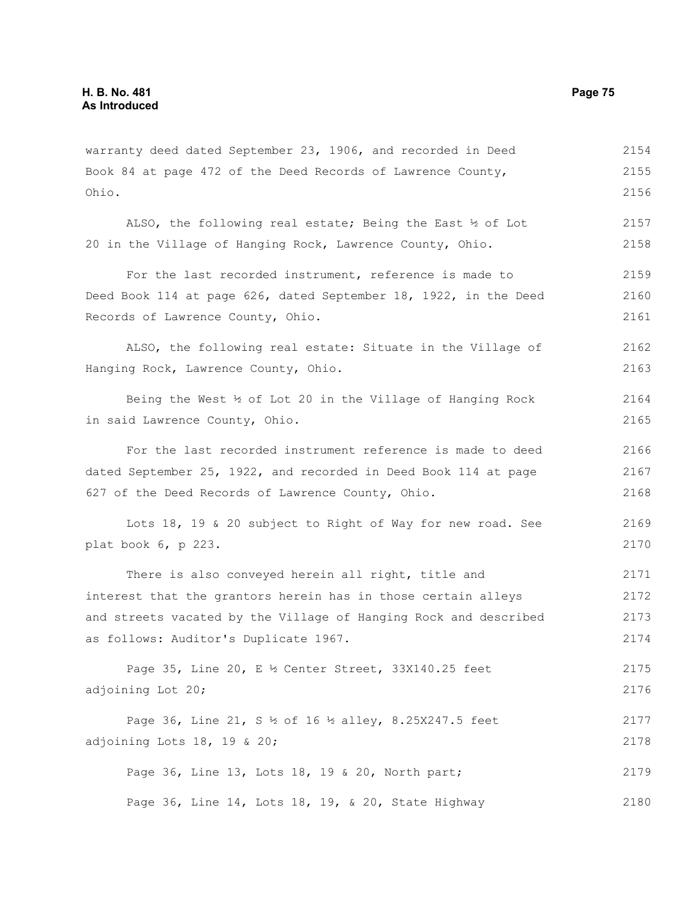warranty deed dated September 23, 1906, and recorded in Deed Book 84 at page 472 of the Deed Records of Lawrence County, Ohio.

ALSO, the following real estate; Being the East ½ of Lot 20 in the Village of Hanging Rock, Lawrence County, Ohio.

For the last recorded instrument, reference is made to Deed Book 114 at page 626, dated September 18, 1922, in the Deed Records of Lawrence County, Ohio.

ALSO, the following real estate: Situate in the Village of Hanging Rock, Lawrence County, Ohio.

Being the West ½ of Lot 20 in the Village of Hanging Rock in said Lawrence County, Ohio.

For the last recorded instrument reference is made to deed dated September 25, 1922, and recorded in Deed Book 114 at page 627 of the Deed Records of Lawrence County, Ohio.

Lots 18, 19 & 20 subject to Right of Way for new road. See plat book 6, p 223.

There is also conveyed herein all right, title and interest that the grantors herein has in those certain alleys and streets vacated by the Village of Hanging Rock and described as follows: Auditor's Duplicate 1967.

Page 35, Line 20, E ½ Center Street, 33X140.25 feet adjoining Lot 20;

Page 36, Line 21, S ½ of 16 ½ alley, 8.25X247.5 feet adjoining Lots 18, 19 & 20;

Page 36, Line 13, Lots 18, 19 & 20, North part;

Page 36, Line 14, Lots 18, 19, & 20, State Highway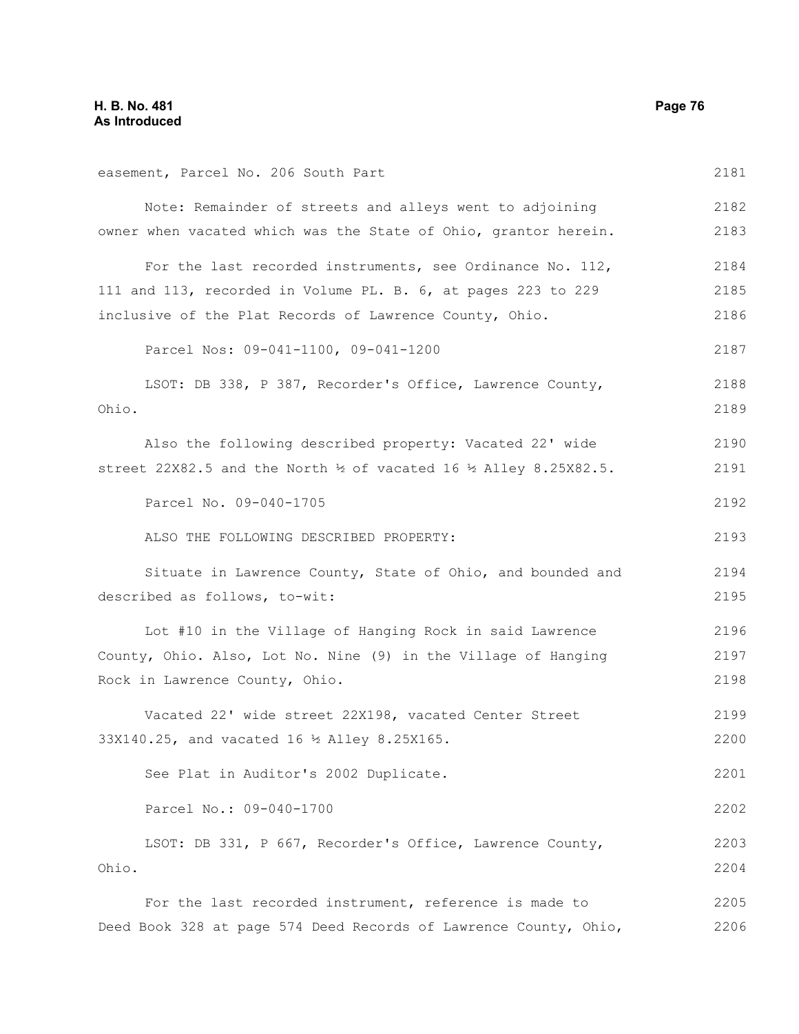easement, Parcel No. 206 South Part

Note: Remainder of streets and alleys went to adjoining owner when vacated which was the State of Ohio, grantor herein.

For the last recorded instruments, see Ordinance No. 112, 111 and 113, recorded in Volume PL. B. 6, at pages 223 to 229 inclusive of the Plat Records of Lawrence County, Ohio.

Parcel Nos: 09-041-1100, 09-041-1200

LSOT: DB 338, P 387, Recorder's Office, Lawrence County, Ohio.

Also the following described property: Vacated 22' wide street 22X82.5 and the North ½ of vacated 16 ½ Alley 8.25X82.5.

Parcel No. 09-040-1705

ALSO THE FOLLOWING DESCRIBED PROPERTY:

Situate in Lawrence County, State of Ohio, and bounded and described as follows, to-wit:

Lot #10 in the Village of Hanging Rock in said Lawrence County, Ohio. Also, Lot No. Nine (9) in the Village of Hanging Rock in Lawrence County, Ohio.

Vacated 22' wide street 22X198, vacated Center Street 33X140.25, and vacated 16 ½ Alley 8.25X165.

See Plat in Auditor's 2002 Duplicate.

Parcel No.: 09-040-1700

LSOT: DB 331, P 667, Recorder's Office, Lawrence County, Ohio.

For the last recorded instrument, reference is made to Deed Book 328 at page 574 Deed Records of Lawrence County, Ohio,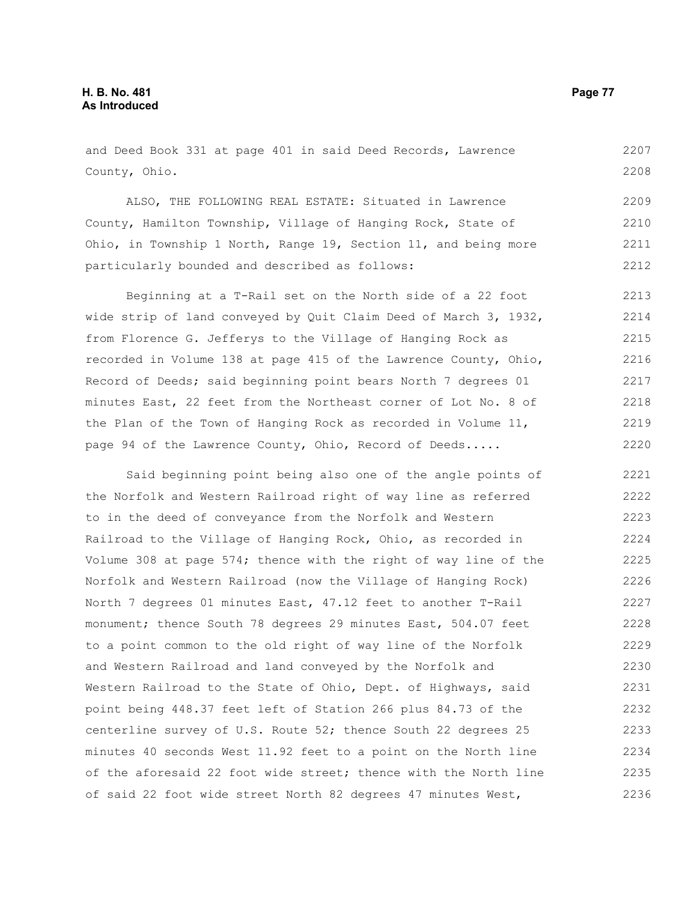and Deed Book 331 at page 401 in said Deed Records, Lawrence County, Ohio.

ALSO, THE FOLLOWING REAL ESTATE: Situated in Lawrence County, Hamilton Township, Village of Hanging Rock, State of Ohio, in Township 1 North, Range 19, Section 11, and being more particularly bounded and described as follows:

Beginning at a T-Rail set on the North side of a 22 foot wide strip of land conveyed by Quit Claim Deed of March 3, 1932, from Florence G. Jefferys to the Village of Hanging Rock as recorded in Volume 138 at page 415 of the Lawrence County, Ohio, Record of Deeds; said beginning point bears North 7 degrees 01 minutes East, 22 feet from the Northeast corner of Lot No. 8 of the Plan of the Town of Hanging Rock as recorded in Volume 11, page 94 of the Lawrence County, Ohio, Record of Deeds.....

Said beginning point being also one of the angle points of the Norfolk and Western Railroad right of way line as referred to in the deed of conveyance from the Norfolk and Western Railroad to the Village of Hanging Rock, Ohio, as recorded in Volume 308 at page 574; thence with the right of way line of the Norfolk and Western Railroad (now the Village of Hanging Rock) North 7 degrees 01 minutes East, 47.12 feet to another T-Rail monument; thence South 78 degrees 29 minutes East, 504.07 feet to a point common to the old right of way line of the Norfolk and Western Railroad and land conveyed by the Norfolk and Western Railroad to the State of Ohio, Dept. of Highways, said point being 448.37 feet left of Station 266 plus 84.73 of the centerline survey of U.S. Route 52; thence South 22 degrees 25 minutes 40 seconds West 11.92 feet to a point on the North line of the aforesaid 22 foot wide street; thence with the North line of said 22 foot wide street North 82 degrees 47 minutes West,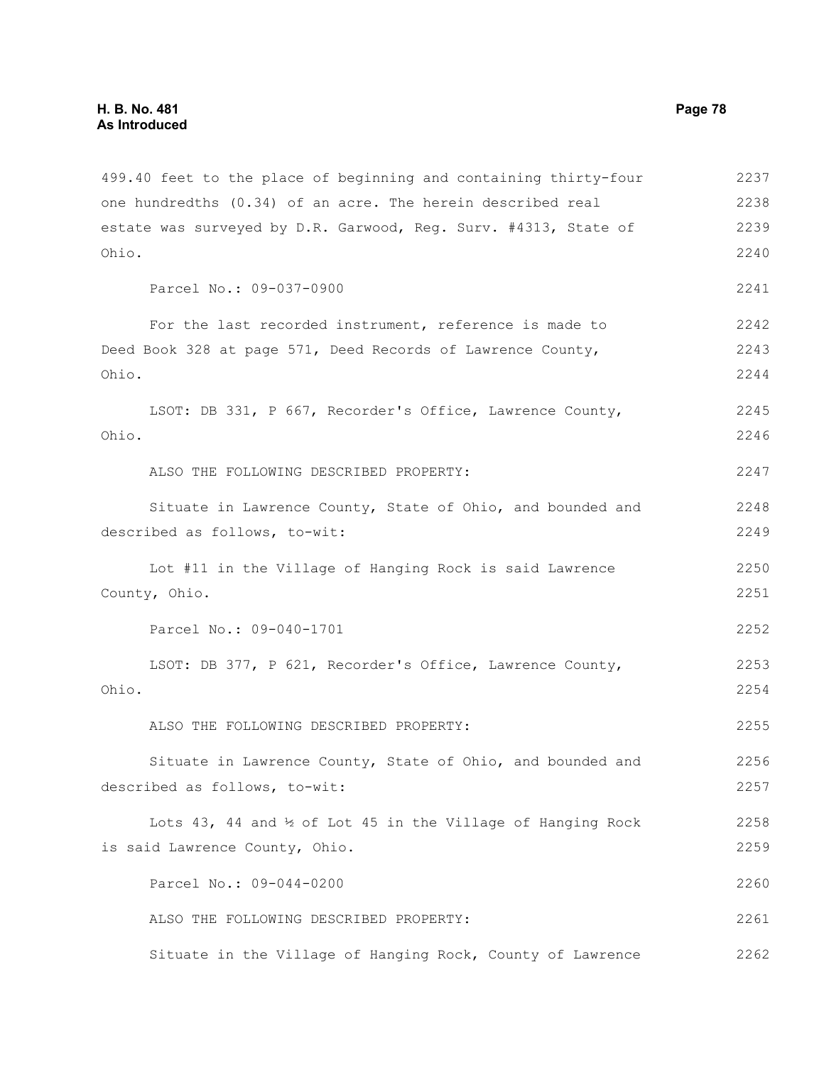499.40 feet to the place of beginning and containing thirty-four one hundredths (0.34) of an acre. The herein described real estate was surveyed by D.R. Garwood, Reg. Surv. #4313, State of Ohio.

Parcel No.: 09-037-0900

For the last recorded instrument, reference is made to Deed Book 328 at page 571, Deed Records of Lawrence County, Ohio.

LSOT: DB 331, P 667, Recorder's Office, Lawrence County, Ohio.

ALSO THE FOLLOWING DESCRIBED PROPERTY:

Situate in Lawrence County, State of Ohio, and bounded and described as follows, to-wit:

Lot #11 in the Village of Hanging Rock is said Lawrence County, Ohio.

Parcel No.: 09-040-1701

LSOT: DB 377, P 621, Recorder's Office, Lawrence County, Ohio.

ALSO THE FOLLOWING DESCRIBED PROPERTY:

Situate in Lawrence County, State of Ohio, and bounded and described as follows, to-wit:

Lots 43, 44 and ½ of Lot 45 in the Village of Hanging Rock is said Lawrence County, Ohio.

Parcel No.: 09-044-0200

ALSO THE FOLLOWING DESCRIBED PROPERTY:

Situate in the Village of Hanging Rock, County of Lawrence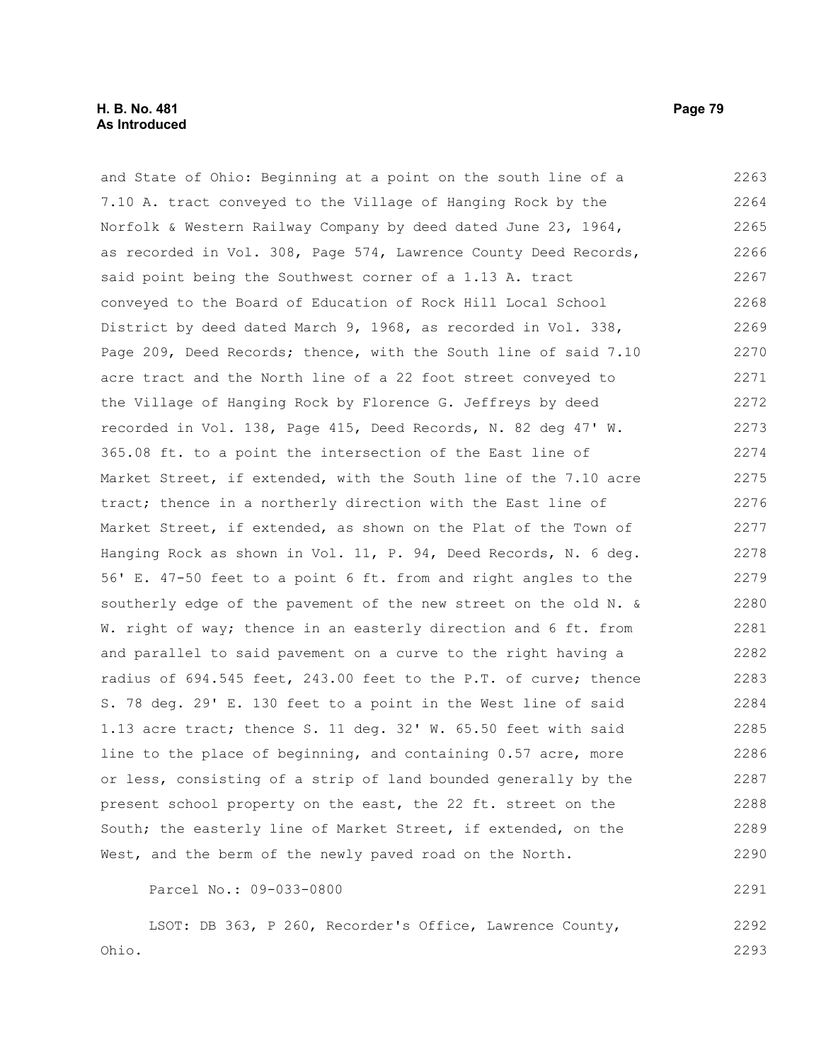and State of Ohio: Beginning at a point on the south line of a 7.10 A. tract conveyed to the Village of Hanging Rock by the Norfolk & Western Railway Company by deed dated June 23, 1964, as recorded in Vol. 308, Page 574, Lawrence County Deed Records, said point being the Southwest corner of a 1.13 A. tract conveyed to the Board of Education of Rock Hill Local School District by deed dated March 9, 1968, as recorded in Vol. 338, Page 209, Deed Records; thence, with the South line of said 7.10 acre tract and the North line of a 22 foot street conveyed to the Village of Hanging Rock by Florence G. Jeffreys by deed recorded in Vol. 138, Page 415, Deed Records, N. 82 deg 47' W. 365.08 ft. to a point the intersection of the East line of Market Street, if extended, with the South line of the 7.10 acre tract; thence in a northerly direction with the East line of Market Street, if extended, as shown on the Plat of the Town of Hanging Rock as shown in Vol. 11, P. 94, Deed Records, N. 6 deg. 56' E. 47-50 feet to a point 6 ft. from and right angles to the southerly edge of the pavement of the new street on the old N. & W. right of way; thence in an easterly direction and 6 ft. from and parallel to said pavement on a curve to the right having a radius of 694.545 feet, 243.00 feet to the P.T. of curve; thence S. 78 deg. 29' E. 130 feet to a point in the West line of said 1.13 acre tract; thence S. 11 deg. 32' W. 65.50 feet with said line to the place of beginning, and containing 0.57 acre, more or less, consisting of a strip of land bounded generally by the present school property on the east, the 22 ft. street on the South; the easterly line of Market Street, if extended, on the West, and the berm of the newly paved road on the North.

Parcel No.: 09-033-0800

LSOT: DB 363, P 260, Recorder's Office, Lawrence County, Ohio.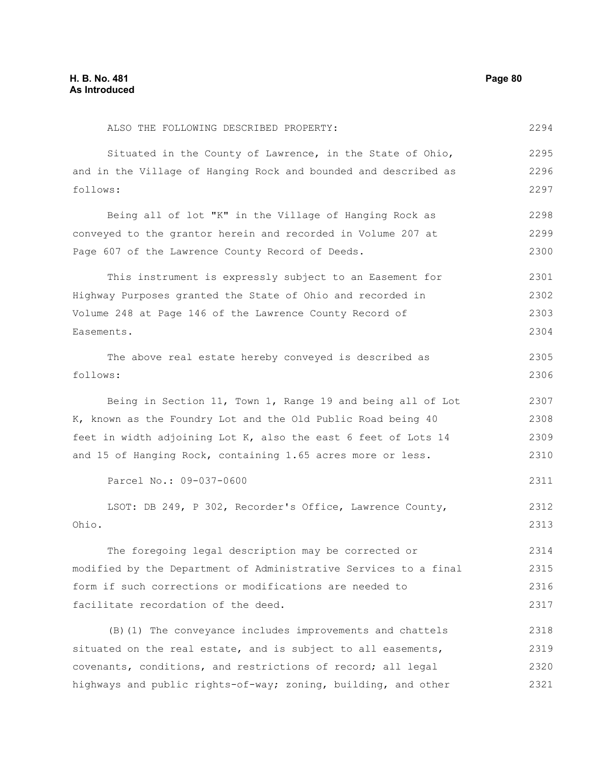ALSO THE FOLLOWING DESCRIBED PROPERTY:

Situated in the County of Lawrence, in the State of Ohio, and in the Village of Hanging Rock and bounded and described as follows:

Being all of lot "K" in the Village of Hanging Rock as conveyed to the grantor herein and recorded in Volume 207 at Page 607 of the Lawrence County Record of Deeds.

This instrument is expressly subject to an Easement for Highway Purposes granted the State of Ohio and recorded in Volume 248 at Page 146 of the Lawrence County Record of Easements.

The above real estate hereby conveyed is described as follows:

Being in Section 11, Town 1, Range 19 and being all of Lot K, known as the Foundry Lot and the Old Public Road being 40 feet in width adjoining Lot K, also the east 6 feet of Lots 14 and 15 of Hanging Rock, containing 1.65 acres more or less.

Parcel No.: 09-037-0600

LSOT: DB 249, P 302, Recorder's Office, Lawrence County, Ohio.

The foregoing legal description may be corrected or modified by the Department of Administrative Services to a final form if such corrections or modifications are needed to facilitate recordation of the deed.

(B)(1) The conveyance includes improvements and chattels situated on the real estate, and is subject to all easements, covenants, conditions, and restrictions of record; all legal highways and public rights-of-way; zoning, building, and other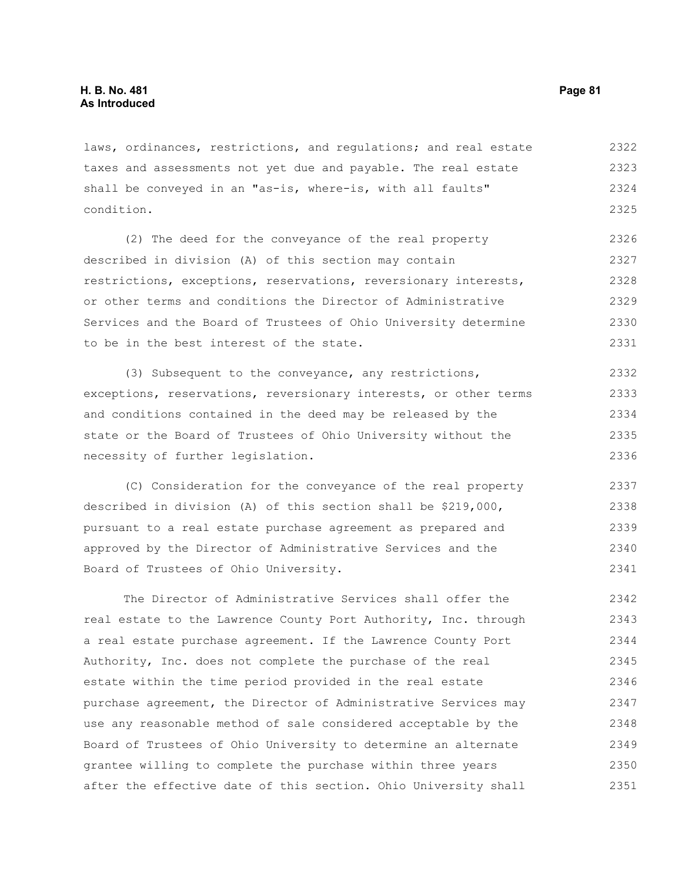laws, ordinances, restrictions, and regulations; and real estate taxes and assessments not yet due and payable. The real estate shall be conveyed in an "as-is, where-is, with all faults" condition.

(2) The deed for the conveyance of the real property described in division (A) of this section may contain restrictions, exceptions, reservations, reversionary interests, or other terms and conditions the Director of Administrative Services and the Board of Trustees of Ohio University determine to be in the best interest of the state.

(3) Subsequent to the conveyance, any restrictions, exceptions, reservations, reversionary interests, or other terms and conditions contained in the deed may be released by the state or the Board of Trustees of Ohio University without the necessity of further legislation.

(C) Consideration for the conveyance of the real property described in division (A) of this section shall be $219,000, pursuant to a real estate purchase agreement as prepared and approved by the Director of Administrative Services and the Board of Trustees of Ohio University.

The Director of Administrative Services shall offer the real estate to the Lawrence County Port Authority, Inc. through a real estate purchase agreement. If the Lawrence County Port Authority, Inc. does not complete the purchase of the real estate within the time period provided in the real estate purchase agreement, the Director of Administrative Services may use any reasonable method of sale considered acceptable by the Board of Trustees of Ohio University to determine an alternate grantee willing to complete the purchase within three years after the effective date of this section. Ohio University shall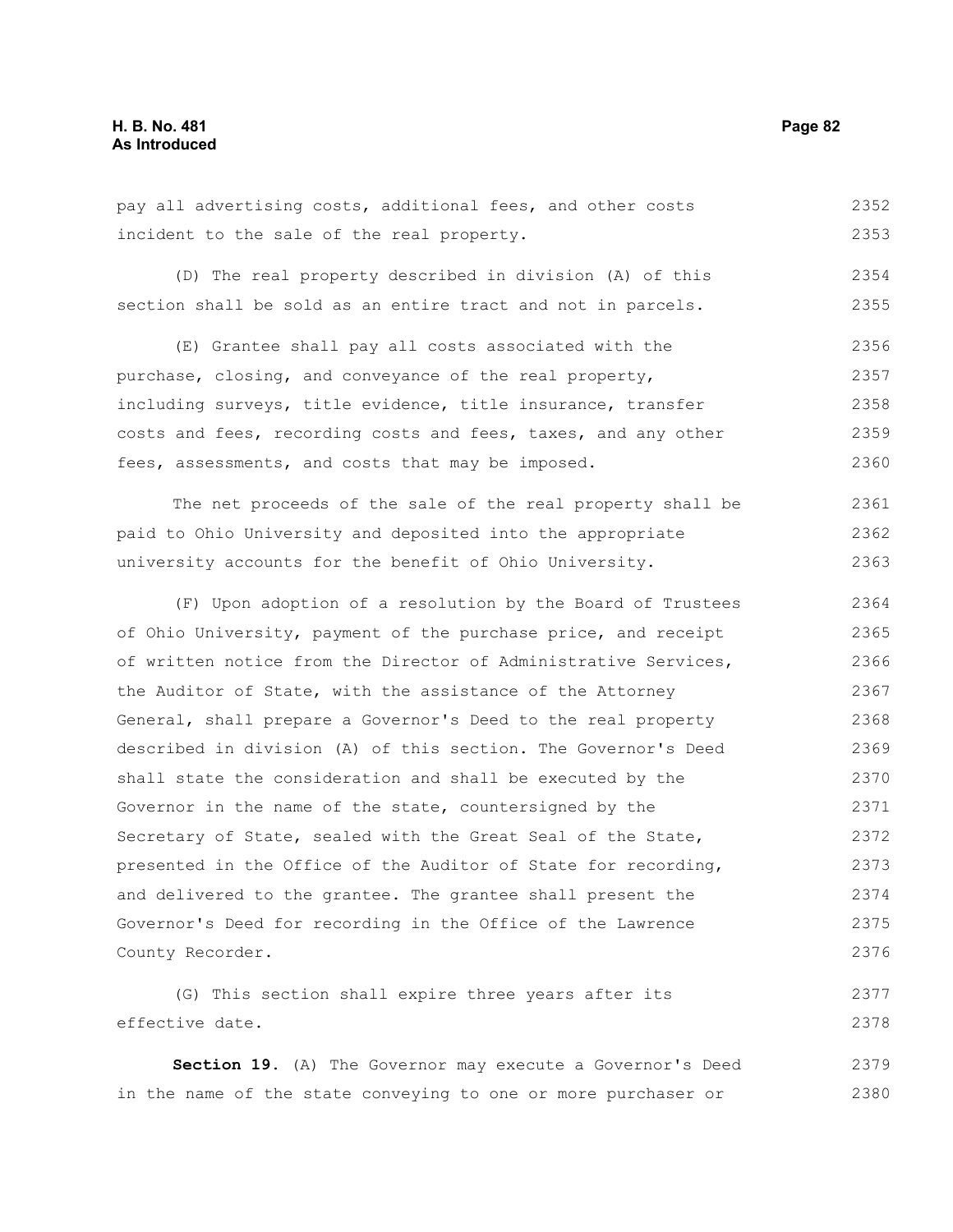pay all advertising costs, additional fees, and other costs incident to the sale of the real property.

(D) The real property described in division (A) of this section shall be sold as an entire tract and not in parcels.

(E) Grantee shall pay all costs associated with the purchase, closing, and conveyance of the real property, including surveys, title evidence, title insurance, transfer costs and fees, recording costs and fees, taxes, and any other fees, assessments, and costs that may be imposed.

The net proceeds of the sale of the real property shall be paid to Ohio University and deposited into the appropriate university accounts for the benefit of Ohio University.

(F) Upon adoption of a resolution by the Board of Trustees of Ohio University, payment of the purchase price, and receipt of written notice from the Director of Administrative Services, the Auditor of State, with the assistance of the Attorney General, shall prepare a Governor's Deed to the real property described in division (A) of this section. The Governor's Deed shall state the consideration and shall be executed by the Governor in the name of the state, countersigned by the Secretary of State, sealed with the Great Seal of the State, presented in the Office of the Auditor of State for recording, and delivered to the grantee. The grantee shall present the Governor's Deed for recording in the Office of the Lawrence County Recorder.

(G) This section shall expire three years after its effective date.

**Section 19.** (A) The Governor may execute a Governor's Deed in the name of the state conveying to one or more purchaser or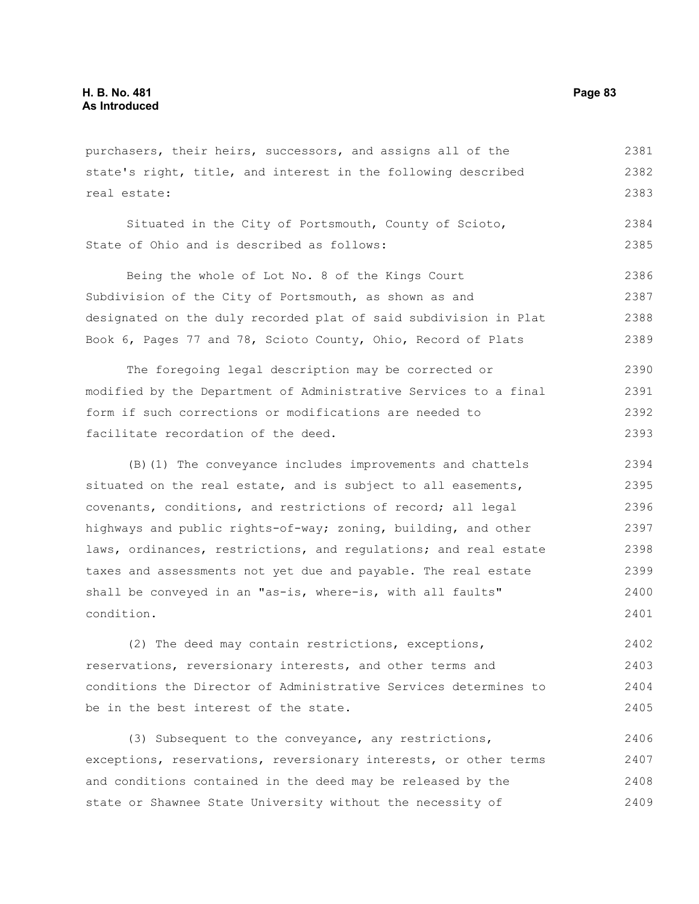purchasers, their heirs, successors, and assigns all of the state's right, title, and interest in the following described real estate:

Situated in the City of Portsmouth, County of Scioto, State of Ohio and is described as follows:

Being the whole of Lot No. 8 of the Kings Court Subdivision of the City of Portsmouth, as shown as and designated on the duly recorded plat of said subdivision in Plat Book 6, Pages 77 and 78, Scioto County, Ohio, Record of Plats

The foregoing legal description may be corrected or modified by the Department of Administrative Services to a final form if such corrections or modifications are needed to facilitate recordation of the deed.

(B)(1) The conveyance includes improvements and chattels situated on the real estate, and is subject to all easements, covenants, conditions, and restrictions of record; all legal highways and public rights-of-way; zoning, building, and other laws, ordinances, restrictions, and regulations; and real estate taxes and assessments not yet due and payable. The real estate shall be conveyed in an "as-is, where-is, with all faults" condition.

(2) The deed may contain restrictions, exceptions, reservations, reversionary interests, and other terms and conditions the Director of Administrative Services determines to be in the best interest of the state.

(3) Subsequent to the conveyance, any restrictions, exceptions, reservations, reversionary interests, or other terms and conditions contained in the deed may be released by the state or Shawnee State University without the necessity of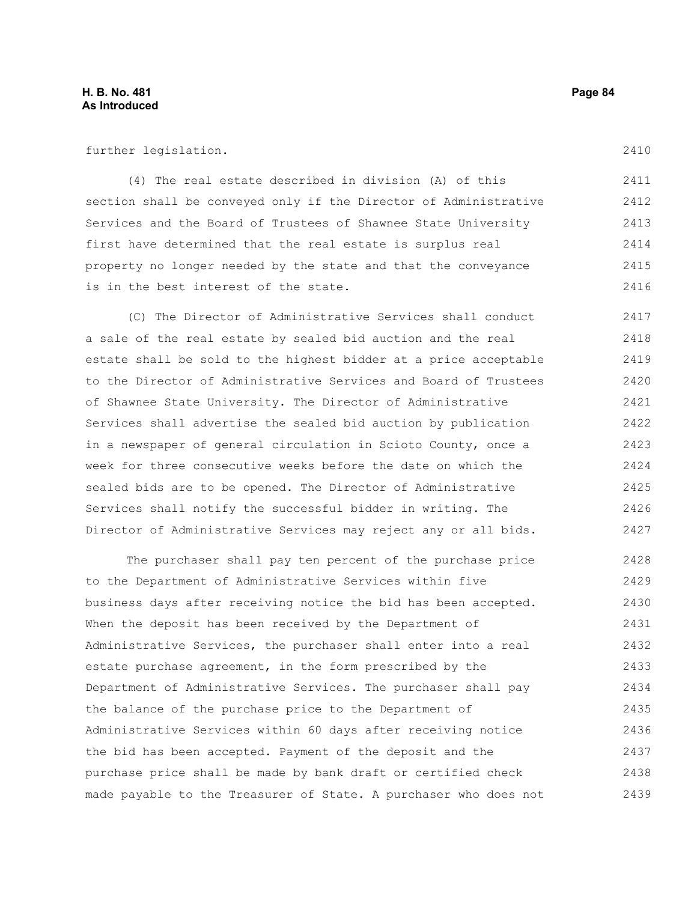further legislation.

(4) The real estate described in division (A) of this section shall be conveyed only if the Director of Administrative Services and the Board of Trustees of Shawnee State University first have determined that the real estate is surplus real property no longer needed by the state and that the conveyance is in the best interest of the state.

(C) The Director of Administrative Services shall conduct a sale of the real estate by sealed bid auction and the real estate shall be sold to the highest bidder at a price acceptable to the Director of Administrative Services and Board of Trustees of Shawnee State University. The Director of Administrative Services shall advertise the sealed bid auction by publication in a newspaper of general circulation in Scioto County, once a week for three consecutive weeks before the date on which the sealed bids are to be opened. The Director of Administrative Services shall notify the successful bidder in writing. The Director of Administrative Services may reject any or all bids.

The purchaser shall pay ten percent of the purchase price to the Department of Administrative Services within five business days after receiving notice the bid has been accepted. When the deposit has been received by the Department of Administrative Services, the purchaser shall enter into a real estate purchase agreement, in the form prescribed by the Department of Administrative Services. The purchaser shall pay the balance of the purchase price to the Department of Administrative Services within 60 days after receiving notice the bid has been accepted. Payment of the deposit and the purchase price shall be made by bank draft or certified check made payable to the Treasurer of State. A purchaser who does not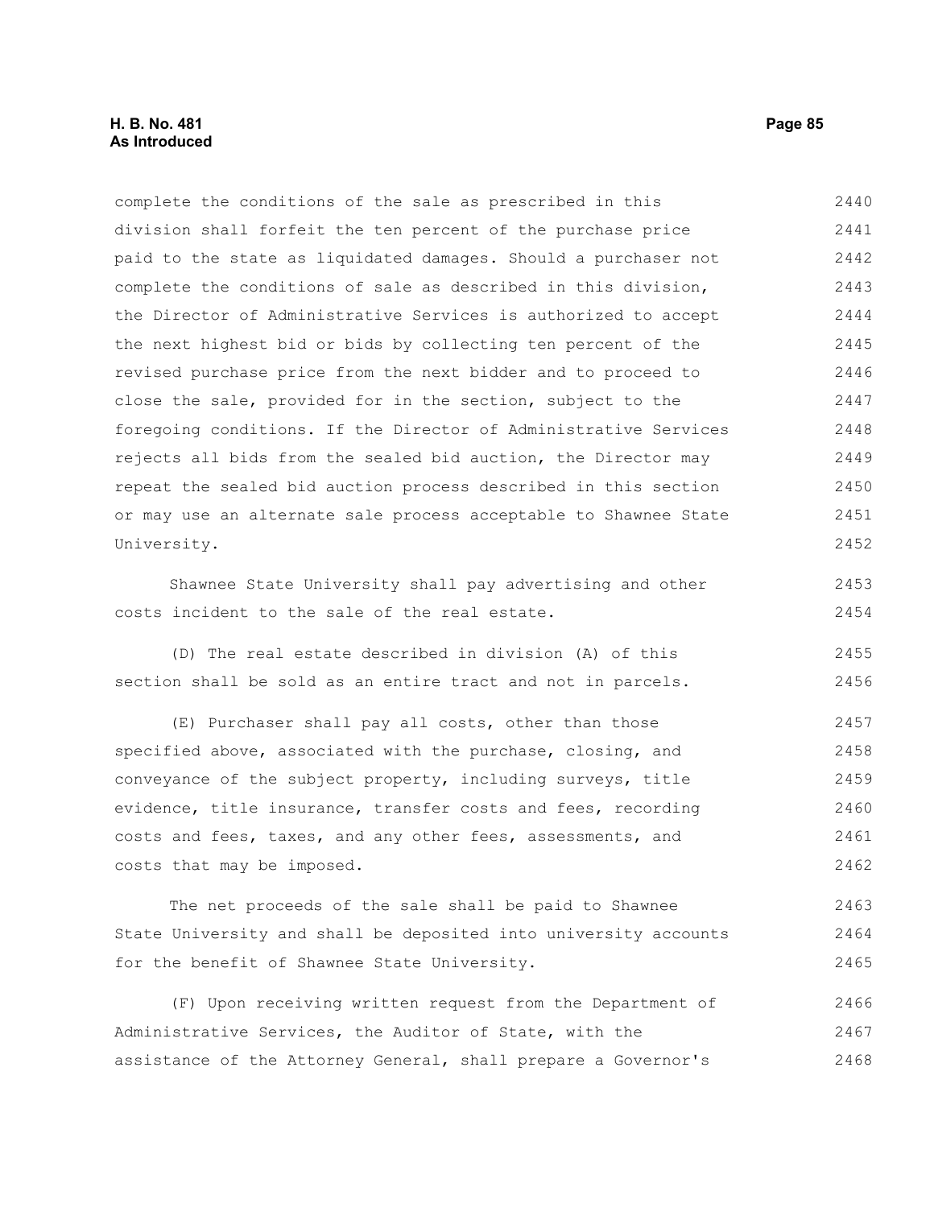complete the conditions of the sale as prescribed in this division shall forfeit the ten percent of the purchase price paid to the state as liquidated damages. Should a purchaser not complete the conditions of sale as described in this division, the Director of Administrative Services is authorized to accept the next highest bid or bids by collecting ten percent of the revised purchase price from the next bidder and to proceed to close the sale, provided for in the section, subject to the foregoing conditions. If the Director of Administrative Services rejects all bids from the sealed bid auction, the Director may repeat the sealed bid auction process described in this section or may use an alternate sale process acceptable to Shawnee State University.

Shawnee State University shall pay advertising and other costs incident to the sale of the real estate.

(D) The real estate described in division (A) of this section shall be sold as an entire tract and not in parcels.

(E) Purchaser shall pay all costs, other than those specified above, associated with the purchase, closing, and conveyance of the subject property, including surveys, title evidence, title insurance, transfer costs and fees, recording costs and fees, taxes, and any other fees, assessments, and costs that may be imposed.

The net proceeds of the sale shall be paid to Shawnee State University and shall be deposited into university accounts for the benefit of Shawnee State University.

(F) Upon receiving written request from the Department of Administrative Services, the Auditor of State, with the assistance of the Attorney General, shall prepare a Governor's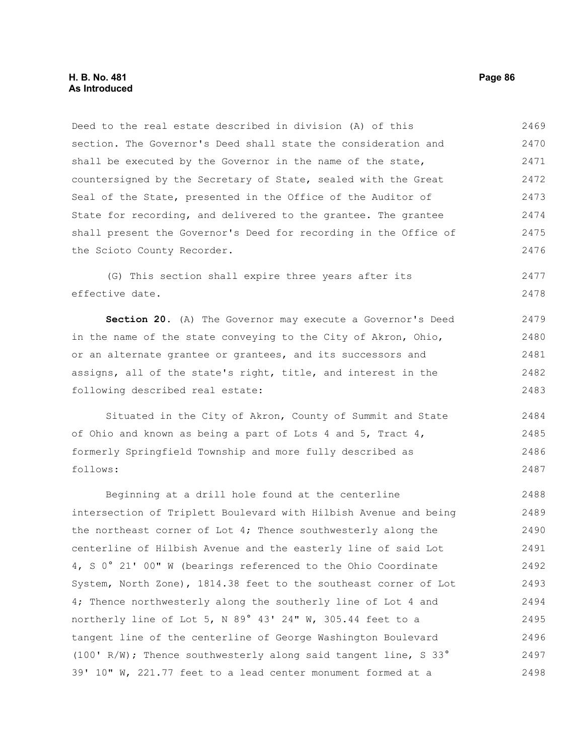Deed to the real estate described in division (A) of this section. The Governor's Deed shall state the consideration and shall be executed by the Governor in the name of the state, countersigned by the Secretary of State, sealed with the Great Seal of the State, presented in the Office of the Auditor of State for recording, and delivered to the grantee. The grantee shall present the Governor's Deed for recording in the Office of the Scioto County Recorder.

(G) This section shall expire three years after its effective date.

**Section 20.** (A) The Governor may execute a Governor's Deed in the name of the state conveying to the City of Akron, Ohio, or an alternate grantee or grantees, and its successors and assigns, all of the state's right, title, and interest in the following described real estate:

Situated in the City of Akron, County of Summit and State of Ohio and known as being a part of Lots 4 and 5, Tract 4, formerly Springfield Township and more fully described as follows:

Beginning at a drill hole found at the centerline intersection of Triplett Boulevard with Hilbish Avenue and being the northeast corner of Lot 4; Thence southwesterly along the centerline of Hilbish Avenue and the easterly line of said Lot 4, S 0° 21' 00" W (bearings referenced to the Ohio Coordinate System, North Zone), 1814.38 feet to the southeast corner of Lot 4; Thence northwesterly along the southerly line of Lot 4 and northerly line of Lot 5, N 89° 43' 24" W, 305.44 feet to a tangent line of the centerline of George Washington Boulevard (100' R/W); Thence southwesterly along said tangent line, S 33° 39' 10" W, 221.77 feet to a lead center monument formed at a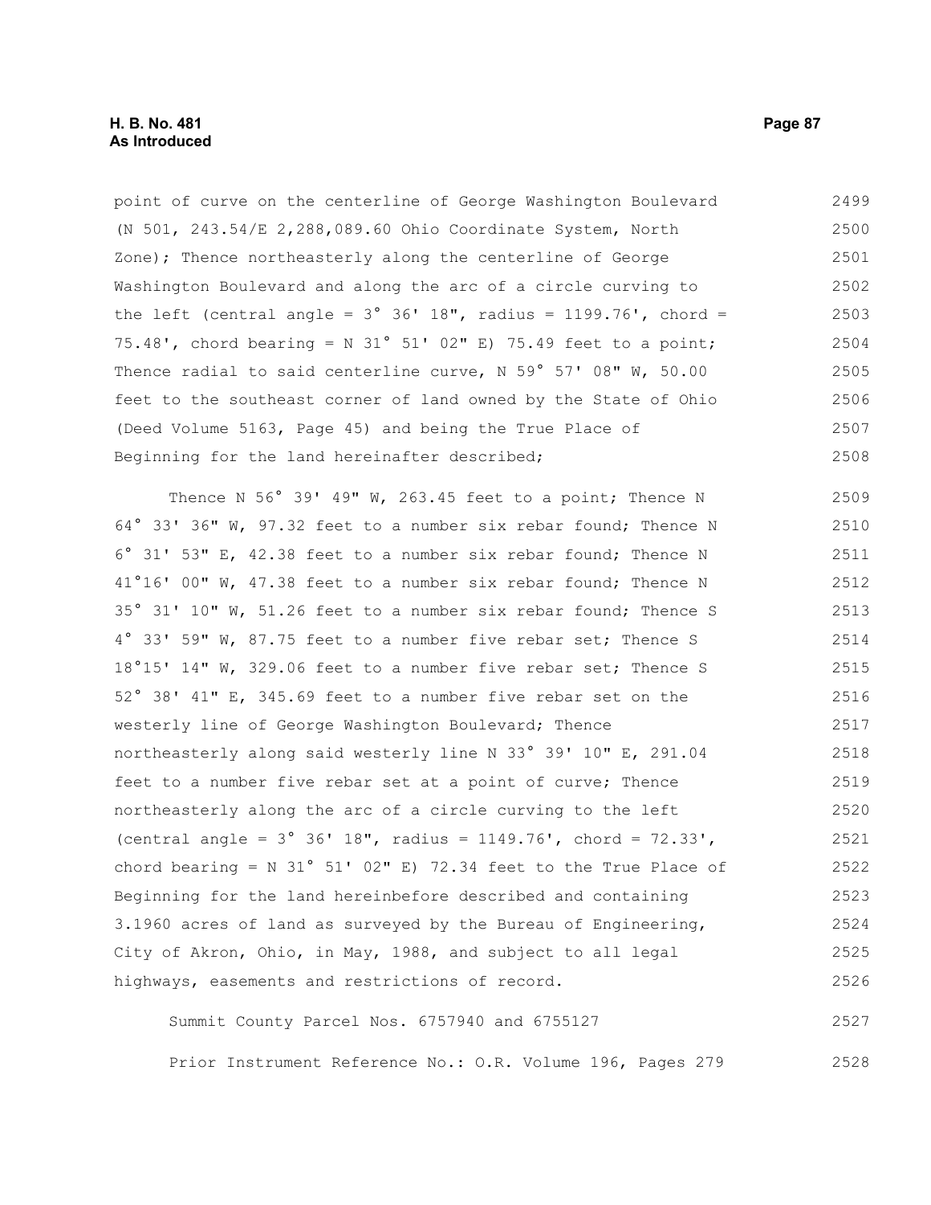point of curve on the centerline of George Washington Boulevard (N 501, 243.54/E 2,288,089.60 Ohio Coordinate System, North Zone); Thence northeasterly along the centerline of George Washington Boulevard and along the arc of a circle curving to the left (central angle = 3° 36' 18", radius = 1199.76', chord = 75.48', chord bearing = N 31° 51' 02" E) 75.49 feet to a point; Thence radial to said centerline curve, N 59° 57' 08" W, 50.00 feet to the southeast corner of land owned by the State of Ohio (Deed Volume 5163, Page 45) and being the True Place of Beginning for the land hereinafter described;

Thence N 56° 39' 49" W, 263.45 feet to a point; Thence N 64° 33' 36" W, 97.32 feet to a number six rebar found; Thence N 6° 31' 53" E, 42.38 feet to a number six rebar found; Thence N 41°16' 00" W, 47.38 feet to a number six rebar found; Thence N 35° 31' 10" W, 51.26 feet to a number six rebar found; Thence S 4° 33' 59" W, 87.75 feet to a number five rebar set; Thence S 18°15' 14" W, 329.06 feet to a number five rebar set; Thence S 52° 38' 41" E, 345.69 feet to a number five rebar set on the westerly line of George Washington Boulevard; Thence northeasterly along said westerly line N 33° 39' 10" E, 291.04 feet to a number five rebar set at a point of curve; Thence northeasterly along the arc of a circle curving to the left (central angle = 3° 36' 18", radius = 1149.76', chord = 72.33', chord bearing = N 31° 51' 02" E) 72.34 feet to the True Place of Beginning for the land hereinbefore described and containing 3.1960 acres of land as surveyed by the Bureau of Engineering, City of Akron, Ohio, in May, 1988, and subject to all legal highways, easements and restrictions of record.

Summit County Parcel Nos. 6757940 and 6755127

Prior Instrument Reference No.: O.R. Volume 196, Pages 279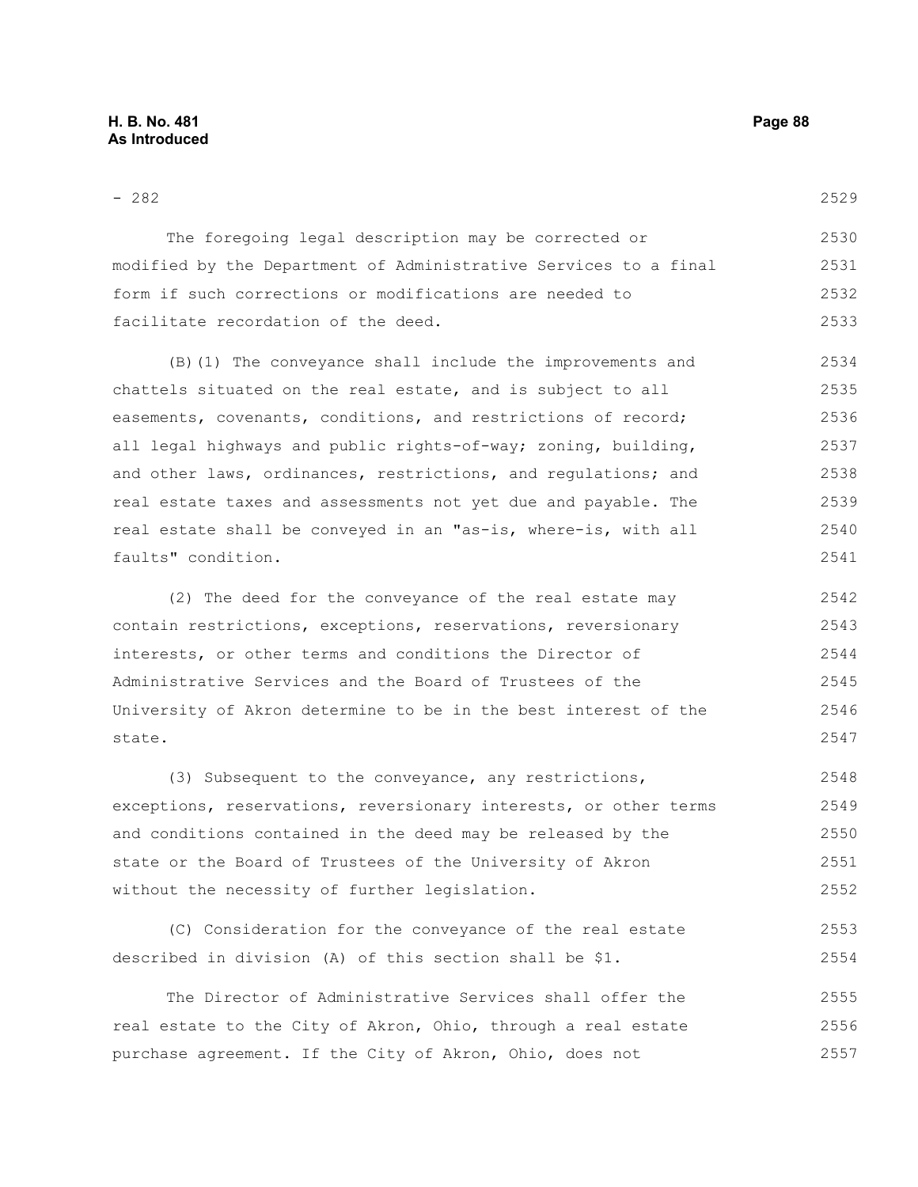- 282

The foregoing legal description may be corrected or modified by the Department of Administrative Services to a final form if such corrections or modifications are needed to facilitate recordation of the deed.

(B)(1) The conveyance shall include the improvements and chattels situated on the real estate, and is subject to all easements, covenants, conditions, and restrictions of record; all legal highways and public rights-of-way; zoning, building, and other laws, ordinances, restrictions, and regulations; and real estate taxes and assessments not yet due and payable. The real estate shall be conveyed in an "as-is, where-is, with all faults" condition.

(2) The deed for the conveyance of the real estate may contain restrictions, exceptions, reservations, reversionary interests, or other terms and conditions the Director of Administrative Services and the Board of Trustees of the University of Akron determine to be in the best interest of the state.

(3) Subsequent to the conveyance, any restrictions, exceptions, reservations, reversionary interests, or other terms and conditions contained in the deed may be released by the state or the Board of Trustees of the University of Akron without the necessity of further legislation.

(C) Consideration for the conveyance of the real estate described in division (A) of this section shall be $1.

The Director of Administrative Services shall offer the real estate to the City of Akron, Ohio, through a real estate purchase agreement. If the City of Akron, Ohio, does not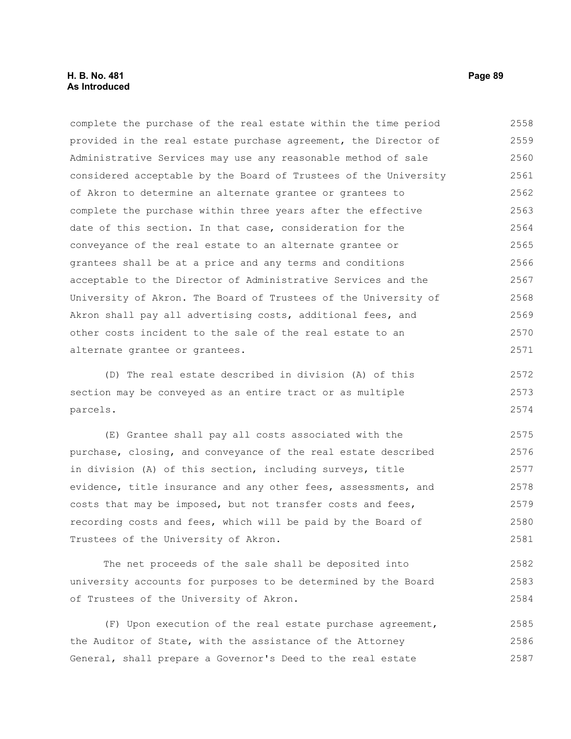complete the purchase of the real estate within the time period provided in the real estate purchase agreement, the Director of Administrative Services may use any reasonable method of sale considered acceptable by the Board of Trustees of the University of Akron to determine an alternate grantee or grantees to complete the purchase within three years after the effective date of this section. In that case, consideration for the conveyance of the real estate to an alternate grantee or grantees shall be at a price and any terms and conditions acceptable to the Director of Administrative Services and the University of Akron. The Board of Trustees of the University of Akron shall pay all advertising costs, additional fees, and other costs incident to the sale of the real estate to an alternate grantee or grantees.

(D) The real estate described in division (A) of this section may be conveyed as an entire tract or as multiple parcels.

(E) Grantee shall pay all costs associated with the purchase, closing, and conveyance of the real estate described in division (A) of this section, including surveys, title evidence, title insurance and any other fees, assessments, and costs that may be imposed, but not transfer costs and fees, recording costs and fees, which will be paid by the Board of Trustees of the University of Akron.

The net proceeds of the sale shall be deposited into university accounts for purposes to be determined by the Board of Trustees of the University of Akron.

(F) Upon execution of the real estate purchase agreement, the Auditor of State, with the assistance of the Attorney General, shall prepare a Governor's Deed to the real estate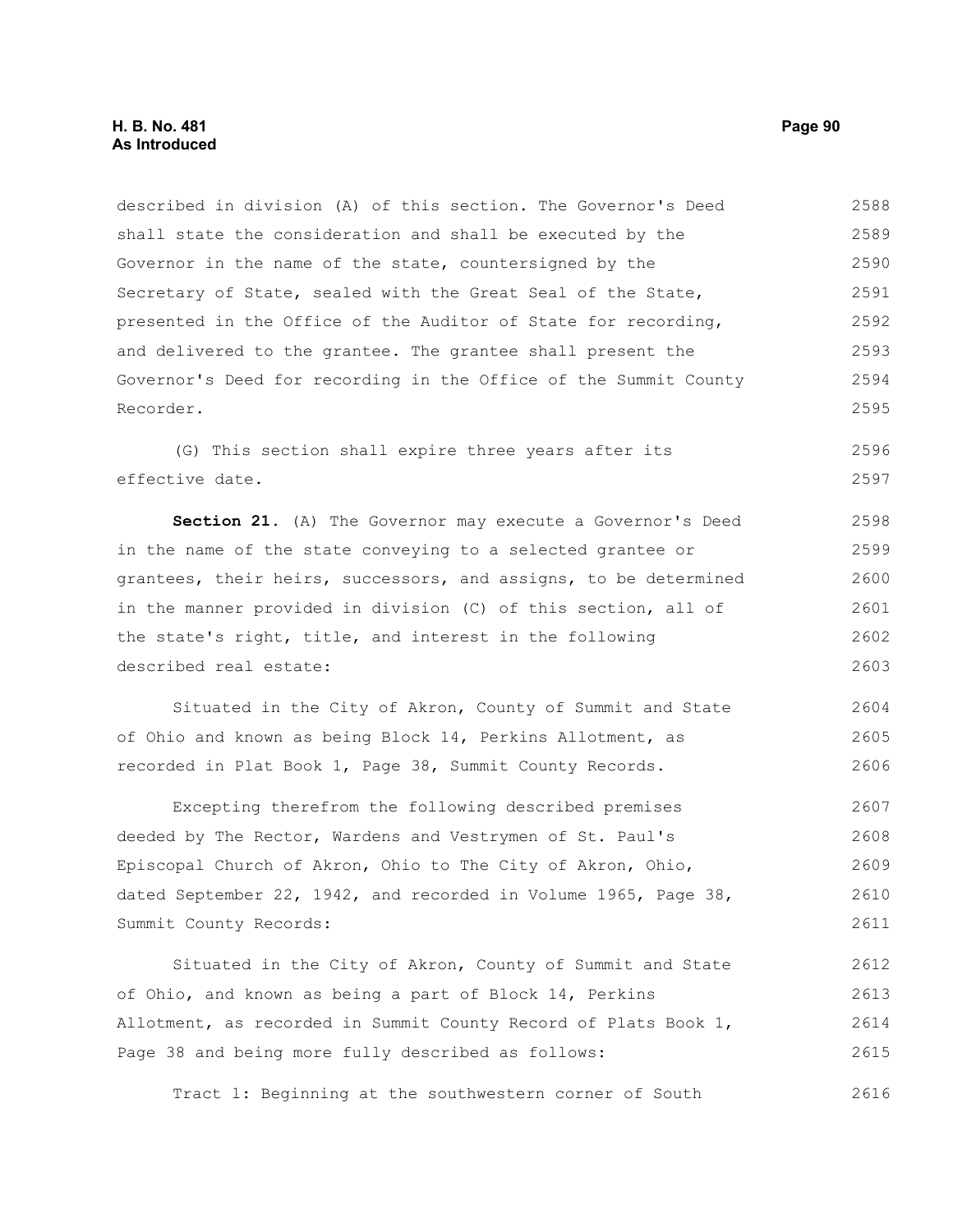described in division (A) of this section. The Governor's Deed shall state the consideration and shall be executed by the Governor in the name of the state, countersigned by the Secretary of State, sealed with the Great Seal of the State, presented in the Office of the Auditor of State for recording, and delivered to the grantee. The grantee shall present the Governor's Deed for recording in the Office of the Summit County Recorder.

(G) This section shall expire three years after its effective date.

**Section 21.** (A) The Governor may execute a Governor's Deed in the name of the state conveying to a selected grantee or grantees, their heirs, successors, and assigns, to be determined in the manner provided in division (C) of this section, all of the state's right, title, and interest in the following described real estate:

Situated in the City of Akron, County of Summit and State of Ohio and known as being Block 14, Perkins Allotment, as recorded in Plat Book 1, Page 38, Summit County Records.

Excepting therefrom the following described premises deeded by The Rector, Wardens and Vestrymen of St. Paul's Episcopal Church of Akron, Ohio to The City of Akron, Ohio, dated September 22, 1942, and recorded in Volume 1965, Page 38, Summit County Records:

Situated in the City of Akron, County of Summit and State of Ohio, and known as being a part of Block 14, Perkins Allotment, as recorded in Summit County Record of Plats Book 1, Page 38 and being more fully described as follows:

Tract 1: Beginning at the southwestern corner of South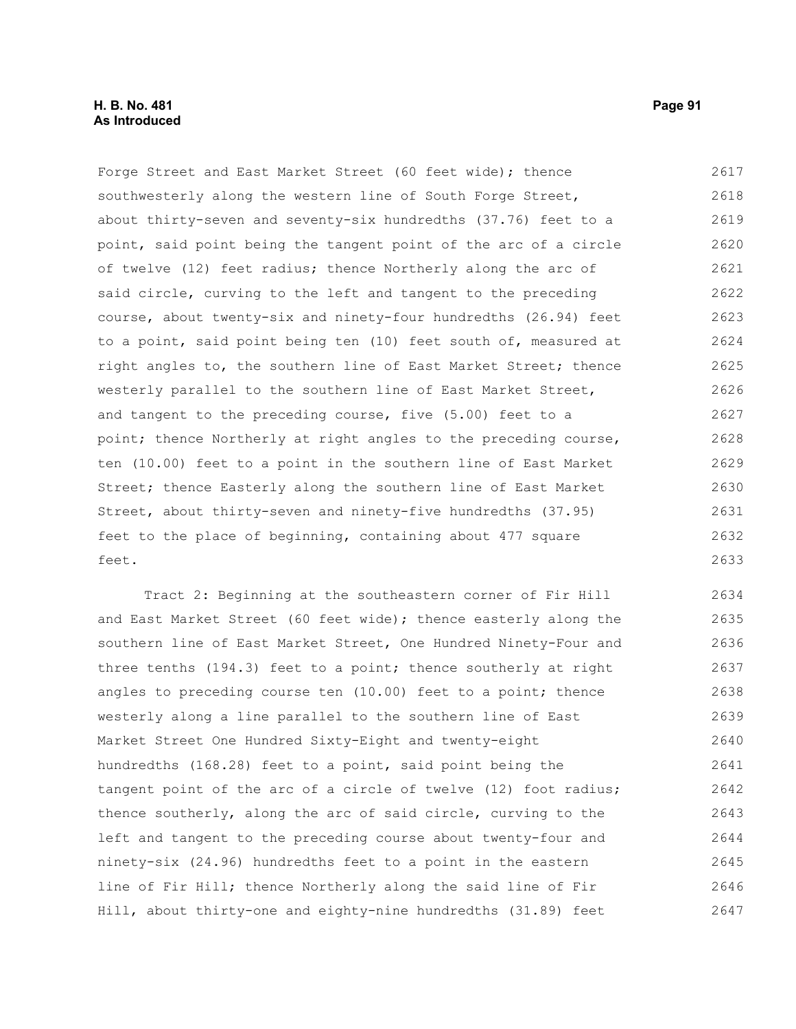Forge Street and East Market Street (60 feet wide); thence southwesterly along the western line of South Forge Street, about thirty-seven and seventy-six hundredths (37.76) feet to a point, said point being the tangent point of the arc of a circle of twelve (12) feet radius; thence Northerly along the arc of said circle, curving to the left and tangent to the preceding course, about twenty-six and ninety-four hundredths (26.94) feet to a point, said point being ten (10) feet south of, measured at right angles to, the southern line of East Market Street; thence westerly parallel to the southern line of East Market Street, and tangent to the preceding course, five (5.00) feet to a point; thence Northerly at right angles to the preceding course, ten (10.00) feet to a point in the southern line of East Market Street; thence Easterly along the southern line of East Market Street, about thirty-seven and ninety-five hundredths (37.95) feet to the place of beginning, containing about 477 square feet.

Tract 2: Beginning at the southeastern corner of Fir Hill and East Market Street (60 feet wide); thence easterly along the southern line of East Market Street, One Hundred Ninety-Four and three tenths (194.3) feet to a point; thence southerly at right angles to preceding course ten (10.00) feet to a point; thence westerly along a line parallel to the southern line of East Market Street One Hundred Sixty-Eight and twenty-eight hundredths (168.28) feet to a point, said point being the tangent point of the arc of a circle of twelve (12) foot radius; thence southerly, along the arc of said circle, curving to the left and tangent to the preceding course about twenty-four and ninety-six (24.96) hundredths feet to a point in the eastern line of Fir Hill; thence Northerly along the said line of Fir Hill, about thirty-one and eighty-nine hundredths (31.89) feet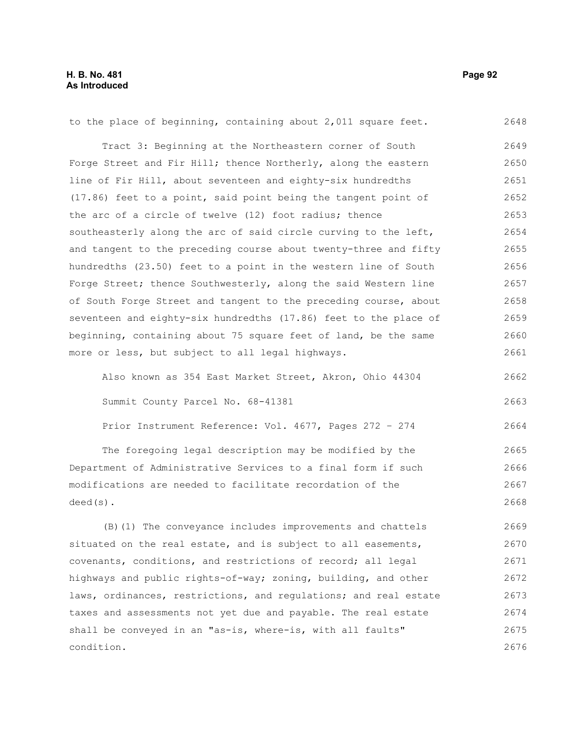to the place of beginning, containing about 2,011 square feet.

Tract 3: Beginning at the Northeastern corner of South Forge Street and Fir Hill; thence Northerly, along the eastern line of Fir Hill, about seventeen and eighty-six hundredths (17.86) feet to a point, said point being the tangent point of the arc of a circle of twelve (12) foot radius; thence southeasterly along the arc of said circle curving to the left, and tangent to the preceding course about twenty-three and fifty hundredths (23.50) feet to a point in the western line of South Forge Street; thence Southwesterly, along the said Western line of South Forge Street and tangent to the preceding course, about seventeen and eighty-six hundredths (17.86) feet to the place of beginning, containing about 75 square feet of land, be the same more or less, but subject to all legal highways.

Also known as 354 East Market Street, Akron, Ohio 44304

Summit County Parcel No. 68-41381

Prior Instrument Reference: Vol. 4677, Pages 272 - 274

The foregoing legal description may be modified by the Department of Administrative Services to a final form if such modifications are needed to facilitate recordation of the deed(s).

(B)(1) The conveyance includes improvements and chattels situated on the real estate, and is subject to all easements, covenants, conditions, and restrictions of record; all legal highways and public rights-of-way; zoning, building, and other laws, ordinances, restrictions, and regulations; and real estate taxes and assessments not yet due and payable. The real estate shall be conveyed in an "as-is, where-is, with all faults" condition.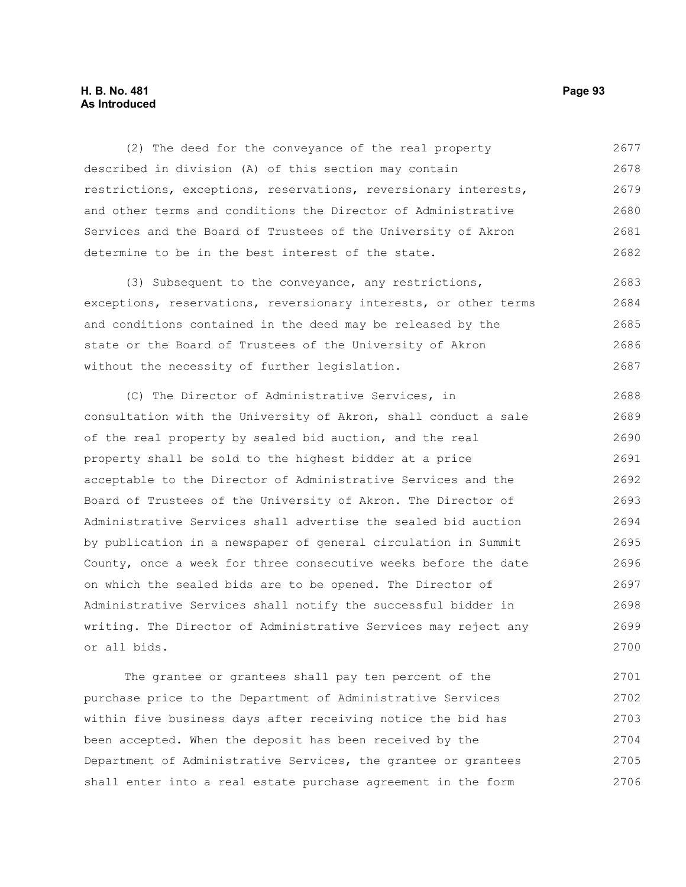(2) The deed for the conveyance of the real property described in division (A) of this section may contain restrictions, exceptions, reservations, reversionary interests, and other terms and conditions the Director of Administrative Services and the Board of Trustees of the University of Akron determine to be in the best interest of the state.

(3) Subsequent to the conveyance, any restrictions, exceptions, reservations, reversionary interests, or other terms and conditions contained in the deed may be released by the state or the Board of Trustees of the University of Akron without the necessity of further legislation.

(C) The Director of Administrative Services, in consultation with the University of Akron, shall conduct a sale of the real property by sealed bid auction, and the real property shall be sold to the highest bidder at a price acceptable to the Director of Administrative Services and the Board of Trustees of the University of Akron. The Director of Administrative Services shall advertise the sealed bid auction by publication in a newspaper of general circulation in Summit County, once a week for three consecutive weeks before the date on which the sealed bids are to be opened. The Director of Administrative Services shall notify the successful bidder in writing. The Director of Administrative Services may reject any or all bids.

The grantee or grantees shall pay ten percent of the purchase price to the Department of Administrative Services within five business days after receiving notice the bid has been accepted. When the deposit has been received by the Department of Administrative Services, the grantee or grantees shall enter into a real estate purchase agreement in the form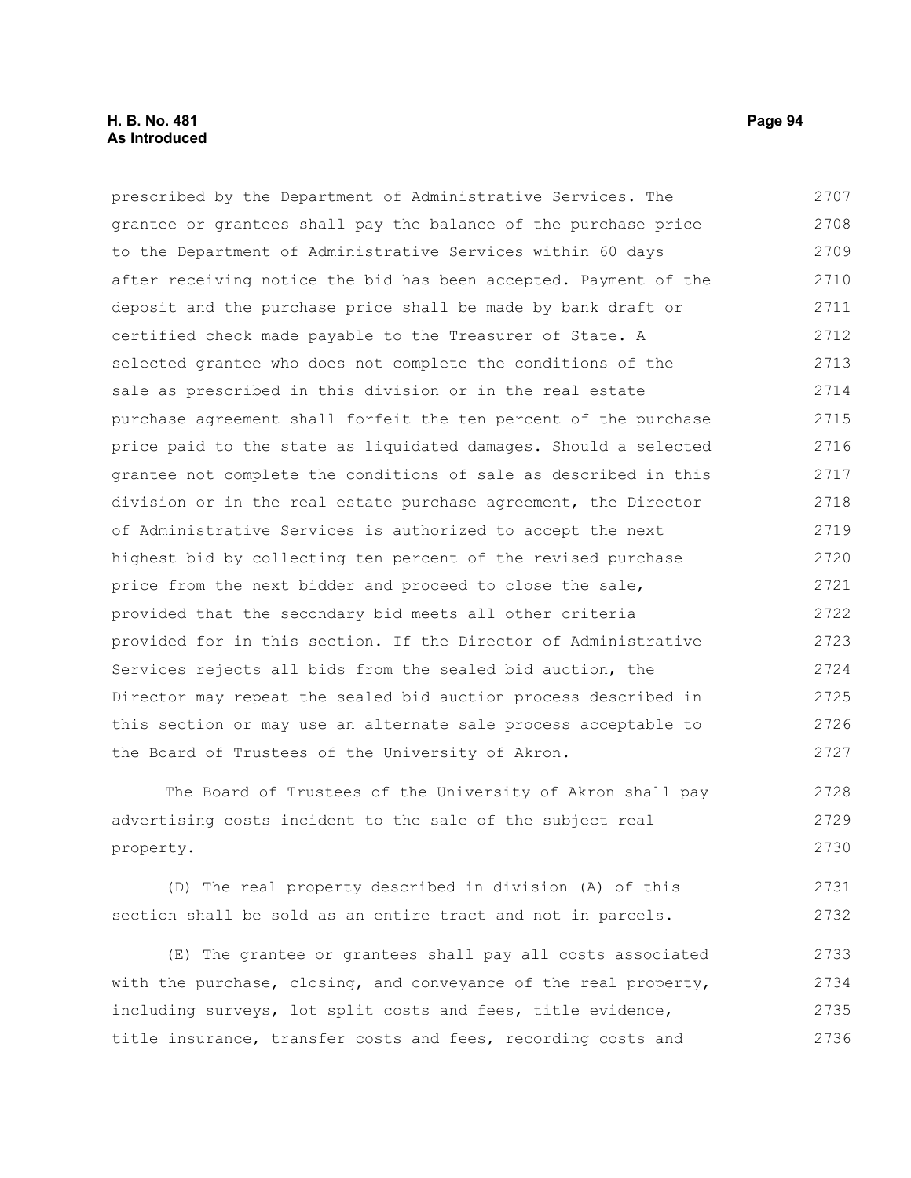prescribed by the Department of Administrative Services. The grantee or grantees shall pay the balance of the purchase price to the Department of Administrative Services within 60 days after receiving notice the bid has been accepted. Payment of the deposit and the purchase price shall be made by bank draft or certified check made payable to the Treasurer of State. A selected grantee who does not complete the conditions of the sale as prescribed in this division or in the real estate purchase agreement shall forfeit the ten percent of the purchase price paid to the state as liquidated damages. Should a selected grantee not complete the conditions of sale as described in this division or in the real estate purchase agreement, the Director of Administrative Services is authorized to accept the next highest bid by collecting ten percent of the revised purchase price from the next bidder and proceed to close the sale, provided that the secondary bid meets all other criteria provided for in this section. If the Director of Administrative Services rejects all bids from the sealed bid auction, the Director may repeat the sealed bid auction process described in this section or may use an alternate sale process acceptable to the Board of Trustees of the University of Akron.

The Board of Trustees of the University of Akron shall pay advertising costs incident to the sale of the subject real property.

(D) The real property described in division (A) of this section shall be sold as an entire tract and not in parcels.

(E) The grantee or grantees shall pay all costs associated with the purchase, closing, and conveyance of the real property, including surveys, lot split costs and fees, title evidence, title insurance, transfer costs and fees, recording costs and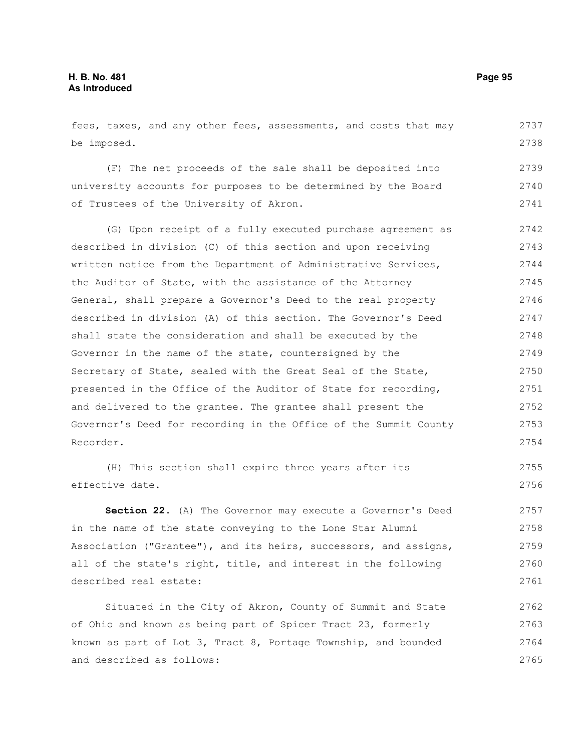fees, taxes, and any other fees, assessments, and costs that may be imposed.

(F) The net proceeds of the sale shall be deposited into university accounts for purposes to be determined by the Board of Trustees of the University of Akron.

(G) Upon receipt of a fully executed purchase agreement as described in division (C) of this section and upon receiving written notice from the Department of Administrative Services, the Auditor of State, with the assistance of the Attorney General, shall prepare a Governor's Deed to the real property described in division (A) of this section. The Governor's Deed shall state the consideration and shall be executed by the Governor in the name of the state, countersigned by the Secretary of State, sealed with the Great Seal of the State, presented in the Office of the Auditor of State for recording, and delivered to the grantee. The grantee shall present the Governor's Deed for recording in the Office of the Summit County Recorder.

(H) This section shall expire three years after its effective date.

**Section 22.** (A) The Governor may execute a Governor's Deed in the name of the state conveying to the Lone Star Alumni Association ("Grantee"), and its heirs, successors, and assigns, all of the state's right, title, and interest in the following described real estate:

Situated in the City of Akron, County of Summit and State of Ohio and known as being part of Spicer Tract 23, formerly known as part of Lot 3, Tract 8, Portage Township, and bounded and described as follows: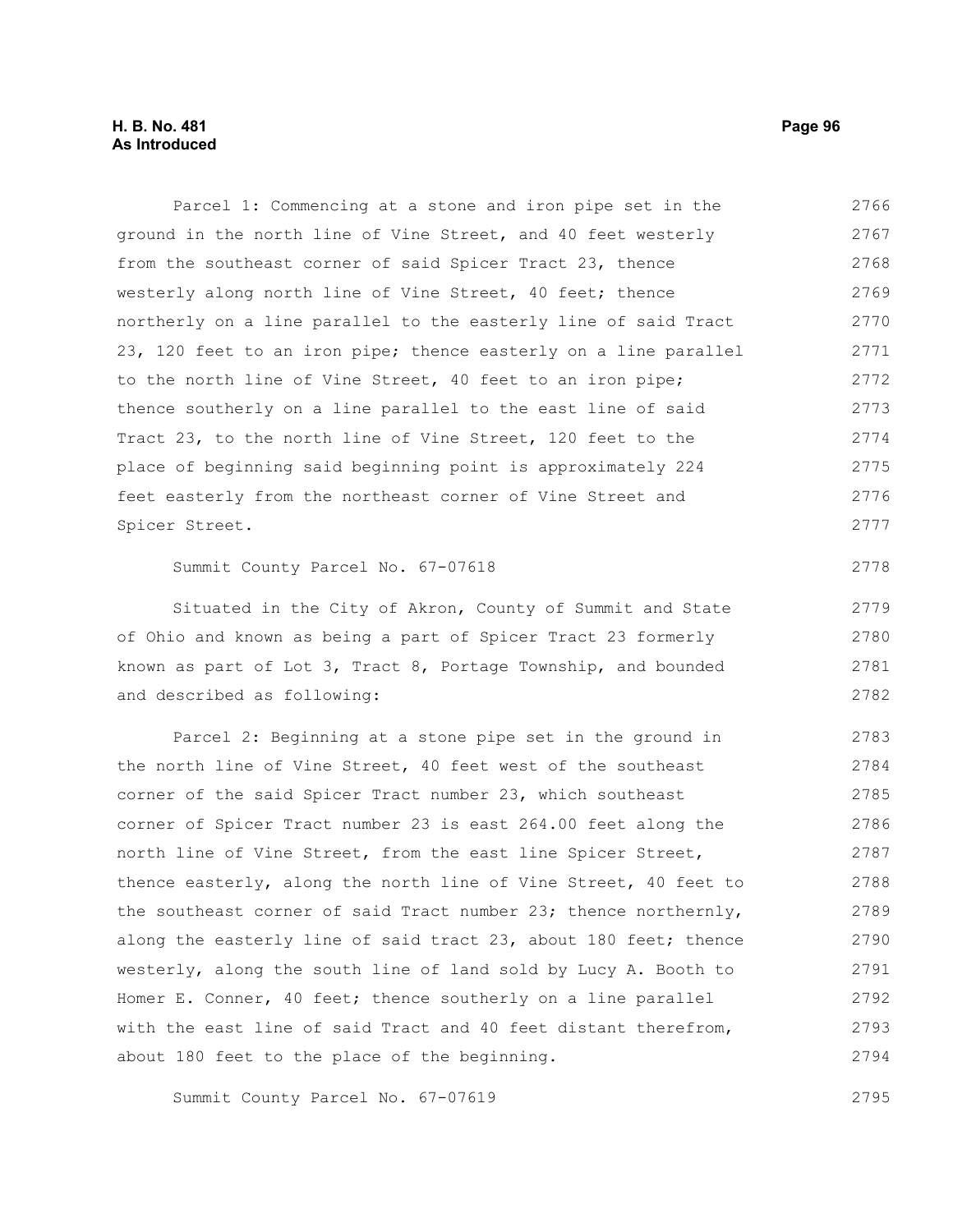Parcel 1: Commencing at a stone and iron pipe set in the ground in the north line of Vine Street, and 40 feet westerly from the southeast corner of said Spicer Tract 23, thence westerly along north line of Vine Street, 40 feet; thence northerly on a line parallel to the easterly line of said Tract 23, 120 feet to an iron pipe; thence easterly on a line parallel to the north line of Vine Street, 40 feet to an iron pipe; thence southerly on a line parallel to the east line of said Tract 23, to the north line of Vine Street, 120 feet to the place of beginning said beginning point is approximately 224 feet easterly from the northeast corner of Vine Street and Spicer Street.

Summit County Parcel No. 67-07618

Situated in the City of Akron, County of Summit and State of Ohio and known as being a part of Spicer Tract 23 formerly known as part of Lot 3, Tract 8, Portage Township, and bounded and described as following:

Parcel 2: Beginning at a stone pipe set in the ground in the north line of Vine Street, 40 feet west of the southeast corner of the said Spicer Tract number 23, which southeast corner of Spicer Tract number 23 is east 264.00 feet along the north line of Vine Street, from the east line Spicer Street, thence easterly, along the north line of Vine Street, 40 feet to the southeast corner of said Tract number 23; thence northernly, along the easterly line of said tract 23, about 180 feet; thence westerly, along the south line of land sold by Lucy A. Booth to Homer E. Conner, 40 feet; thence southerly on a line parallel with the east line of said Tract and 40 feet distant therefrom, about 180 feet to the place of the beginning.

Summit County Parcel No. 67-07619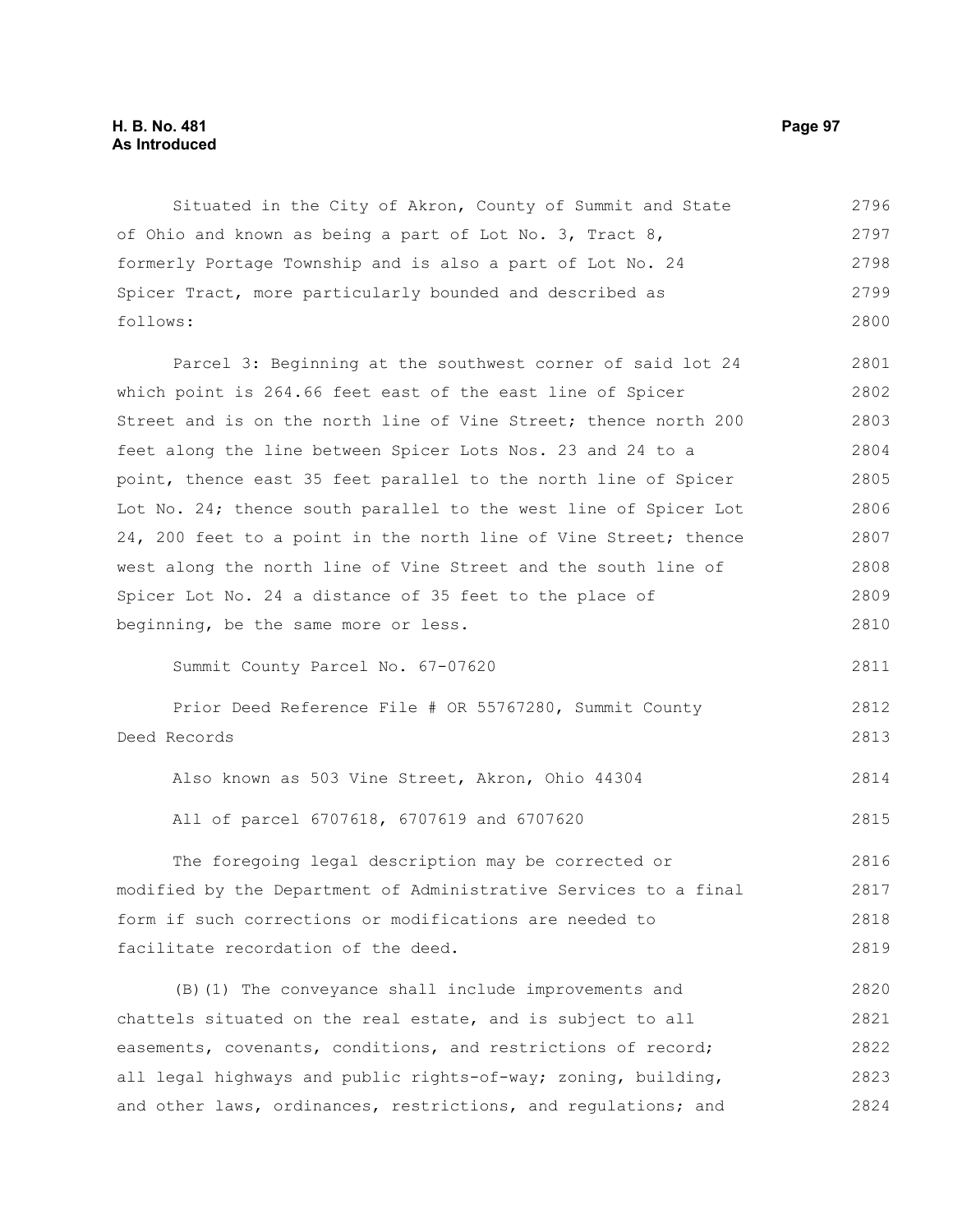Situated in the City of Akron, County of Summit and State of Ohio and known as being a part of Lot No. 3, Tract 8, formerly Portage Township and is also a part of Lot No. 24 Spicer Tract, more particularly bounded and described as follows:

Parcel 3: Beginning at the southwest corner of said lot 24 which point is 264.66 feet east of the east line of Spicer Street and is on the north line of Vine Street; thence north 200 feet along the line between Spicer Lots Nos. 23 and 24 to a point, thence east 35 feet parallel to the north line of Spicer Lot No. 24; thence south parallel to the west line of Spicer Lot 24, 200 feet to a point in the north line of Vine Street; thence west along the north line of Vine Street and the south line of Spicer Lot No. 24 a distance of 35 feet to the place of beginning, be the same more or less.

Summit County Parcel No. 67-07620

Prior Deed Reference File # OR 55767280, Summit County Deed Records

Also known as 503 Vine Street, Akron, Ohio 44304

All of parcel 6707618, 6707619 and 6707620

The foregoing legal description may be corrected or modified by the Department of Administrative Services to a final form if such corrections or modifications are needed to facilitate recordation of the deed.

(B)(1) The conveyance shall include improvements and chattels situated on the real estate, and is subject to all easements, covenants, conditions, and restrictions of record; all legal highways and public rights-of-way; zoning, building, and other laws, ordinances, restrictions, and regulations; and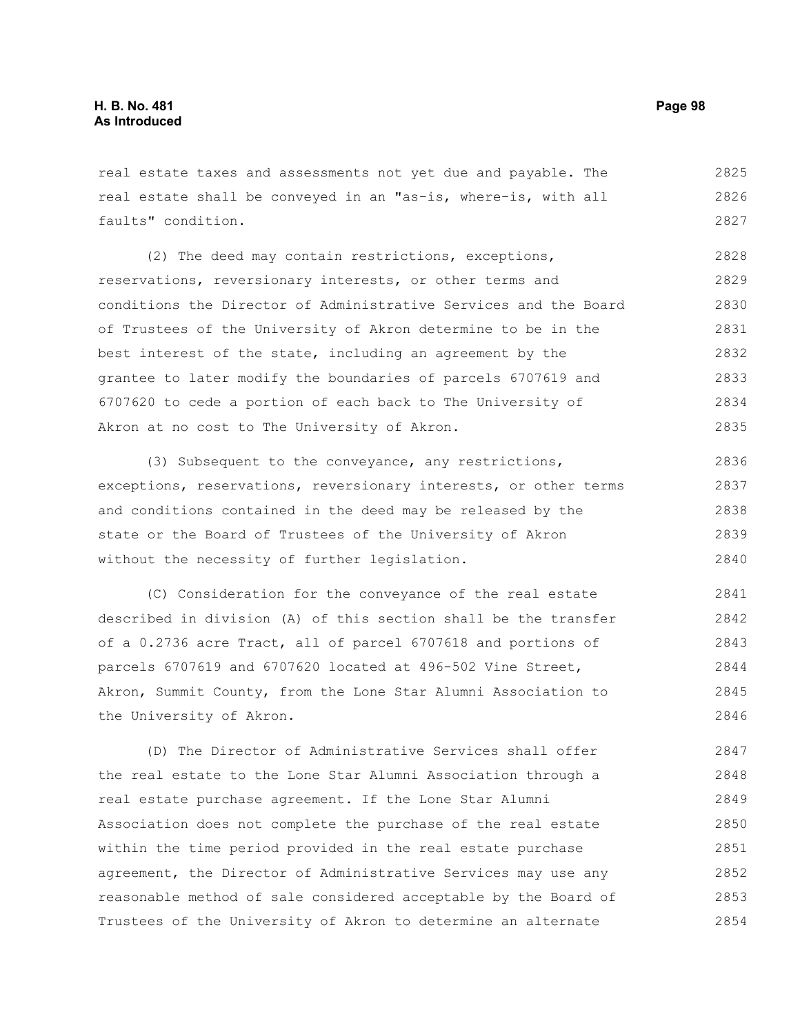real estate taxes and assessments not yet due and payable. The real estate shall be conveyed in an "as-is, where-is, with all faults" condition.

(2) The deed may contain restrictions, exceptions, reservations, reversionary interests, or other terms and conditions the Director of Administrative Services and the Board of Trustees of the University of Akron determine to be in the best interest of the state, including an agreement by the grantee to later modify the boundaries of parcels 6707619 and 6707620 to cede a portion of each back to The University of Akron at no cost to The University of Akron.

(3) Subsequent to the conveyance, any restrictions, exceptions, reservations, reversionary interests, or other terms and conditions contained in the deed may be released by the state or the Board of Trustees of the University of Akron without the necessity of further legislation.

(C) Consideration for the conveyance of the real estate described in division (A) of this section shall be the transfer of a 0.2736 acre Tract, all of parcel 6707618 and portions of parcels 6707619 and 6707620 located at 496-502 Vine Street, Akron, Summit County, from the Lone Star Alumni Association to the University of Akron.

(D) The Director of Administrative Services shall offer the real estate to the Lone Star Alumni Association through a real estate purchase agreement. If the Lone Star Alumni Association does not complete the purchase of the real estate within the time period provided in the real estate purchase agreement, the Director of Administrative Services may use any reasonable method of sale considered acceptable by the Board of Trustees of the University of Akron to determine an alternate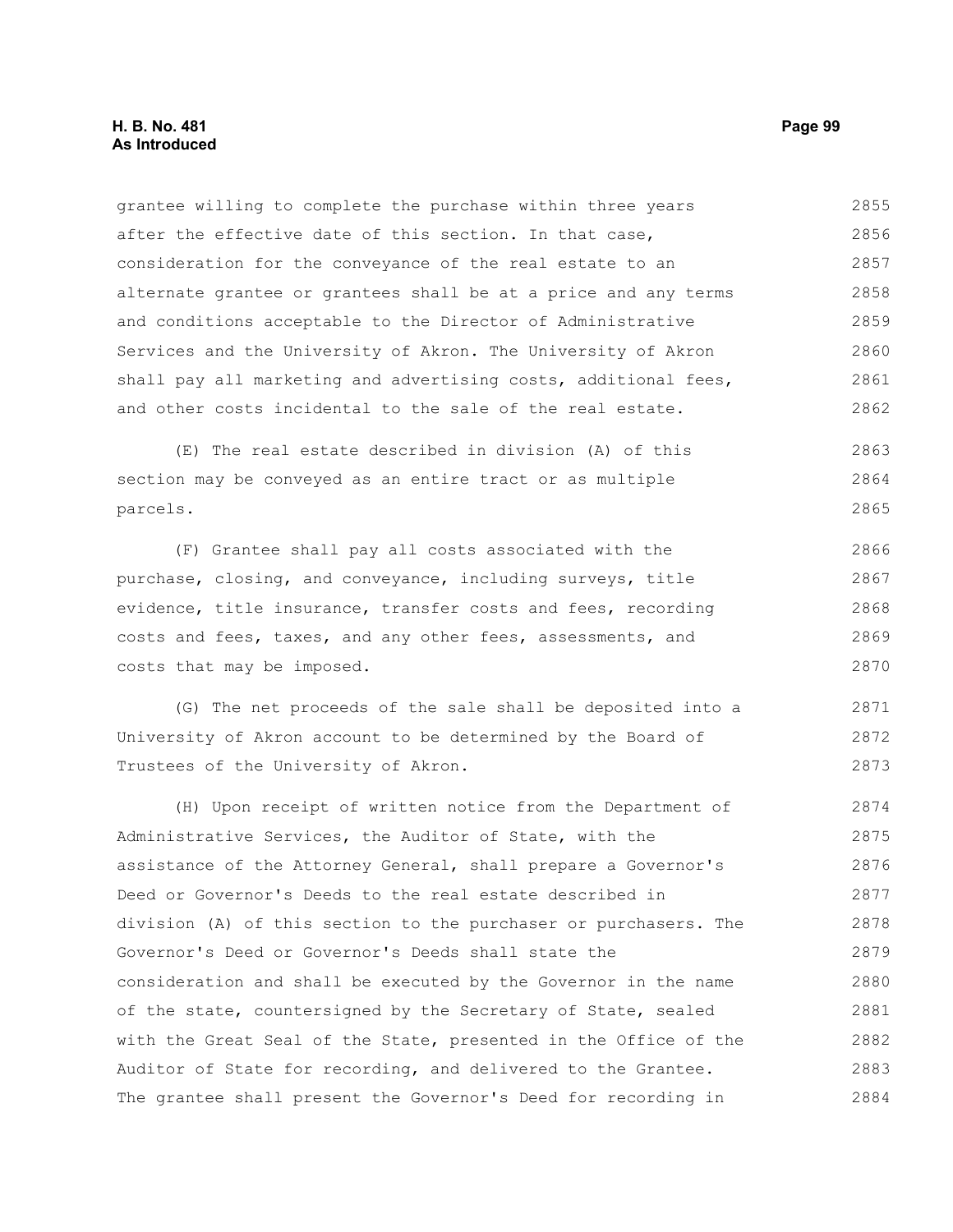grantee willing to complete the purchase within three years after the effective date of this section. In that case, consideration for the conveyance of the real estate to an alternate grantee or grantees shall be at a price and any terms and conditions acceptable to the Director of Administrative Services and the University of Akron. The University of Akron shall pay all marketing and advertising costs, additional fees, and other costs incidental to the sale of the real estate.

(E) The real estate described in division (A) of this section may be conveyed as an entire tract or as multiple parcels.

(F) Grantee shall pay all costs associated with the purchase, closing, and conveyance, including surveys, title evidence, title insurance, transfer costs and fees, recording costs and fees, taxes, and any other fees, assessments, and costs that may be imposed.

(G) The net proceeds of the sale shall be deposited into a University of Akron account to be determined by the Board of Trustees of the University of Akron.

(H) Upon receipt of written notice from the Department of Administrative Services, the Auditor of State, with the assistance of the Attorney General, shall prepare a Governor's Deed or Governor's Deeds to the real estate described in division (A) of this section to the purchaser or purchasers. The Governor's Deed or Governor's Deeds shall state the consideration and shall be executed by the Governor in the name of the state, countersigned by the Secretary of State, sealed with the Great Seal of the State, presented in the Office of the Auditor of State for recording, and delivered to the Grantee. The grantee shall present the Governor's Deed for recording in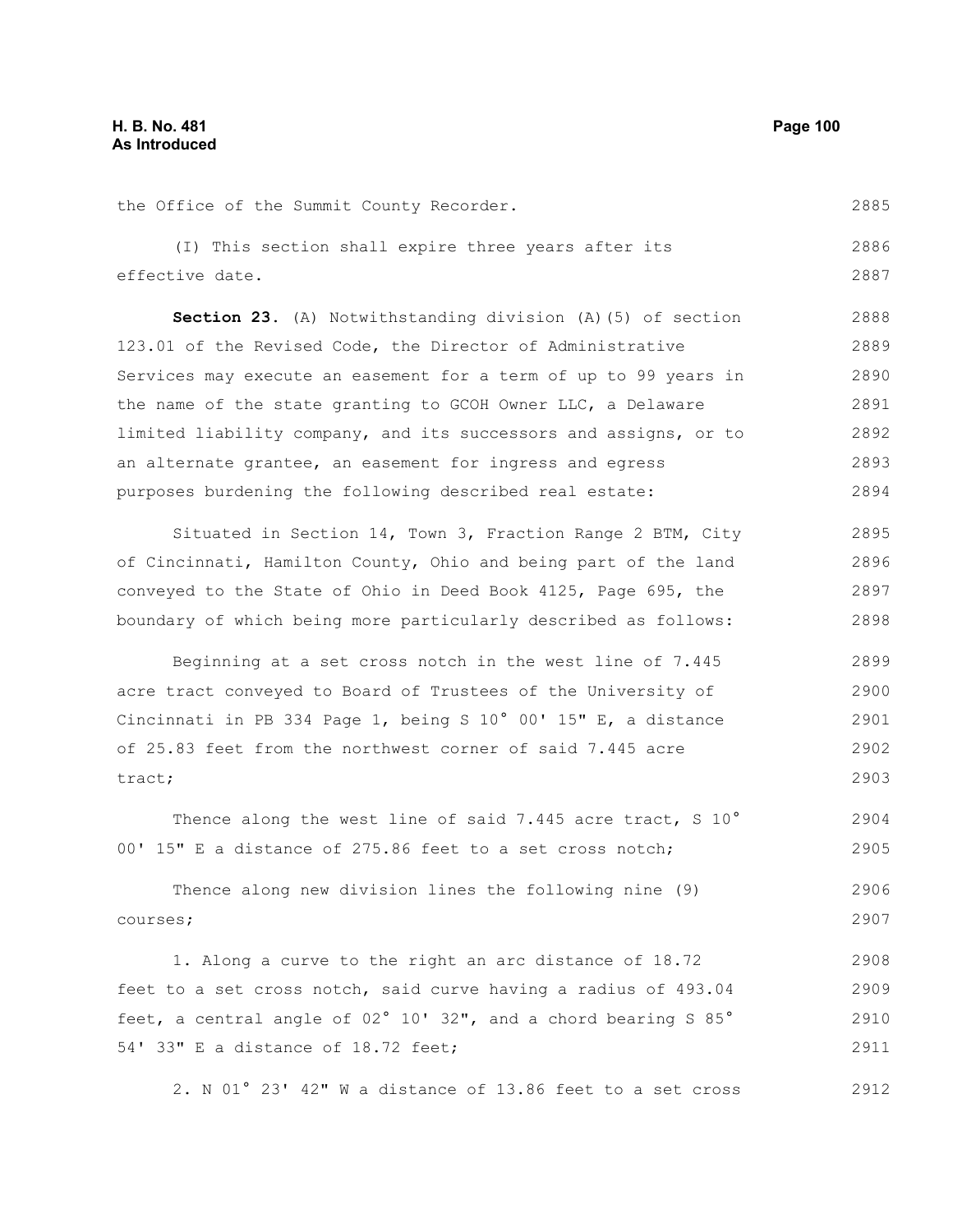the Office of the Summit County Recorder.

(I) This section shall expire three years after its effective date.

**Section 23.** (A) Notwithstanding division (A)(5) of section 123.01 of the Revised Code, the Director of Administrative Services may execute an easement for a term of up to 99 years in the name of the state granting to GCOH Owner LLC, a Delaware limited liability company, and its successors and assigns, or to an alternate grantee, an easement for ingress and egress purposes burdening the following described real estate:

Situated in Section 14, Town 3, Fraction Range 2 BTM, City of Cincinnati, Hamilton County, Ohio and being part of the land conveyed to the State of Ohio in Deed Book 4125, Page 695, the boundary of which being more particularly described as follows:

Beginning at a set cross notch in the west line of 7.445 acre tract conveyed to Board of Trustees of the University of Cincinnati in PB 334 Page 1, being S 10° 00' 15" E, a distance of 25.83 feet from the northwest corner of said 7.445 acre tract;

Thence along the west line of said 7.445 acre tract, S 10° 00' 15" E a distance of 275.86 feet to a set cross notch;

Thence along new division lines the following nine (9) courses;

1. Along a curve to the right an arc distance of 18.72 feet to a set cross notch, said curve having a radius of 493.04 feet, a central angle of 02° 10' 32", and a chord bearing S 85° 54' 33" E a distance of 18.72 feet;

2. N 01° 23' 42" W a distance of 13.86 feet to a set cross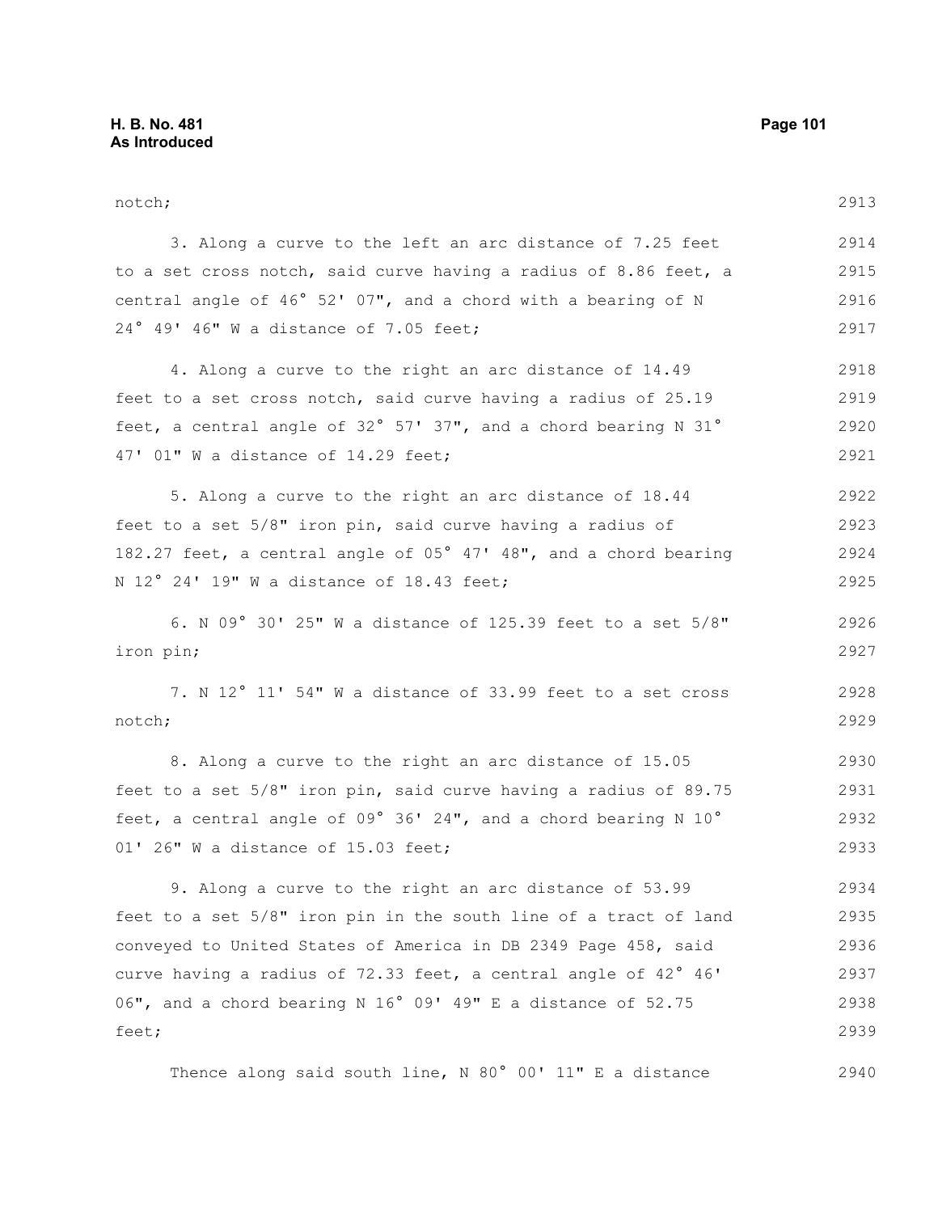notch;

3. Along a curve to the left an arc distance of 7.25 feet to a set cross notch, said curve having a radius of 8.86 feet, a central angle of 46° 52' 07", and a chord with a bearing of N 24° 49' 46" W a distance of 7.05 feet;

4. Along a curve to the right an arc distance of 14.49 feet to a set cross notch, said curve having a radius of 25.19 feet, a central angle of 32° 57' 37", and a chord bearing N 31° 47' 01" W a distance of 14.29 feet;

5. Along a curve to the right an arc distance of 18.44 feet to a set 5/8" iron pin, said curve having a radius of 182.27 feet, a central angle of 05° 47' 48", and a chord bearing N 12° 24' 19" W a distance of 18.43 feet;

6. N 09° 30' 25" W a distance of 125.39 feet to a set 5/8" iron pin;

7. N 12° 11' 54" W a distance of 33.99 feet to a set cross notch;

8. Along a curve to the right an arc distance of 15.05 feet to a set 5/8" iron pin, said curve having a radius of 89.75 feet, a central angle of 09° 36' 24", and a chord bearing N 10° 01' 26" W a distance of 15.03 feet;

9. Along a curve to the right an arc distance of 53.99 feet to a set 5/8" iron pin in the south line of a tract of land conveyed to United States of America in DB 2349 Page 458, said curve having a radius of 72.33 feet, a central angle of 42° 46' 06", and a chord bearing N 16° 09' 49" E a distance of 52.75 feet;

Thence along said south line, N 80° 00' 11" E a distance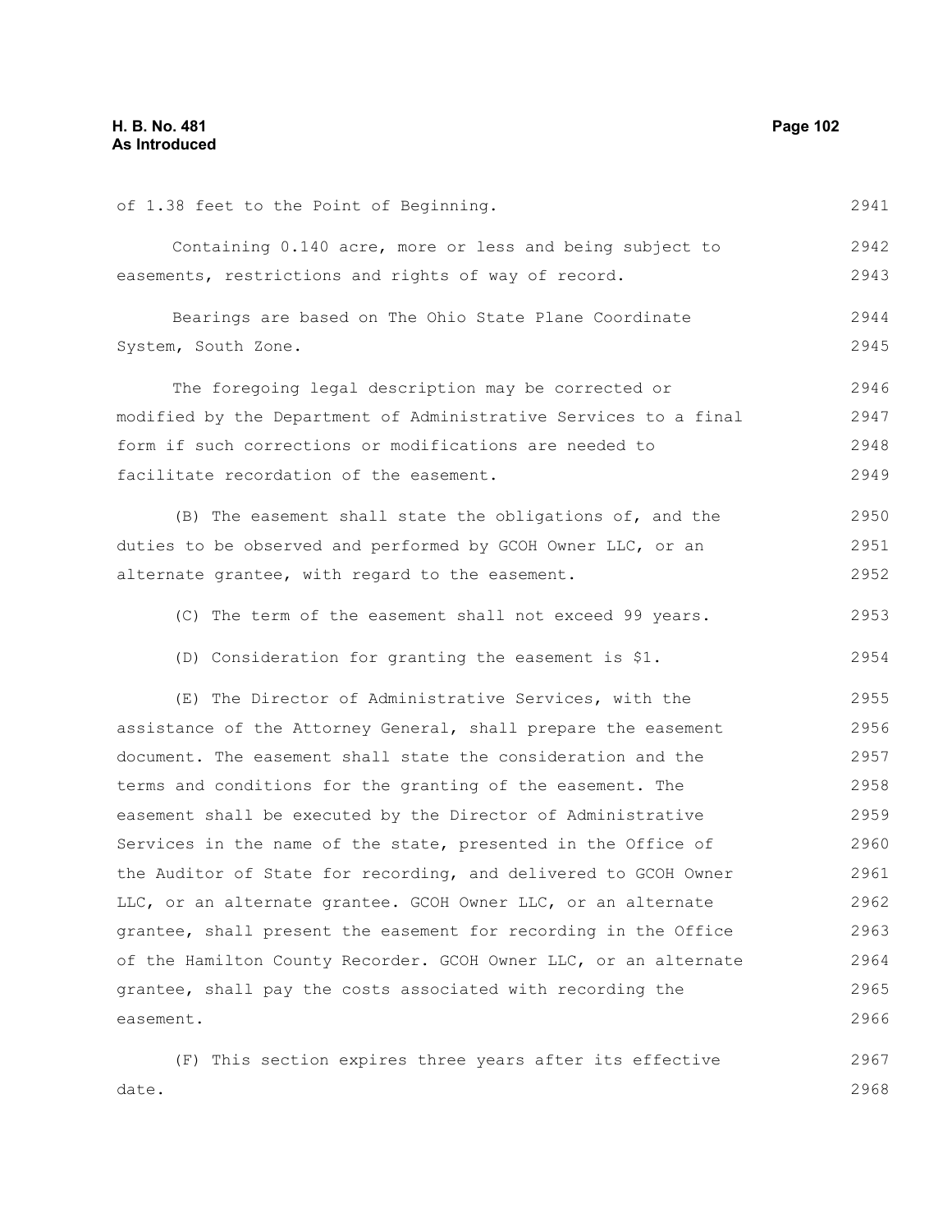of 1.38 feet to the Point of Beginning.

Containing 0.140 acre, more or less and being subject to easements, restrictions and rights of way of record.

Bearings are based on The Ohio State Plane Coordinate System, South Zone.

The foregoing legal description may be corrected or modified by the Department of Administrative Services to a final form if such corrections or modifications are needed to facilitate recordation of the easement.

(B) The easement shall state the obligations of, and the duties to be observed and performed by GCOH Owner LLC, or an alternate grantee, with regard to the easement.

(C) The term of the easement shall not exceed 99 years.

(D) Consideration for granting the easement is $1.

(E) The Director of Administrative Services, with the assistance of the Attorney General, shall prepare the easement document. The easement shall state the consideration and the terms and conditions for the granting of the easement. The easement shall be executed by the Director of Administrative Services in the name of the state, presented in the Office of the Auditor of State for recording, and delivered to GCOH Owner LLC, or an alternate grantee. GCOH Owner LLC, or an alternate grantee, shall present the easement for recording in the Office of the Hamilton County Recorder. GCOH Owner LLC, or an alternate grantee, shall pay the costs associated with recording the easement.

(F) This section expires three years after its effective date.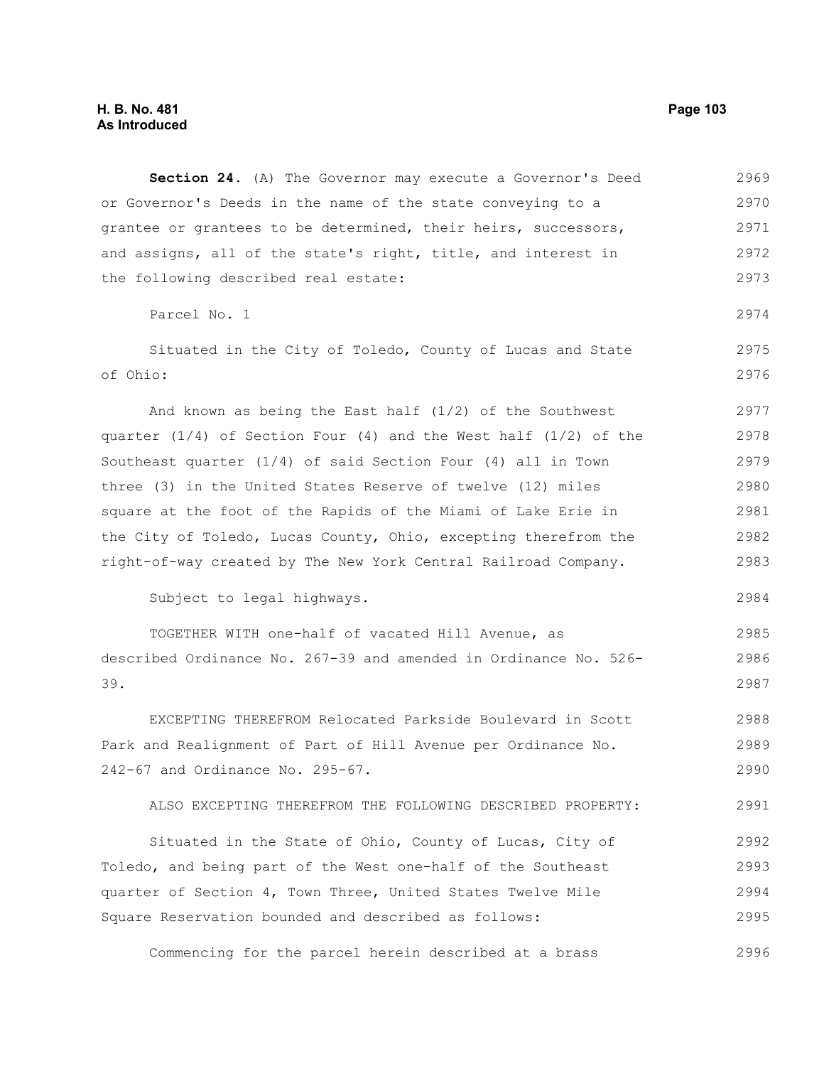**Section 24.** (A) The Governor may execute a Governor's Deed or Governor's Deeds in the name of the state conveying to a grantee or grantees to be determined, their heirs, successors, and assigns, all of the state's right, title, and interest in the following described real estate:

Parcel No. 1

Situated in the City of Toledo, County of Lucas and State of Ohio:

And known as being the East half (1/2) of the Southwest quarter (1/4) of Section Four (4) and the West half (1/2) of the Southeast quarter (1/4) of said Section Four (4) all in Town three (3) in the United States Reserve of twelve (12) miles square at the foot of the Rapids of the Miami of Lake Erie in the City of Toledo, Lucas County, Ohio, excepting therefrom the right-of-way created by The New York Central Railroad Company.

Subject to legal highways.

TOGETHER WITH one-half of vacated Hill Avenue, as described Ordinance No. 267-39 and amended in Ordinance No. 526-39.

EXCEPTING THEREFROM Relocated Parkside Boulevard in Scott Park and Realignment of Part of Hill Avenue per Ordinance No. 242-67 and Ordinance No. 295-67.

ALSO EXCEPTING THEREFROM THE FOLLOWING DESCRIBED PROPERTY:

Situated in the State of Ohio, County of Lucas, City of Toledo, and being part of the West one-half of the Southeast quarter of Section 4, Town Three, United States Twelve Mile Square Reservation bounded and described as follows:

Commencing for the parcel herein described at a brass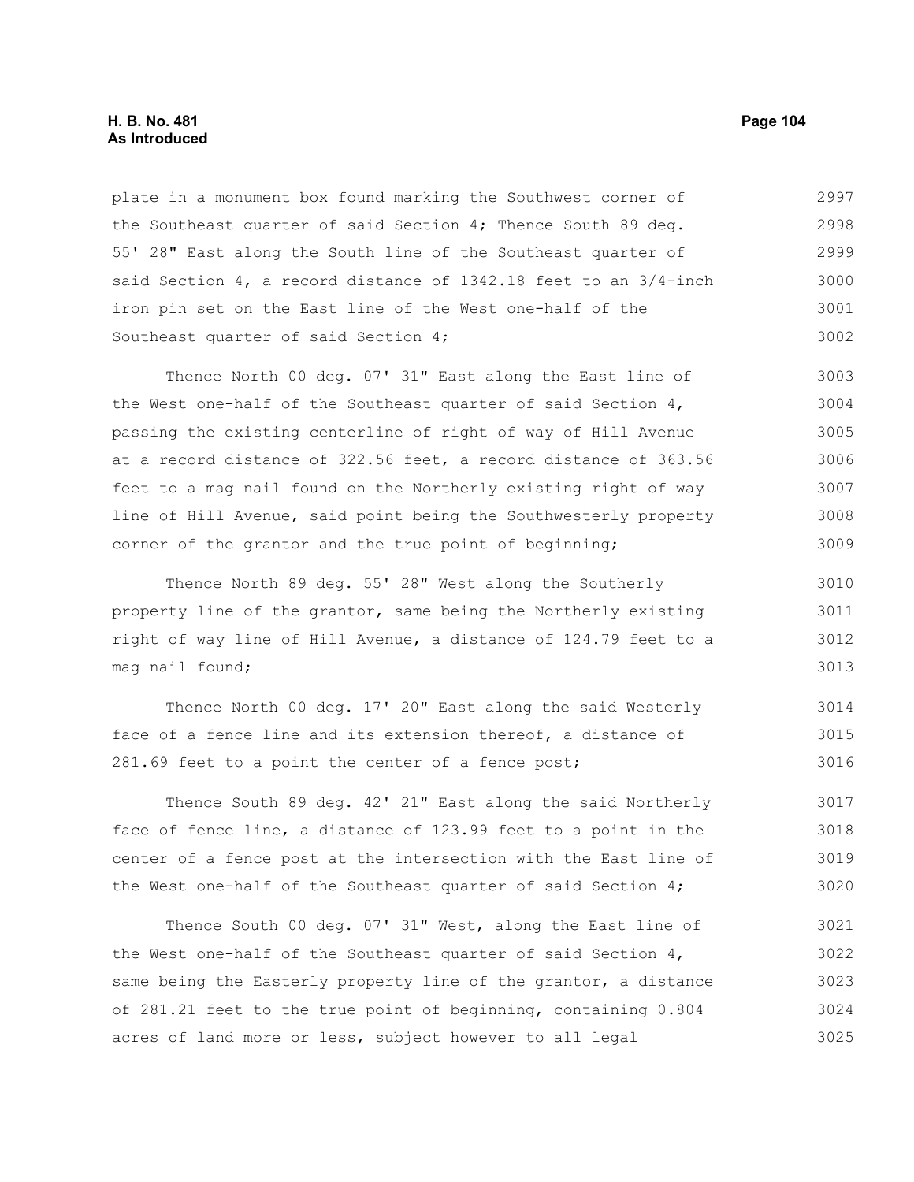plate in a monument box found marking the Southwest corner of the Southeast quarter of said Section 4; Thence South 89 deg. 55' 28" East along the South line of the Southeast quarter of said Section 4, a record distance of 1342.18 feet to an 3/4-inch iron pin set on the East line of the West one-half of the Southeast quarter of said Section 4;

Thence North 00 deg. 07' 31" East along the East line of the West one-half of the Southeast quarter of said Section 4, passing the existing centerline of right of way of Hill Avenue at a record distance of 322.56 feet, a record distance of 363.56 feet to a mag nail found on the Northerly existing right of way line of Hill Avenue, said point being the Southwesterly property corner of the grantor and the true point of beginning;

Thence North 89 deg. 55' 28" West along the Southerly property line of the grantor, same being the Northerly existing right of way line of Hill Avenue, a distance of 124.79 feet to a mag nail found;

Thence North 00 deg. 17' 20" East along the said Westerly face of a fence line and its extension thereof, a distance of 281.69 feet to a point the center of a fence post;

Thence South 89 deg. 42' 21" East along the said Northerly face of fence line, a distance of 123.99 feet to a point in the center of a fence post at the intersection with the East line of the West one-half of the Southeast quarter of said Section 4;

Thence South 00 deg. 07' 31" West, along the East line of the West one-half of the Southeast quarter of said Section 4, same being the Easterly property line of the grantor, a distance of 281.21 feet to the true point of beginning, containing 0.804 acres of land more or less, subject however to all legal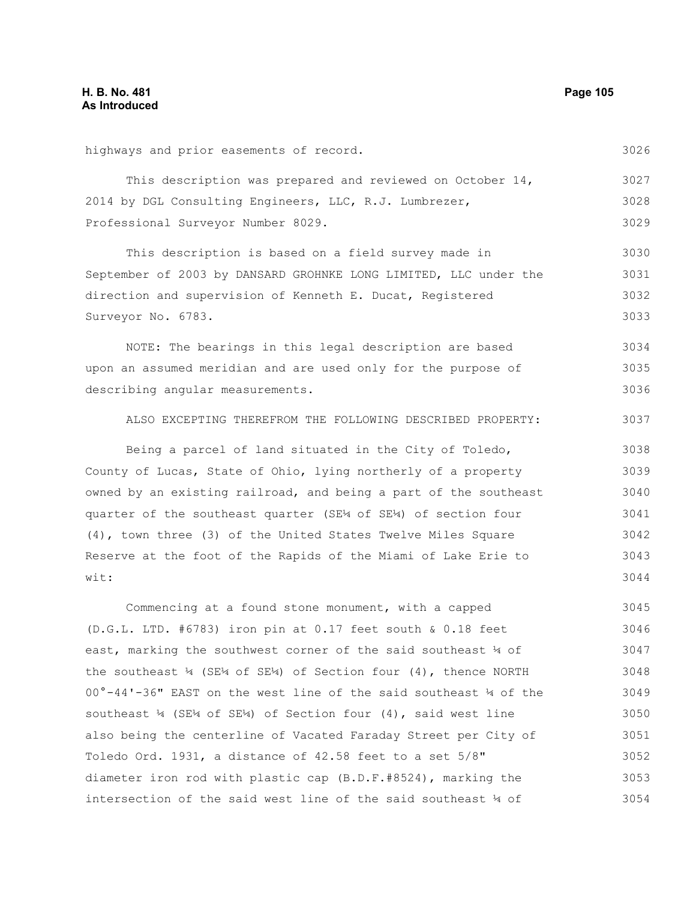highways and prior easements of record.

This description was prepared and reviewed on October 14, 2014 by DGL Consulting Engineers, LLC, R.J. Lumbrezer, Professional Surveyor Number 8029.

This description is based on a field survey made in September of 2003 by DANSARD GROHNKE LONG LIMITED, LLC under the direction and supervision of Kenneth E. Ducat, Registered Surveyor No. 6783.

NOTE: The bearings in this legal description are based upon an assumed meridian and are used only for the purpose of describing angular measurements.

ALSO EXCEPTING THEREFROM THE FOLLOWING DESCRIBED PROPERTY:

Being a parcel of land situated in the City of Toledo, County of Lucas, State of Ohio, lying northerly of a property owned by an existing railroad, and being a part of the southeast quarter of the southeast quarter (SE¼ of SE¼) of section four (4), town three (3) of the United States Twelve Miles Square Reserve at the foot of the Rapids of the Miami of Lake Erie to wit:

Commencing at a found stone monument, with a capped (D.G.L. LTD. #6783) iron pin at 0.17 feet south & 0.18 feet east, marking the southwest corner of the said southeast ¼ of the southeast ¼ (SE¼ of SE¼) of Section four (4), thence NORTH 00°-44'-36" EAST on the west line of the said southeast ¼ of the southeast ¼ (SE¼ of SE¼) of Section four (4), said west line also being the centerline of Vacated Faraday Street per City of Toledo Ord. 1931, a distance of 42.58 feet to a set 5/8" diameter iron rod with plastic cap (B.D.F.#8524), marking the intersection of the said west line of the said southeast ¼ of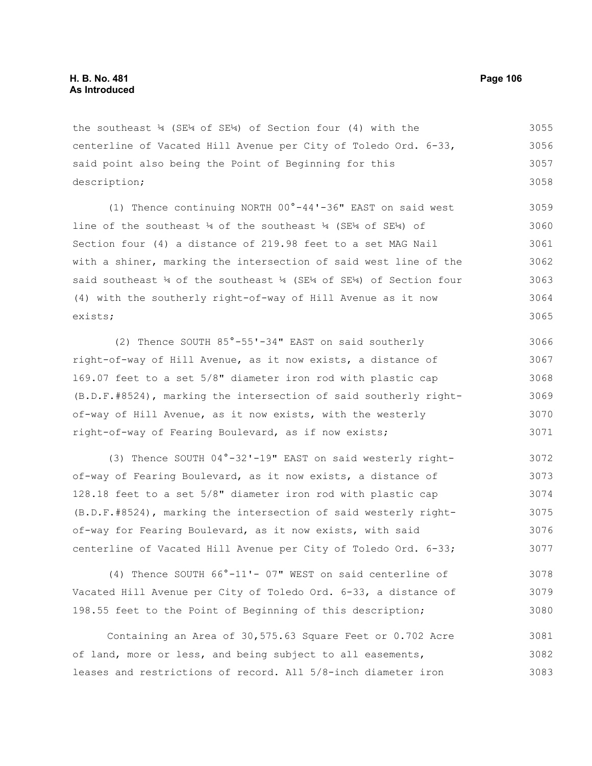the southeast ¼ (SE¼ of SE¼) of Section four (4) with the centerline of Vacated Hill Avenue per City of Toledo Ord. 6-33, said point also being the Point of Beginning for this description;

(1) Thence continuing NORTH 00°-44'-36" EAST on said west line of the southeast ¼ of the southeast ¼ (SE¼ of SE¼) of Section four (4) a distance of 219.98 feet to a set MAG Nail with a shiner, marking the intersection of said west line of the said southeast ¼ of the southeast ¼ (SE¼ of SE¼) of Section four (4) with the southerly right-of-way of Hill Avenue as it now exists;

(2) Thence SOUTH 85°-55'-34" EAST on said southerly right-of-way of Hill Avenue, as it now exists, a distance of 169.07 feet to a set 5/8" diameter iron rod with plastic cap (B.D.F.#8524), marking the intersection of said southerly right-of-way of Hill Avenue, as it now exists, with the westerly right-of-way of Fearing Boulevard, as if now exists;

(3) Thence SOUTH 04°-32'-19" EAST on said westerly right-of-way of Fearing Boulevard, as it now exists, a distance of 128.18 feet to a set 5/8" diameter iron rod with plastic cap (B.D.F.#8524), marking the intersection of said westerly right-of-way for Fearing Boulevard, as it now exists, with said centerline of Vacated Hill Avenue per City of Toledo Ord. 6-33;

(4) Thence SOUTH 66°-11'- 07" WEST on said centerline of Vacated Hill Avenue per City of Toledo Ord. 6-33, a distance of 198.55 feet to the Point of Beginning of this description;

Containing an Area of 30,575.63 Square Feet or 0.702 Acre of land, more or less, and being subject to all easements, leases and restrictions of record. All 5/8-inch diameter iron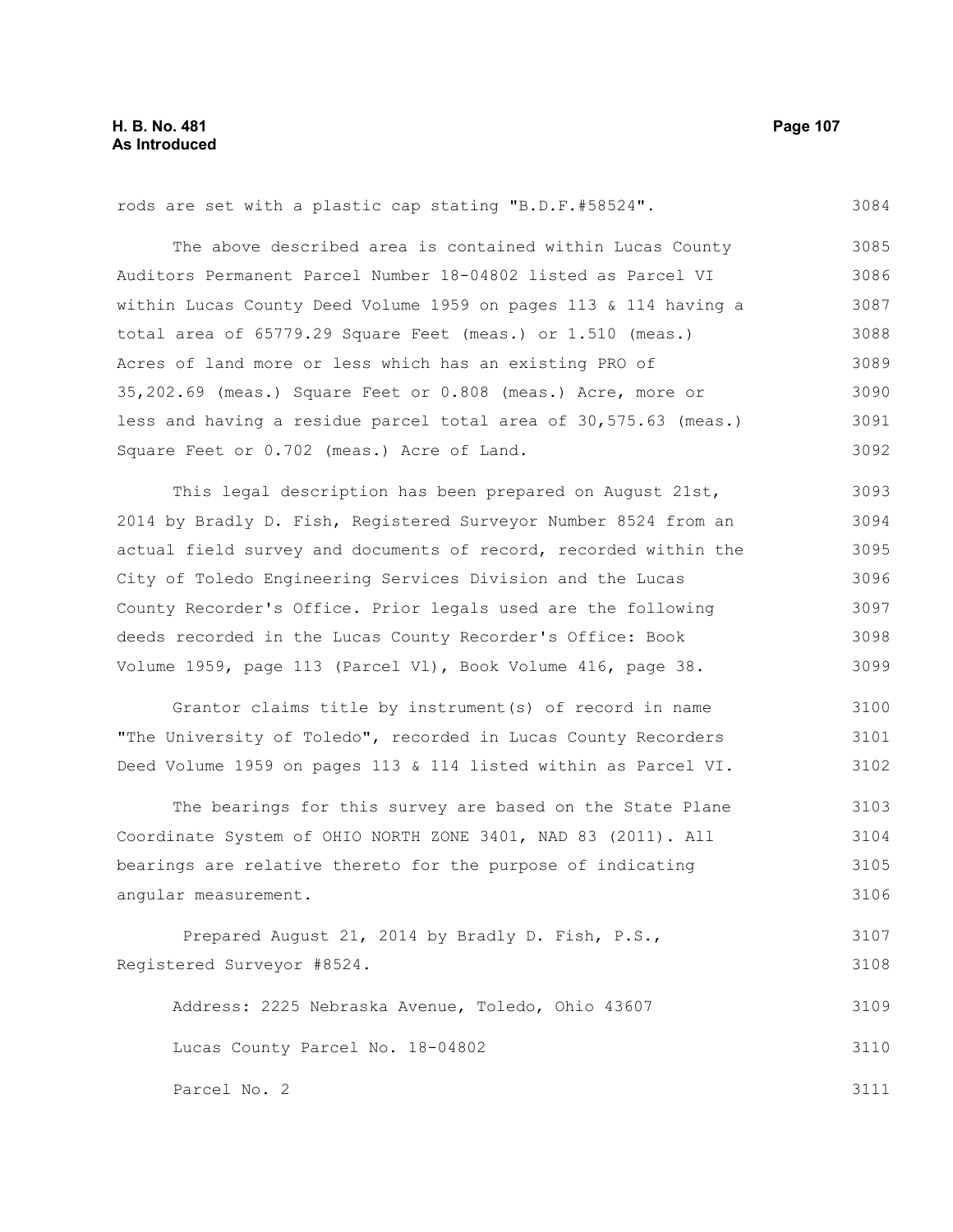rods are set with a plastic cap stating "B.D.F.#58524".

The above described area is contained within Lucas County Auditors Permanent Parcel Number 18-04802 listed as Parcel VI within Lucas County Deed Volume 1959 on pages 113 & 114 having a total area of 65779.29 Square Feet (meas.) or 1.510 (meas.) Acres of land more or less which has an existing PRO of 35,202.69 (meas.) Square Feet or 0.808 (meas.) Acre, more or less and having a residue parcel total area of 30,575.63 (meas.) Square Feet or 0.702 (meas.) Acre of Land.

This legal description has been prepared on August 21st, 2014 by Bradly D. Fish, Registered Surveyor Number 8524 from an actual field survey and documents of record, recorded within the City of Toledo Engineering Services Division and the Lucas County Recorder's Office. Prior legals used are the following deeds recorded in the Lucas County Recorder's Office: Book Volume 1959, page 113 (Parcel Vl), Book Volume 416, page 38.

Grantor claims title by instrument(s) of record in name "The University of Toledo", recorded in Lucas County Recorders Deed Volume 1959 on pages 113 & 114 listed within as Parcel VI.

The bearings for this survey are based on the State Plane Coordinate System of OHIO NORTH ZONE 3401, NAD 83 (2011). All bearings are relative thereto for the purpose of indicating angular measurement.

Prepared August 21, 2014 by Bradly D. Fish, P.S., Registered Surveyor #8524.

Address: 2225 Nebraska Avenue, Toledo, Ohio 43607

Lucas County Parcel No. 18-04802

Parcel No. 2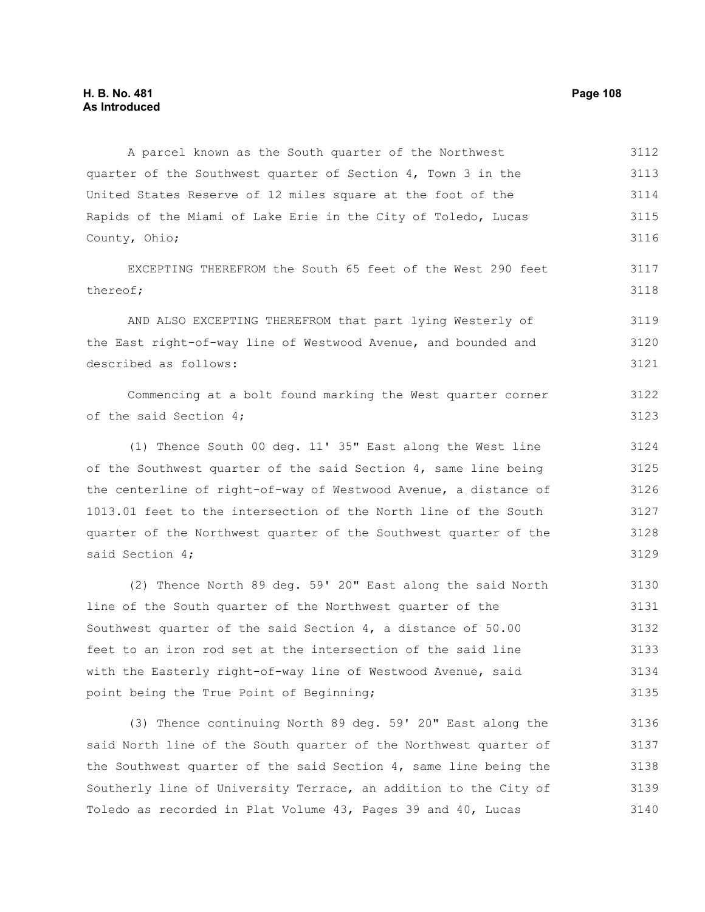A parcel known as the South quarter of the Northwest quarter of the Southwest quarter of Section 4, Town 3 in the United States Reserve of 12 miles square at the foot of the Rapids of the Miami of Lake Erie in the City of Toledo, Lucas County, Ohio;

EXCEPTING THEREFROM the South 65 feet of the West 290 feet thereof;

AND ALSO EXCEPTING THEREFROM that part lying Westerly of the East right-of-way line of Westwood Avenue, and bounded and described as follows:

Commencing at a bolt found marking the West quarter corner of the said Section 4;

(1) Thence South 00 deg. 11' 35" East along the West line of the Southwest quarter of the said Section 4, same line being the centerline of right-of-way of Westwood Avenue, a distance of 1013.01 feet to the intersection of the North line of the South quarter of the Northwest quarter of the Southwest quarter of the said Section 4;

(2) Thence North 89 deg. 59' 20" East along the said North line of the South quarter of the Northwest quarter of the Southwest quarter of the said Section 4, a distance of 50.00 feet to an iron rod set at the intersection of the said line with the Easterly right-of-way line of Westwood Avenue, said point being the True Point of Beginning;

(3) Thence continuing North 89 deg. 59' 20" East along the said North line of the South quarter of the Northwest quarter of the Southwest quarter of the said Section 4, same line being the Southerly line of University Terrace, an addition to the City of Toledo as recorded in Plat Volume 43, Pages 39 and 40, Lucas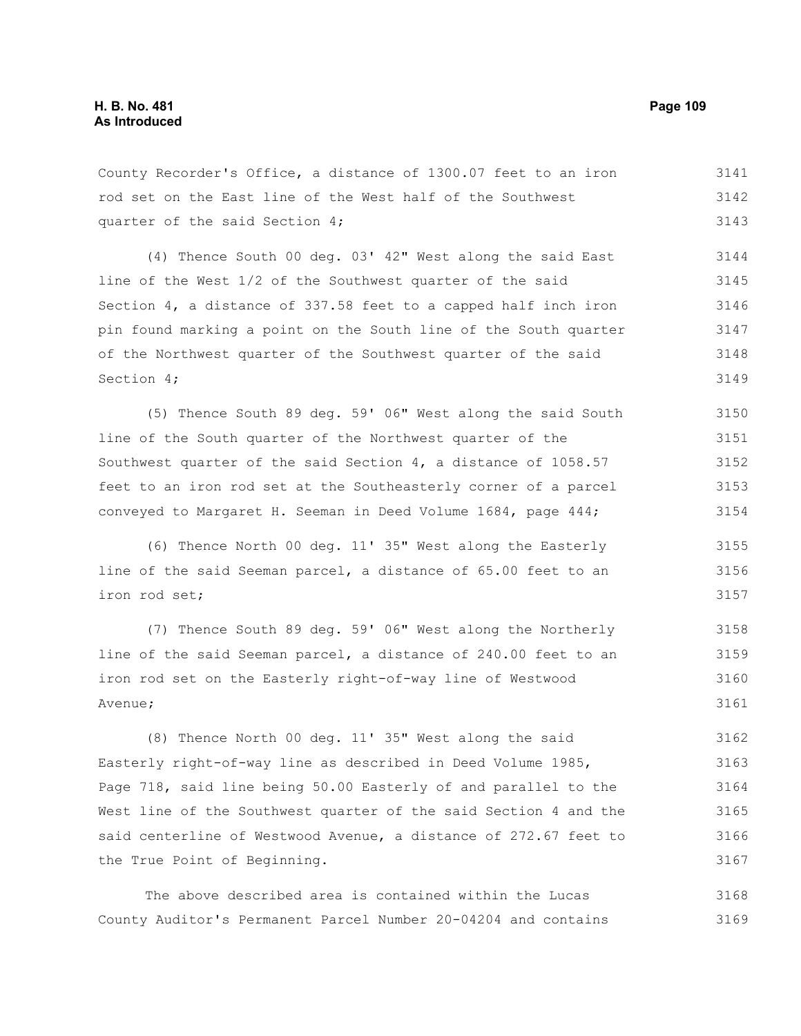County Recorder's Office, a distance of 1300.07 feet to an iron rod set on the East line of the West half of the Southwest quarter of the said Section 4;

(4) Thence South 00 deg. 03' 42" West along the said East line of the West 1/2 of the Southwest quarter of the said Section 4, a distance of 337.58 feet to a capped half inch iron pin found marking a point on the South line of the South quarter of the Northwest quarter of the Southwest quarter of the said Section 4;

(5) Thence South 89 deg. 59' 06" West along the said South line of the South quarter of the Northwest quarter of the Southwest quarter of the said Section 4, a distance of 1058.57 feet to an iron rod set at the Southeasterly corner of a parcel conveyed to Margaret H. Seeman in Deed Volume 1684, page 444;

(6) Thence North 00 deg. 11' 35" West along the Easterly line of the said Seeman parcel, a distance of 65.00 feet to an iron rod set;

(7) Thence South 89 deg. 59' 06" West along the Northerly line of the said Seeman parcel, a distance of 240.00 feet to an iron rod set on the Easterly right-of-way line of Westwood Avenue;

(8) Thence North 00 deg. 11' 35" West along the said Easterly right-of-way line as described in Deed Volume 1985, Page 718, said line being 50.00 Easterly of and parallel to the West line of the Southwest quarter of the said Section 4 and the said centerline of Westwood Avenue, a distance of 272.67 feet to the True Point of Beginning.

The above described area is contained within the Lucas County Auditor's Permanent Parcel Number 20-04204 and contains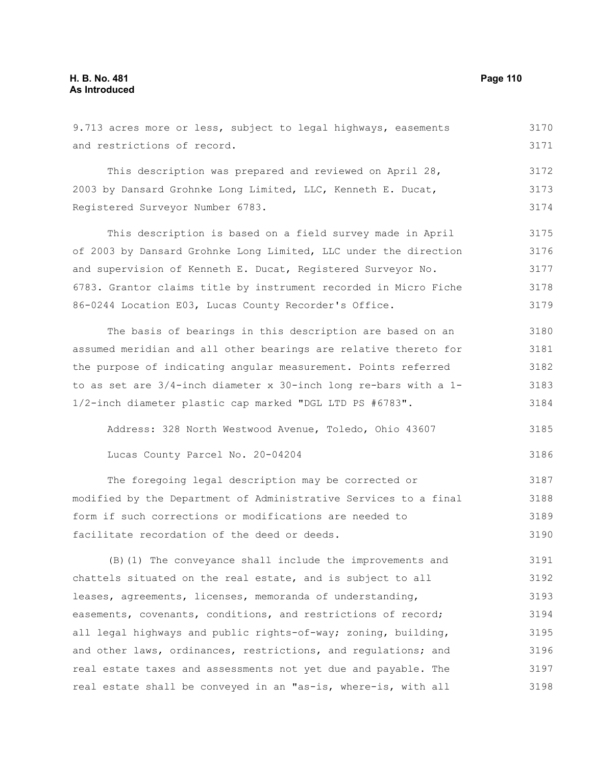9.713 acres more or less, subject to legal highways, easements and restrictions of record.

This description was prepared and reviewed on April 28, 2003 by Dansard Grohnke Long Limited, LLC, Kenneth E. Ducat, Registered Surveyor Number 6783.

This description is based on a field survey made in April of 2003 by Dansard Grohnke Long Limited, LLC under the direction and supervision of Kenneth E. Ducat, Registered Surveyor No. 6783. Grantor claims title by instrument recorded in Micro Fiche 86-0244 Location E03, Lucas County Recorder's Office.

The basis of bearings in this description are based on an assumed meridian and all other bearings are relative thereto for the purpose of indicating angular measurement. Points referred to as set are 3/4-inch diameter x 30-inch long re-bars with a 1-1/2-inch diameter plastic cap marked "DGL LTD PS #6783".

Address: 328 North Westwood Avenue, Toledo, Ohio 43607

Lucas County Parcel No. 20-04204

The foregoing legal description may be corrected or modified by the Department of Administrative Services to a final form if such corrections or modifications are needed to facilitate recordation of the deed or deeds.

(B)(1) The conveyance shall include the improvements and chattels situated on the real estate, and is subject to all leases, agreements, licenses, memoranda of understanding, easements, covenants, conditions, and restrictions of record; all legal highways and public rights-of-way; zoning, building, and other laws, ordinances, restrictions, and regulations; and real estate taxes and assessments not yet due and payable. The real estate shall be conveyed in an "as-is, where-is, with all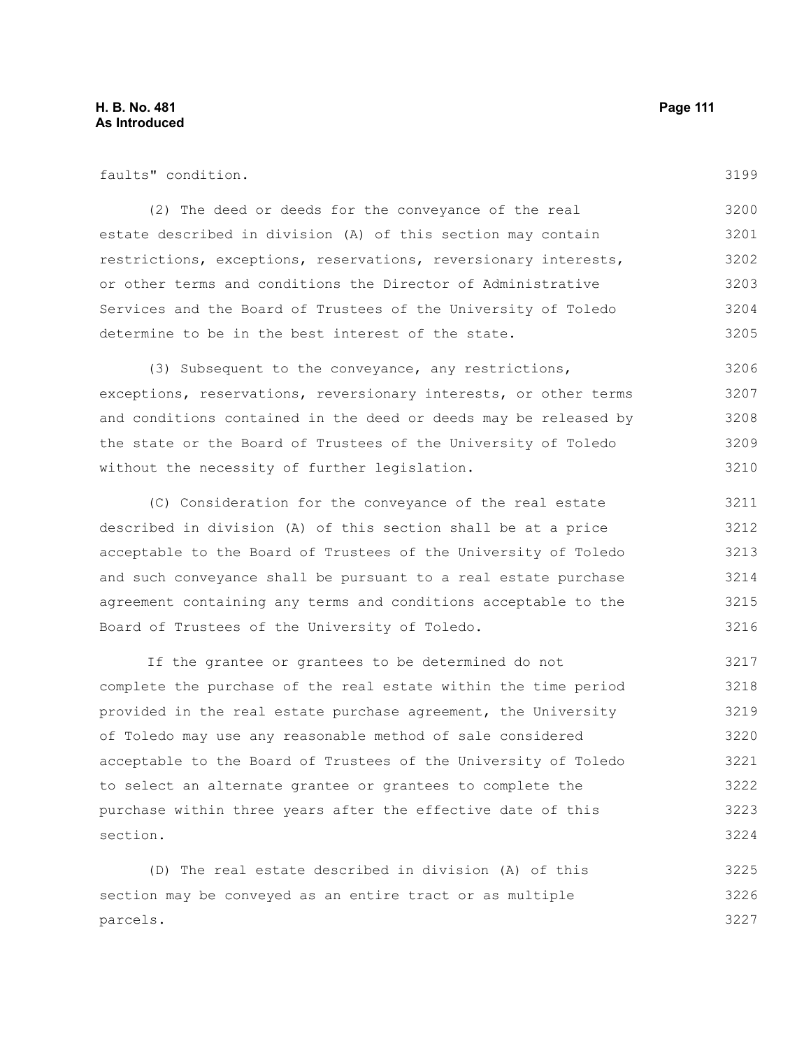faults" condition.

(2) The deed or deeds for the conveyance of the real estate described in division (A) of this section may contain restrictions, exceptions, reservations, reversionary interests, or other terms and conditions the Director of Administrative Services and the Board of Trustees of the University of Toledo determine to be in the best interest of the state.

(3) Subsequent to the conveyance, any restrictions, exceptions, reservations, reversionary interests, or other terms and conditions contained in the deed or deeds may be released by the state or the Board of Trustees of the University of Toledo without the necessity of further legislation.

(C) Consideration for the conveyance of the real estate described in division (A) of this section shall be at a price acceptable to the Board of Trustees of the University of Toledo and such conveyance shall be pursuant to a real estate purchase agreement containing any terms and conditions acceptable to the Board of Trustees of the University of Toledo.

If the grantee or grantees to be determined do not complete the purchase of the real estate within the time period provided in the real estate purchase agreement, the University of Toledo may use any reasonable method of sale considered acceptable to the Board of Trustees of the University of Toledo to select an alternate grantee or grantees to complete the purchase within three years after the effective date of this section.

(D) The real estate described in division (A) of this section may be conveyed as an entire tract or as multiple parcels.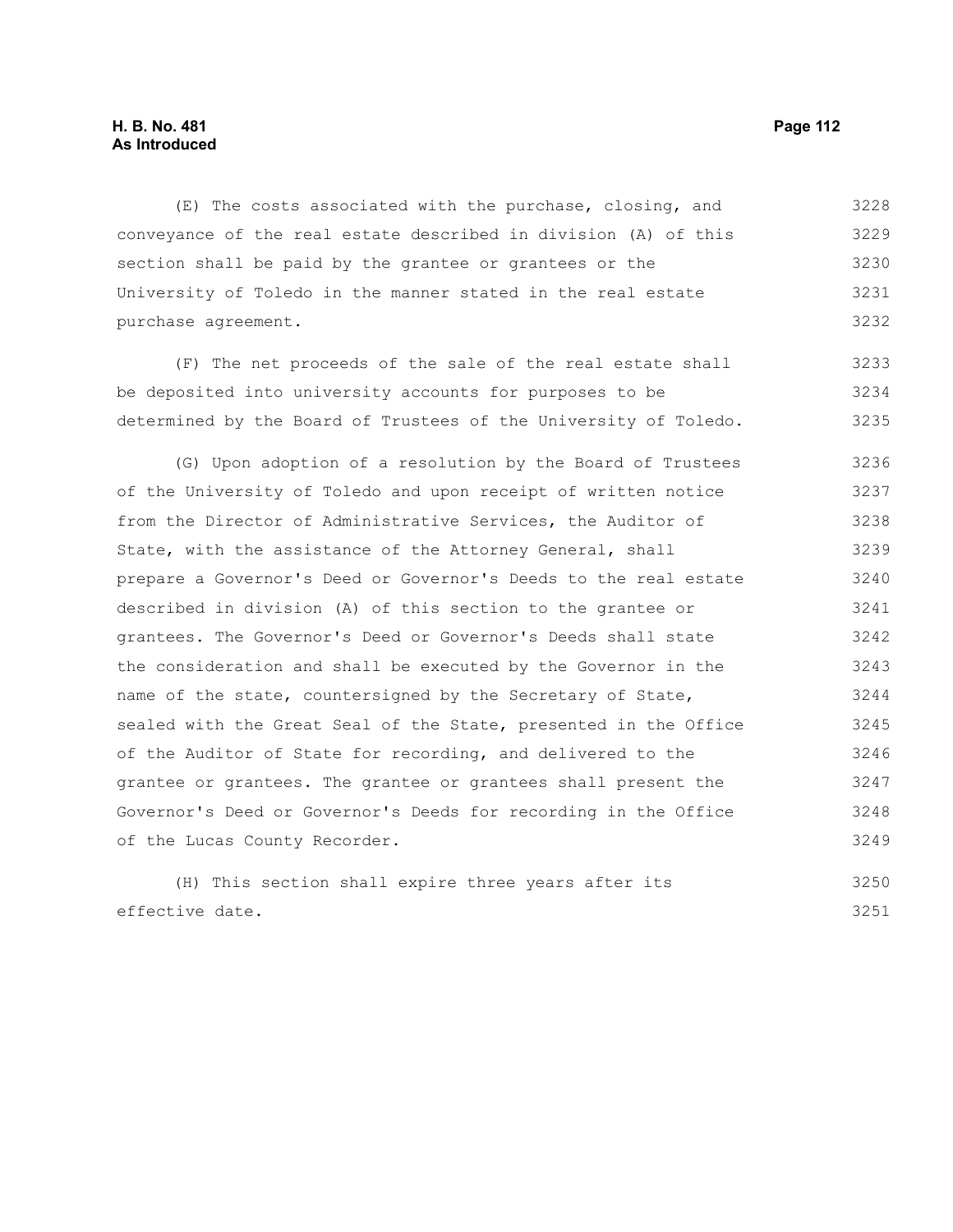(E) The costs associated with the purchase, closing, and conveyance of the real estate described in division (A) of this section shall be paid by the grantee or grantees or the University of Toledo in the manner stated in the real estate purchase agreement.

(F) The net proceeds of the sale of the real estate shall be deposited into university accounts for purposes to be determined by the Board of Trustees of the University of Toledo.

(G) Upon adoption of a resolution by the Board of Trustees of the University of Toledo and upon receipt of written notice from the Director of Administrative Services, the Auditor of State, with the assistance of the Attorney General, shall prepare a Governor's Deed or Governor's Deeds to the real estate described in division (A) of this section to the grantee or grantees. The Governor's Deed or Governor's Deeds shall state the consideration and shall be executed by the Governor in the name of the state, countersigned by the Secretary of State, sealed with the Great Seal of the State, presented in the Office of the Auditor of State for recording, and delivered to the grantee or grantees. The grantee or grantees shall present the Governor's Deed or Governor's Deeds for recording in the Office of the Lucas County Recorder.

(H) This section shall expire three years after its effective date.